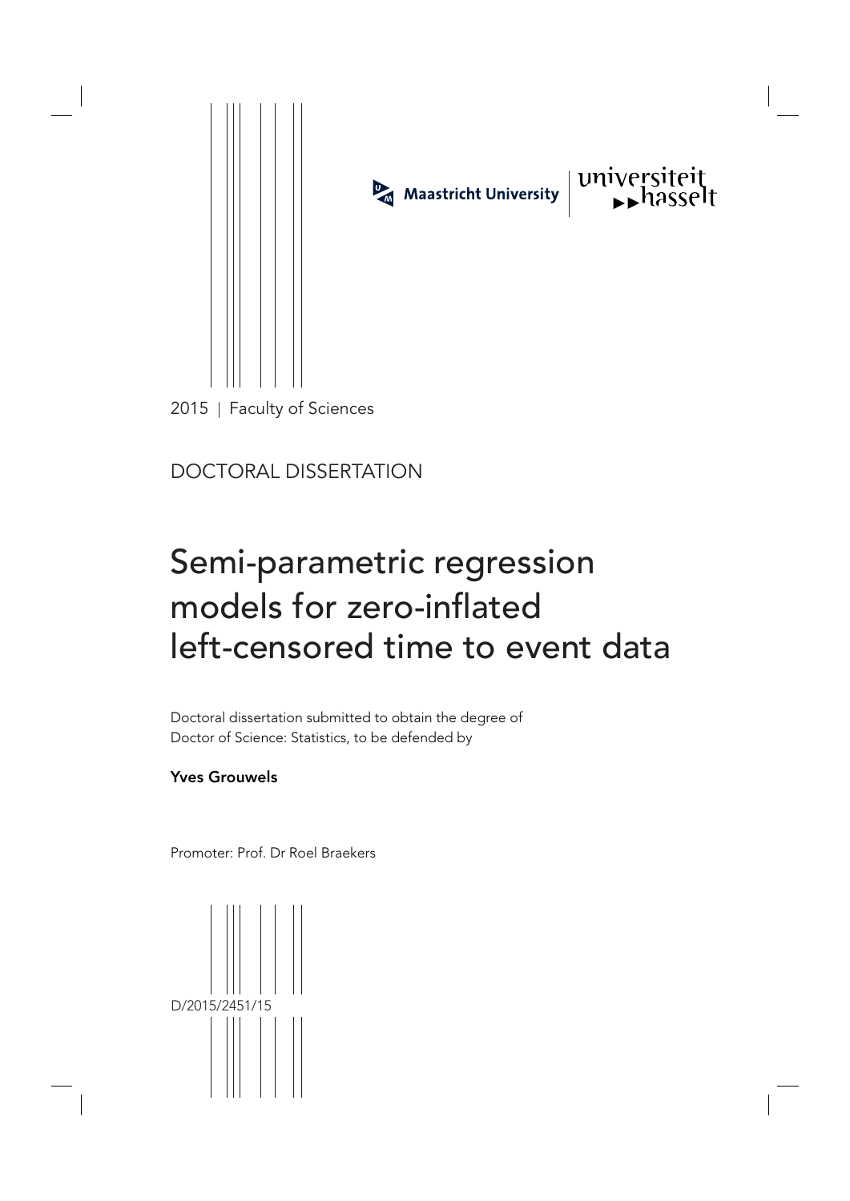Maastricht University | universiteit hasselt

2015 | Faculty of Sciences

DOCTORAL DISSERTATION

# Semi-parametric regression models for zero-inflated left-censored time to event data

Doctoral dissertation submitted to obtain the degree of Doctor of Science: Statistics, to be defended by

**Yves Grouwels**

Promoter: Prof. Dr Roel Braekers

D/2015/2451/15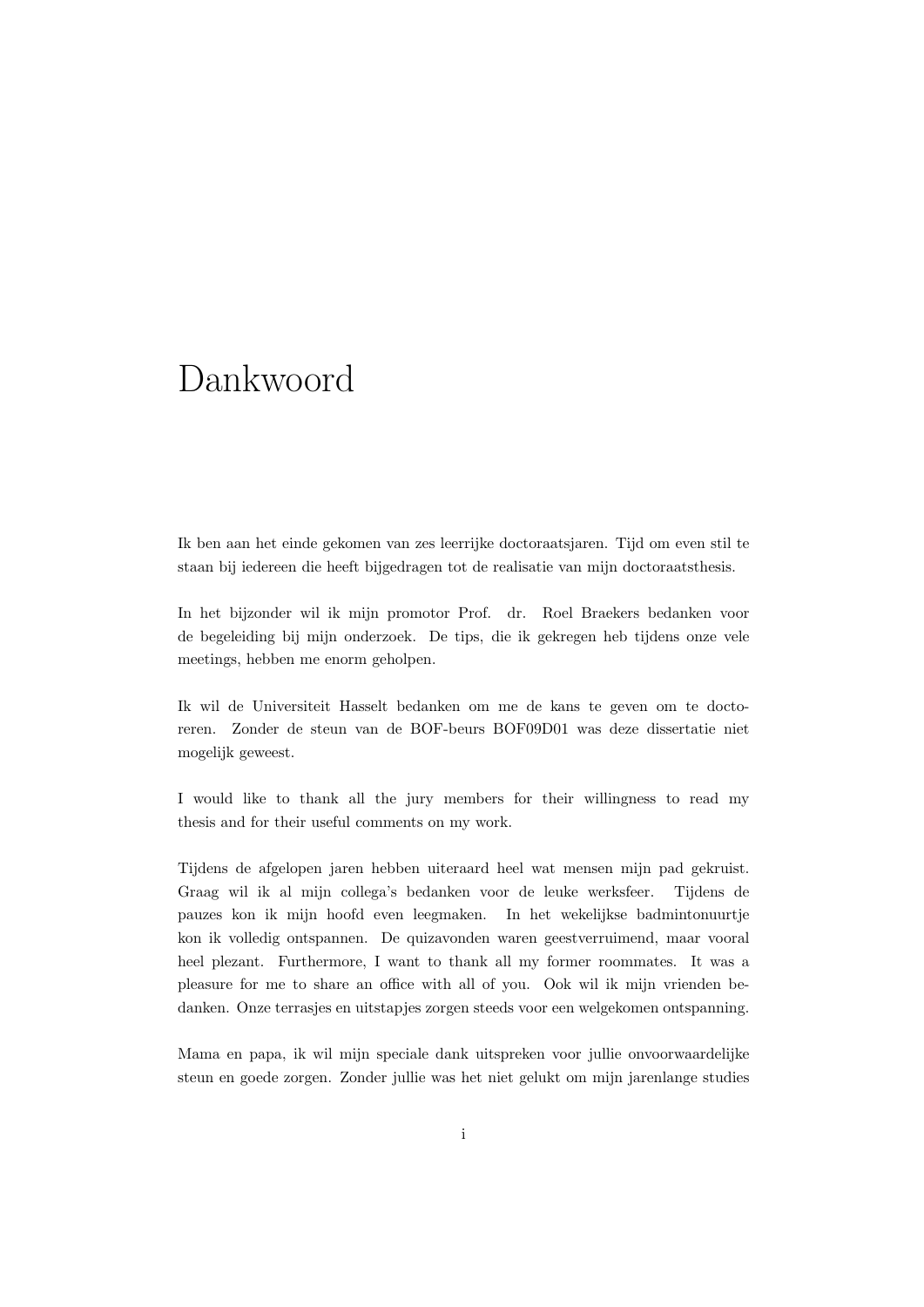# Dankwoord

Ik ben aan het einde gekomen van zes leerrijke doctoraatsjaren. Tijd om even stil te staan bij iedereen die heeft bijgedragen tot de realisatie van mijn doctoraatsthesis.

In het bijzonder wil ik mijn promotor Prof. dr. Roel Braekers bedanken voor de begeleiding bij mijn onderzoek. De tips, die ik gekregen heb tijdens onze vele meetings, hebben me enorm geholpen.

Ik wil de Universiteit Hasselt bedanken om me de kans te geven om te doctoreren. Zonder de steun van de BOF-beurs BOF09D01 was deze dissertatie niet mogelijk geweest.

I would like to thank all the jury members for their willingness to read my thesis and for their useful comments on my work.

Tijdens de afgelopen jaren hebben uiteraard heel wat mensen mijn pad gekruist. Graag wil ik al mijn collega's bedanken voor de leuke werksfeer. Tijdens de pauzes kon ik mijn hoofd even leegmaken. In het wekelijkse badmintonuurtje kon ik volledig ontspannen. De quizavonden waren geestverruimend, maar vooral heel plezant. Furthermore, I want to thank all my former roommates. It was a pleasure for me to share an office with all of you. Ook wil ik mijn vrienden bedanken. Onze terrasjes en uitstapjes zorgen steeds voor een welgekomen ontspanning.

Mama en papa, ik wil mijn speciale dank uitspreken voor jullie onvoorwaardelijke steun en goede zorgen. Zonder jullie was het niet gelukt om mijn jarenlange studies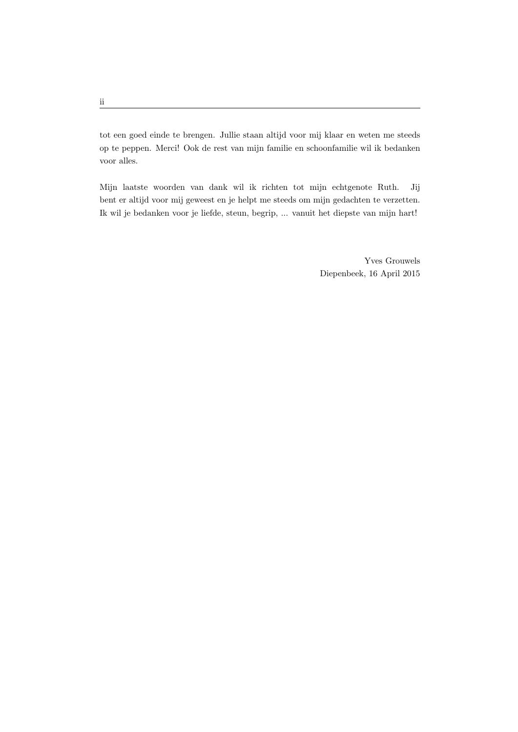tot een goed einde te brengen. Jullie staan altijd voor mij klaar en weten me steeds op te peppen. Merci! Ook de rest van mijn familie en schoonfamilie wil ik bedanken voor alles.

Mijn laatste woorden van dank wil ik richten tot mijn echtgenote Ruth. Jij bent er altijd voor mij geweest en je helpt me steeds om mijn gedachten te verzetten. Ik wil je bedanken voor je liefde, steun, begrip, ... vanuit het diepste van mijn hart!

Yves Grouwels  
Diepenbeek, 16 April 2015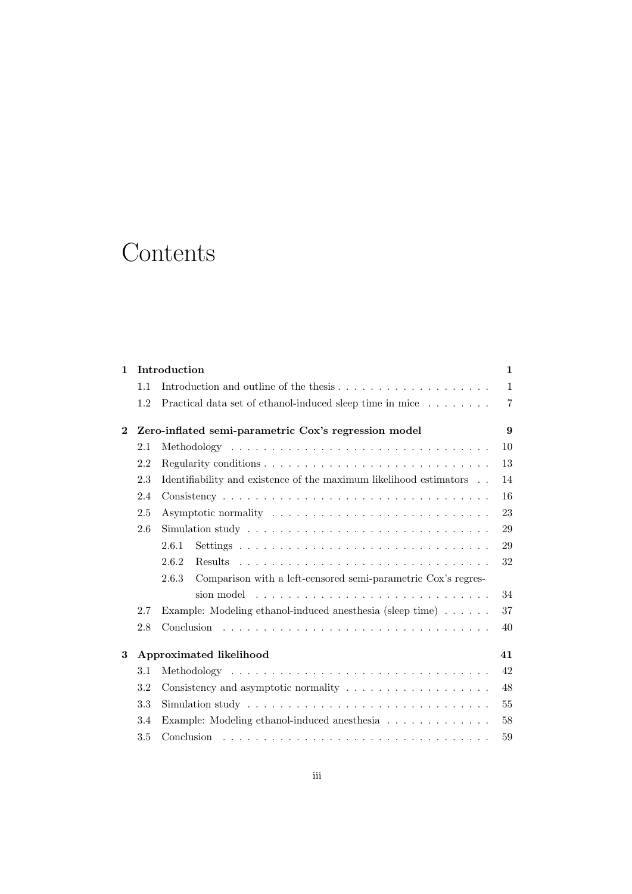# Contents

| | | |
|---|---|---|
| **1** | **Introduction** | **1** |
| 1.1 | Introduction and outline of the thesis | 1 |
| 1.2 | Practical data set of ethanol-induced sleep time in mice | 7 |
| **2** | **Zero-inflated semi-parametric Cox's regression model** | **9** |
| 2.1 | Methodology | 10 |
| 2.2 | Regularity conditions | 13 |
| 2.3 | Identifiability and existence of the maximum likelihood estimators | 14 |
| 2.4 | Consistency | 16 |
| 2.5 | Asymptotic normality | 23 |
| 2.6 | Simulation study | 29 |
| 2.6.1 | Settings | 29 |
| 2.6.2 | Results | 32 |
| 2.6.3 | Comparison with a left-censored semi-parametric Cox's regression model | 34 |
| 2.7 | Example: Modeling ethanol-induced anesthesia (sleep time) | 37 |
| 2.8 | Conclusion | 40 |
| **3** | **Approximated likelihood** | **41** |
| 3.1 | Methodology | 42 |
| 3.2 | Consistency and asymptotic normality | 48 |
| 3.3 | Simulation study | 55 |
| 3.4 | Example: Modeling ethanol-induced anesthesia | 58 |
| 3.5 | Conclusion | 59 |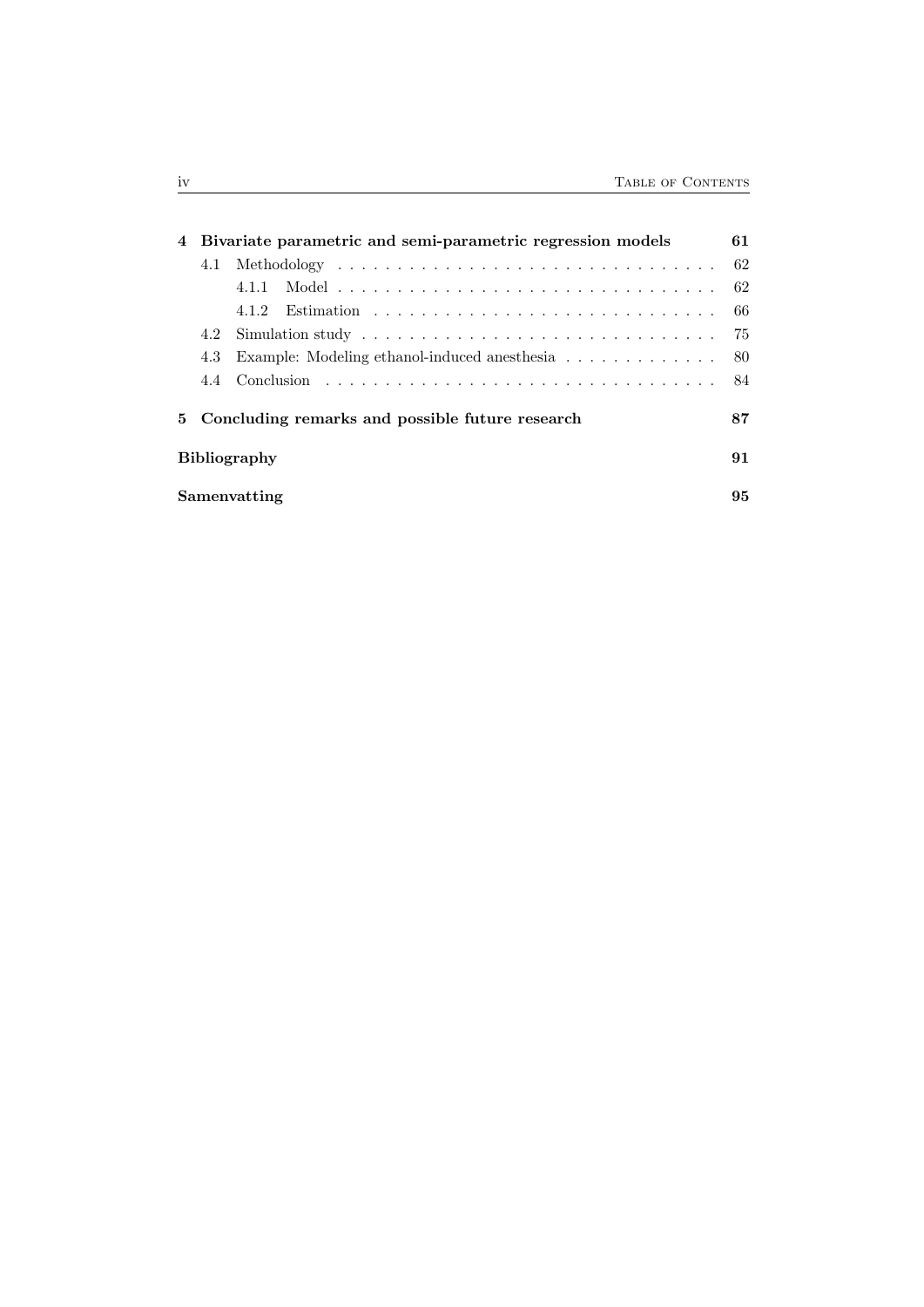**4 Bivariate parametric and semi-parametric regression models** 61

- 4.1 Methodology . . . . . . . . . . . . . . . . . . . . . . . . . . . . . . . . 62
  - 4.1.1 Model . . . . . . . . . . . . . . . . . . . . . . . . . . . . . . . 62
  - 4.1.2 Estimation . . . . . . . . . . . . . . . . . . . . . . . . . . . . 66
- 4.2 Simulation study . . . . . . . . . . . . . . . . . . . . . . . . . . . . . 75
- 4.3 Example: Modeling ethanol-induced anesthesia . . . . . . . . . . . . . 80
- 4.4 Conclusion . . . . . . . . . . . . . . . . . . . . . . . . . . . . . . . . 84

**5 Concluding remarks and possible future research** 87

**Bibliography** 91

**Samenvatting** 95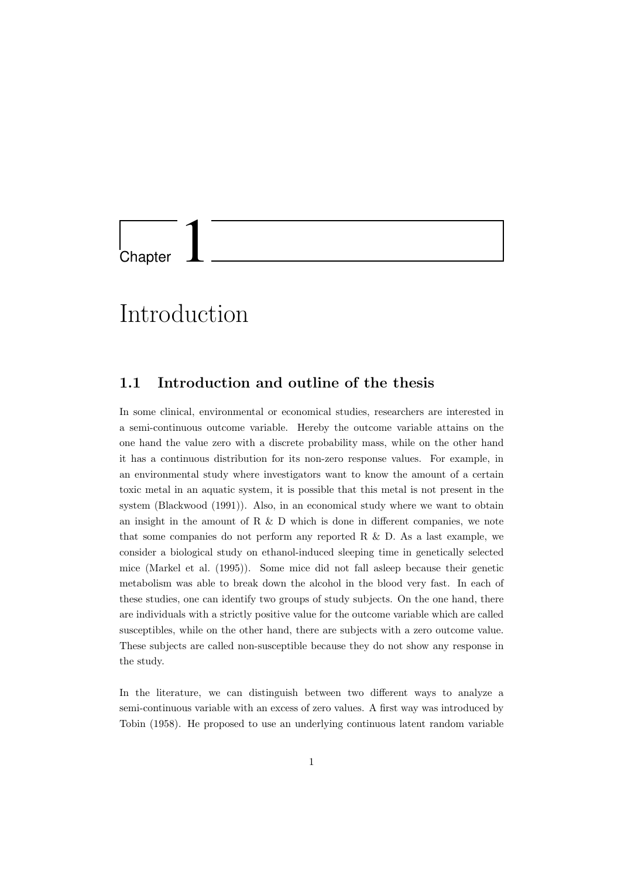# Chapter 1

# Introduction

## 1.1 Introduction and outline of the thesis

In some clinical, environmental or economical studies, researchers are interested in a semi-continuous outcome variable. Hereby the outcome variable attains on the one hand the value zero with a discrete probability mass, while on the other hand it has a continuous distribution for its non-zero response values. For example, in an environmental study where investigators want to know the amount of a certain toxic metal in an aquatic system, it is possible that this metal is not present in the system (Blackwood (1991)). Also, in an economical study where we want to obtain an insight in the amount of R & D which is done in different companies, we note that some companies do not perform any reported R & D. As a last example, we consider a biological study on ethanol-induced sleeping time in genetically selected mice (Markel et al. (1995)). Some mice did not fall asleep because their genetic metabolism was able to break down the alcohol in the blood very fast. In each of these studies, one can identify two groups of study subjects. On the one hand, there are individuals with a strictly positive value for the outcome variable which are called susceptibles, while on the other hand, there are subjects with a zero outcome value. These subjects are called non-susceptible because they do not show any response in the study.

In the literature, we can distinguish between two different ways to analyze a semi-continuous variable with an excess of zero values. A first way was introduced by Tobin (1958). He proposed to use an underlying continuous latent random variable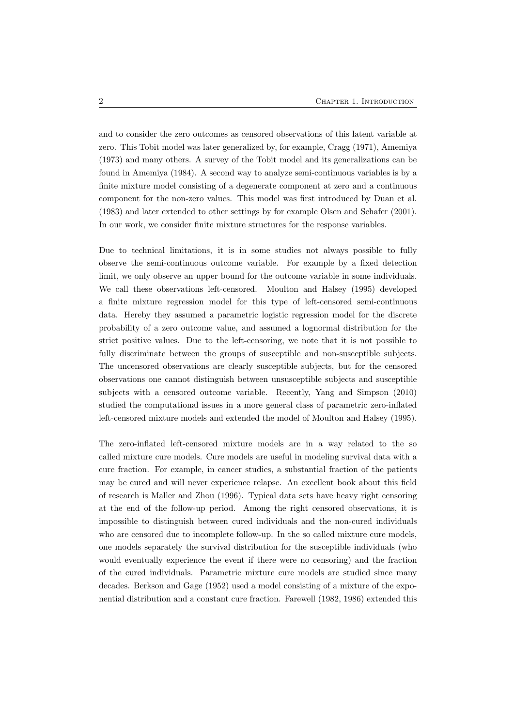and to consider the zero outcomes as censored observations of this latent variable at zero. This Tobit model was later generalized by, for example, Cragg (1971), Amemiya (1973) and many others. A survey of the Tobit model and its generalizations can be found in Amemiya (1984). A second way to analyze semi-continuous variables is by a finite mixture model consisting of a degenerate component at zero and a continuous component for the non-zero values. This model was first introduced by Duan et al. (1983) and later extended to other settings by for example Olsen and Schafer (2001). In our work, we consider finite mixture structures for the response variables.

Due to technical limitations, it is in some studies not always possible to fully observe the semi-continuous outcome variable. For example by a fixed detection limit, we only observe an upper bound for the outcome variable in some individuals. We call these observations left-censored. Moulton and Halsey (1995) developed a finite mixture regression model for this type of left-censored semi-continuous data. Hereby they assumed a parametric logistic regression model for the discrete probability of a zero outcome value, and assumed a lognormal distribution for the strict positive values. Due to the left-censoring, we note that it is not possible to fully discriminate between the groups of susceptible and non-susceptible subjects. The uncensored observations are clearly susceptible subjects, but for the censored observations one cannot distinguish between unsusceptible subjects and susceptible subjects with a censored outcome variable. Recently, Yang and Simpson (2010) studied the computational issues in a more general class of parametric zero-inflated left-censored mixture models and extended the model of Moulton and Halsey (1995).

The zero-inflated left-censored mixture models are in a way related to the so called mixture cure models. Cure models are useful in modeling survival data with a cure fraction. For example, in cancer studies, a substantial fraction of the patients may be cured and will never experience relapse. An excellent book about this field of research is Maller and Zhou (1996). Typical data sets have heavy right censoring at the end of the follow-up period. Among the right censored observations, it is impossible to distinguish between cured individuals and the non-cured individuals who are censored due to incomplete follow-up. In the so called mixture cure models, one models separately the survival distribution for the susceptible individuals (who would eventually experience the event if there were no censoring) and the fraction of the cured individuals. Parametric mixture cure models are studied since many decades. Berkson and Gage (1952) used a model consisting of a mixture of the exponential distribution and a constant cure fraction. Farewell (1982, 1986) extended this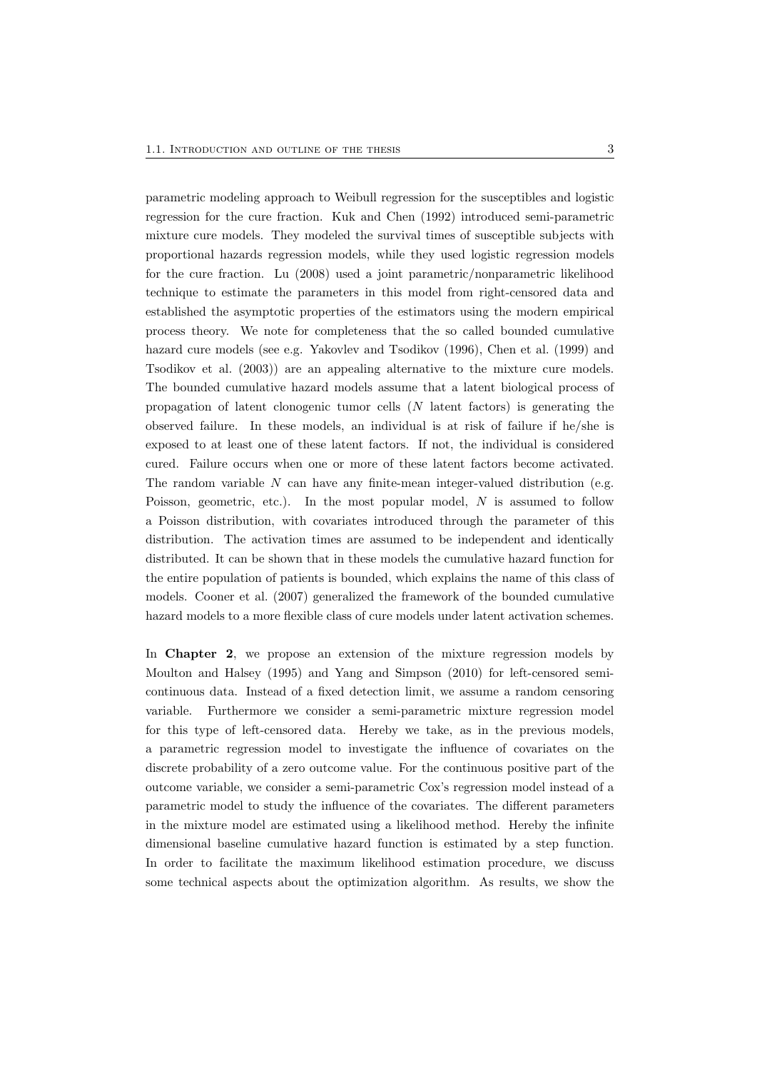parametric modeling approach to Weibull regression for the susceptibles and logistic regression for the cure fraction. Kuk and Chen (1992) introduced semi-parametric mixture cure models. They modeled the survival times of susceptible subjects with proportional hazards regression models, while they used logistic regression models for the cure fraction. Lu (2008) used a joint parametric/nonparametric likelihood technique to estimate the parameters in this model from right-censored data and established the asymptotic properties of the estimators using the modern empirical process theory. We note for completeness that the so called bounded cumulative hazard cure models (see e.g. Yakovlev and Tsodikov (1996), Chen et al. (1999) and Tsodikov et al. (2003)) are an appealing alternative to the mixture cure models. The bounded cumulative hazard models assume that a latent biological process of propagation of latent clonogenic tumor cells ($N$ latent factors) is generating the observed failure. In these models, an individual is at risk of failure if he/she is exposed to at least one of these latent factors. If not, the individual is considered cured. Failure occurs when one or more of these latent factors become activated. The random variable $N$ can have any finite-mean integer-valued distribution (e.g. Poisson, geometric, etc.). In the most popular model, $N$ is assumed to follow a Poisson distribution, with covariates introduced through the parameter of this distribution. The activation times are assumed to be independent and identically distributed. It can be shown that in these models the cumulative hazard function for the entire population of patients is bounded, which explains the name of this class of models. Cooner et al. (2007) generalized the framework of the bounded cumulative hazard models to a more flexible class of cure models under latent activation schemes.

In **Chapter 2**, we propose an extension of the mixture regression models by Moulton and Halsey (1995) and Yang and Simpson (2010) for left-censored semi-continuous data. Instead of a fixed detection limit, we assume a random censoring variable. Furthermore we consider a semi-parametric mixture regression model for this type of left-censored data. Hereby we take, as in the previous models, a parametric regression model to investigate the influence of covariates on the discrete probability of a zero outcome value. For the continuous positive part of the outcome variable, we consider a semi-parametric Cox's regression model instead of a parametric model to study the influence of the covariates. The different parameters in the mixture model are estimated using a likelihood method. Hereby the infinite dimensional baseline cumulative hazard function is estimated by a step function. In order to facilitate the maximum likelihood estimation procedure, we discuss some technical aspects about the optimization algorithm. As results, we show the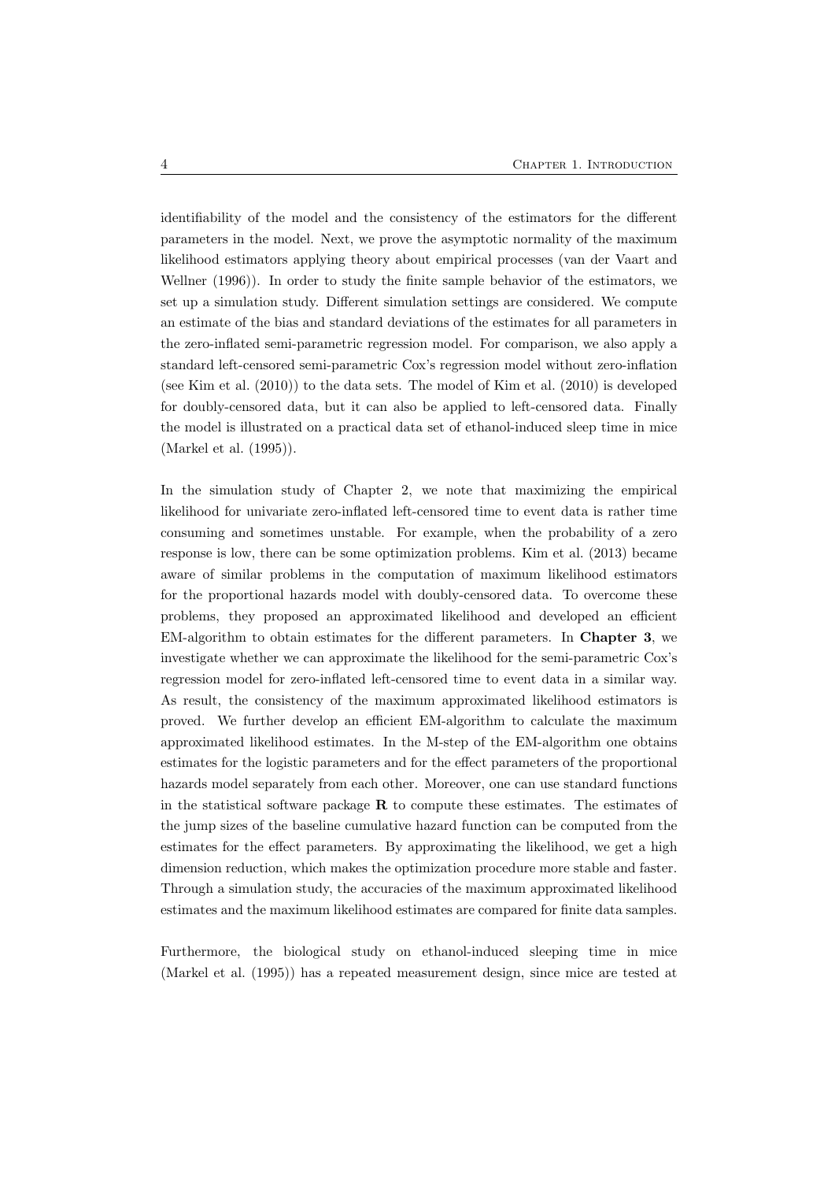identifiability of the model and the consistency of the estimators for the different parameters in the model. Next, we prove the asymptotic normality of the maximum likelihood estimators applying theory about empirical processes (van der Vaart and Wellner (1996)). In order to study the finite sample behavior of the estimators, we set up a simulation study. Different simulation settings are considered. We compute an estimate of the bias and standard deviations of the estimates for all parameters in the zero-inflated semi-parametric regression model. For comparison, we also apply a standard left-censored semi-parametric Cox's regression model without zero-inflation (see Kim et al. (2010)) to the data sets. The model of Kim et al. (2010) is developed for doubly-censored data, but it can also be applied to left-censored data. Finally the model is illustrated on a practical data set of ethanol-induced sleep time in mice (Markel et al. (1995)).

In the simulation study of Chapter 2, we note that maximizing the empirical likelihood for univariate zero-inflated left-censored time to event data is rather time consuming and sometimes unstable. For example, when the probability of a zero response is low, there can be some optimization problems. Kim et al. (2013) became aware of similar problems in the computation of maximum likelihood estimators for the proportional hazards model with doubly-censored data. To overcome these problems, they proposed an approximated likelihood and developed an efficient EM-algorithm to obtain estimates for the different parameters. In **Chapter 3**, we investigate whether we can approximate the likelihood for the semi-parametric Cox's regression model for zero-inflated left-censored time to event data in a similar way. As result, the consistency of the maximum approximated likelihood estimators is proved. We further develop an efficient EM-algorithm to calculate the maximum approximated likelihood estimates. In the M-step of the EM-algorithm one obtains estimates for the logistic parameters and for the effect parameters of the proportional hazards model separately from each other. Moreover, one can use standard functions in the statistical software package **R** to compute these estimates. The estimates of the jump sizes of the baseline cumulative hazard function can be computed from the estimates for the effect parameters. By approximating the likelihood, we get a high dimension reduction, which makes the optimization procedure more stable and faster. Through a simulation study, the accuracies of the maximum approximated likelihood estimates and the maximum likelihood estimates are compared for finite data samples.

Furthermore, the biological study on ethanol-induced sleeping time in mice (Markel et al. (1995)) has a repeated measurement design, since mice are tested at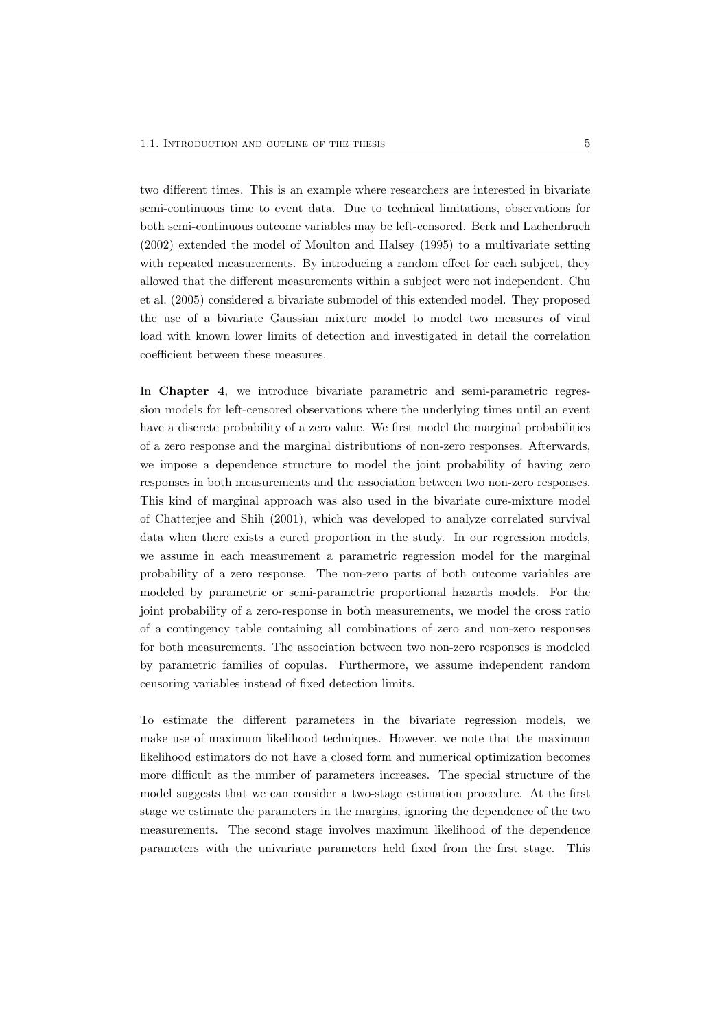two different times. This is an example where researchers are interested in bivariate semi-continuous time to event data. Due to technical limitations, observations for both semi-continuous outcome variables may be left-censored. Berk and Lachenbruch (2002) extended the model of Moulton and Halsey (1995) to a multivariate setting with repeated measurements. By introducing a random effect for each subject, they allowed that the different measurements within a subject were not independent. Chu et al. (2005) considered a bivariate submodel of this extended model. They proposed the use of a bivariate Gaussian mixture model to model two measures of viral load with known lower limits of detection and investigated in detail the correlation coefficient between these measures.

In **Chapter 4**, we introduce bivariate parametric and semi-parametric regression models for left-censored observations where the underlying times until an event have a discrete probability of a zero value. We first model the marginal probabilities of a zero response and the marginal distributions of non-zero responses. Afterwards, we impose a dependence structure to model the joint probability of having zero responses in both measurements and the association between two non-zero responses. This kind of marginal approach was also used in the bivariate cure-mixture model of Chatterjee and Shih (2001), which was developed to analyze correlated survival data when there exists a cured proportion in the study. In our regression models, we assume in each measurement a parametric regression model for the marginal probability of a zero response. The non-zero parts of both outcome variables are modeled by parametric or semi-parametric proportional hazards models. For the joint probability of a zero-response in both measurements, we model the cross ratio of a contingency table containing all combinations of zero and non-zero responses for both measurements. The association between two non-zero responses is modeled by parametric families of copulas. Furthermore, we assume independent random censoring variables instead of fixed detection limits.

To estimate the different parameters in the bivariate regression models, we make use of maximum likelihood techniques. However, we note that the maximum likelihood estimators do not have a closed form and numerical optimization becomes more difficult as the number of parameters increases. The special structure of the model suggests that we can consider a two-stage estimation procedure. At the first stage we estimate the parameters in the margins, ignoring the dependence of the two measurements. The second stage involves maximum likelihood of the dependence parameters with the univariate parameters held fixed from the first stage. This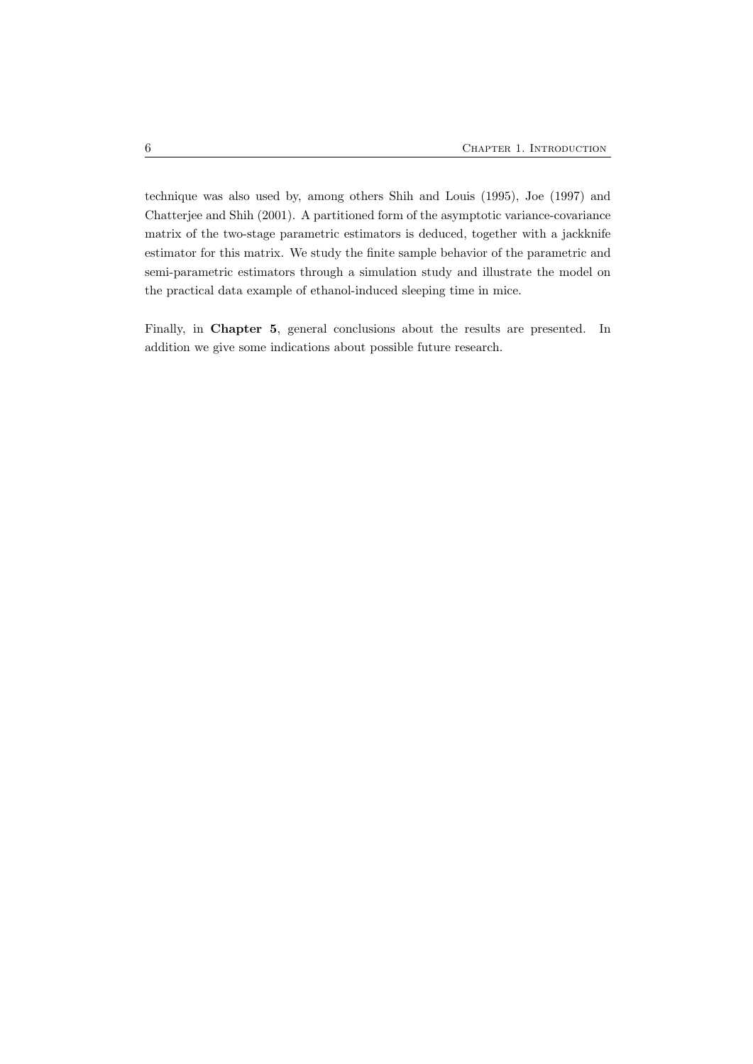technique was also used by, among others Shih and Louis (1995), Joe (1997) and Chatterjee and Shih (2001). A partitioned form of the asymptotic variance-covariance matrix of the two-stage parametric estimators is deduced, together with a jackknife estimator for this matrix. We study the finite sample behavior of the parametric and semi-parametric estimators through a simulation study and illustrate the model on the practical data example of ethanol-induced sleeping time in mice.

Finally, in **Chapter 5**, general conclusions about the results are presented. In addition we give some indications about possible future research.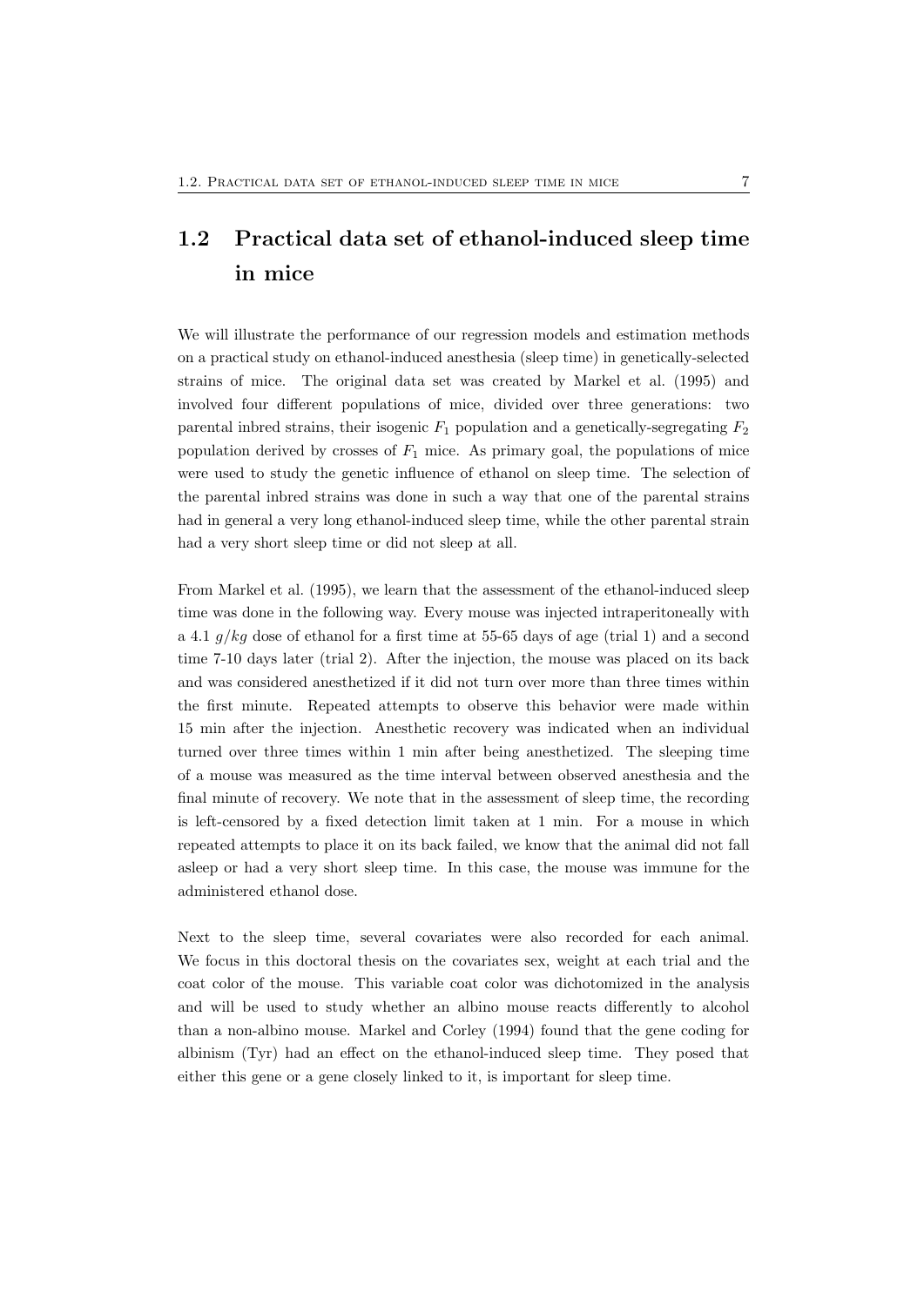## 1.2 Practical data set of ethanol-induced sleep time in mice

We will illustrate the performance of our regression models and estimation methods on a practical study on ethanol-induced anesthesia (sleep time) in genetically-selected strains of mice. The original data set was created by Markel et al. (1995) and involved four different populations of mice, divided over three generations: two parental inbred strains, their isogenic $F_1$ population and a genetically-segregating $F_2$ population derived by crosses of $F_1$ mice. As primary goal, the populations of mice were used to study the genetic influence of ethanol on sleep time. The selection of the parental inbred strains was done in such a way that one of the parental strains had in general a very long ethanol-induced sleep time, while the other parental strain had a very short sleep time or did not sleep at all.

From Markel et al. (1995), we learn that the assessment of the ethanol-induced sleep time was done in the following way. Every mouse was injected intraperitoneally with a 4.1 $g/kg$ dose of ethanol for a first time at 55-65 days of age (trial 1) and a second time 7-10 days later (trial 2). After the injection, the mouse was placed on its back and was considered anesthetized if it did not turn over more than three times within the first minute. Repeated attempts to observe this behavior were made within 15 min after the injection. Anesthetic recovery was indicated when an individual turned over three times within 1 min after being anesthetized. The sleeping time of a mouse was measured as the time interval between observed anesthesia and the final minute of recovery. We note that in the assessment of sleep time, the recording is left-censored by a fixed detection limit taken at 1 min. For a mouse in which repeated attempts to place it on its back failed, we know that the animal did not fall asleep or had a very short sleep time. In this case, the mouse was immune for the administered ethanol dose.

Next to the sleep time, several covariates were also recorded for each animal. We focus in this doctoral thesis on the covariates sex, weight at each trial and the coat color of the mouse. This variable coat color was dichotomized in the analysis and will be used to study whether an albino mouse reacts differently to alcohol than a non-albino mouse. Markel and Corley (1994) found that the gene coding for albinism (Tyr) had an effect on the ethanol-induced sleep time. They posed that either this gene or a gene closely linked to it, is important for sleep time.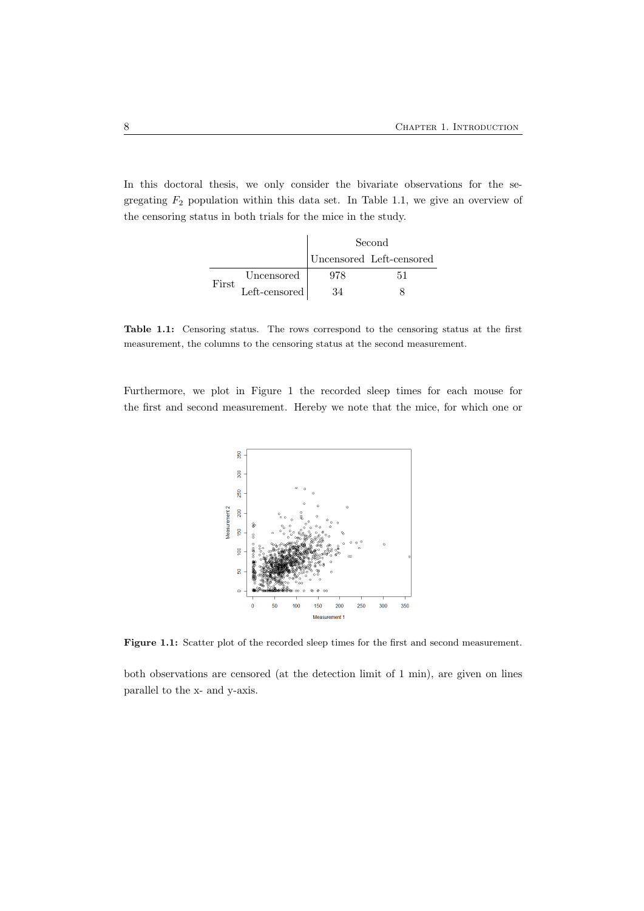In this doctoral thesis, we only consider the bivariate observations for the segregating $F_2$ population within this data set. In Table 1.1, we give an overview of the censoring status in both trials for the mice in the study.

| | | Second | |
|---|---|---|---|
| | | Uncensored | Left-censored |
| First | Uncensored | 978 | 51 |
| | Left-censored | 34 | 8 |

**Table 1.1:** Censoring status. The rows correspond to the censoring status at the first measurement, the columns to the censoring status at the second measurement.

Furthermore, we plot in Figure 1 the recorded sleep times for each mouse for the first and second measurement. Hereby we note that the mice, for which one or both observations are censored (at the detection limit of 1 min), are given on lines parallel to the x- and y-axis.

**Figure 1.1:** Scatter plot of the recorded sleep times for the first and second measurement.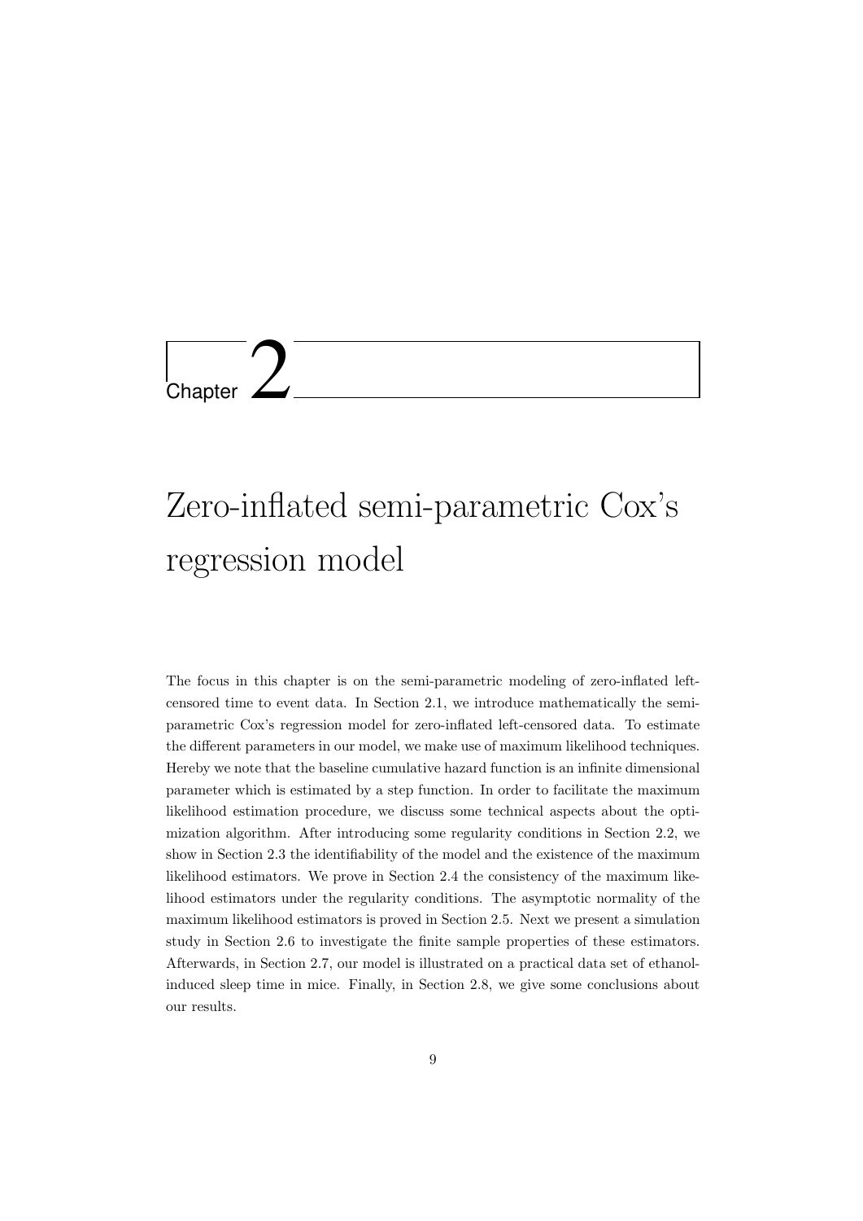# Chapter 2

# Zero-inflated semi-parametric Cox's regression model

The focus in this chapter is on the semi-parametric modeling of zero-inflated left-censored time to event data. In Section 2.1, we introduce mathematically the semi-parametric Cox's regression model for zero-inflated left-censored data. To estimate the different parameters in our model, we make use of maximum likelihood techniques. Hereby we note that the baseline cumulative hazard function is an infinite dimensional parameter which is estimated by a step function. In order to facilitate the maximum likelihood estimation procedure, we discuss some technical aspects about the optimization algorithm. After introducing some regularity conditions in Section 2.2, we show in Section 2.3 the identifiability of the model and the existence of the maximum likelihood estimators. We prove in Section 2.4 the consistency of the maximum likelihood estimators under the regularity conditions. The asymptotic normality of the maximum likelihood estimators is proved in Section 2.5. Next we present a simulation study in Section 2.6 to investigate the finite sample properties of these estimators. Afterwards, in Section 2.7, our model is illustrated on a practical data set of ethanol-induced sleep time in mice. Finally, in Section 2.8, we give some conclusions about our results.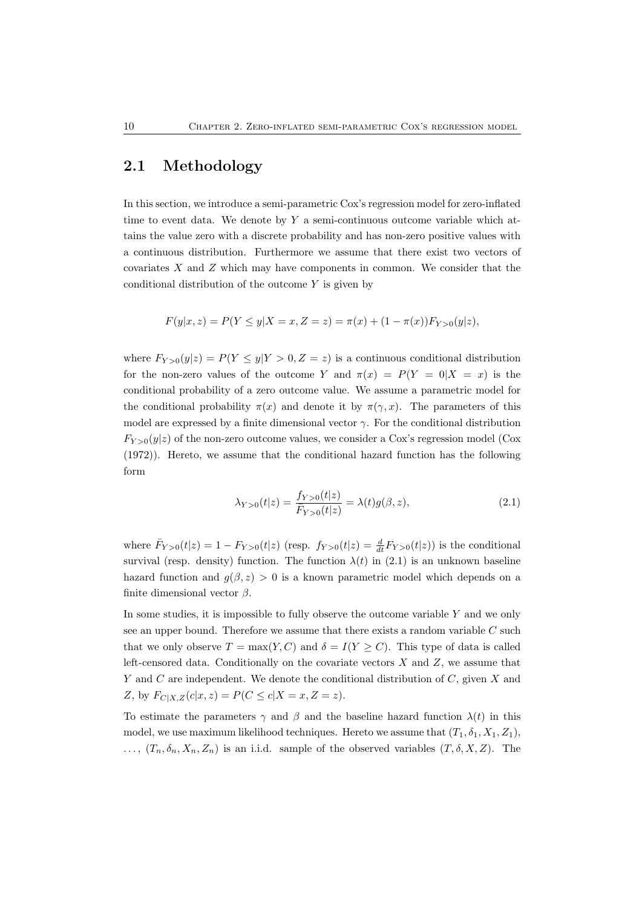## 2.1 Methodology

In this section, we introduce a semi-parametric Cox's regression model for zero-inflated time to event data. We denote by $Y$ a semi-continuous outcome variable which attains the value zero with a discrete probability and has non-zero positive values with a continuous distribution. Furthermore we assume that there exist two vectors of covariates $X$ and $Z$ which may have components in common. We consider that the conditional distribution of the outcome $Y$ is given by

$$F(y|x,z) = P(Y \leq y|X = x, Z = z) = \pi(x) + (1 - \pi(x))F_{Y>0}(y|z),$$

where $F_{Y>0}(y|z) = P(Y \leq y|Y > 0, Z = z)$ is a continuous conditional distribution for the non-zero values of the outcome $Y$ and $\pi(x) = P(Y = 0|X = x)$ is the conditional probability of a zero outcome value. We assume a parametric model for the conditional probability $\pi(x)$ and denote it by $\pi(\gamma, x)$. The parameters of this model are expressed by a finite dimensional vector $\gamma$. For the conditional distribution $F_{Y>0}(y|z)$ of the non-zero outcome values, we consider a Cox's regression model (Cox (1972)). Hereto, we assume that the conditional hazard function has the following form

$$\lambda_{Y>0}(t|z) = \frac{f_{Y>0}(t|z)}{\bar{F}_{Y>0}(t|z)} = \lambda(t)g(\beta, z), \tag{2.1}$$

where $\bar{F}_{Y>0}(t|z) = 1 - F_{Y>0}(t|z)$ (resp. $f_{Y>0}(t|z) = \frac{d}{dt}F_{Y>0}(t|z)$) is the conditional survival (resp. density) function. The function $\lambda(t)$ in (2.1) is an unknown baseline hazard function and $g(\beta, z) > 0$ is a known parametric model which depends on a finite dimensional vector $\beta$.

In some studies, it is impossible to fully observe the outcome variable $Y$ and we only see an upper bound. Therefore we assume that there exists a random variable $C$ such that we only observe $T = \max(Y, C)$ and $\delta = I(Y \geq C)$. This type of data is called left-censored data. Conditionally on the covariate vectors $X$ and $Z$, we assume that $Y$ and $C$ are independent. We denote the conditional distribution of $C$, given $X$ and $Z$, by $F_{C|X,Z}(c|x,z) = P(C \leq c|X = x, Z = z)$.

To estimate the parameters $\gamma$ and $\beta$ and the baseline hazard function $\lambda(t)$ in this model, we use maximum likelihood techniques. Hereto we assume that $(T_1, \delta_1, X_1, Z_1)$, $\ldots$, $(T_n, \delta_n, X_n, Z_n)$ is an i.i.d. sample of the observed variables $(T, \delta, X, Z)$. The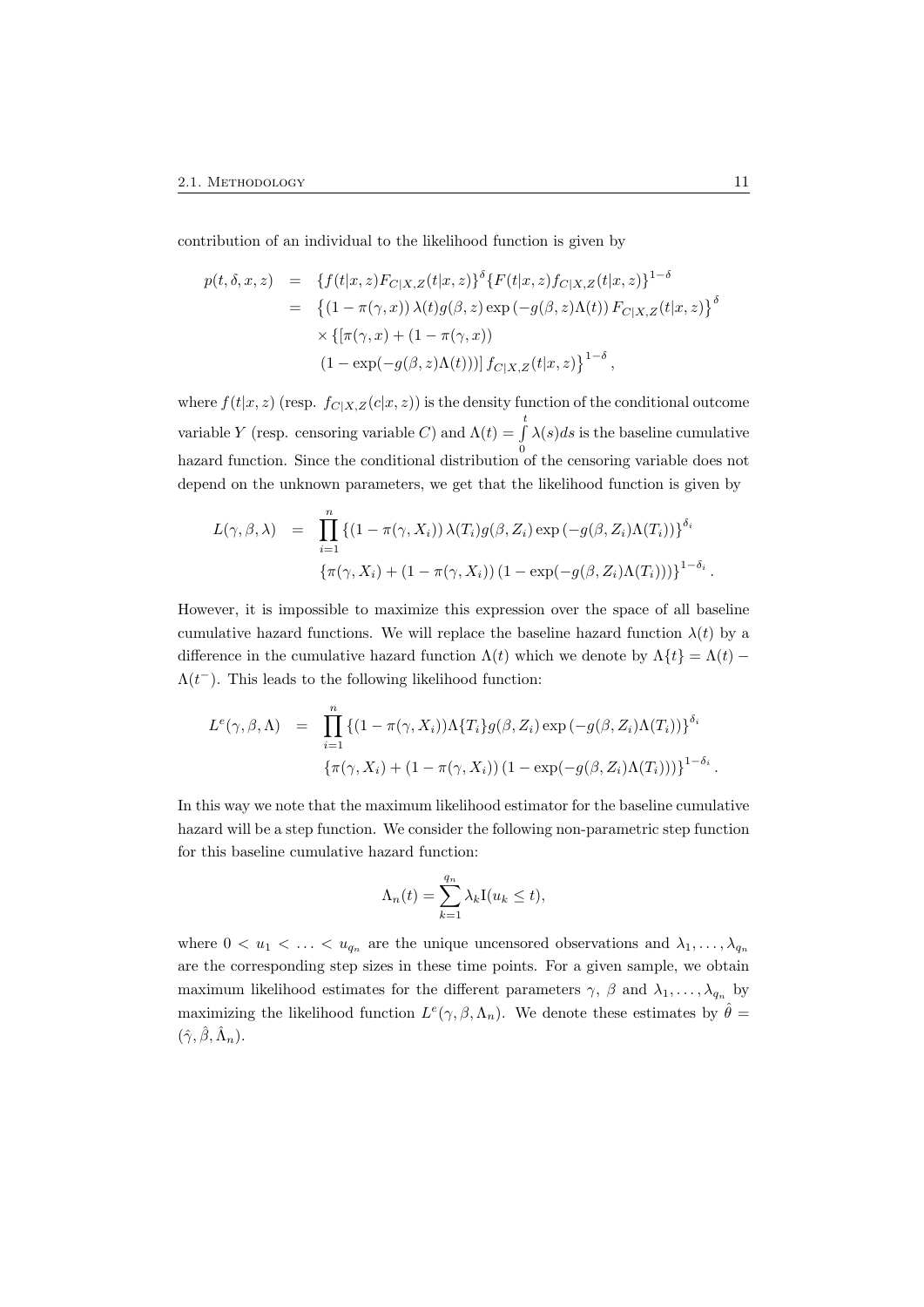contribution of an individual to the likelihood function is given by

$$
\begin{aligned}
p(t,\delta,x,z) &= \{f(t|x,z)F_{C|X,Z}(t|x,z)\}^{\delta}\{F(t|x,z)f_{C|X,Z}(t|x,z)\}^{1-\delta} \\
&= \left\{(1-\pi(\gamma,x))\,\lambda(t)g(\beta,z)\exp\left(-g(\beta,z)\Lambda(t)\right)F_{C|X,Z}(t|x,z)\right\}^{\delta} \\
&\quad \times \{[\pi(\gamma,x)+(1-\pi(\gamma,x)) \\
&\quad (1-\exp(-g(\beta,z)\Lambda(t)))]\,f_{C|X,Z}(t|x,z)\right\}^{1-\delta},
\end{aligned}
$$

where $f(t|x,z)$ (resp. $f_{C|X,Z}(c|x,z)$) is the density function of the conditional outcome variable $Y$ (resp. censoring variable $C$) and $\Lambda(t)=\int_0^t \lambda(s)ds$ is the baseline cumulative hazard function. Since the conditional distribution of the censoring variable does not depend on the unknown parameters, we get that the likelihood function is given by

$$
\begin{aligned}
L(\gamma,\beta,\lambda) &= \prod_{i=1}^{n}\left\{(1-\pi(\gamma,X_i))\,\lambda(T_i)g(\beta,Z_i)\exp\left(-g(\beta,Z_i)\Lambda(T_i)\right)\right\}^{\delta_i} \\
&\quad \left\{\pi(\gamma,X_i)+(1-\pi(\gamma,X_i))\left(1-\exp(-g(\beta,Z_i)\Lambda(T_i))\right)\right\}^{1-\delta_i}.
\end{aligned}
$$

However, it is impossible to maximize this expression over the space of all baseline cumulative hazard functions. We will replace the baseline hazard function $\lambda(t)$ by a difference in the cumulative hazard function $\Lambda(t)$ which we denote by $\Lambda\{t\}=\Lambda(t)-\Lambda(t^-)$. This leads to the following likelihood function:

$$
\begin{aligned}
L^e(\gamma,\beta,\Lambda) &= \prod_{i=1}^{n}\left\{(1-\pi(\gamma,X_i))\Lambda\{T_i\}g(\beta,Z_i)\exp\left(-g(\beta,Z_i)\Lambda(T_i)\right)\right\}^{\delta_i} \\
&\quad \left\{\pi(\gamma,X_i)+(1-\pi(\gamma,X_i))\left(1-\exp(-g(\beta,Z_i)\Lambda(T_i))\right)\right\}^{1-\delta_i}.
\end{aligned}
$$

In this way we note that the maximum likelihood estimator for the baseline cumulative hazard will be a step function. We consider the following non-parametric step function for this baseline cumulative hazard function:

$$
\Lambda_n(t)=\sum_{k=1}^{q_n}\lambda_k \mathrm{I}(u_k \le t),
$$

where $0<u_1<\ldots<u_{q_n}$ are the unique uncensored observations and $\lambda_1,\ldots,\lambda_{q_n}$ are the corresponding step sizes in these time points. For a given sample, we obtain maximum likelihood estimates for the different parameters $\gamma$, $\beta$ and $\lambda_1,\ldots,\lambda_{q_n}$ by maximizing the likelihood function $L^e(\gamma,\beta,\Lambda_n)$. We denote these estimates by $\hat{\theta}=(\hat{\gamma},\hat{\beta},\hat{\Lambda}_n)$.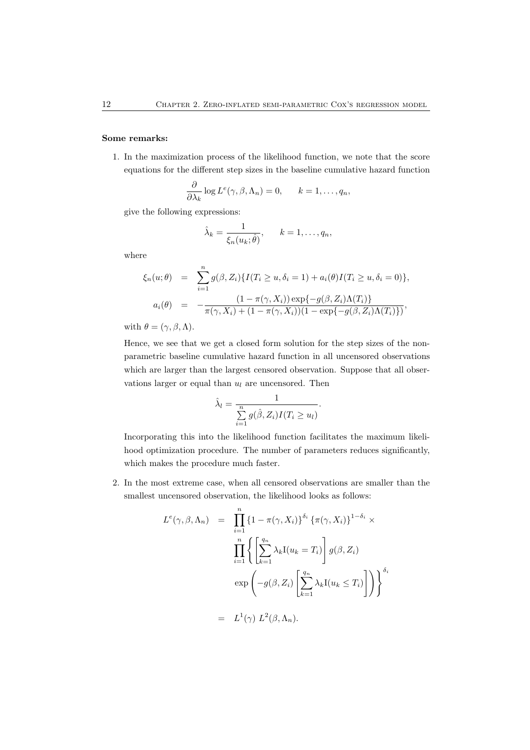**Some remarks:**

1. In the maximization process of the likelihood function, we note that the score equations for the different step sizes in the baseline cumulative hazard function

$$\frac{\partial}{\partial \lambda_k} \log L^e(\gamma, \beta, \Lambda_n) = 0, \qquad k = 1, \ldots, q_n,$$

give the following expressions:

$$\hat{\lambda}_k = \frac{1}{\xi_n(u_k; \hat{\theta})}, \qquad k = 1, \ldots, q_n,$$

where

$$\begin{aligned}
\xi_n(u;\theta) &= \sum_{i=1}^{n} g(\beta, Z_i)\{I(T_i \geq u, \delta_i = 1) + a_i(\theta) I(T_i \geq u, \delta_i = 0)\}, \\
a_i(\theta) &= -\frac{(1-\pi(\gamma, X_i))\exp\{-g(\beta, Z_i)\Lambda(T_i)\}}{\pi(\gamma, X_i) + (1-\pi(\gamma, X_i))(1-\exp\{-g(\beta, Z_i)\Lambda(T_i)\})},
\end{aligned}$$

with $\theta = (\gamma, \beta, \Lambda)$.

Hence, we see that we get a closed form solution for the step sizes of the non-parametric baseline cumulative hazard function in all uncensored observations which are larger than the largest censored observation. Suppose that all observations larger or equal than $u_l$ are uncensored. Then

$$\hat{\lambda}_l = \frac{1}{\sum_{i=1}^{n} g(\hat{\beta}, Z_i) I(T_i \geq u_l)}.$$

Incorporating this into the likelihood function facilitates the maximum likelihood optimization procedure. The number of parameters reduces significantly, which makes the procedure much faster.

2. In the most extreme case, when all censored observations are smaller than the smallest uncensored observation, the likelihood looks as follows:

$$\begin{aligned}
L^e(\gamma, \beta, \Lambda_n) &= \prod_{i=1}^{n} \{1 - \pi(\gamma, X_i)\}^{\delta_i} \{\pi(\gamma, X_i)\}^{1-\delta_i} \times \\
&\quad \prod_{i=1}^{n} \left\{ \left[\sum_{k=1}^{q_n} \lambda_k \mathrm{I}(u_k = T_i)\right] g(\beta, Z_i) \right. \\
&\quad \left. \exp\left(-g(\beta, Z_i)\left[\sum_{k=1}^{q_n} \lambda_k \mathrm{I}(u_k \leq T_i)\right]\right) \right\}^{\delta_i} \\
&= L^1(\gamma)\; L^2(\beta, \Lambda_n).
\end{aligned}$$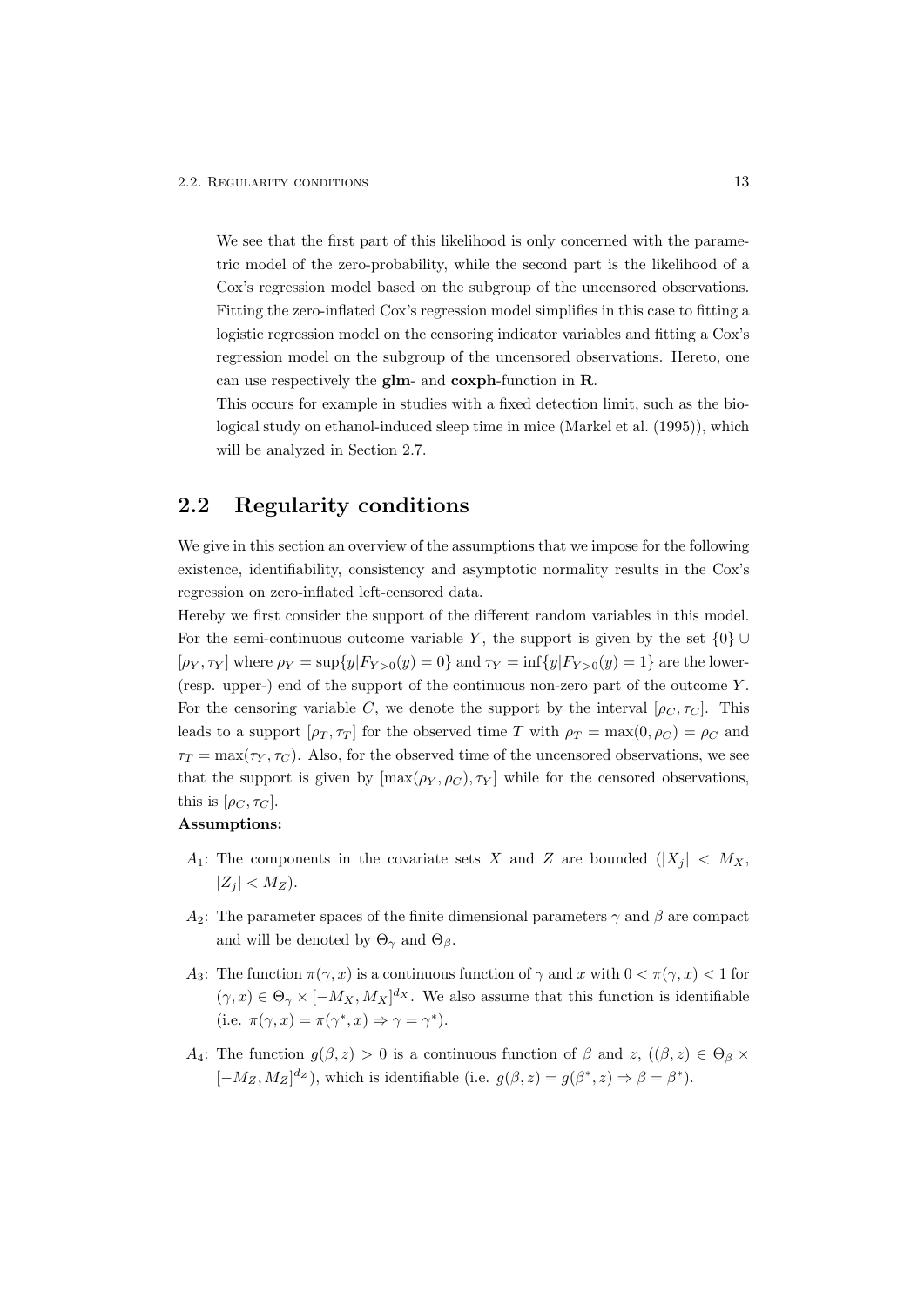We see that the first part of this likelihood is only concerned with the parametric model of the zero-probability, while the second part is the likelihood of a Cox's regression model based on the subgroup of the uncensored observations. Fitting the zero-inflated Cox's regression model simplifies in this case to fitting a logistic regression model on the censoring indicator variables and fitting a Cox's regression model on the subgroup of the uncensored observations. Hereto, one can use respectively the **glm**- and **coxph**-function in **R**.
This occurs for example in studies with a fixed detection limit, such as the biological study on ethanol-induced sleep time in mice (Markel et al. (1995)), which will be analyzed in Section 2.7.

## 2.2 Regularity conditions

We give in this section an overview of the assumptions that we impose for the following existence, identifiability, consistency and asymptotic normality results in the Cox's regression on zero-inflated left-censored data.
Hereby we first consider the support of the different random variables in this model. For the semi-continuous outcome variable $Y$, the support is given by the set $\{0\} \cup [\rho_Y, \tau_Y]$ where $\rho_Y = \sup\{y|F_{Y>0}(y) = 0\}$ and $\tau_Y = \inf\{y|F_{Y>0}(y) = 1\}$ are the lower- (resp. upper-) end of the support of the continuous non-zero part of the outcome $Y$. For the censoring variable $C$, we denote the support by the interval $[\rho_C, \tau_C]$. This leads to a support $[\rho_T, \tau_T]$ for the observed time $T$ with $\rho_T = \max(0, \rho_C) = \rho_C$ and $\tau_T = \max(\tau_Y, \tau_C)$. Also, for the observed time of the uncensored observations, we see that the support is given by $[\max(\rho_Y, \rho_C), \tau_Y]$ while for the censored observations, this is $[\rho_C, \tau_C]$.

**Assumptions:**

- $A_1$: The components in the covariate sets $X$ and $Z$ are bounded ($|X_j| < M_X$, $|Z_j| < M_Z$).
- $A_2$: The parameter spaces of the finite dimensional parameters $\gamma$ and $\beta$ are compact and will be denoted by $\Theta_\gamma$ and $\Theta_\beta$.
- $A_3$: The function $\pi(\gamma, x)$ is a continuous function of $\gamma$ and $x$ with $0 < \pi(\gamma, x) < 1$ for $(\gamma, x) \in \Theta_\gamma \times [-M_X, M_X]^{d_X}$. We also assume that this function is identifiable (i.e. $\pi(\gamma, x) = \pi(\gamma^*, x) \Rightarrow \gamma = \gamma^*$).
- $A_4$: The function $g(\beta, z) > 0$ is a continuous function of $\beta$ and $z$, ($(\beta, z) \in \Theta_\beta \times [-M_Z, M_Z]^{d_Z}$), which is identifiable (i.e. $g(\beta, z) = g(\beta^*, z) \Rightarrow \beta = \beta^*$).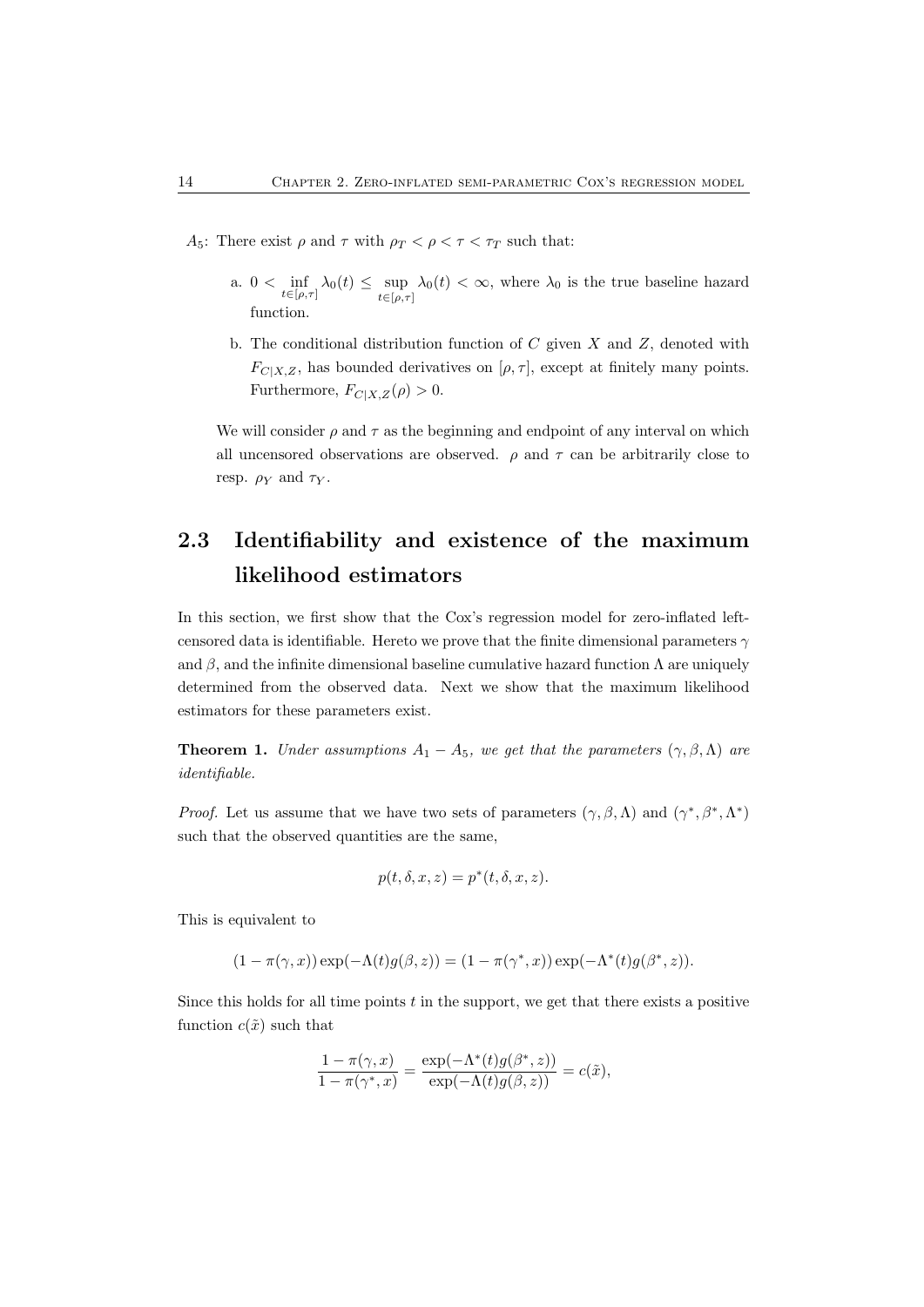$A_5$: There exist $\rho$ and $\tau$ with $\rho_T < \rho < \tau < \tau_T$ such that:

a. $0 < \inf_{t\in[\rho,\tau]} \lambda_0(t) \leq \sup_{t\in[\rho,\tau]} \lambda_0(t) < \infty$, where $\lambda_0$ is the true baseline hazard function.

b. The conditional distribution function of $C$ given $X$ and $Z$, denoted with $F_{C|X,Z}$, has bounded derivatives on $[\rho, \tau]$, except at finitely many points. Furthermore, $F_{C|X,Z}(\rho) > 0$.

We will consider $\rho$ and $\tau$ as the beginning and endpoint of any interval on which all uncensored observations are observed. $\rho$ and $\tau$ can be arbitrarily close to resp. $\rho_Y$ and $\tau_Y$.

## 2.3 Identifiability and existence of the maximum likelihood estimators

In this section, we first show that the Cox's regression model for zero-inflated left-censored data is identifiable. Hereto we prove that the finite dimensional parameters $\gamma$ and $\beta$, and the infinite dimensional baseline cumulative hazard function $\Lambda$ are uniquely determined from the observed data. Next we show that the maximum likelihood estimators for these parameters exist.

**Theorem 1.** *Under assumptions $A_1 - A_5$, we get that the parameters $(\gamma, \beta, \Lambda)$ are identifiable.*

*Proof.* Let us assume that we have two sets of parameters $(\gamma, \beta, \Lambda)$ and $(\gamma^*, \beta^*, \Lambda^*)$ such that the observed quantities are the same,

$$p(t, \delta, x, z) = p^*(t, \delta, x, z).$$

This is equivalent to

$$(1 - \pi(\gamma, x)) \exp(-\Lambda(t)g(\beta, z)) = (1 - \pi(\gamma^*, x)) \exp(-\Lambda^*(t)g(\beta^*, z)).$$

Since this holds for all time points $t$ in the support, we get that there exists a positive function $c(\tilde{x})$ such that

$$\frac{1 - \pi(\gamma, x)}{1 - \pi(\gamma^*, x)} = \frac{\exp(-\Lambda^*(t)g(\beta^*, z))}{\exp(-\Lambda(t)g(\beta, z))} = c(\tilde{x}),$$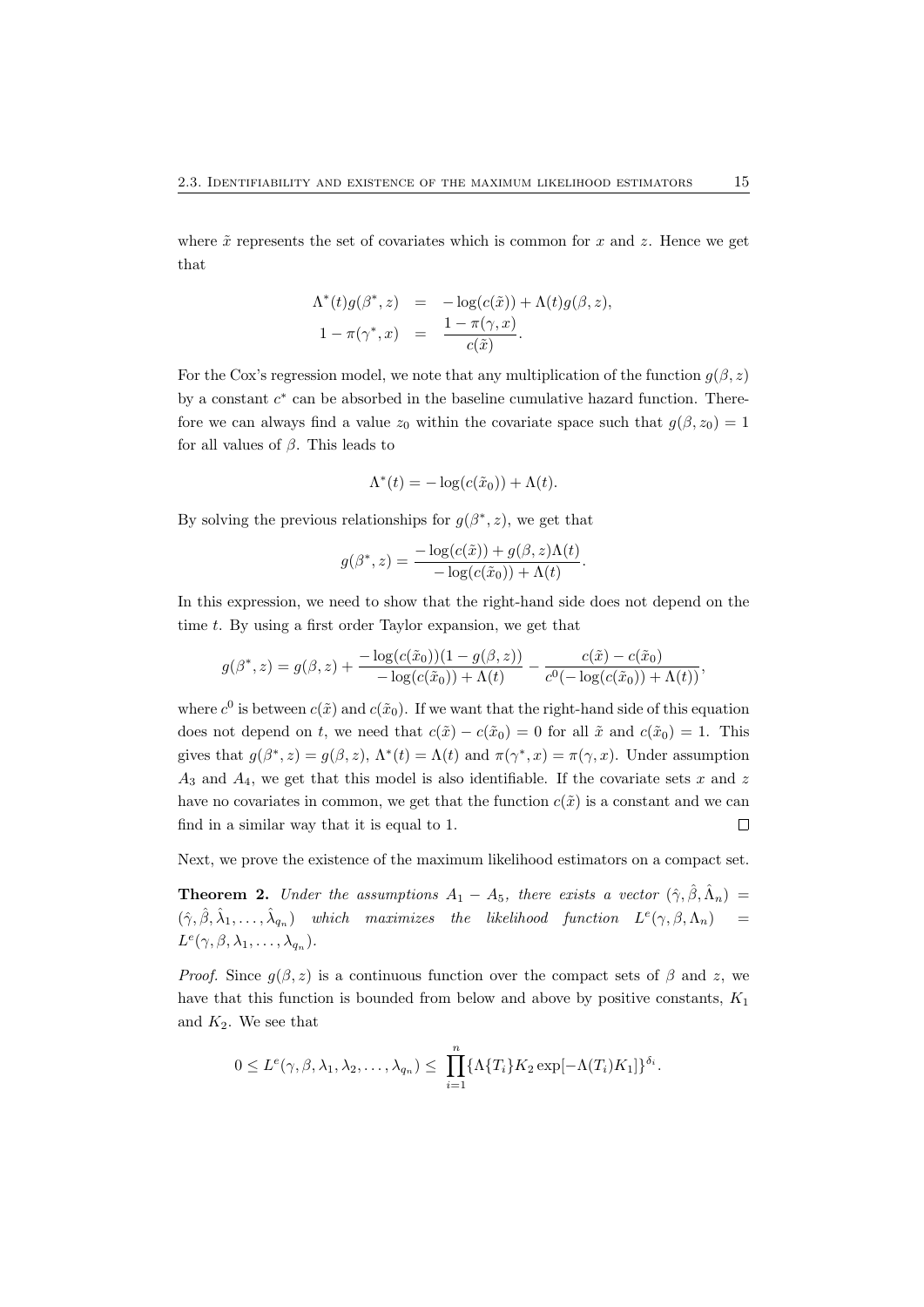where $\tilde{x}$ represents the set of covariates which is common for $x$ and $z$. Hence we get that

$$
\begin{aligned}
\Lambda^*(t)g(\beta^*, z) &= -\log(c(\tilde{x})) + \Lambda(t)g(\beta, z), \\
1 - \pi(\gamma^*, x) &= \frac{1 - \pi(\gamma, x)}{c(\tilde{x})}.
\end{aligned}
$$

For the Cox's regression model, we note that any multiplication of the function $g(\beta, z)$ by a constant $c^*$ can be absorbed in the baseline cumulative hazard function. Therefore we can always find a value $z_0$ within the covariate space such that $g(\beta, z_0) = 1$ for all values of $\beta$. This leads to

$$
\Lambda^*(t) = -\log(c(\tilde{x}_0)) + \Lambda(t).
$$

By solving the previous relationships for $g(\beta^*, z)$, we get that

$$
g(\beta^*, z) = \frac{-\log(c(\tilde{x})) + g(\beta, z)\Lambda(t)}{-\log(c(\tilde{x}_0)) + \Lambda(t)}.
$$

In this expression, we need to show that the right-hand side does not depend on the time $t$. By using a first order Taylor expansion, we get that

$$
g(\beta^*, z) = g(\beta, z) + \frac{-\log(c(\tilde{x}_0))(1 - g(\beta, z))}{-\log(c(\tilde{x}_0)) + \Lambda(t)} - \frac{c(\tilde{x}) - c(\tilde{x}_0)}{c^0(-\log(c(\tilde{x}_0)) + \Lambda(t))},
$$

where $c^0$ is between $c(\tilde{x})$ and $c(\tilde{x}_0)$. If we want that the right-hand side of this equation does not depend on $t$, we need that $c(\tilde{x}) - c(\tilde{x}_0) = 0$ for all $\tilde{x}$ and $c(\tilde{x}_0) = 1$. This gives that $g(\beta^*, z) = g(\beta, z)$, $\Lambda^*(t) = \Lambda(t)$ and $\pi(\gamma^*, x) = \pi(\gamma, x)$. Under assumption $A_3$ and $A_4$, we get that this model is also identifiable. If the covariate sets $x$ and $z$ have no covariates in common, we get that the function $c(\tilde{x})$ is a constant and we can find in a similar way that it is equal to 1. □

Next, we prove the existence of the maximum likelihood estimators on a compact set.

**Theorem 2.** *Under the assumptions $A_1 - A_5$, there exists a vector $(\hat{\gamma}, \hat{\beta}, \hat{\Lambda}_n) = (\hat{\gamma}, \hat{\beta}, \hat{\lambda}_1, \ldots, \hat{\lambda}_{q_n})$ which maximizes the likelihood function $L^e(\gamma, \beta, \Lambda_n) = L^e(\gamma, \beta, \lambda_1, \ldots, \lambda_{q_n})$.*

*Proof.* Since $g(\beta, z)$ is a continuous function over the compact sets of $\beta$ and $z$, we have that this function is bounded from below and above by positive constants, $K_1$ and $K_2$. We see that

$$
0 \leq L^e(\gamma, \beta, \lambda_1, \lambda_2, \ldots, \lambda_{q_n}) \leq \prod_{i=1}^{n} \{\Lambda\{T_i\} K_2 \exp[-\Lambda(T_i) K_1]\}^{\delta_i}.
$$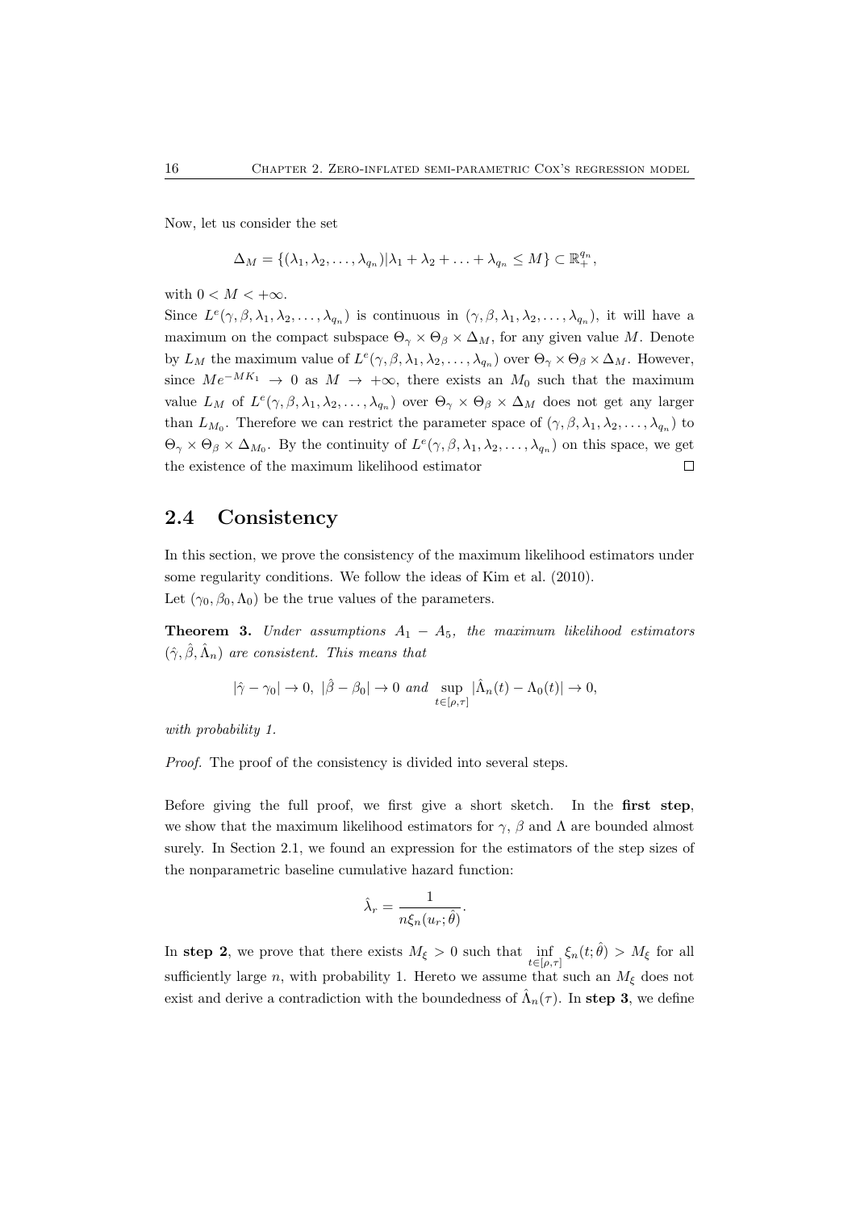Now, let us consider the set

$$\Delta_M = \{(\lambda_1, \lambda_2, \ldots, \lambda_{q_n}) | \lambda_1 + \lambda_2 + \ldots + \lambda_{q_n} \leq M\} \subset \mathbb{R}_+^{q_n},$$

with $0 < M < +\infty$.

Since $L^e(\gamma, \beta, \lambda_1, \lambda_2, \ldots, \lambda_{q_n})$ is continuous in $(\gamma, \beta, \lambda_1, \lambda_2, \ldots, \lambda_{q_n})$, it will have a maximum on the compact subspace $\Theta_\gamma \times \Theta_\beta \times \Delta_M$, for any given value $M$. Denote by $L_M$ the maximum value of $L^e(\gamma, \beta, \lambda_1, \lambda_2, \ldots, \lambda_{q_n})$ over $\Theta_\gamma \times \Theta_\beta \times \Delta_M$. However, since $Me^{-MK_1} \to 0$ as $M \to +\infty$, there exists an $M_0$ such that the maximum value $L_M$ of $L^e(\gamma, \beta, \lambda_1, \lambda_2, \ldots, \lambda_{q_n})$ over $\Theta_\gamma \times \Theta_\beta \times \Delta_M$ does not get any larger than $L_{M_0}$. Therefore we can restrict the parameter space of $(\gamma, \beta, \lambda_1, \lambda_2, \ldots, \lambda_{q_n})$ to $\Theta_\gamma \times \Theta_\beta \times \Delta_{M_0}$. By the continuity of $L^e(\gamma, \beta, \lambda_1, \lambda_2, \ldots, \lambda_{q_n})$ on this space, we get the existence of the maximum likelihood estimator □

## 2.4 Consistency

In this section, we prove the consistency of the maximum likelihood estimators under some regularity conditions. We follow the ideas of Kim et al. (2010).

Let $(\gamma_0, \beta_0, \Lambda_0)$ be the true values of the parameters.

**Theorem 3.** *Under assumptions $A_1 - A_5$, the maximum likelihood estimators $(\hat{\gamma}, \hat{\beta}, \hat{\Lambda}_n)$ are consistent. This means that*

$$|\hat{\gamma} - \gamma_0| \to 0, \ |\hat{\beta} - \beta_0| \to 0 \ \text{and} \ \sup_{t \in [\rho, \tau]} |\hat{\Lambda}_n(t) - \Lambda_0(t)| \to 0,$$

*with probability 1.*

*Proof.* The proof of the consistency is divided into several steps.

Before giving the full proof, we first give a short sketch. In the **first step**, we show that the maximum likelihood estimators for $\gamma$, $\beta$ and $\Lambda$ are bounded almost surely. In Section 2.1, we found an expression for the estimators of the step sizes of the nonparametric baseline cumulative hazard function:

$$\hat{\lambda}_r = \frac{1}{n\xi_n(u_r; \hat{\theta})}.$$

In **step 2**, we prove that there exists $M_\xi > 0$ such that $\inf_{t \in [\rho, \tau]} \xi_n(t; \hat{\theta}) > M_\xi$ for all sufficiently large $n$, with probability 1. Hereto we assume that such an $M_\xi$ does not exist and derive a contradiction with the boundedness of $\hat{\Lambda}_n(\tau)$. In **step 3**, we define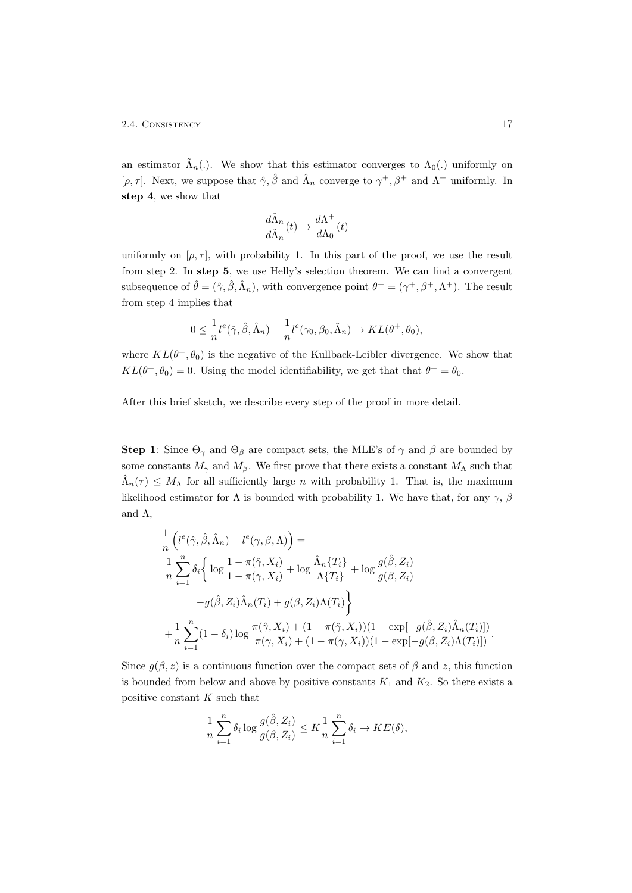an estimator $\tilde{\Lambda}_n(.)$. We show that this estimator converges to $\Lambda_0(.)$ uniformly on $[\rho, \tau]$. Next, we suppose that $\hat{\gamma}, \hat{\beta}$ and $\hat{\Lambda}_n$ converge to $\gamma^+, \beta^+$ and $\Lambda^+$ uniformly. In **step 4**, we show that

$$\frac{d\hat{\Lambda}_n}{d\tilde{\Lambda}_n}(t) \to \frac{d\Lambda^+}{d\Lambda_0}(t)$$

uniformly on $[\rho, \tau]$, with probability 1. In this part of the proof, we use the result from step 2. In **step 5**, we use Helly's selection theorem. We can find a convergent subsequence of $\hat{\theta} = (\hat{\gamma}, \hat{\beta}, \hat{\Lambda}_n)$, with convergence point $\theta^+ = (\gamma^+, \beta^+, \Lambda^+)$. The result from step 4 implies that

$$0 \leq \frac{1}{n} l^e(\hat{\gamma}, \hat{\beta}, \hat{\Lambda}_n) - \frac{1}{n} l^e(\gamma_0, \beta_0, \tilde{\Lambda}_n) \to KL(\theta^+, \theta_0),$$

where $KL(\theta^+, \theta_0)$ is the negative of the Kullback-Leibler divergence. We show that $KL(\theta^+, \theta_0) = 0$. Using the model identifiability, we get that that $\theta^+ = \theta_0$.

After this brief sketch, we describe every step of the proof in more detail.

**Step 1**: Since $\Theta_\gamma$ and $\Theta_\beta$ are compact sets, the MLE's of $\gamma$ and $\beta$ are bounded by some constants $M_\gamma$ and $M_\beta$. We first prove that there exists a constant $M_\Lambda$ such that $\hat{\Lambda}_n(\tau) \leq M_\Lambda$ for all sufficiently large $n$ with probability 1. That is, the maximum likelihood estimator for $\Lambda$ is bounded with probability 1. We have that, for any $\gamma$, $\beta$ and $\Lambda$,

$$\begin{aligned}
&\frac{1}{n}\Big(l^e(\hat{\gamma}, \hat{\beta}, \hat{\Lambda}_n) - l^e(\gamma, \beta, \Lambda)\Big) = \\
&\frac{1}{n}\sum_{i=1}^n \delta_i \bigg\{ \log \frac{1 - \pi(\hat{\gamma}, X_i)}{1 - \pi(\gamma, X_i)} + \log \frac{\hat{\Lambda}_n\{T_i\}}{\Lambda\{T_i\}} + \log \frac{g(\hat{\beta}, Z_i)}{g(\beta, Z_i)} \\
&\qquad - g(\hat{\beta}, Z_i)\hat{\Lambda}_n(T_i) + g(\beta, Z_i)\Lambda(T_i) \bigg\} \\
&+ \frac{1}{n}\sum_{i=1}^n (1 - \delta_i) \log \frac{\pi(\hat{\gamma}, X_i) + (1 - \pi(\hat{\gamma}, X_i))(1 - \exp[-g(\hat{\beta}, Z_i)\hat{\Lambda}_n(T_i)])}{\pi(\gamma, X_i) + (1 - \pi(\gamma, X_i))(1 - \exp[-g(\beta, Z_i)\Lambda(T_i)])}.
\end{aligned}$$

Since $g(\beta, z)$ is a continuous function over the compact sets of $\beta$ and $z$, this function is bounded from below and above by positive constants $K_1$ and $K_2$. So there exists a positive constant $K$ such that

$$\frac{1}{n}\sum_{i=1}^n \delta_i \log \frac{g(\hat{\beta}, Z_i)}{g(\beta, Z_i)} \leq K \frac{1}{n}\sum_{i=1}^n \delta_i \to KE(\delta),$$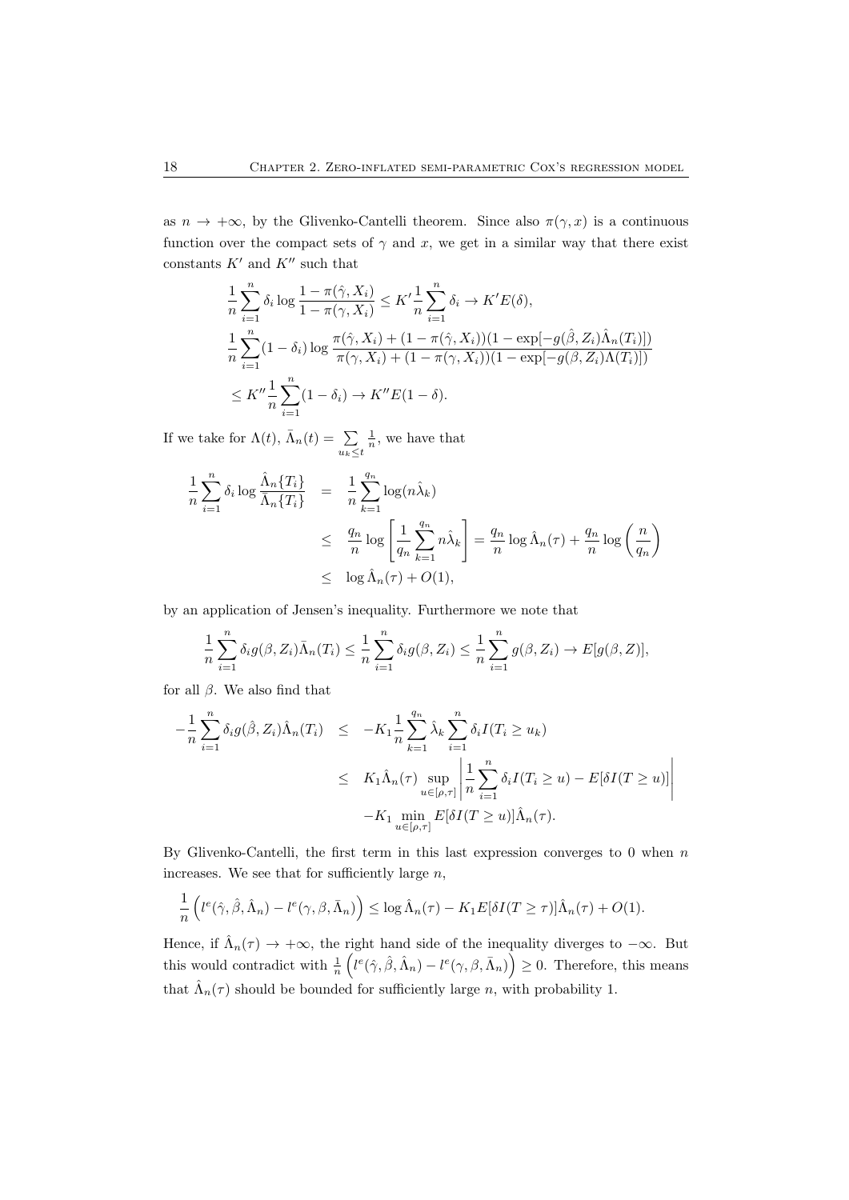as $n \to +\infty$, by the Glivenko-Cantelli theorem. Since also $\pi(\gamma, x)$ is a continuous function over the compact sets of $\gamma$ and $x$, we get in a similar way that there exist constants $K'$ and $K''$ such that

$$
\begin{aligned}
&\frac{1}{n}\sum_{i=1}^{n} \delta_i \log \frac{1-\pi(\hat{\gamma}, X_i)}{1-\pi(\gamma, X_i)} \leq K' \frac{1}{n}\sum_{i=1}^{n} \delta_i \to K' E(\delta), \\
&\frac{1}{n}\sum_{i=1}^{n} (1-\delta_i) \log \frac{\pi(\hat{\gamma}, X_i) + (1-\pi(\hat{\gamma}, X_i))(1-\exp[-g(\hat{\beta}, Z_i)\hat{\Lambda}_n(T_i)])}{\pi(\gamma, X_i) + (1-\pi(\gamma, X_i))(1-\exp[-g(\beta, Z_i)\Lambda(T_i)])} \\
&\leq K'' \frac{1}{n}\sum_{i=1}^{n} (1-\delta_i) \to K'' E(1-\delta).
\end{aligned}
$$

If we take for $\Lambda(t)$, $\bar{\Lambda}_n(t) = \sum_{u_k \leq t} \frac{1}{n}$, we have that

$$
\begin{aligned}
\frac{1}{n}\sum_{i=1}^{n} \delta_i \log \frac{\hat{\Lambda}_n\{T_i\}}{\bar{\Lambda}_n\{T_i\}} &= \frac{1}{n}\sum_{k=1}^{q_n} \log(n\hat{\lambda}_k) \\
&\leq \frac{q_n}{n} \log\left[\frac{1}{q_n}\sum_{k=1}^{q_n} n\hat{\lambda}_k\right] = \frac{q_n}{n}\log \hat{\Lambda}_n(\tau) + \frac{q_n}{n}\log\left(\frac{n}{q_n}\right) \\
&\leq \log \hat{\Lambda}_n(\tau) + O(1),
\end{aligned}
$$

by an application of Jensen's inequality. Furthermore we note that

$$
\frac{1}{n}\sum_{i=1}^{n} \delta_i g(\beta, Z_i)\bar{\Lambda}_n(T_i) \leq \frac{1}{n}\sum_{i=1}^{n} \delta_i g(\beta, Z_i) \leq \frac{1}{n}\sum_{i=1}^{n} g(\beta, Z_i) \to E[g(\beta, Z)],
$$

for all $\beta$. We also find that

$$
\begin{aligned}
-\frac{1}{n}\sum_{i=1}^{n} \delta_i g(\hat{\beta}, Z_i)\hat{\Lambda}_n(T_i) &\leq -K_1 \frac{1}{n}\sum_{k=1}^{q_n} \hat{\lambda}_k \sum_{i=1}^{n} \delta_i I(T_i \geq u_k) \\
&\leq K_1 \hat{\Lambda}_n(\tau) \sup_{u \in [\rho,\tau]} \left| \frac{1}{n}\sum_{i=1}^{n} \delta_i I(T_i \geq u) - E[\delta I(T \geq u)] \right| \\
&\quad - K_1 \min_{u \in [\rho,\tau]} E[\delta I(T \geq u)]\hat{\Lambda}_n(\tau).
\end{aligned}
$$

By Glivenko-Cantelli, the first term in this last expression converges to 0 when $n$ increases. We see that for sufficiently large $n$,

$$
\frac{1}{n}\left(l^e(\hat{\gamma}, \hat{\beta}, \hat{\Lambda}_n) - l^e(\gamma, \beta, \bar{\Lambda}_n)\right) \leq \log \hat{\Lambda}_n(\tau) - K_1 E[\delta I(T \geq \tau)]\hat{\Lambda}_n(\tau) + O(1).
$$

Hence, if $\hat{\Lambda}_n(\tau) \to +\infty$, the right hand side of the inequality diverges to $-\infty$. But this would contradict with $\frac{1}{n}\left(l^e(\hat{\gamma}, \hat{\beta}, \hat{\Lambda}_n) - l^e(\gamma, \beta, \bar{\Lambda}_n)\right) \geq 0$. Therefore, this means that $\hat{\Lambda}_n(\tau)$ should be bounded for sufficiently large $n$, with probability 1.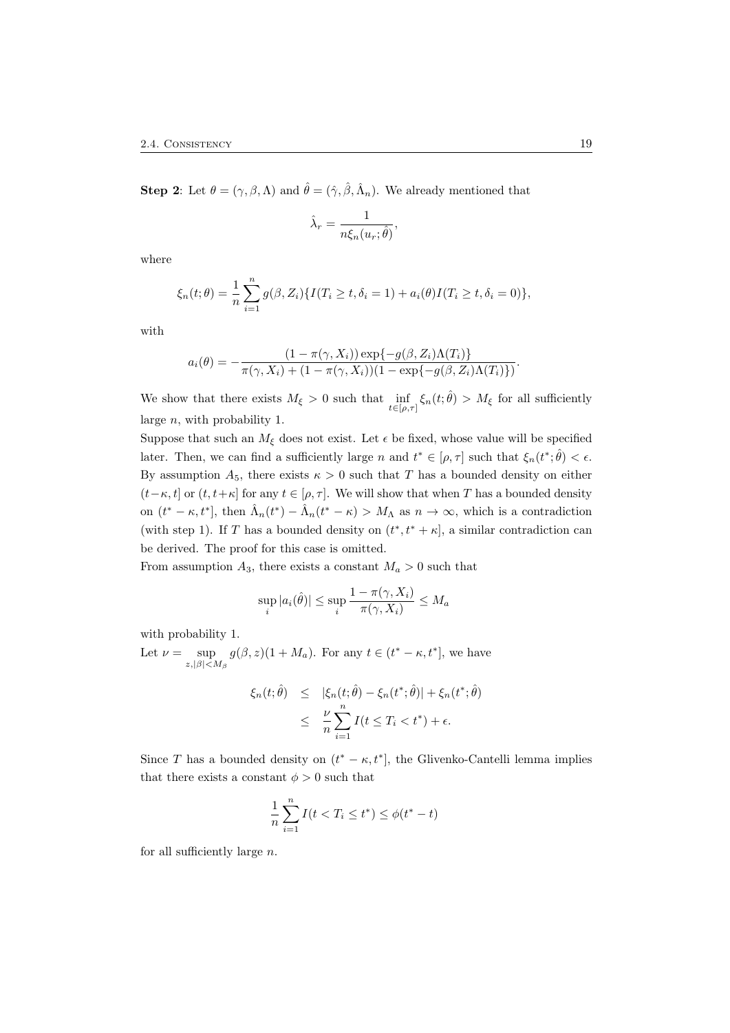**Step 2**: Let $\theta = (\gamma, \beta, \Lambda)$ and $\hat{\theta} = (\hat{\gamma}, \hat{\beta}, \hat{\Lambda}_n)$. We already mentioned that

$$\hat{\lambda}_r = \frac{1}{n\xi_n(u_r; \hat{\theta})},$$

where

$$\xi_n(t; \theta) = \frac{1}{n}\sum_{i=1}^{n} g(\beta, Z_i)\{I(T_i \geq t, \delta_i = 1) + a_i(\theta) I(T_i \geq t, \delta_i = 0)\},$$

with

$$a_i(\theta) = -\frac{(1 - \pi(\gamma, X_i)) \exp\{-g(\beta, Z_i)\Lambda(T_i)\}}{\pi(\gamma, X_i) + (1 - \pi(\gamma, X_i))(1 - \exp\{-g(\beta, Z_i)\Lambda(T_i)\})}.$$

We show that there exists $M_\xi > 0$ such that $\inf_{t \in [\rho, \tau]} \xi_n(t; \hat{\theta}) > M_\xi$ for all sufficiently large $n$, with probability 1.

Suppose that such an $M_\xi$ does not exist. Let $\epsilon$ be fixed, whose value will be specified later. Then, we can find a sufficiently large $n$ and $t^* \in [\rho, \tau]$ such that $\xi_n(t^*; \hat{\theta}) < \epsilon$. By assumption $A_5$, there exists $\kappa > 0$ such that $T$ has a bounded density on either $(t - \kappa, t]$ or $(t, t + \kappa]$ for any $t \in [\rho, \tau]$. We will show that when $T$ has a bounded density on $(t^* - \kappa, t^*]$, then $\hat{\Lambda}_n(t^*) - \hat{\Lambda}_n(t^* - \kappa) > M_\Lambda$ as $n \to \infty$, which is a contradiction (with step 1). If $T$ has a bounded density on $(t^*, t^* + \kappa]$, a similar contradiction can be derived. The proof for this case is omitted.

From assumption $A_3$, there exists a constant $M_a > 0$ such that

$$\sup_i |a_i(\hat{\theta})| \leq \sup_i \frac{1 - \pi(\gamma, X_i)}{\pi(\gamma, X_i)} \leq M_a$$

with probability 1.

Let $\nu = \sup_{z, |\beta| < M_\beta} g(\beta, z)(1 + M_a)$. For any $t \in (t^* - \kappa, t^*]$, we have

$$\begin{aligned}
\xi_n(t; \hat{\theta}) &\leq |\xi_n(t; \hat{\theta}) - \xi_n(t^*; \hat{\theta})| + \xi_n(t^*; \hat{\theta}) \\
&\leq \frac{\nu}{n}\sum_{i=1}^{n} I(t \leq T_i < t^*) + \epsilon.
\end{aligned}$$

Since $T$ has a bounded density on $(t^* - \kappa, t^*]$, the Glivenko-Cantelli lemma implies that there exists a constant $\phi > 0$ such that

$$\frac{1}{n}\sum_{i=1}^{n} I(t < T_i \leq t^*) \leq \phi(t^* - t)$$

for all sufficiently large $n$.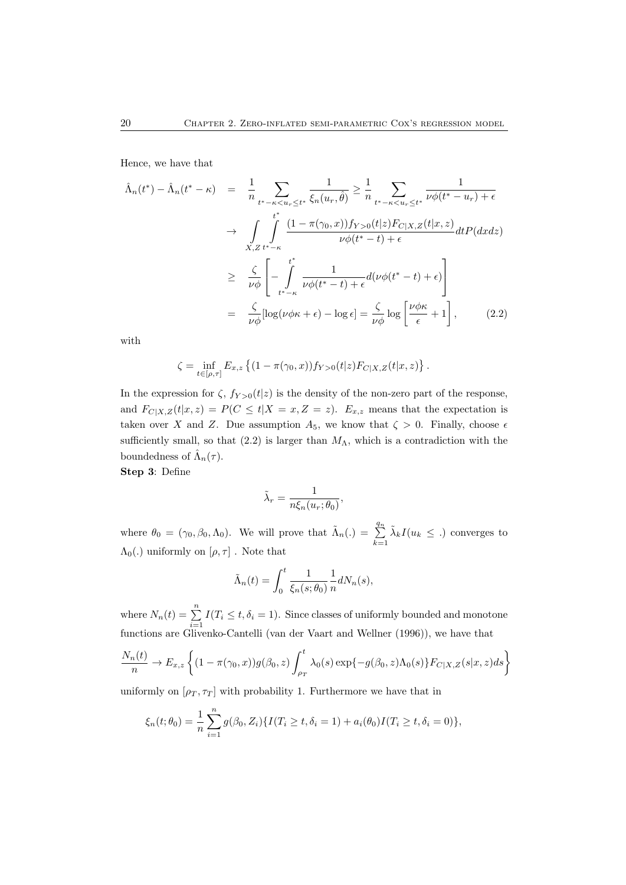Hence, we have that

$$
\begin{aligned}
\hat{\Lambda}_n(t^*) - \hat{\Lambda}_n(t^* - \kappa) &= \frac{1}{n} \sum_{t^*-\kappa < u_r \leq t^*} \frac{1}{\xi_n(u_r, \hat{\theta})} \geq \frac{1}{n} \sum_{t^*-\kappa < u_r \leq t^*} \frac{1}{\nu\phi(t^* - u_r) + \epsilon} \\
&\to \int\limits_{X,Z} \int\limits_{t^*-\kappa}^{t^*} \frac{(1-\pi(\gamma_0, x)) f_{Y>0}(t|z) F_{C|X,Z}(t|x,z)}{\nu\phi(t^* - t) + \epsilon} dt P(dxdz) \\
&\geq \frac{\zeta}{\nu\phi} \left[ - \int\limits_{t^*-\kappa}^{t^*} \frac{1}{\nu\phi(t^* - t) + \epsilon} d(\nu\phi(t^* - t) + \epsilon) \right] \\
&= \frac{\zeta}{\nu\phi} [\log(\nu\phi\kappa + \epsilon) - \log \epsilon] = \frac{\zeta}{\nu\phi} \log \left[ \frac{\nu\phi\kappa}{\epsilon} + 1 \right], \qquad (2.2)
\end{aligned}
$$

with

$$
\zeta = \inf_{t \in [\rho, \tau]} E_{x,z} \left\{ (1 - \pi(\gamma_0, x)) f_{Y>0}(t|z) F_{C|X,Z}(t|x,z) \right\}.
$$

In the expression for $\zeta$, $f_{Y>0}(t|z)$ is the density of the non-zero part of the response, and $F_{C|X,Z}(t|x,z) = P(C \leq t | X = x, Z = z)$. $E_{x,z}$ means that the expectation is taken over $X$ and $Z$. Due assumption $A_5$, we know that $\zeta > 0$. Finally, choose $\epsilon$ sufficiently small, so that (2.2) is larger than $M_\Lambda$, which is a contradiction with the boundedness of $\hat{\Lambda}_n(\tau)$.

**Step 3**: Define

$$
\tilde{\lambda}_r = \frac{1}{n \xi_n(u_r; \theta_0)},
$$

where $\theta_0 = (\gamma_0, \beta_0, \Lambda_0)$. We will prove that $\tilde{\Lambda}_n(.) = \sum_{k=1}^{q_n} \tilde{\lambda}_k I(u_k \leq .)$ converges to $\Lambda_0(.)$ uniformly on $[\rho, \tau]$ . Note that

$$
\tilde{\Lambda}_n(t) = \int_0^t \frac{1}{\xi_n(s; \theta_0)} \frac{1}{n} dN_n(s),
$$

where $N_n(t) = \sum_{i=1}^n I(T_i \leq t, \delta_i = 1)$. Since classes of uniformly bounded and monotone functions are Glivenko-Cantelli (van der Vaart and Wellner (1996)), we have that

$$
\frac{N_n(t)}{n} \to E_{x,z} \left\{ (1 - \pi(\gamma_0, x)) g(\beta_0, z) \int_{\rho_T}^t \lambda_0(s) \exp\{-g(\beta_0, z)\Lambda_0(s)\} F_{C|X,Z}(s|x,z) ds \right\}
$$

uniformly on $[\rho_T, \tau_T]$ with probability 1. Furthermore we have that in

$$
\xi_n(t; \theta_0) = \frac{1}{n} \sum_{i=1}^n g(\beta_0, Z_i) \{ I(T_i \geq t, \delta_i = 1) + a_i(\theta_0) I(T_i \geq t, \delta_i = 0) \},
$$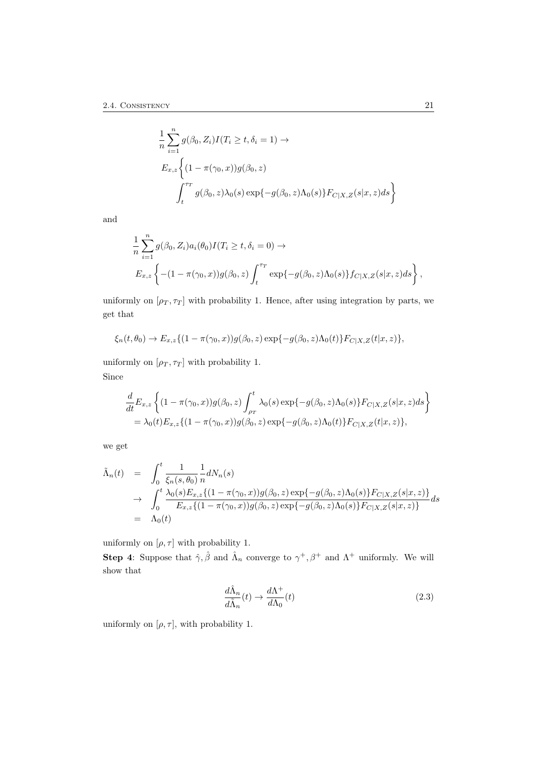$$
\begin{aligned}
&\frac{1}{n}\sum_{i=1}^{n} g(\beta_0, Z_i) I(T_i \geq t, \delta_i = 1) \rightarrow \\
&E_{x,z}\bigg\{(1-\pi(\gamma_0, x)) g(\beta_0, z) \\
&\qquad \int_t^{\tau_T} g(\beta_0, z)\lambda_0(s) \exp\{-g(\beta_0, z)\Lambda_0(s)\} F_{C|X,Z}(s|x,z) ds\bigg\}
\end{aligned}
$$

and

$$
\begin{aligned}
&\frac{1}{n}\sum_{i=1}^{n} g(\beta_0, Z_i) a_i(\theta_0) I(T_i \geq t, \delta_i = 0) \rightarrow \\
&E_{x,z}\left\{-(1-\pi(\gamma_0, x)) g(\beta_0, z) \int_t^{\tau_T} \exp\{-g(\beta_0, z)\Lambda_0(s)\} f_{C|X,Z}(s|x,z) ds\right\},
\end{aligned}
$$

uniformly on $[\rho_T, \tau_T]$ with probability 1. Hence, after using integration by parts, we get that

$$
\xi_n(t, \theta_0) \rightarrow E_{x,z}\{(1-\pi(\gamma_0, x)) g(\beta_0, z) \exp\{-g(\beta_0, z)\Lambda_0(t)\} F_{C|X,Z}(t|x,z)\},
$$

uniformly on $[\rho_T, \tau_T]$ with probability 1.

Since

$$
\begin{aligned}
&\frac{d}{dt} E_{x,z}\left\{(1-\pi(\gamma_0, x)) g(\beta_0, z) \int_{\rho_T}^{t} \lambda_0(s) \exp\{-g(\beta_0, z)\Lambda_0(s)\} F_{C|X,Z}(s|x,z) ds\right\} \\
&= \lambda_0(t) E_{x,z}\{(1-\pi(\gamma_0, x)) g(\beta_0, z) \exp\{-g(\beta_0, z)\Lambda_0(t)\} F_{C|X,Z}(t|x,z)\},
\end{aligned}
$$

we get

$$
\begin{aligned}
\tilde{\Lambda}_n(t) &= \int_0^t \frac{1}{\xi_n(s, \theta_0)} \frac{1}{n} dN_n(s) \\
&\rightarrow \int_0^t \frac{\lambda_0(s) E_{x,z}\{(1-\pi(\gamma_0, x)) g(\beta_0, z) \exp\{-g(\beta_0, z)\Lambda_0(s)\} F_{C|X,Z}(s|x,z)\}}{E_{x,z}\{(1-\pi(\gamma_0, x)) g(\beta_0, z) \exp\{-g(\beta_0, z)\Lambda_0(s)\} F_{C|X,Z}(s|x,z)\}} ds \\
&= \Lambda_0(t)
\end{aligned}
$$

uniformly on $[\rho, \tau]$ with probability 1.

**Step 4**: Suppose that $\hat{\gamma}, \hat{\beta}$ and $\hat{\Lambda}_n$ converge to $\gamma^+, \beta^+$ and $\Lambda^+$ uniformly. We will show that

$$
\frac{d\hat{\Lambda}_n}{d\tilde{\Lambda}_n}(t) \rightarrow \frac{d\Lambda^+}{d\Lambda_0}(t) \tag{2.3}
$$

uniformly on $[\rho, \tau]$, with probability 1.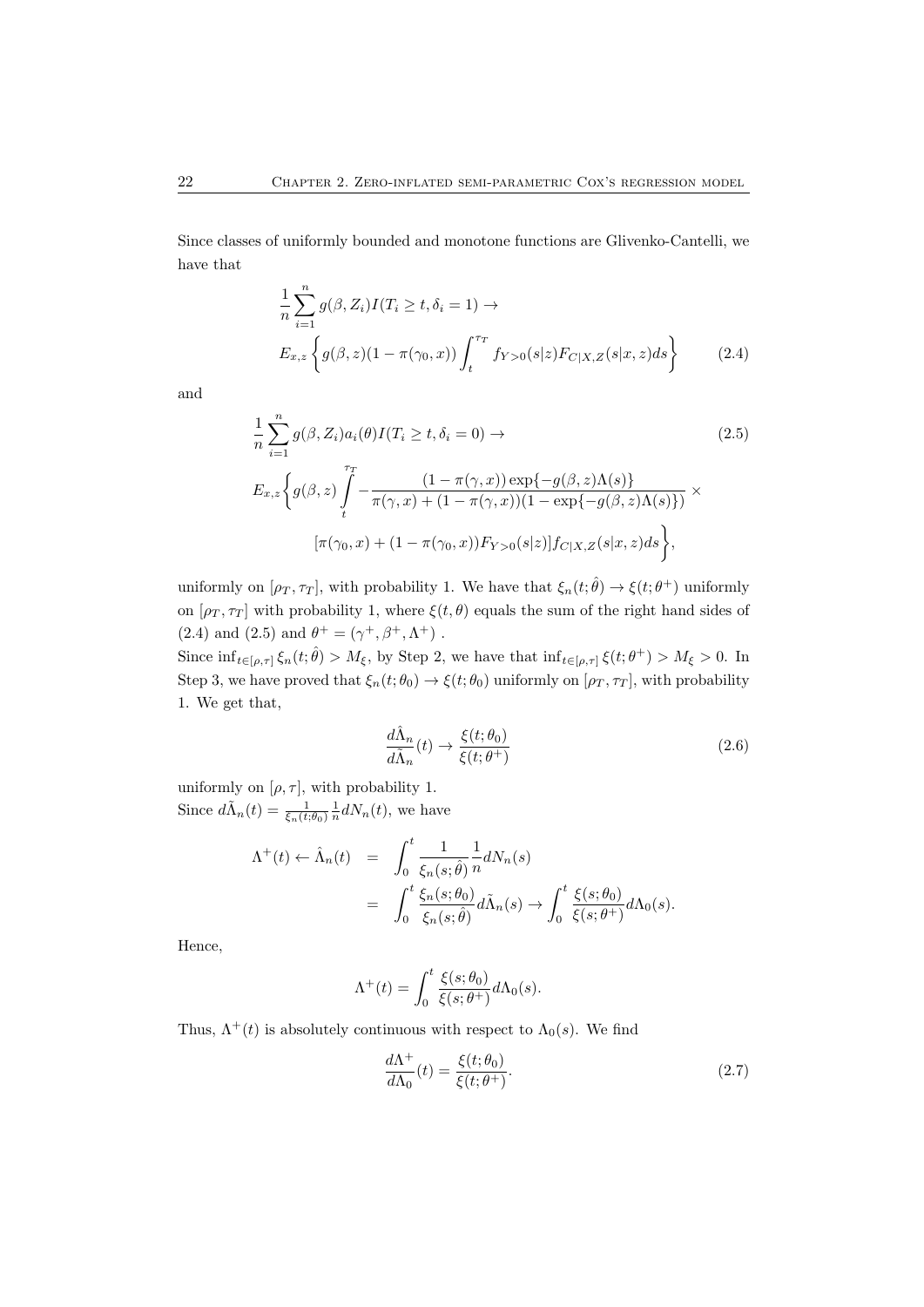Since classes of uniformly bounded and monotone functions are Glivenko-Cantelli, we have that

$$\frac{1}{n}\sum_{i=1}^{n} g(\beta, Z_i) I(T_i \geq t, \delta_i = 1) \rightarrow$$
$$E_{x,z}\left\{ g(\beta, z)(1-\pi(\gamma_0, x)) \int_t^{\tau_T} f_{Y>0}(s|z) F_{C|X,Z}(s|x,z) ds \right\} \tag{2.4}$$

and

$$\frac{1}{n}\sum_{i=1}^{n} g(\beta, Z_i) a_i(\theta) I(T_i \geq t, \delta_i = 0) \rightarrow \tag{2.5}$$
$$E_{x,z}\Bigg\{ g(\beta, z) \int_t^{\tau_T} -\frac{(1-\pi(\gamma, x))\exp\{-g(\beta, z)\Lambda(s)\}}{\pi(\gamma, x) + (1-\pi(\gamma, x))(1-\exp\{-g(\beta, z)\Lambda(s)\})} \times$$
$$[\pi(\gamma_0, x) + (1-\pi(\gamma_0, x)) F_{Y>0}(s|z)] f_{C|X,Z}(s|x,z) ds \Bigg\},$$

uniformly on $[\rho_T, \tau_T]$, with probability 1. We have that $\xi_n(t;\hat{\theta}) \rightarrow \xi(t;\theta^+)$ uniformly on $[\rho_T, \tau_T]$ with probability 1, where $\xi(t, \theta)$ equals the sum of the right hand sides of (2.4) and (2.5) and $\theta^+ = (\gamma^+, \beta^+, \Lambda^+)$ .

Since $\inf_{t\in[\rho,\tau]} \xi_n(t;\hat{\theta}) > M_\xi$, by Step 2, we have that $\inf_{t\in[\rho,\tau]} \xi(t;\theta^+) > M_\xi > 0$. In Step 3, we have proved that $\xi_n(t;\theta_0) \rightarrow \xi(t;\theta_0)$ uniformly on $[\rho_T, \tau_T]$, with probability 1. We get that,

$$\frac{d\hat{\Lambda}_n}{d\tilde{\Lambda}_n}(t) \rightarrow \frac{\xi(t;\theta_0)}{\xi(t;\theta^+)} \tag{2.6}$$

uniformly on $[\rho, \tau]$, with probability 1.

Since $d\tilde{\Lambda}_n(t) = \frac{1}{\xi_n(t;\theta_0)}\frac{1}{n}dN_n(t)$, we have

$$\begin{aligned}
\Lambda^+(t) \leftarrow \hat{\Lambda}_n(t) &= \int_0^t \frac{1}{\xi_n(s;\hat{\theta})}\frac{1}{n}dN_n(s) \\
&= \int_0^t \frac{\xi_n(s;\theta_0)}{\xi_n(s;\hat{\theta})} d\tilde{\Lambda}_n(s) \rightarrow \int_0^t \frac{\xi(s;\theta_0)}{\xi(s;\theta^+)} d\Lambda_0(s).
\end{aligned}$$

Hence,

$$\Lambda^+(t) = \int_0^t \frac{\xi(s;\theta_0)}{\xi(s;\theta^+)} d\Lambda_0(s).$$

Thus, $\Lambda^+(t)$ is absolutely continuous with respect to $\Lambda_0(s)$. We find

$$\frac{d\Lambda^+}{d\Lambda_0}(t) = \frac{\xi(t;\theta_0)}{\xi(t;\theta^+)}. \tag{2.7}$$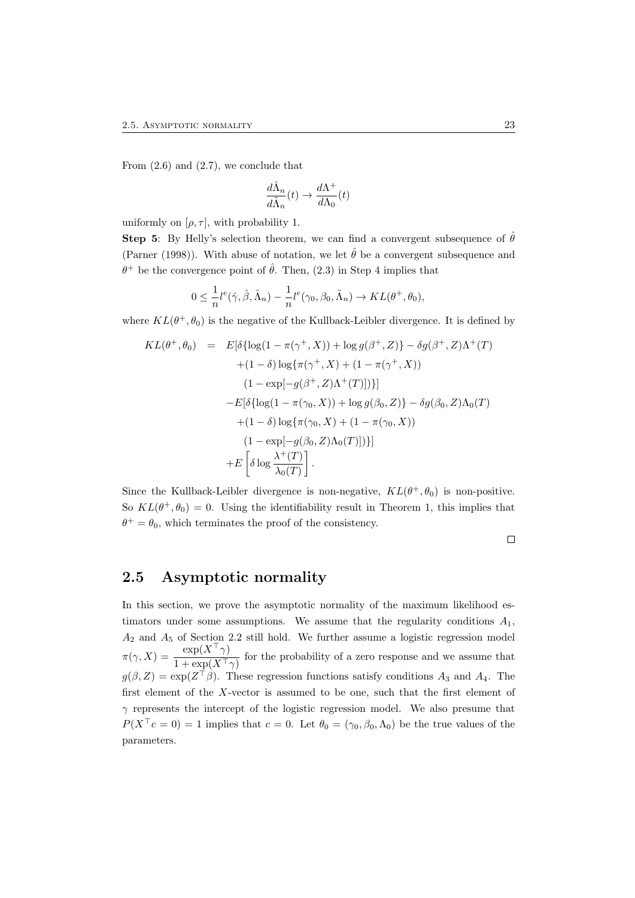From (2.6) and (2.7), we conclude that

$$\frac{d\hat{\Lambda}_n}{d\tilde{\Lambda}_n}(t) \to \frac{d\Lambda^+}{d\Lambda_0}(t)$$

uniformly on $[\rho, \tau]$, with probability 1.

**Step 5**: By Helly's selection theorem, we can find a convergent subsequence of $\hat{\theta}$ (Parner (1998)). With abuse of notation, we let $\hat{\theta}$ be a convergent subsequence and $\theta^+$ be the convergence point of $\hat{\theta}$. Then, (2.3) in Step 4 implies that

$$0 \leq \frac{1}{n} l^e(\hat{\gamma}, \hat{\beta}, \hat{\Lambda}_n) - \frac{1}{n} l^e(\gamma_0, \beta_0, \tilde{\Lambda}_n) \to KL(\theta^+, \theta_0),$$

where $KL(\theta^+, \theta_0)$ is the negative of the Kullback-Leibler divergence. It is defined by

$$\begin{aligned}
KL(\theta^+, \theta_0) \;\; = \;\; & E[\delta\{\log(1 - \pi(\gamma^+, X)) + \log g(\beta^+, Z)\} - \delta g(\beta^+, Z)\Lambda^+(T) \\
& +(1 - \delta)\log\{\pi(\gamma^+, X) + (1 - \pi(\gamma^+, X)) \\
& \quad (1 - \exp[-g(\beta^+, Z)\Lambda^+(T)])\}] \\
& -E[\delta\{\log(1 - \pi(\gamma_0, X)) + \log g(\beta_0, Z)\} - \delta g(\beta_0, Z)\Lambda_0(T) \\
& \quad +(1 - \delta)\log\{\pi(\gamma_0, X) + (1 - \pi(\gamma_0, X)) \\
& \quad (1 - \exp[-g(\beta_0, Z)\Lambda_0(T)])\}] \\
& +E\left[\delta \log \frac{\lambda^+(T)}{\lambda_0(T)}\right].
\end{aligned}$$

Since the Kullback-Leibler divergence is non-negative, $KL(\theta^+, \theta_0)$ is non-positive. So $KL(\theta^+, \theta_0) = 0$. Using the identifiability result in Theorem 1, this implies that $\theta^+ = \theta_0$, which terminates the proof of the consistency.

□

## 2.5 Asymptotic normality

In this section, we prove the asymptotic normality of the maximum likelihood estimators under some assumptions. We assume that the regularity conditions $A_1$, $A_2$ and $A_5$ of Section 2.2 still hold. We further assume a logistic regression model $\pi(\gamma, X) = \dfrac{\exp(X^\top \gamma)}{1 + \exp(X^\top \gamma)}$ for the probability of a zero response and we assume that $g(\beta, Z) = \exp(Z^\top \beta)$. These regression functions satisfy conditions $A_3$ and $A_4$. The first element of the $X$-vector is assumed to be one, such that the first element of $\gamma$ represents the intercept of the logistic regression model. We also presume that $P(X^\top c = 0) = 1$ implies that $c = 0$. Let $\theta_0 = (\gamma_0, \beta_0, \Lambda_0)$ be the true values of the parameters.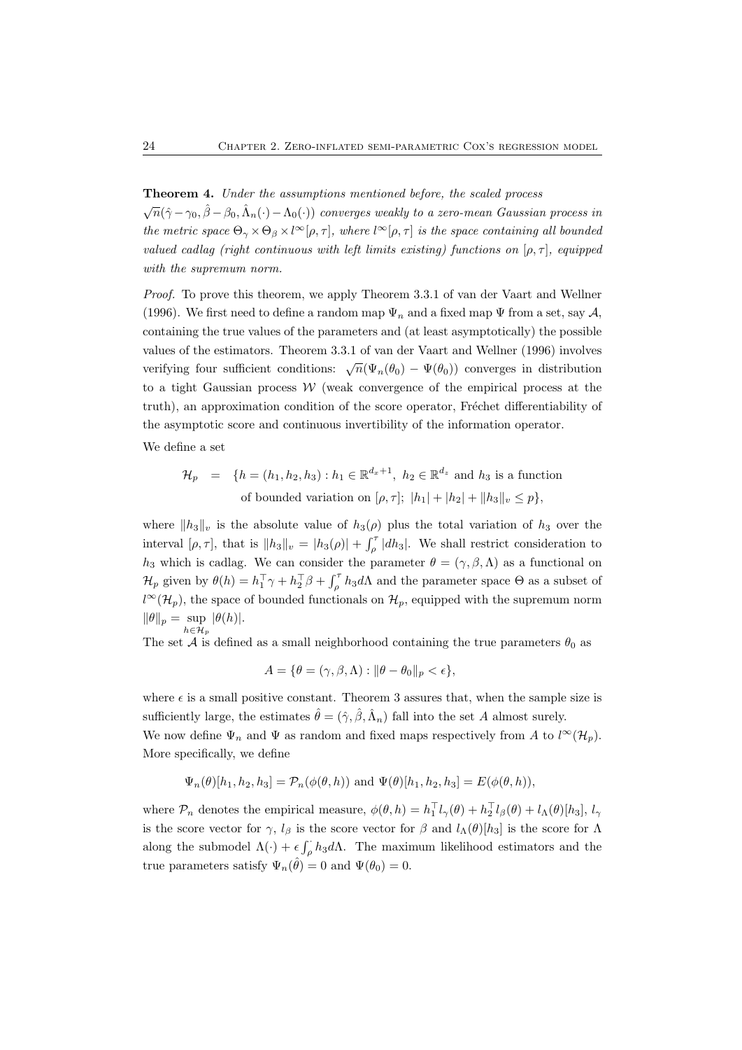**Theorem 4.** *Under the assumptions mentioned before, the scaled process $\sqrt{n}(\hat{\gamma}-\gamma_0, \hat{\beta}-\beta_0, \hat{\Lambda}_n(\cdot)-\Lambda_0(\cdot))$ converges weakly to a zero-mean Gaussian process in the metric space $\Theta_\gamma \times \Theta_\beta \times l^\infty[\rho,\tau]$, where $l^\infty[\rho,\tau]$ is the space containing all bounded valued cadlag (right continuous with left limits existing) functions on $[\rho,\tau]$, equipped with the supremum norm.*

*Proof.* To prove this theorem, we apply Theorem 3.3.1 of van der Vaart and Wellner (1996). We first need to define a random map $\Psi_n$ and a fixed map $\Psi$ from a set, say $\mathcal{A}$, containing the true values of the parameters and (at least asymptotically) the possible values of the estimators. Theorem 3.3.1 of van der Vaart and Wellner (1996) involves verifying four sufficient conditions: $\sqrt{n}(\Psi_n(\theta_0) - \Psi(\theta_0))$ converges in distribution to a tight Gaussian process $\mathcal{W}$ (weak convergence of the empirical process at the truth), an approximation condition of the score operator, Fréchet differentiability of the asymptotic score and continuous invertibility of the information operator.

We define a set

$$
\begin{aligned}
\mathcal{H}_p \quad = \quad & \{h = (h_1, h_2, h_3) : h_1 \in \mathbb{R}^{d_x+1},\ h_2 \in \mathbb{R}^{d_z} \text{ and } h_3 \text{ is a function} \\
& \text{of bounded variation on } [\rho,\tau];\ |h_1| + |h_2| + \|h_3\|_v \le p\},
\end{aligned}
$$

where $\|h_3\|_v$ is the absolute value of $h_3(\rho)$ plus the total variation of $h_3$ over the interval $[\rho,\tau]$, that is $\|h_3\|_v = |h_3(\rho)| + \int_\rho^\tau |dh_3|$. We shall restrict consideration to $h_3$ which is cadlag. We can consider the parameter $\theta = (\gamma, \beta, \Lambda)$ as a functional on $\mathcal{H}_p$ given by $\theta(h) = h_1^\top \gamma + h_2^\top \beta + \int_\rho^\tau h_3 d\Lambda$ and the parameter space $\Theta$ as a subset of $l^\infty(\mathcal{H}_p)$, the space of bounded functionals on $\mathcal{H}_p$, equipped with the supremum norm $\|\theta\|_p = \sup_{h \in \mathcal{H}_p} |\theta(h)|$.

The set $\mathcal{A}$ is defined as a small neighborhood containing the true parameters $\theta_0$ as

$$
A = \{\theta = (\gamma, \beta, \Lambda) : \|\theta - \theta_0\|_p < \epsilon\},
$$

where $\epsilon$ is a small positive constant. Theorem 3 assures that, when the sample size is sufficiently large, the estimates $\hat{\theta} = (\hat{\gamma}, \hat{\beta}, \hat{\Lambda}_n)$ fall into the set $A$ almost surely.

We now define $\Psi_n$ and $\Psi$ as random and fixed maps respectively from $A$ to $l^\infty(\mathcal{H}_p)$. More specifically, we define

$$
\Psi_n(\theta)[h_1, h_2, h_3] = \mathcal{P}_n(\phi(\theta, h)) \text{ and } \Psi(\theta)[h_1, h_2, h_3] = E(\phi(\theta, h)),
$$

where $\mathcal{P}_n$ denotes the empirical measure, $\phi(\theta, h) = h_1^\top l_\gamma(\theta) + h_2^\top l_\beta(\theta) + l_\Lambda(\theta)[h_3]$, $l_\gamma$ is the score vector for $\gamma$, $l_\beta$ is the score vector for $\beta$ and $l_\Lambda(\theta)[h_3]$ is the score for $\Lambda$ along the submodel $\Lambda(\cdot) + \epsilon \int_\rho^\cdot h_3 d\Lambda$. The maximum likelihood estimators and the true parameters satisfy $\Psi_n(\hat{\theta}) = 0$ and $\Psi(\theta_0) = 0$.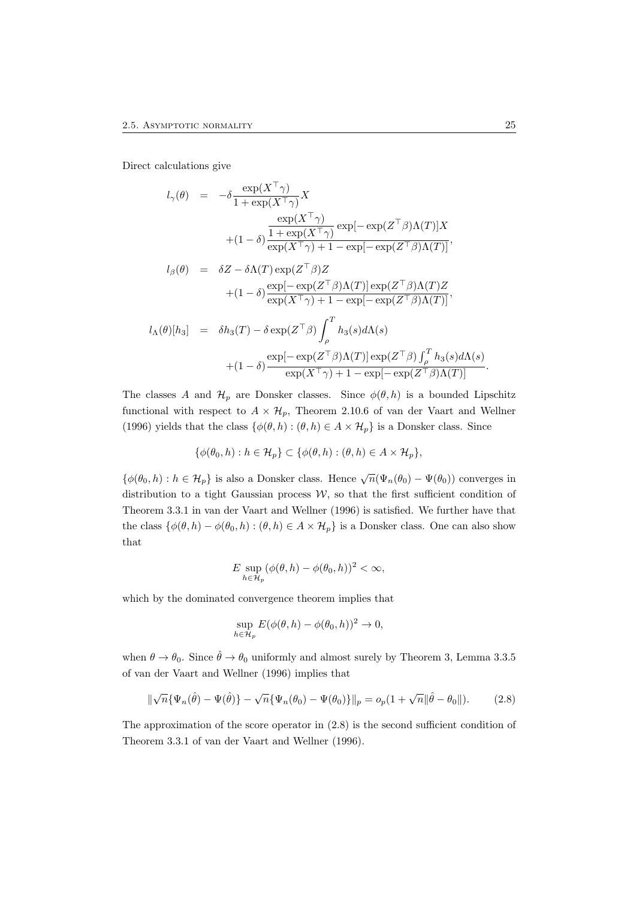Direct calculations give

$$
\begin{aligned}
l_\gamma(\theta) &= -\delta \frac{\exp(X^\top \gamma)}{1+\exp(X^\top \gamma)} X \\
&\quad + (1-\delta) \frac{\frac{\exp(X^\top \gamma)}{1+\exp(X^\top \gamma)} \exp[-\exp(Z^\top \beta)\Lambda(T)] X}{\exp(X^\top \gamma) + 1 - \exp[-\exp(Z^\top \beta)\Lambda(T)]}, \\
l_\beta(\theta) &= \delta Z - \delta \Lambda(T) \exp(Z^\top \beta) Z \\
&\quad + (1-\delta) \frac{\exp[-\exp(Z^\top \beta)\Lambda(T)] \exp(Z^\top \beta) \Lambda(T) Z}{\exp(X^\top \gamma) + 1 - \exp[-\exp(Z^\top \beta)\Lambda(T)]}, \\
l_\Lambda(\theta)[h_3] &= \delta h_3(T) - \delta \exp(Z^\top \beta) \int_\rho^T h_3(s) d\Lambda(s) \\
&\quad + (1-\delta) \frac{\exp[-\exp(Z^\top \beta)\Lambda(T)] \exp(Z^\top \beta) \int_\rho^T h_3(s) d\Lambda(s)}{\exp(X^\top \gamma) + 1 - \exp[-\exp(Z^\top \beta)\Lambda(T)]}.
\end{aligned}
$$

The classes $A$ and $\mathcal{H}_p$ are Donsker classes. Since $\phi(\theta, h)$ is a bounded Lipschitz functional with respect to $A \times \mathcal{H}_p$, Theorem 2.10.6 of van der Vaart and Wellner (1996) yields that the class $\{\phi(\theta, h) : (\theta, h) \in A \times \mathcal{H}_p\}$ is a Donsker class. Since

$$
\{\phi(\theta_0, h) : h \in \mathcal{H}_p\} \subset \{\phi(\theta, h) : (\theta, h) \in A \times \mathcal{H}_p\},
$$

$\{\phi(\theta_0, h) : h \in \mathcal{H}_p\}$ is also a Donsker class. Hence $\sqrt{n}(\Psi_n(\theta_0) - \Psi(\theta_0))$ converges in distribution to a tight Gaussian process $\mathcal{W}$, so that the first sufficient condition of Theorem 3.3.1 in van der Vaart and Wellner (1996) is satisfied. We further have that the class $\{\phi(\theta, h) - \phi(\theta_0, h) : (\theta, h) \in A \times \mathcal{H}_p\}$ is a Donsker class. One can also show that

$$
E \sup_{h \in \mathcal{H}_p} (\phi(\theta, h) - \phi(\theta_0, h))^2 < \infty,
$$

which by the dominated convergence theorem implies that

$$
\sup_{h \in \mathcal{H}_p} E(\phi(\theta, h) - \phi(\theta_0, h))^2 \to 0,
$$

when $\theta \to \theta_0$. Since $\hat{\theta} \to \theta_0$ uniformly and almost surely by Theorem 3, Lemma 3.3.5 of van der Vaart and Wellner (1996) implies that

$$
\|\sqrt{n}\{\Psi_n(\hat{\theta}) - \Psi(\hat{\theta})\} - \sqrt{n}\{\Psi_n(\theta_0) - \Psi(\theta_0)\}\|_p = o_p(1 + \sqrt{n}\|\hat{\theta} - \theta_0\|). \tag{2.8}
$$

The approximation of the score operator in (2.8) is the second sufficient condition of Theorem 3.3.1 of van der Vaart and Wellner (1996).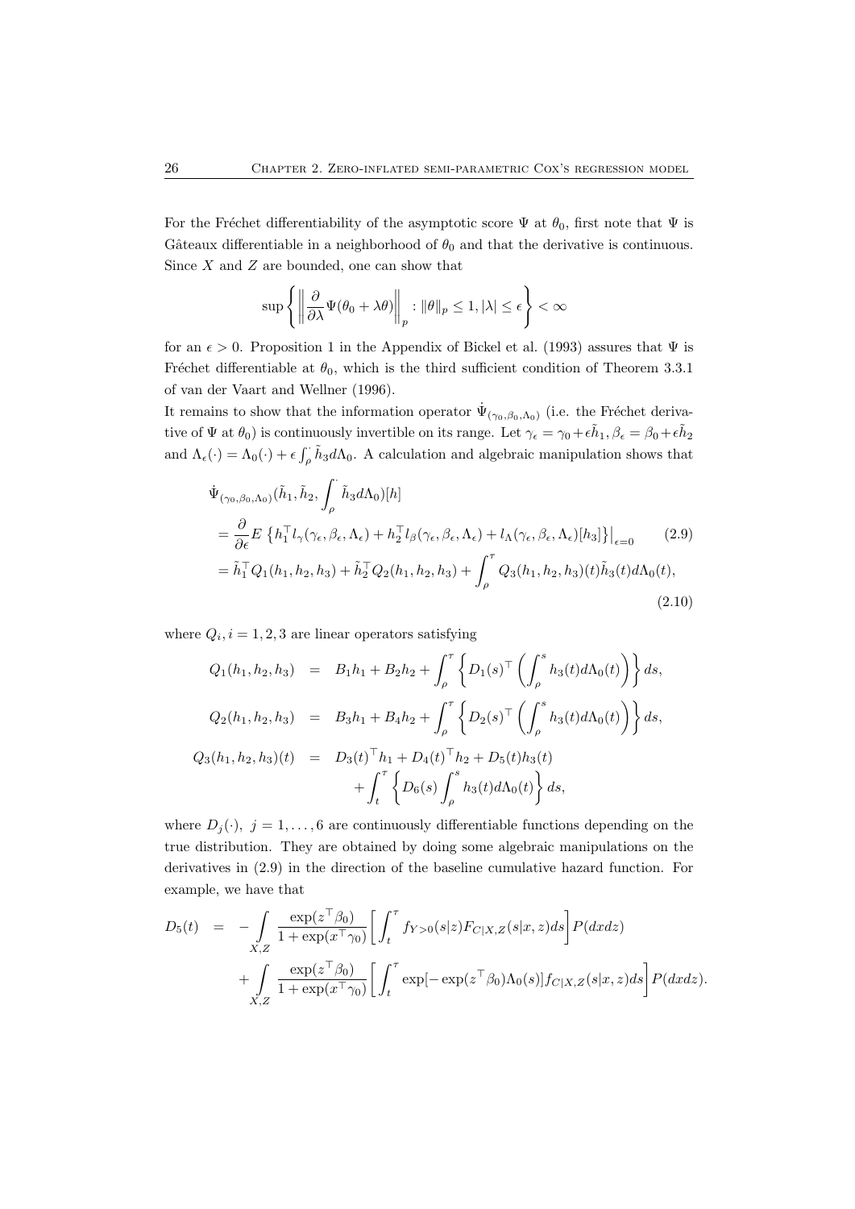For the Fréchet differentiability of the asymptotic score $\Psi$ at $\theta_0$, first note that $\Psi$ is Gâteaux differentiable in a neighborhood of $\theta_0$ and that the derivative is continuous. Since $X$ and $Z$ are bounded, one can show that

$$\sup\left\{\left\|\frac{\partial}{\partial\lambda}\Psi(\theta_0+\lambda\theta)\right\|_p : \|\theta\|_p \le 1, |\lambda|\le\epsilon\right\} < \infty$$

for an $\epsilon > 0$. Proposition 1 in the Appendix of Bickel et al. (1993) assures that $\Psi$ is Fréchet differentiable at $\theta_0$, which is the third sufficient condition of Theorem 3.3.1 of van der Vaart and Wellner (1996).

It remains to show that the information operator $\dot{\Psi}_{(\gamma_0,\beta_0,\Lambda_0)}$ (i.e. the Fréchet derivative of $\Psi$ at $\theta_0$) is continuously invertible on its range. Let $\gamma_\epsilon = \gamma_0 + \epsilon\tilde{h}_1, \beta_\epsilon = \beta_0 + \epsilon\tilde{h}_2$ and $\Lambda_\epsilon(\cdot) = \Lambda_0(\cdot) + \epsilon\int_\rho^\cdot \tilde{h}_3 d\Lambda_0$. A calculation and algebraic manipulation shows that

$$\begin{aligned}
&\dot{\Psi}_{(\gamma_0,\beta_0,\Lambda_0)}(\tilde{h}_1, \tilde{h}_2, \int_\rho^\cdot \tilde{h}_3 d\Lambda_0)[h] \\
&= \frac{\partial}{\partial\epsilon} E\left\{h_1^\top l_\gamma(\gamma_\epsilon,\beta_\epsilon,\Lambda_\epsilon) + h_2^\top l_\beta(\gamma_\epsilon,\beta_\epsilon,\Lambda_\epsilon) + l_\Lambda(\gamma_\epsilon,\beta_\epsilon,\Lambda_\epsilon)[h_3]\right\}\Big|_{\epsilon=0} \qquad (2.9)\\
&= \tilde{h}_1^\top Q_1(h_1,h_2,h_3) + \tilde{h}_2^\top Q_2(h_1,h_2,h_3) + \int_\rho^\tau Q_3(h_1,h_2,h_3)(t)\tilde{h}_3(t)d\Lambda_0(t), \qquad (2.10)
\end{aligned}$$

where $Q_i, i = 1, 2, 3$ are linear operators satisfying

$$\begin{aligned}
Q_1(h_1,h_2,h_3) &= B_1h_1 + B_2h_2 + \int_\rho^\tau \left\{D_1(s)^\top\left(\int_\rho^s h_3(t)d\Lambda_0(t)\right)\right\}ds,\\
Q_2(h_1,h_2,h_3) &= B_3h_1 + B_4h_2 + \int_\rho^\tau \left\{D_2(s)^\top\left(\int_\rho^s h_3(t)d\Lambda_0(t)\right)\right\}ds,\\
Q_3(h_1,h_2,h_3)(t) &= D_3(t)^\top h_1 + D_4(t)^\top h_2 + D_5(t)h_3(t)\\
&\quad + \int_t^\tau \left\{D_6(s)\int_\rho^s h_3(t)d\Lambda_0(t)\right\}ds,
\end{aligned}$$

where $D_j(\cdot),\ j = 1,\ldots,6$ are continuously differentiable functions depending on the true distribution. They are obtained by doing some algebraic manipulations on the derivatives in (2.9) in the direction of the baseline cumulative hazard function. For example, we have that

$$\begin{aligned}
D_5(t) &= -\int_{X,Z} \frac{\exp(z^\top\beta_0)}{1+\exp(x^\top\gamma_0)}\left[\int_t^\tau f_{Y>0}(s|z)F_{C|X,Z}(s|x,z)ds\right]P(dxdz)\\
&\quad + \int_{X,Z} \frac{\exp(z^\top\beta_0)}{1+\exp(x^\top\gamma_0)}\left[\int_t^\tau \exp[-\exp(z^\top\beta_0)\Lambda_0(s)]f_{C|X,Z}(s|x,z)ds\right]P(dxdz).
\end{aligned}$$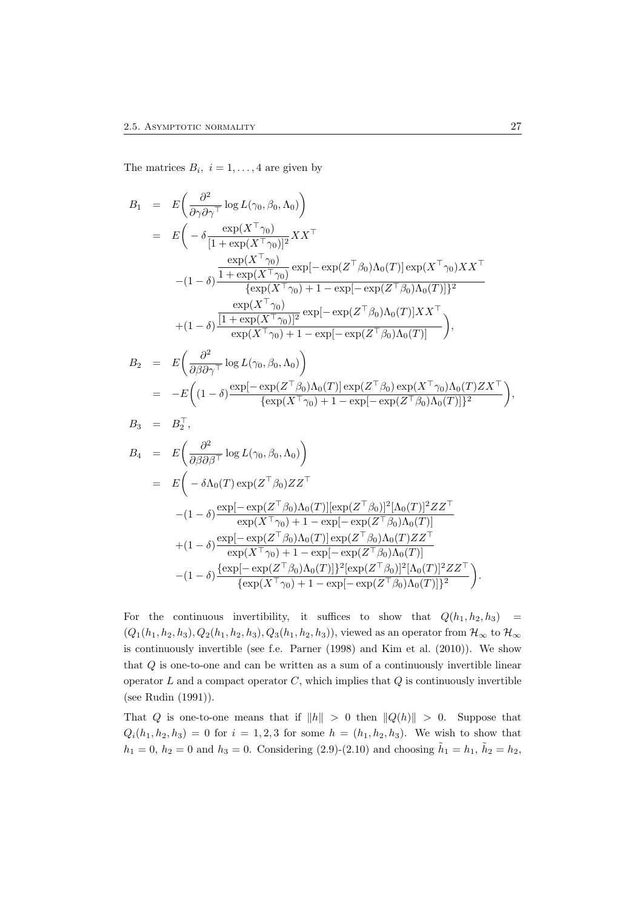The matrices $B_i,\ i = 1, \ldots, 4$ are given by

$$
\begin{aligned}
B_1 &= E\bigg(\frac{\partial^2}{\partial\gamma\partial\gamma^\top}\log L(\gamma_0, \beta_0, \Lambda_0)\bigg) \\
&= E\bigg( -\delta\frac{\exp(X^\top\gamma_0)}{[1+\exp(X^\top\gamma_0)]^2}XX^\top \\
&\quad -(1-\delta)\frac{\dfrac{\exp(X^\top\gamma_0)}{1+\exp(X^\top\gamma_0)}\exp[-\exp(Z^\top\beta_0)\Lambda_0(T)]\exp(X^\top\gamma_0)XX^\top}{\{\exp(X^\top\gamma_0)+1-\exp[-\exp(Z^\top\beta_0)\Lambda_0(T)]\}^2} \\
&\quad +(1-\delta)\frac{\dfrac{\exp(X^\top\gamma_0)}{[1+\exp(X^\top\gamma_0)]^2}\exp[-\exp(Z^\top\beta_0)\Lambda_0(T)]XX^\top}{\exp(X^\top\gamma_0)+1-\exp[-\exp(Z^\top\beta_0)\Lambda_0(T)]}\bigg),
\end{aligned}
$$

$$
\begin{aligned}
B_2 &= E\bigg(\frac{\partial^2}{\partial\beta\partial\gamma^\top}\log L(\gamma_0, \beta_0, \Lambda_0)\bigg) \\
&= -E\bigg((1-\delta)\frac{\exp[-\exp(Z^\top\beta_0)\Lambda_0(T)]\exp(Z^\top\beta_0)\exp(X^\top\gamma_0)\Lambda_0(T)ZX^\top}{\{\exp(X^\top\gamma_0)+1-\exp[-\exp(Z^\top\beta_0)\Lambda_0(T)]\}^2}\bigg),
\end{aligned}
$$

$$
B_3 = B_2^\top,
$$

$$
\begin{aligned}
B_4 &= E\bigg(\frac{\partial^2}{\partial\beta\partial\beta^\top}\log L(\gamma_0, \beta_0, \Lambda_0)\bigg) \\
&= E\bigg( -\delta\Lambda_0(T)\exp(Z^\top\beta_0)ZZ^\top \\
&\quad -(1-\delta)\frac{\exp[-\exp(Z^\top\beta_0)\Lambda_0(T)][\exp(Z^\top\beta_0)]^2[\Lambda_0(T)]^2ZZ^\top}{\exp(X^\top\gamma_0)+1-\exp[-\exp(Z^\top\beta_0)\Lambda_0(T)]} \\
&\quad +(1-\delta)\frac{\exp[-\exp(Z^\top\beta_0)\Lambda_0(T)]\exp(Z^\top\beta_0)\Lambda_0(T)ZZ^\top}{\exp(X^\top\gamma_0)+1-\exp[-\exp(Z^\top\beta_0)\Lambda_0(T)]} \\
&\quad -(1-\delta)\frac{\{\exp[-\exp(Z^\top\beta_0)\Lambda_0(T)]\}^2[\exp(Z^\top\beta_0)]^2[\Lambda_0(T)]^2ZZ^\top}{\{\exp(X^\top\gamma_0)+1-\exp[-\exp(Z^\top\beta_0)\Lambda_0(T)]\}^2}\bigg).
\end{aligned}
$$

For the continuous invertibility, it suffices to show that $Q(h_1, h_2, h_3) = (Q_1(h_1, h_2, h_3), Q_2(h_1, h_2, h_3), Q_3(h_1, h_2, h_3))$, viewed as an operator from $\mathcal{H}_\infty$ to $\mathcal{H}_\infty$ is continuously invertible (see f.e. Parner (1998) and Kim et al. (2010)). We show that $Q$ is one-to-one and can be written as a sum of a continuously invertible linear operator $L$ and a compact operator $C$, which implies that $Q$ is continuously invertible (see Rudin (1991)).

That $Q$ is one-to-one means that if $\|h\| > 0$ then $\|Q(h)\| > 0$. Suppose that $Q_i(h_1, h_2, h_3) = 0$ for $i = 1, 2, 3$ for some $h = (h_1, h_2, h_3)$. We wish to show that $h_1 = 0$, $h_2 = 0$ and $h_3 = 0$. Considering (2.9)-(2.10) and choosing $\tilde{h}_1 = h_1$, $\tilde{h}_2 = h_2$,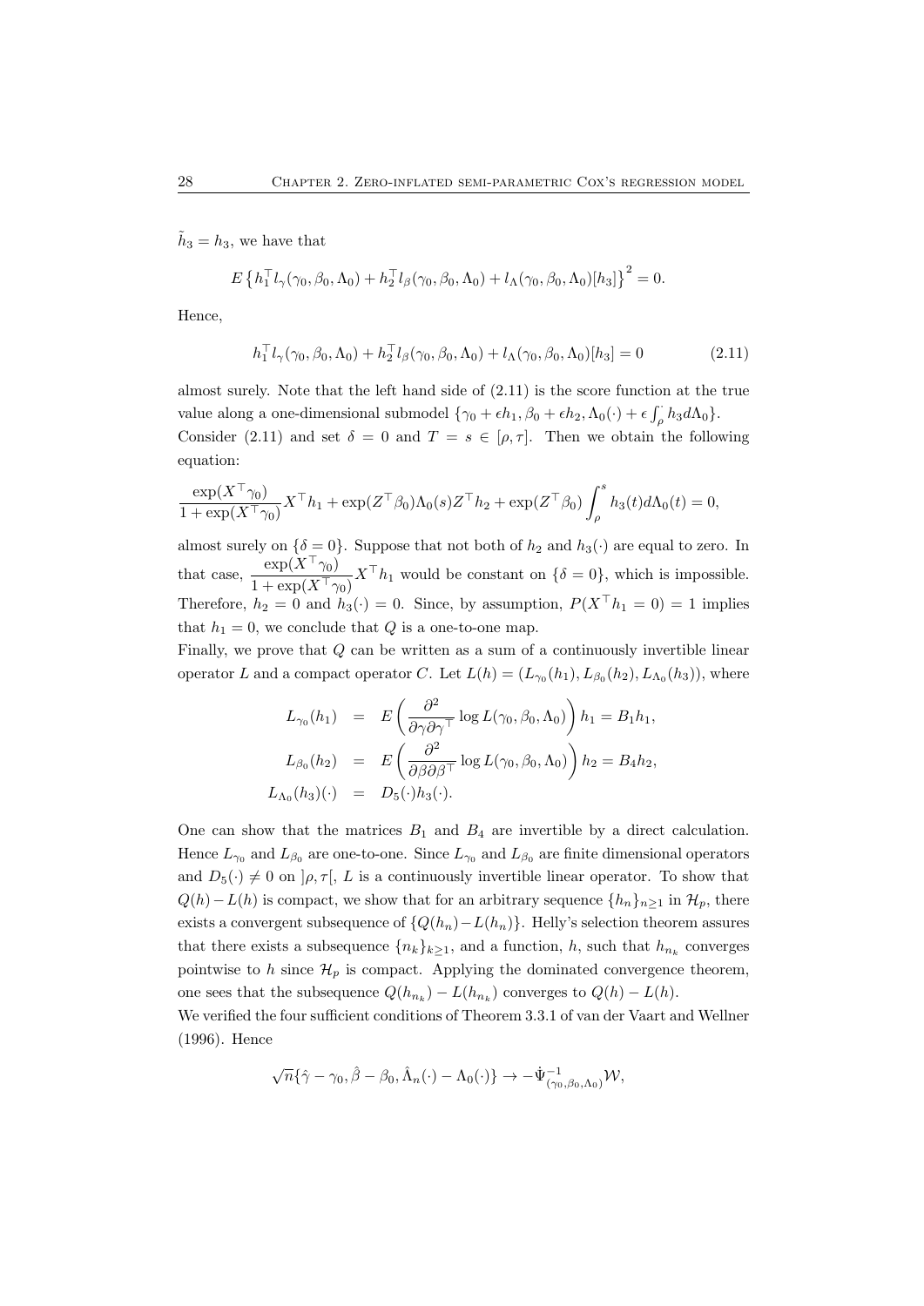$\tilde{h}_3 = h_3$, we have that

$$E\left\{h_1^\top l_\gamma(\gamma_0,\beta_0,\Lambda_0) + h_2^\top l_\beta(\gamma_0,\beta_0,\Lambda_0) + l_\Lambda(\gamma_0,\beta_0,\Lambda_0)[h_3]\right\}^2 = 0.$$

Hence,

$$h_1^\top l_\gamma(\gamma_0,\beta_0,\Lambda_0) + h_2^\top l_\beta(\gamma_0,\beta_0,\Lambda_0) + l_\Lambda(\gamma_0,\beta_0,\Lambda_0)[h_3] = 0 \tag{2.11}$$

almost surely. Note that the left hand side of (2.11) is the score function at the true value along a one-dimensional submodel $\{\gamma_0 + \epsilon h_1, \beta_0 + \epsilon h_2, \Lambda_0(\cdot) + \epsilon \int_\rho^\cdot h_3 d\Lambda_0\}$. Consider (2.11) and set $\delta = 0$ and $T = s \in [\rho, \tau]$. Then we obtain the following equation:

$$\frac{\exp(X^\top\gamma_0)}{1+\exp(X^\top\gamma_0)}X^\top h_1 + \exp(Z^\top\beta_0)\Lambda_0(s)Z^\top h_2 + \exp(Z^\top\beta_0)\int_\rho^s h_3(t)d\Lambda_0(t) = 0,$$

almost surely on $\{\delta = 0\}$. Suppose that not both of $h_2$ and $h_3(\cdot)$ are equal to zero. In that case, $\dfrac{\exp(X^\top\gamma_0)}{1+\exp(X^\top\gamma_0)}X^\top h_1$ would be constant on $\{\delta = 0\}$, which is impossible. Therefore, $h_2 = 0$ and $h_3(\cdot) = 0$. Since, by assumption, $P(X^\top h_1 = 0) = 1$ implies that $h_1 = 0$, we conclude that $Q$ is a one-to-one map.

Finally, we prove that $Q$ can be written as a sum of a continuously invertible linear operator $L$ and a compact operator $C$. Let $L(h) = (L_{\gamma_0}(h_1), L_{\beta_0}(h_2), L_{\Lambda_0}(h_3))$, where

$$\begin{aligned}
L_{\gamma_0}(h_1) &= E\left(\frac{\partial^2}{\partial\gamma\partial\gamma^\top}\log L(\gamma_0,\beta_0,\Lambda_0)\right)h_1 = B_1 h_1,\\
L_{\beta_0}(h_2) &= E\left(\frac{\partial^2}{\partial\beta\partial\beta^\top}\log L(\gamma_0,\beta_0,\Lambda_0)\right)h_2 = B_4 h_2,\\
L_{\Lambda_0}(h_3)(\cdot) &= D_5(\cdot)h_3(\cdot).
\end{aligned}$$

One can show that the matrices $B_1$ and $B_4$ are invertible by a direct calculation. Hence $L_{\gamma_0}$ and $L_{\beta_0}$ are one-to-one. Since $L_{\gamma_0}$ and $L_{\beta_0}$ are finite dimensional operators and $D_5(\cdot) \neq 0$ on $]\rho,\tau[$, $L$ is a continuously invertible linear operator. To show that $Q(h) - L(h)$ is compact, we show that for an arbitrary sequence $\{h_n\}_{n\geq 1}$ in $\mathcal{H}_p$, there exists a convergent subsequence of $\{Q(h_n) - L(h_n)\}$. Helly's selection theorem assures that there exists a subsequence $\{n_k\}_{k\geq 1}$, and a function, $h$, such that $h_{n_k}$ converges pointwise to $h$ since $\mathcal{H}_p$ is compact. Applying the dominated convergence theorem, one sees that the subsequence $Q(h_{n_k}) - L(h_{n_k})$ converges to $Q(h) - L(h)$.

We verified the four sufficient conditions of Theorem 3.3.1 of van der Vaart and Wellner (1996). Hence

$$\sqrt{n}\{\hat{\gamma} - \gamma_0, \hat{\beta} - \beta_0, \hat{\Lambda}_n(\cdot) - \Lambda_0(\cdot)\} \to -\dot{\Psi}^{-1}_{(\gamma_0,\beta_0,\Lambda_0)}\mathcal{W},$$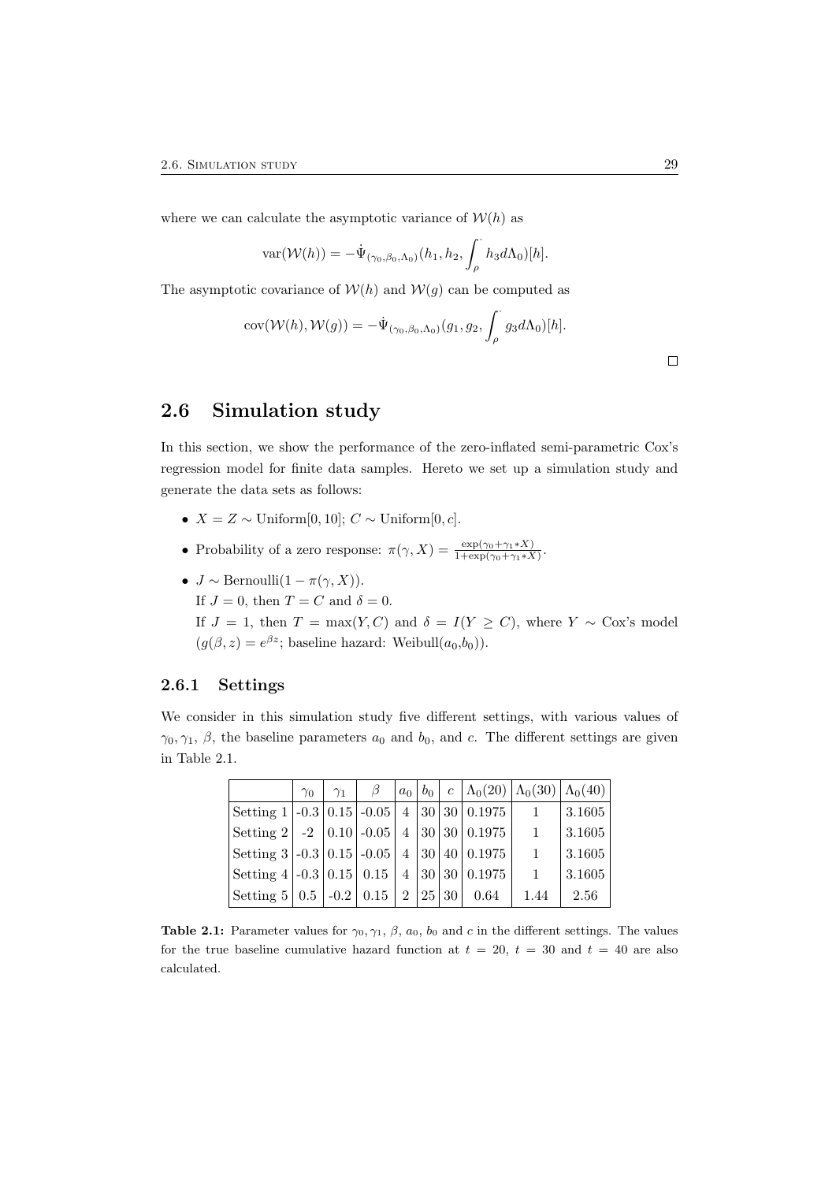where we can calculate the asymptotic variance of $\mathcal{W}(h)$ as

$$\text{var}(\mathcal{W}(h)) = -\dot{\Psi}_{(\gamma_0,\beta_0,\Lambda_0)}(h_1, h_2, \int_\rho^{\cdot} h_3 d\Lambda_0)[h].$$

The asymptotic covariance of $\mathcal{W}(h)$ and $\mathcal{W}(g)$ can be computed as

$$\text{cov}(\mathcal{W}(h), \mathcal{W}(g)) = -\dot{\Psi}_{(\gamma_0,\beta_0,\Lambda_0)}(g_1, g_2, \int_\rho^{\cdot} g_3 d\Lambda_0)[h].$$

□

## 2.6 Simulation study

In this section, we show the performance of the zero-inflated semi-parametric Cox's regression model for finite data samples. Hereto we set up a simulation study and generate the data sets as follows:

- $X = Z \sim \text{Uniform}[0, 10]$; $C \sim \text{Uniform}[0, c]$.
- Probability of a zero response: $\pi(\gamma, X) = \frac{\exp(\gamma_0+\gamma_1 * X)}{1+\exp(\gamma_0+\gamma_1 * X)}$.
- $J \sim \text{Bernoulli}(1 - \pi(\gamma, X))$.
  If $J = 0$, then $T = C$ and $\delta = 0$.
  If $J = 1$, then $T = \max(Y, C)$ and $\delta = I(Y \geq C)$, where $Y \sim$ Cox's model ($g(\beta, z) = e^{\beta z}$; baseline hazard: Weibull($a_0$,$b_0$)).

### 2.6.1 Settings

We consider in this simulation study five different settings, with various values of $\gamma_0, \gamma_1$, $\beta$, the baseline parameters $a_0$ and $b_0$, and $c$. The different settings are given in Table 2.1.

| | $\gamma_0$ | $\gamma_1$ | $\beta$ | $a_0$ | $b_0$ | $c$ | $\Lambda_0(20)$ | $\Lambda_0(30)$ | $\Lambda_0(40)$ |
|---|---|---|---|---|---|---|---|---|---|
| Setting 1 | -0.3 | 0.15 | -0.05 | 4 | 30 | 30 | 0.1975 | 1 | 3.1605 |
| Setting 2 | -2 | 0.10 | -0.05 | 4 | 30 | 30 | 0.1975 | 1 | 3.1605 |
| Setting 3 | -0.3 | 0.15 | -0.05 | 4 | 30 | 40 | 0.1975 | 1 | 3.1605 |
| Setting 4 | -0.3 | 0.15 | 0.15 | 4 | 30 | 30 | 0.1975 | 1 | 3.1605 |
| Setting 5 | 0.5 | -0.2 | 0.15 | 2 | 25 | 30 | 0.64 | 1.44 | 2.56 |

**Table 2.1:** Parameter values for $\gamma_0$, $\gamma_1$, $\beta$, $a_0$, $b_0$ and $c$ in the different settings. The values for the true baseline cumulative hazard function at $t = 20$, $t = 30$ and $t = 40$ are also calculated.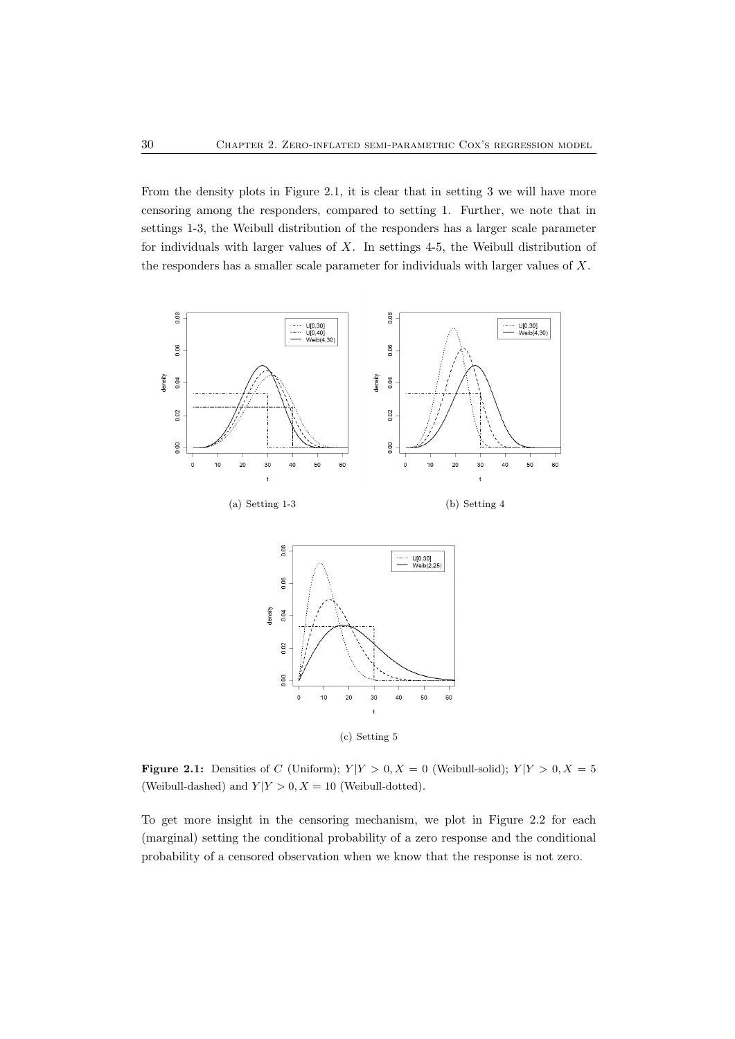From the density plots in Figure 2.1, it is clear that in setting 3 we will have more censoring among the responders, compared to setting 1. Further, we note that in settings 1-3, the Weibull distribution of the responders has a larger scale parameter for individuals with larger values of $X$. In settings 4-5, the Weibull distribution of the responders has a smaller scale parameter for individuals with larger values of $X$.

(a) Setting 1-3

(b) Setting 4

(c) Setting 5

**Figure 2.1:** Densities of $C$ (Uniform); $Y|Y > 0, X = 0$ (Weibull-solid); $Y|Y > 0, X = 5$ (Weibull-dashed) and $Y|Y > 0, X = 10$ (Weibull-dotted).

To get more insight in the censoring mechanism, we plot in Figure 2.2 for each (marginal) setting the conditional probability of a zero response and the conditional probability of a censored observation when we know that the response is not zero.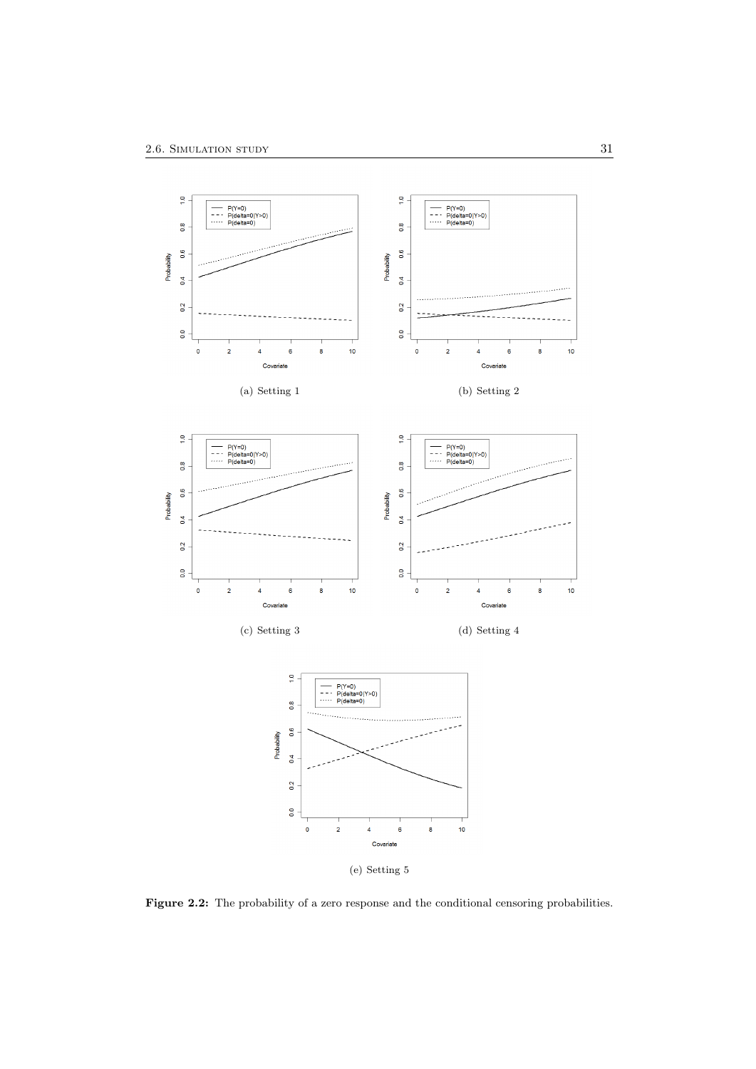(a) Setting 1

(b) Setting 2

(c) Setting 3

(d) Setting 4

(e) Setting 5

**Figure 2.2:** The probability of a zero response and the conditional censoring probabilities.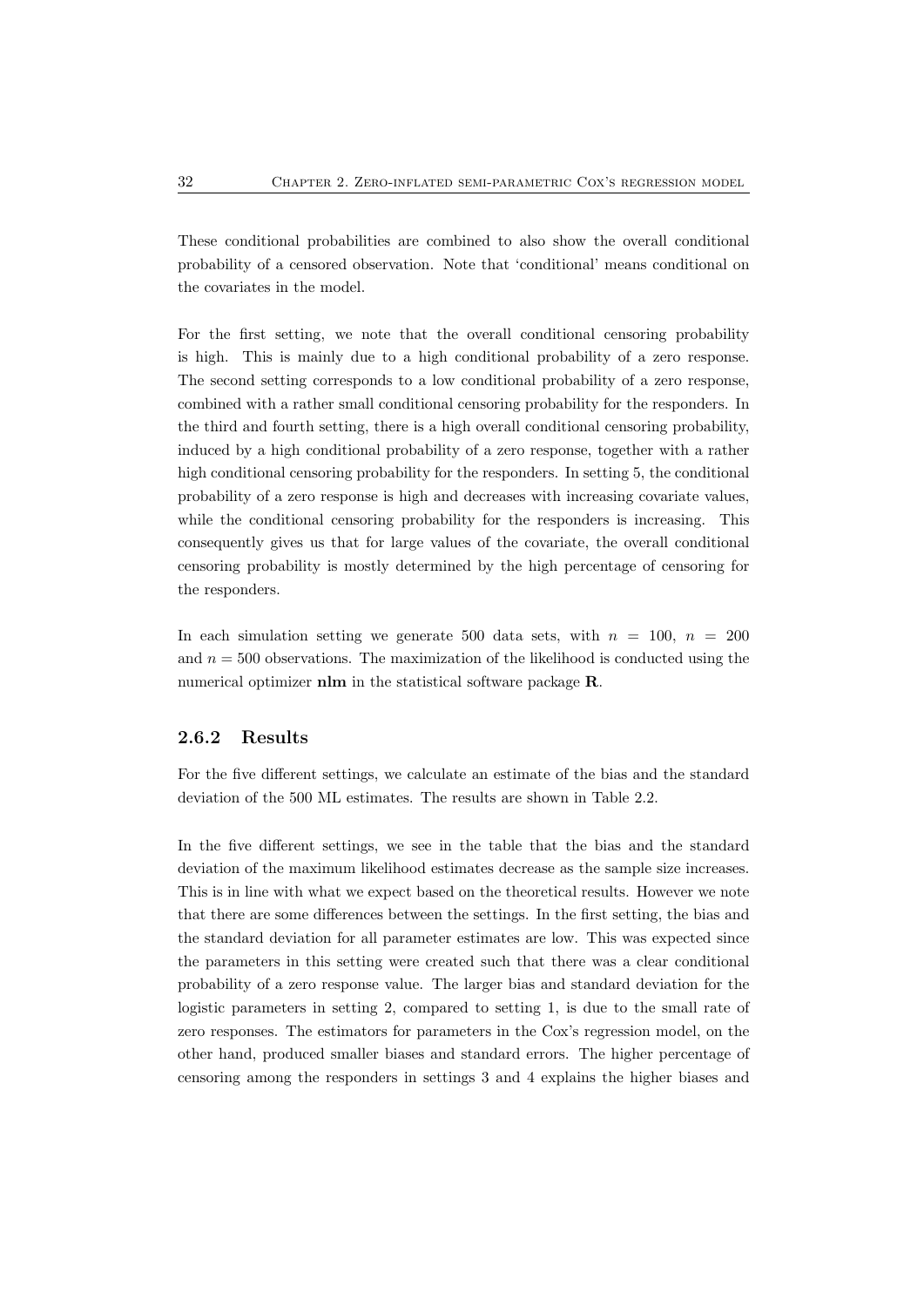These conditional probabilities are combined to also show the overall conditional probability of a censored observation. Note that 'conditional' means conditional on the covariates in the model.

For the first setting, we note that the overall conditional censoring probability is high. This is mainly due to a high conditional probability of a zero response. The second setting corresponds to a low conditional probability of a zero response, combined with a rather small conditional censoring probability for the responders. In the third and fourth setting, there is a high overall conditional censoring probability, induced by a high conditional probability of a zero response, together with a rather high conditional censoring probability for the responders. In setting 5, the conditional probability of a zero response is high and decreases with increasing covariate values, while the conditional censoring probability for the responders is increasing. This consequently gives us that for large values of the covariate, the overall conditional censoring probability is mostly determined by the high percentage of censoring for the responders.

In each simulation setting we generate 500 data sets, with $n = 100$, $n = 200$ and $n = 500$ observations. The maximization of the likelihood is conducted using the numerical optimizer **nlm** in the statistical software package **R**.

### 2.6.2 Results

For the five different settings, we calculate an estimate of the bias and the standard deviation of the 500 ML estimates. The results are shown in Table 2.2.

In the five different settings, we see in the table that the bias and the standard deviation of the maximum likelihood estimates decrease as the sample size increases. This is in line with what we expect based on the theoretical results. However we note that there are some differences between the settings. In the first setting, the bias and the standard deviation for all parameter estimates are low. This was expected since the parameters in this setting were created such that there was a clear conditional probability of a zero response value. The larger bias and standard deviation for the logistic parameters in setting 2, compared to setting 1, is due to the small rate of zero responses. The estimators for parameters in the Cox's regression model, on the other hand, produced smaller biases and standard errors. The higher percentage of censoring among the responders in settings 3 and 4 explains the higher biases and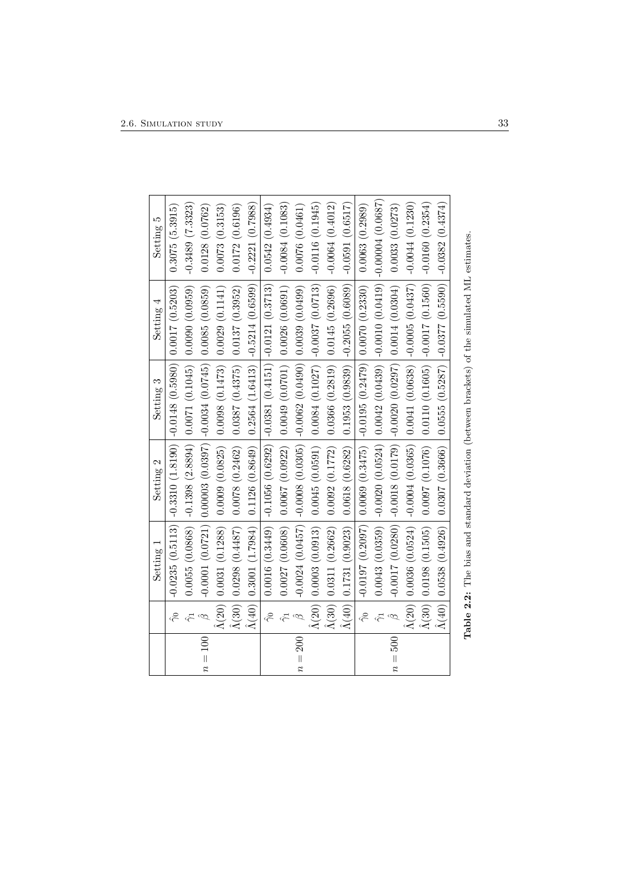| | | Setting 1 | Setting 2 | Setting 3 | Setting 4 | Setting 5 |
|---|---|---|---|---|---|---|
| | $\hat{\gamma}_0$ | -0.0235 (0.5113) | -0.3310 (1.8190) | -0.0148 (0.5980) | 0.0017 (0.5203) | 0.3075 (5.3915) |
| | $\hat{\gamma}_1$ | 0.0055 (0.0868) | -0.1398 (2.8894) | 0.0071 (0.1045) | 0.0090 (0.0959) | -0.3489 (7.3323) |
| $n = 100$ | $\hat{\beta}$ | -0.0001 (0.0721) | 0.00003 (0.0397) | -0.0034 (0.0745) | 0.0085 (0.0859) | 0.0128 (0.0762) |
| | $\hat{\Lambda}(20)$ | 0.0031 (0.1288) | 0.0009 (0.0825) | 0.0098 (0.1473) | 0.0029 (0.1141) | 0.0073 (0.3153) |
| | $\hat{\Lambda}(30)$ | 0.0298 (0.4487) | 0.0078 (0.2462) | 0.0387 (0.4375) | 0.0137 (0.3952) | 0.0172 (0.6196) |
| | $\hat{\Lambda}(40)$ | 0.3001 (1.7984) | 0.1126 (0.8649) | 0.2564 (1.6413) | -0.5214 (0.6599) | -0.2221 (0.7988) |
| | $\hat{\gamma}_0$ | 0.0016 (0.3449) | -0.1056 (0.6292) | -0.0381 (0.4151) | -0.0121 (0.3713) | 0.0542 (0.4934) |
| | $\hat{\gamma}_1$ | 0.0027 (0.0608) | 0.0067 (0.0922) | 0.0049 (0.0701) | 0.0026 (0.0691) | -0.0084 (0.1083) |
| $n = 200$ | $\hat{\beta}$ | -0.0024 (0.0457) | -0.0008 (0.0305) | -0.0062 (0.0490) | 0.0039 (0.0499) | 0.0076 (0.0461) |
| | $\hat{\Lambda}(20)$ | 0.0003 (0.0913) | 0.0045 (0.0591) | 0.0084 (0.1027) | -0.0037 (0.0713) | -0.0116 (0.1945) |
| | $\hat{\Lambda}(30)$ | 0.0311 (0.2662) | 0.0092 (0.1772) | 0.0366 (0.2819) | 0.0145 (0.2696) | -0.0064 (0.4012) |
| | $\hat{\Lambda}(40)$ | 0.1731 (0.9023) | 0.0618 (0.6282) | 0.1953 (0.9839) | -0.2055 (0.6089) | -0.0591 (0.6517) |
| | $\hat{\gamma}_0$ | -0.0197 (0.2097) | 0.0069 (0.3475) | -0.0195 (0.2479) | 0.0070 (0.2330) | 0.0063 (0.2989) |
| | $\hat{\gamma}_1$ | 0.0043 (0.0359) | -0.0020 (0.0524) | 0.0042 (0.0439) | -0.0010 (0.0419) | -0.00004 (0.0687) |
| $n = 500$ | $\hat{\beta}$ | -0.0017 (0.0280) | -0.0018 (0.0179) | -0.0020 (0.0297) | 0.0014 (0.0304) | 0.0033 (0.0273) |
| | $\hat{\Lambda}(20)$ | 0.0036 (0.0524) | -0.0004 (0.0365) | 0.0041 (0.0638) | -0.0005 (0.0437) | -0.0044 (0.1230) |
| | $\hat{\Lambda}(30)$ | 0.0198 (0.1505) | 0.0097 (0.1076) | 0.0110 (0.1605) | -0.0017 (0.1560) | -0.0160 (0.2354) |
| | $\hat{\Lambda}(40)$ | 0.0538 (0.4926) | 0.0307 (0.3666) | 0.0555 (0.5287) | -0.0377 (0.5590) | -0.0382 (0.4374) |

**Table 2.2:** The bias and standard deviation (between brackets) of the simulated ML estimates.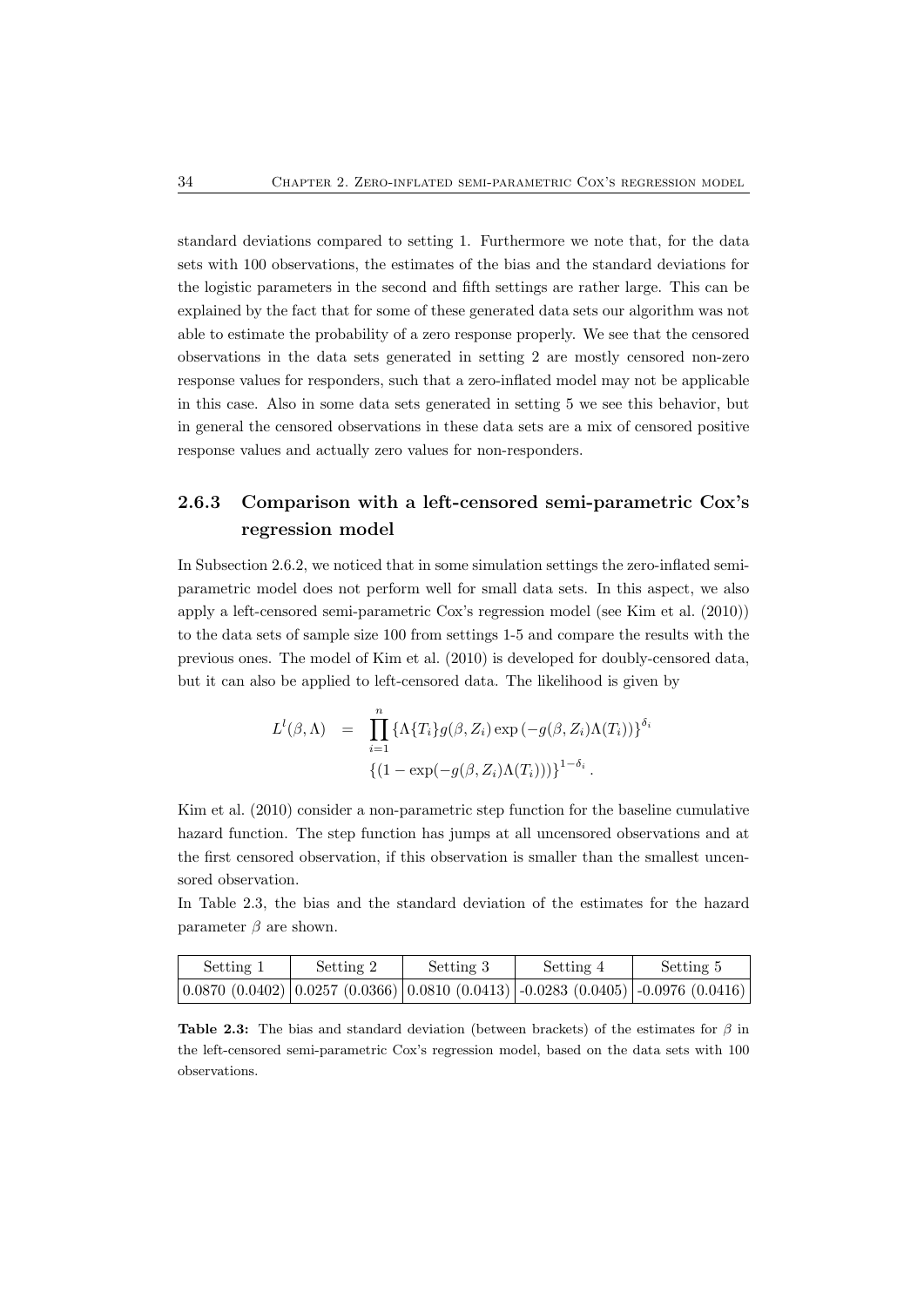standard deviations compared to setting 1. Furthermore we note that, for the data sets with 100 observations, the estimates of the bias and the standard deviations for the logistic parameters in the second and fifth settings are rather large. This can be explained by the fact that for some of these generated data sets our algorithm was not able to estimate the probability of a zero response properly. We see that the censored observations in the data sets generated in setting 2 are mostly censored non-zero response values for responders, such that a zero-inflated model may not be applicable in this case. Also in some data sets generated in setting 5 we see this behavior, but in general the censored observations in these data sets are a mix of censored positive response values and actually zero values for non-responders.

### 2.6.3 Comparison with a left-censored semi-parametric Cox's regression model

In Subsection 2.6.2, we noticed that in some simulation settings the zero-inflated semi-parametric model does not perform well for small data sets. In this aspect, we also apply a left-censored semi-parametric Cox's regression model (see Kim et al. (2010)) to the data sets of sample size 100 from settings 1-5 and compare the results with the previous ones. The model of Kim et al. (2010) is developed for doubly-censored data, but it can also be applied to left-censored data. The likelihood is given by

$$
\begin{aligned}
L^l(\beta, \Lambda) &= \prod_{i=1}^{n} \{\Lambda\{T_i\} g(\beta, Z_i) \exp\left(-g(\beta, Z_i)\Lambda(T_i)\right)\}^{\delta_i} \\
&\quad \{(1 - \exp(-g(\beta, Z_i)\Lambda(T_i)))\}^{1-\delta_i}.
\end{aligned}
$$

Kim et al. (2010) consider a non-parametric step function for the baseline cumulative hazard function. The step function has jumps at all uncensored observations and at the first censored observation, if this observation is smaller than the smallest uncensored observation.

In Table 2.3, the bias and the standard deviation of the estimates for the hazard parameter $\beta$ are shown.

| Setting 1 | Setting 2 | Setting 3 | Setting 4 | Setting 5 |
|---|---|---|---|---|
| 0.0870 (0.0402) | 0.0257 (0.0366) | 0.0810 (0.0413) | -0.0283 (0.0405) | -0.0976 (0.0416) |

**Table 2.3:** The bias and standard deviation (between brackets) of the estimates for $\beta$ in the left-censored semi-parametric Cox's regression model, based on the data sets with 100 observations.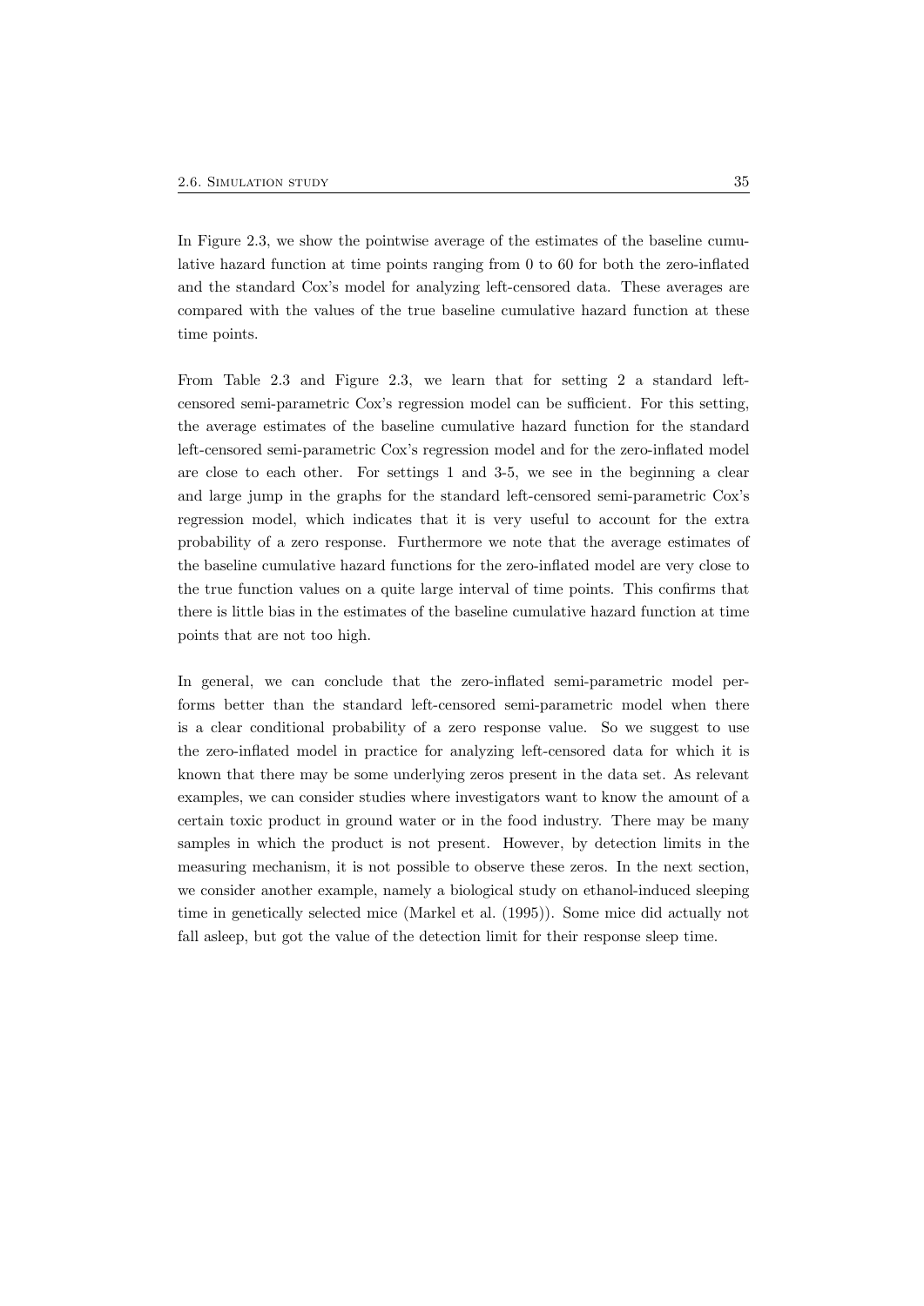In Figure 2.3, we show the pointwise average of the estimates of the baseline cumulative hazard function at time points ranging from 0 to 60 for both the zero-inflated and the standard Cox's model for analyzing left-censored data. These averages are compared with the values of the true baseline cumulative hazard function at these time points.

From Table 2.3 and Figure 2.3, we learn that for setting 2 a standard left-censored semi-parametric Cox's regression model can be sufficient. For this setting, the average estimates of the baseline cumulative hazard function for the standard left-censored semi-parametric Cox's regression model and for the zero-inflated model are close to each other. For settings 1 and 3-5, we see in the beginning a clear and large jump in the graphs for the standard left-censored semi-parametric Cox's regression model, which indicates that it is very useful to account for the extra probability of a zero response. Furthermore we note that the average estimates of the baseline cumulative hazard functions for the zero-inflated model are very close to the true function values on a quite large interval of time points. This confirms that there is little bias in the estimates of the baseline cumulative hazard function at time points that are not too high.

In general, we can conclude that the zero-inflated semi-parametric model performs better than the standard left-censored semi-parametric model when there is a clear conditional probability of a zero response value. So we suggest to use the zero-inflated model in practice for analyzing left-censored data for which it is known that there may be some underlying zeros present in the data set. As relevant examples, we can consider studies where investigators want to know the amount of a certain toxic product in ground water or in the food industry. There may be many samples in which the product is not present. However, by detection limits in the measuring mechanism, it is not possible to observe these zeros. In the next section, we consider another example, namely a biological study on ethanol-induced sleeping time in genetically selected mice (Markel et al. (1995)). Some mice did actually not fall asleep, but got the value of the detection limit for their response sleep time.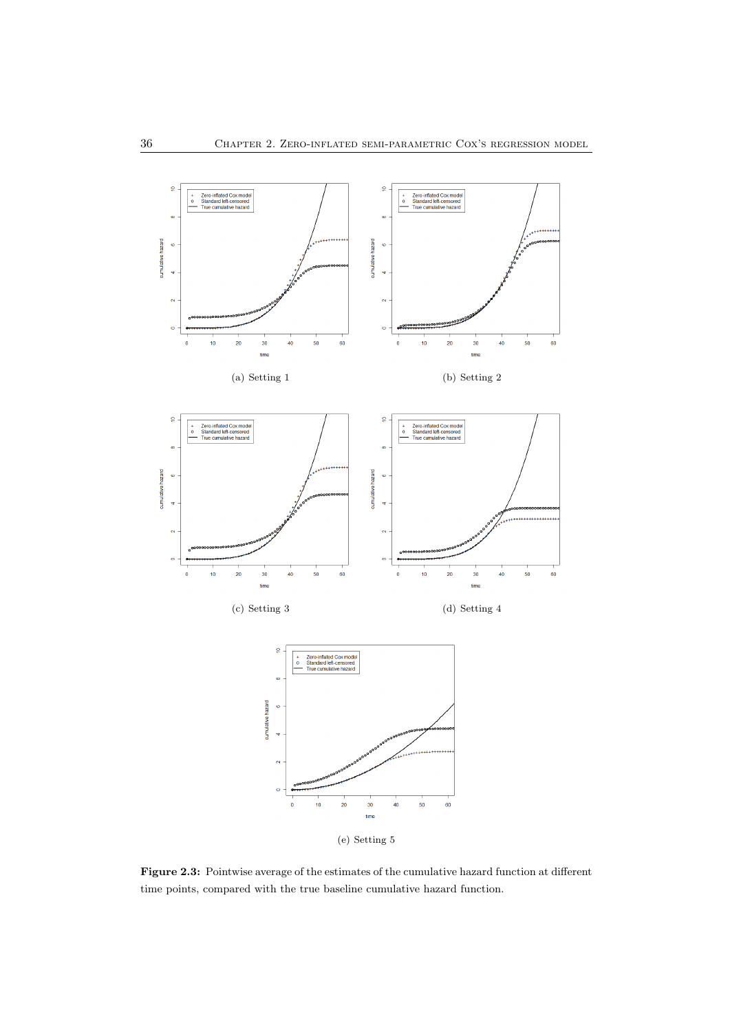(a) Setting 1

(b) Setting 2

(c) Setting 3

(d) Setting 4

(e) Setting 5

**Figure 2.3:** Pointwise average of the estimates of the cumulative hazard function at different time points, compared with the true baseline cumulative hazard function.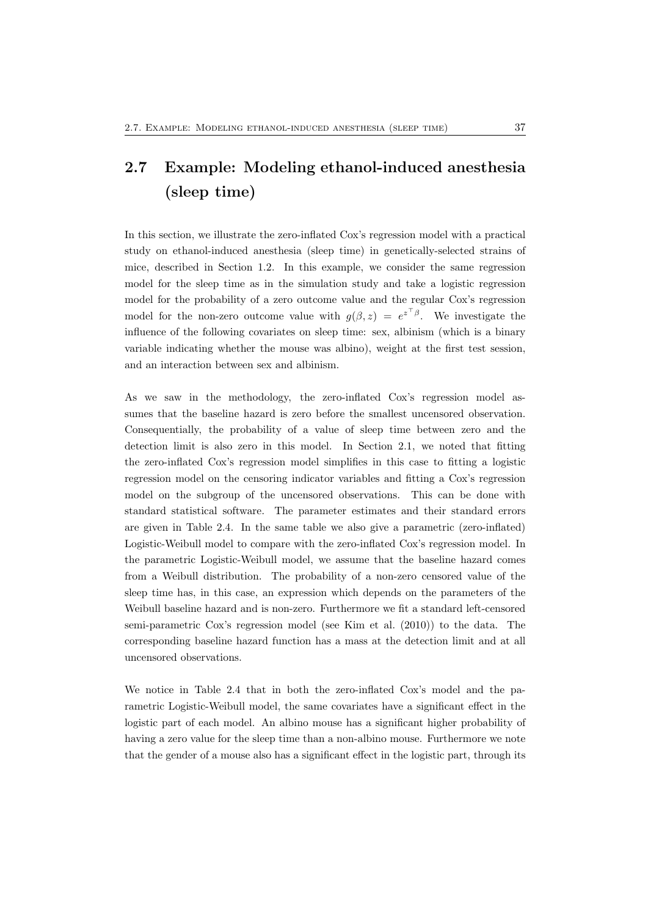## 2.7 Example: Modeling ethanol-induced anesthesia (sleep time)

In this section, we illustrate the zero-inflated Cox's regression model with a practical study on ethanol-induced anesthesia (sleep time) in genetically-selected strains of mice, described in Section 1.2. In this example, we consider the same regression model for the sleep time as in the simulation study and take a logistic regression model for the probability of a zero outcome value and the regular Cox's regression model for the non-zero outcome value with $g(\beta, z) = e^{z^\top \beta}$. We investigate the influence of the following covariates on sleep time: sex, albinism (which is a binary variable indicating whether the mouse was albino), weight at the first test session, and an interaction between sex and albinism.

As we saw in the methodology, the zero-inflated Cox's regression model assumes that the baseline hazard is zero before the smallest uncensored observation. Consequentially, the probability of a value of sleep time between zero and the detection limit is also zero in this model. In Section 2.1, we noted that fitting the zero-inflated Cox's regression model simplifies in this case to fitting a logistic regression model on the censoring indicator variables and fitting a Cox's regression model on the subgroup of the uncensored observations. This can be done with standard statistical software. The parameter estimates and their standard errors are given in Table 2.4. In the same table we also give a parametric (zero-inflated) Logistic-Weibull model to compare with the zero-inflated Cox's regression model. In the parametric Logistic-Weibull model, we assume that the baseline hazard comes from a Weibull distribution. The probability of a non-zero censored value of the sleep time has, in this case, an expression which depends on the parameters of the Weibull baseline hazard and is non-zero. Furthermore we fit a standard left-censored semi-parametric Cox's regression model (see Kim et al. (2010)) to the data. The corresponding baseline hazard function has a mass at the detection limit and at all uncensored observations.

We notice in Table 2.4 that in both the zero-inflated Cox's model and the parametric Logistic-Weibull model, the same covariates have a significant effect in the logistic part of each model. An albino mouse has a significant higher probability of having a zero value for the sleep time than a non-albino mouse. Furthermore we note that the gender of a mouse also has a significant effect in the logistic part, through its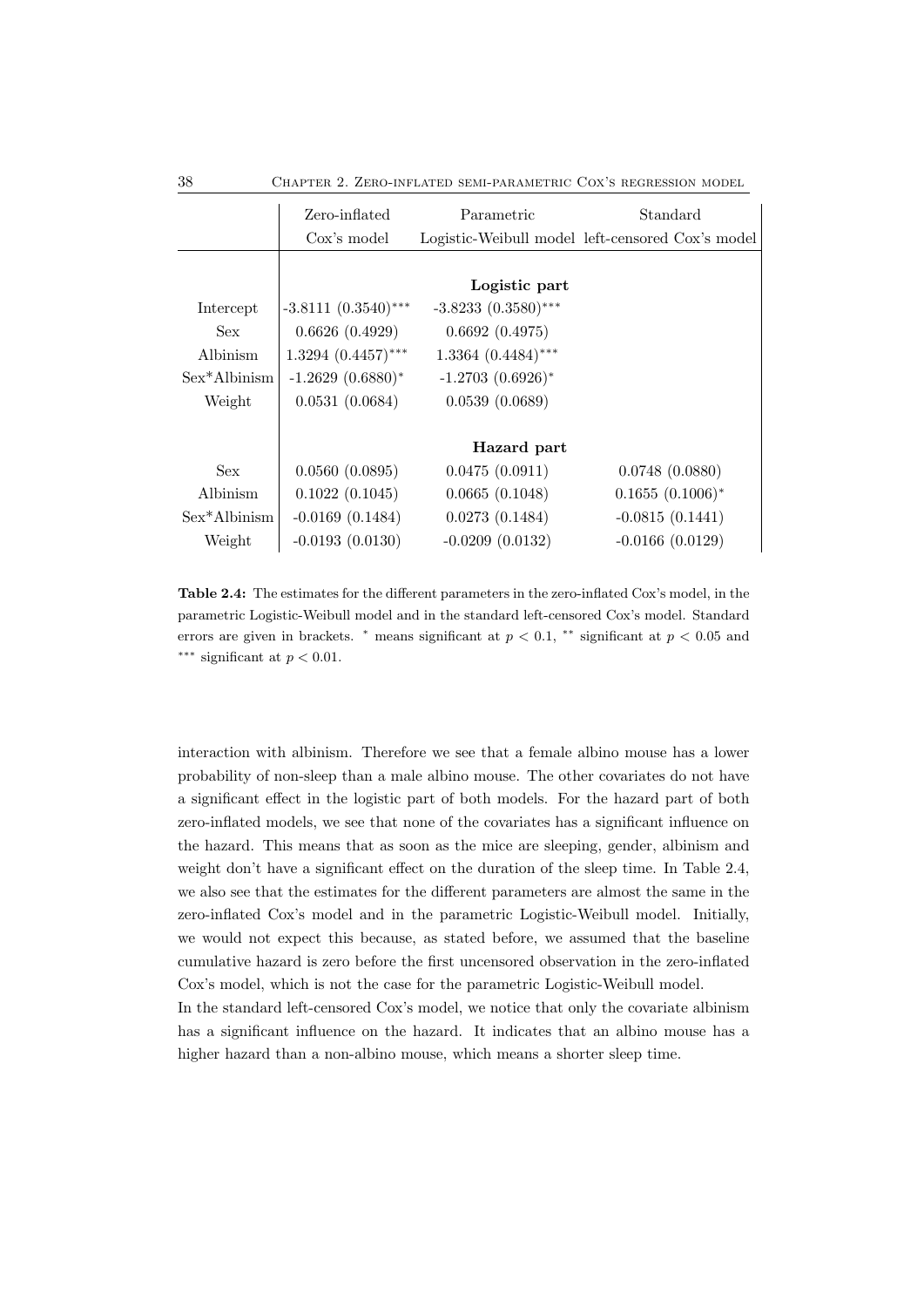| | Zero-inflated Cox's model | Parametric Logistic-Weibull model | Standard left-censored Cox's model |
|---|---|---|---|
| | | **Logistic part** | |
| Intercept | -3.8111 (0.3540)$^{***}$ | -3.8233 (0.3580)$^{***}$ | |
| Sex | 0.6626 (0.4929) | 0.6692 (0.4975) | |
| Albinism | 1.3294 (0.4457)$^{***}$ | 1.3364 (0.4484)$^{***}$ | |
| Sex*Albinism | -1.2629 (0.6880)$^{*}$ | -1.2703 (0.6926)$^{*}$ | |
| Weight | 0.0531 (0.0684) | 0.0539 (0.0689) | |
| | | **Hazard part** | |
| Sex | 0.0560 (0.0895) | 0.0475 (0.0911) | 0.0748 (0.0880) |
| Albinism | 0.1022 (0.1045) | 0.0665 (0.1048) | 0.1655 (0.1006)$^{*}$ |
| Sex*Albinism | -0.0169 (0.1484) | 0.0273 (0.1484) | -0.0815 (0.1441) |
| Weight | -0.0193 (0.0130) | -0.0209 (0.0132) | -0.0166 (0.0129) |

**Table 2.4:** The estimates for the different parameters in the zero-inflated Cox's model, in the parametric Logistic-Weibull model and in the standard left-censored Cox's model. Standard errors are given in brackets. $^{*}$ means significant at $p < 0.1$, $^{**}$ significant at $p < 0.05$ and $^{***}$ significant at $p < 0.01$.

interaction with albinism. Therefore we see that a female albino mouse has a lower probability of non-sleep than a male albino mouse. The other covariates do not have a significant effect in the logistic part of both models. For the hazard part of both zero-inflated models, we see that none of the covariates has a significant influence on the hazard. This means that as soon as the mice are sleeping, gender, albinism and weight don't have a significant effect on the duration of the sleep time. In Table 2.4, we also see that the estimates for the different parameters are almost the same in the zero-inflated Cox's model and in the parametric Logistic-Weibull model. Initially, we would not expect this because, as stated before, we assumed that the baseline cumulative hazard is zero before the first uncensored observation in the zero-inflated Cox's model, which is not the case for the parametric Logistic-Weibull model.
In the standard left-censored Cox's model, we notice that only the covariate albinism has a significant influence on the hazard. It indicates that an albino mouse has a higher hazard than a non-albino mouse, which means a shorter sleep time.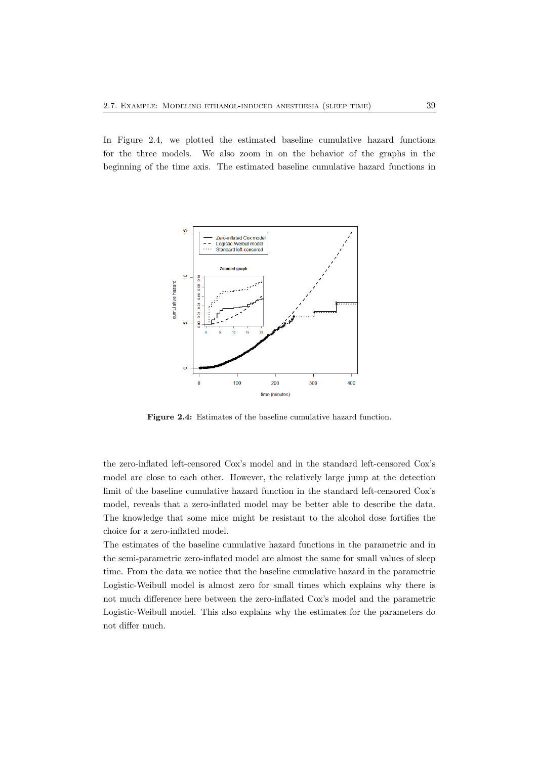In Figure 2.4, we plotted the estimated baseline cumulative hazard functions for the three models. We also zoom in on the behavior of the graphs in the beginning of the time axis. The estimated baseline cumulative hazard functions in

**Figure 2.4:** Estimates of the baseline cumulative hazard function.

the zero-inflated left-censored Cox's model and in the standard left-censored Cox's model are close to each other. However, the relatively large jump at the detection limit of the baseline cumulative hazard function in the standard left-censored Cox's model, reveals that a zero-inflated model may be better able to describe the data. The knowledge that some mice might be resistant to the alcohol dose fortifies the choice for a zero-inflated model.

The estimates of the baseline cumulative hazard functions in the parametric and in the semi-parametric zero-inflated model are almost the same for small values of sleep time. From the data we notice that the baseline cumulative hazard in the parametric Logistic-Weibull model is almost zero for small times which explains why there is not much difference here between the zero-inflated Cox's model and the parametric Logistic-Weibull model. This also explains why the estimates for the parameters do not differ much.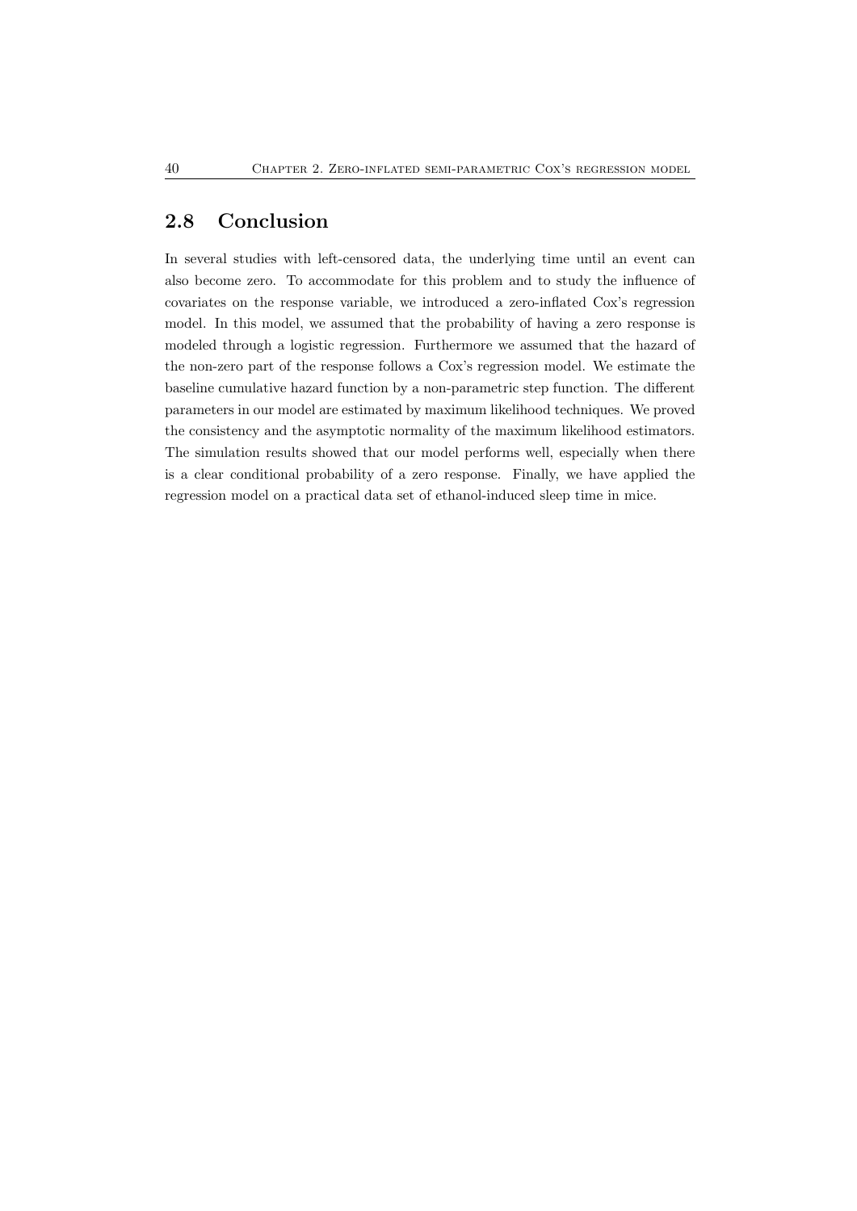## 2.8 Conclusion

In several studies with left-censored data, the underlying time until an event can also become zero. To accommodate for this problem and to study the influence of covariates on the response variable, we introduced a zero-inflated Cox's regression model. In this model, we assumed that the probability of having a zero response is modeled through a logistic regression. Furthermore we assumed that the hazard of the non-zero part of the response follows a Cox's regression model. We estimate the baseline cumulative hazard function by a non-parametric step function. The different parameters in our model are estimated by maximum likelihood techniques. We proved the consistency and the asymptotic normality of the maximum likelihood estimators. The simulation results showed that our model performs well, especially when there is a clear conditional probability of a zero response. Finally, we have applied the regression model on a practical data set of ethanol-induced sleep time in mice.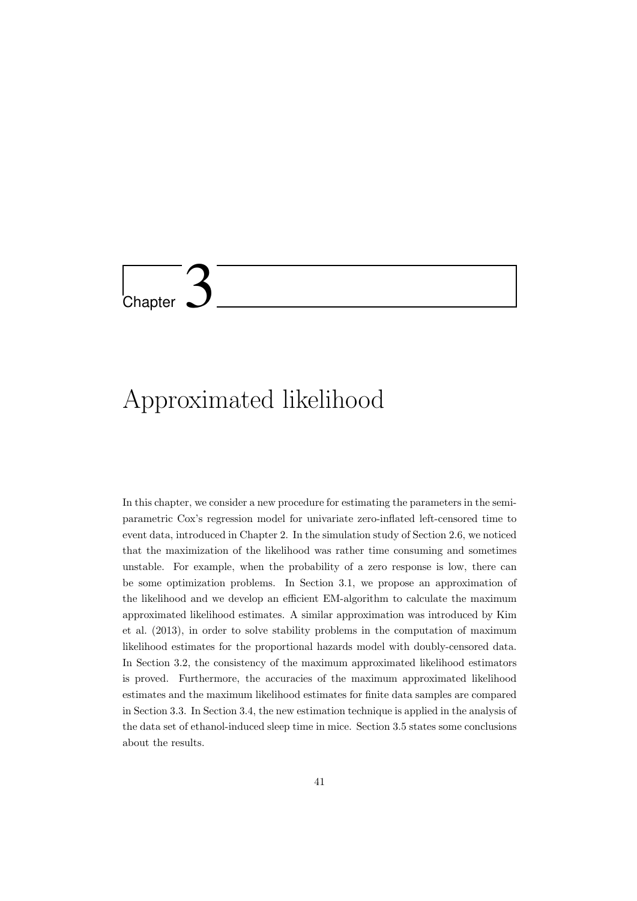# Chapter 3

# Approximated likelihood

In this chapter, we consider a new procedure for estimating the parameters in the semi-parametric Cox's regression model for univariate zero-inflated left-censored time to event data, introduced in Chapter 2. In the simulation study of Section 2.6, we noticed that the maximization of the likelihood was rather time consuming and sometimes unstable. For example, when the probability of a zero response is low, there can be some optimization problems. In Section 3.1, we propose an approximation of the likelihood and we develop an efficient EM-algorithm to calculate the maximum approximated likelihood estimates. A similar approximation was introduced by Kim et al. (2013), in order to solve stability problems in the computation of maximum likelihood estimates for the proportional hazards model with doubly-censored data. In Section 3.2, the consistency of the maximum approximated likelihood estimators is proved. Furthermore, the accuracies of the maximum approximated likelihood estimates and the maximum likelihood estimates for finite data samples are compared in Section 3.3. In Section 3.4, the new estimation technique is applied in the analysis of the data set of ethanol-induced sleep time in mice. Section 3.5 states some conclusions about the results.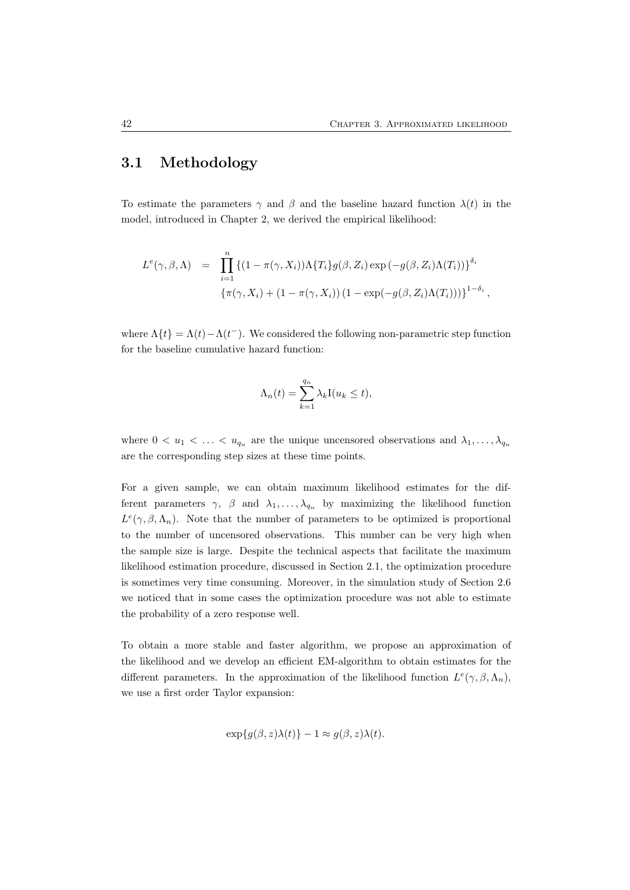## 3.1 Methodology

To estimate the parameters $\gamma$ and $\beta$ and the baseline hazard function $\lambda(t)$ in the model, introduced in Chapter 2, we derived the empirical likelihood:

$$
\begin{aligned}
L^e(\gamma, \beta, \Lambda) &= \prod_{i=1}^{n} \left\{(1 - \pi(\gamma, X_i))\Lambda\{T_i\} g(\beta, Z_i) \exp\left(-g(\beta, Z_i)\Lambda(T_i)\right)\right\}^{\delta_i} \\
&\quad \left\{\pi(\gamma, X_i) + (1 - \pi(\gamma, X_i))\left(1 - \exp(-g(\beta, Z_i)\Lambda(T_i))\right)\right\}^{1-\delta_i},
\end{aligned}
$$

where $\Lambda\{t\} = \Lambda(t) - \Lambda(t^-)$. We considered the following non-parametric step function for the baseline cumulative hazard function:

$$
\Lambda_n(t) = \sum_{k=1}^{q_n} \lambda_k \mathrm{I}(u_k \leq t),
$$

where $0 < u_1 < \ldots < u_{q_n}$ are the unique uncensored observations and $\lambda_1, \ldots, \lambda_{q_n}$ are the corresponding step sizes at these time points.

For a given sample, we can obtain maximum likelihood estimates for the different parameters $\gamma$, $\beta$ and $\lambda_1, \ldots, \lambda_{q_n}$ by maximizing the likelihood function $L^e(\gamma, \beta, \Lambda_n)$. Note that the number of parameters to be optimized is proportional to the number of uncensored observations. This number can be very high when the sample size is large. Despite the technical aspects that facilitate the maximum likelihood estimation procedure, discussed in Section 2.1, the optimization procedure is sometimes very time consuming. Moreover, in the simulation study of Section 2.6 we noticed that in some cases the optimization procedure was not able to estimate the probability of a zero response well.

To obtain a more stable and faster algorithm, we propose an approximation of the likelihood and we develop an efficient EM-algorithm to obtain estimates for the different parameters. In the approximation of the likelihood function $L^e(\gamma, \beta, \Lambda_n)$, we use a first order Taylor expansion:

$$
\exp\{g(\beta, z)\lambda(t)\} - 1 \approx g(\beta, z)\lambda(t).
$$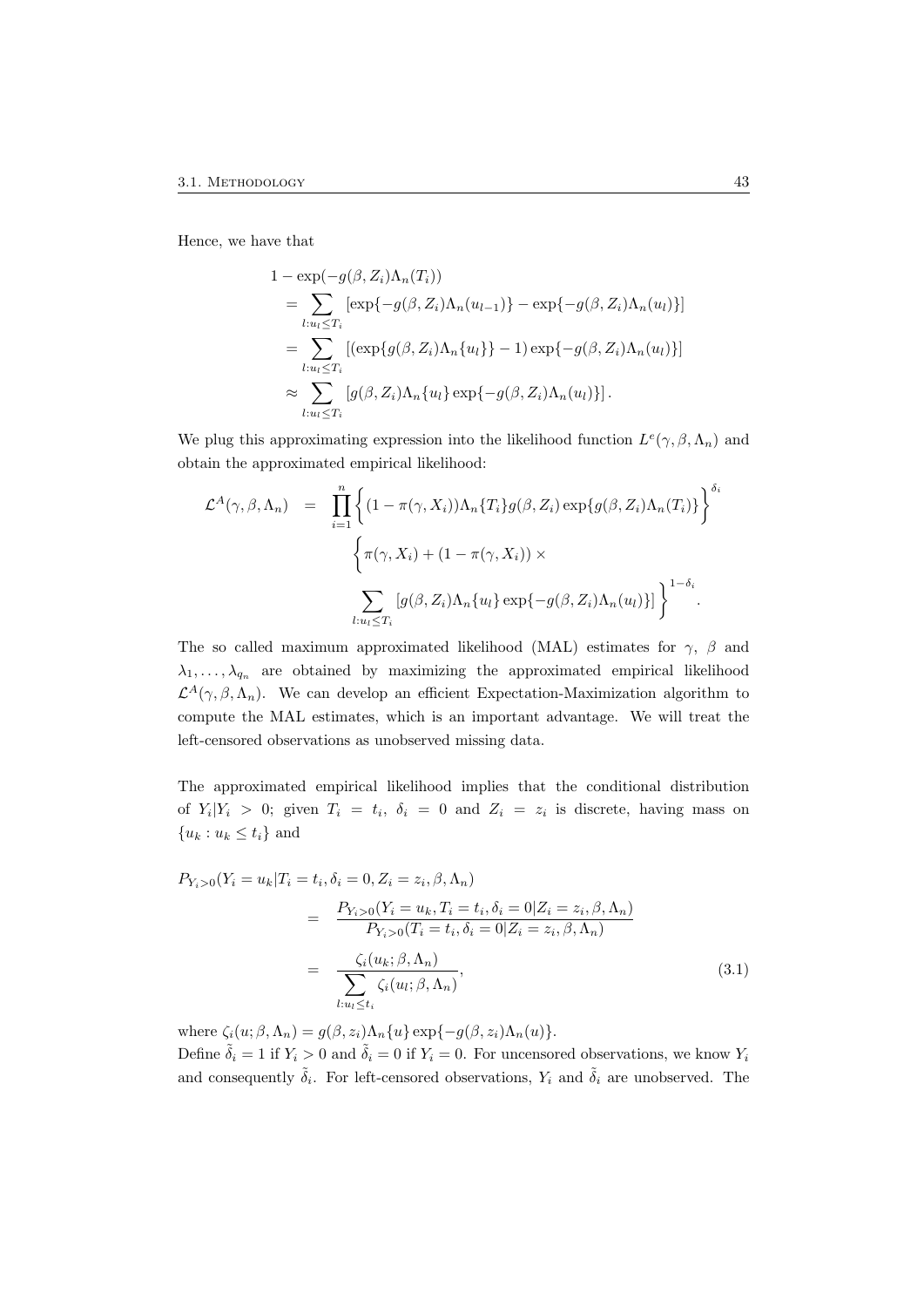Hence, we have that

$$
\begin{aligned}
1 &- \exp(-g(\beta, Z_i)\Lambda_n(T_i)) \\
&= \sum_{l:u_l \le T_i} \left[\exp\{-g(\beta, Z_i)\Lambda_n(u_{l-1})\} - \exp\{-g(\beta, Z_i)\Lambda_n(u_l)\}\right] \\
&= \sum_{l:u_l \le T_i} \left[(\exp\{g(\beta, Z_i)\Lambda_n\{u_l\}\} - 1)\exp\{-g(\beta, Z_i)\Lambda_n(u_l)\}\right] \\
&\approx \sum_{l:u_l \le T_i} \left[g(\beta, Z_i)\Lambda_n\{u_l\}\exp\{-g(\beta, Z_i)\Lambda_n(u_l)\}\right].
\end{aligned}
$$

We plug this approximating expression into the likelihood function $L^e(\gamma, \beta, \Lambda_n)$ and obtain the approximated empirical likelihood:

$$
\begin{aligned}
\mathcal{L}^A(\gamma, \beta, \Lambda_n) &= \prod_{i=1}^{n} \Big\{(1 - \pi(\gamma, X_i))\Lambda_n\{T_i\}g(\beta, Z_i)\exp\{g(\beta, Z_i)\Lambda_n(T_i)\}\Big\}^{\delta_i} \\
&\qquad \Big\{\pi(\gamma, X_i) + (1 - \pi(\gamma, X_i)) \times \\
&\qquad \sum_{l:u_l \le T_i} \left[g(\beta, Z_i)\Lambda_n\{u_l\}\exp\{-g(\beta, Z_i)\Lambda_n(u_l)\}\right]\Big\}^{1-\delta_i}.
\end{aligned}
$$

The so called maximum approximated likelihood (MAL) estimates for $\gamma$, $\beta$ and $\lambda_1, \ldots, \lambda_{q_n}$ are obtained by maximizing the approximated empirical likelihood $\mathcal{L}^A(\gamma, \beta, \Lambda_n)$. We can develop an efficient Expectation-Maximization algorithm to compute the MAL estimates, which is an important advantage. We will treat the left-censored observations as unobserved missing data.

The approximated empirical likelihood implies that the conditional distribution of $Y_i | Y_i > 0$; given $T_i = t_i$, $\delta_i = 0$ and $Z_i = z_i$ is discrete, having mass on $\{u_k : u_k \le t_i\}$ and

$$
\begin{aligned}
P_{Y_i>0}&(Y_i = u_k | T_i = t_i, \delta_i = 0, Z_i = z_i, \beta, \Lambda_n) \\
&= \frac{P_{Y_i>0}(Y_i = u_k, T_i = t_i, \delta_i = 0 | Z_i = z_i, \beta, \Lambda_n)}{P_{Y_i>0}(T_i = t_i, \delta_i = 0 | Z_i = z_i, \beta, \Lambda_n)} \\
&= \frac{\zeta_i(u_k; \beta, \Lambda_n)}{\sum_{l:u_l \le t_i} \zeta_i(u_l; \beta, \Lambda_n)},
\end{aligned}
\tag{3.1}
$$

where $\zeta_i(u; \beta, \Lambda_n) = g(\beta, z_i)\Lambda_n\{u\}\exp\{-g(\beta, z_i)\Lambda_n(u)\}$.
Define $\tilde{\delta}_i = 1$ if $Y_i > 0$ and $\tilde{\delta}_i = 0$ if $Y_i = 0$. For uncensored observations, we know $Y_i$ and consequently $\tilde{\delta}_i$. For left-censored observations, $Y_i$ and $\tilde{\delta}_i$ are unobserved. The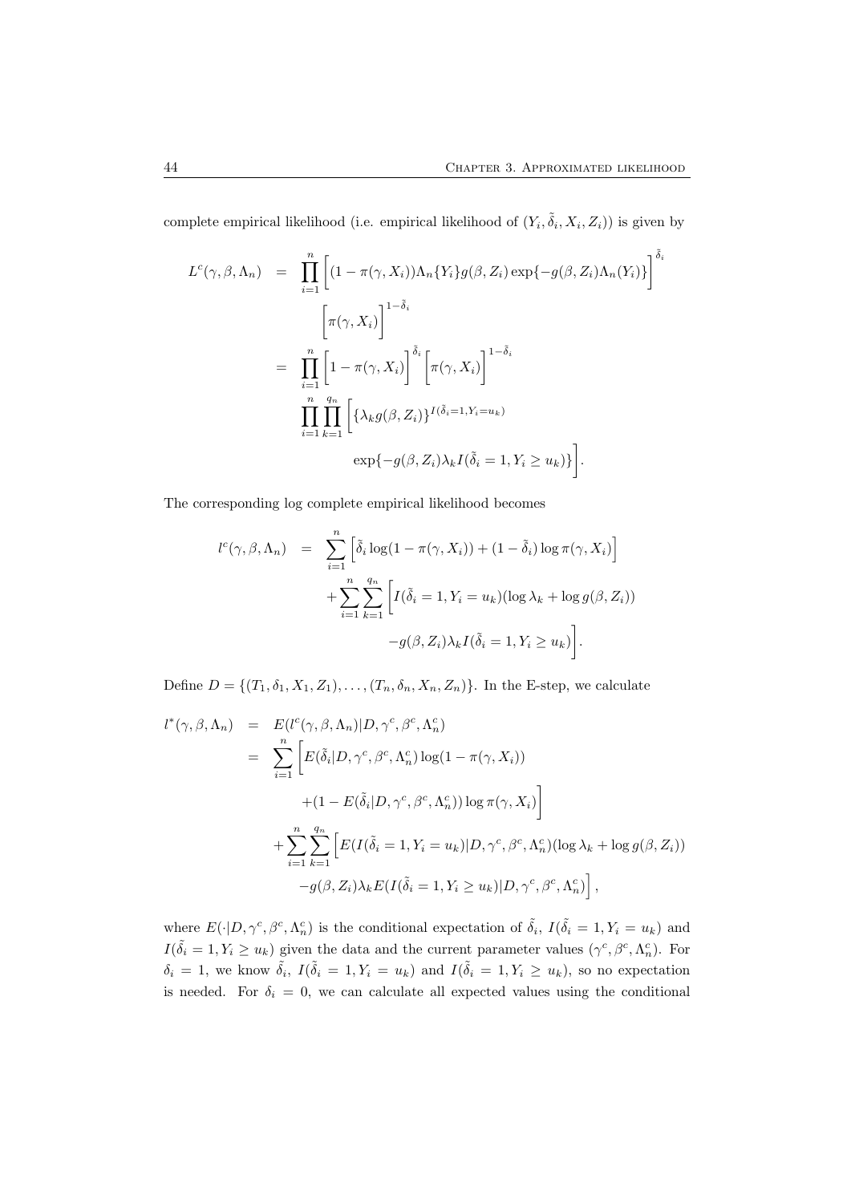complete empirical likelihood (i.e. empirical likelihood of $(Y_i, \tilde{\delta}_i, X_i, Z_i)$) is given by

$$
\begin{aligned}
L^c(\gamma, \beta, \Lambda_n) &= \prod_{i=1}^{n} \bigg[ (1 - \pi(\gamma, X_i)) \Lambda_n\{Y_i\} g(\beta, Z_i) \exp\{-g(\beta, Z_i)\Lambda_n(Y_i)\} \bigg]^{\tilde{\delta}_i} \\
&\qquad \bigg[ \pi(\gamma, X_i) \bigg]^{1-\tilde{\delta}_i} \\
&= \prod_{i=1}^{n} \bigg[ 1 - \pi(\gamma, X_i) \bigg]^{\tilde{\delta}_i} \bigg[ \pi(\gamma, X_i) \bigg]^{1-\tilde{\delta}_i} \\
&\qquad \prod_{i=1}^{n} \prod_{k=1}^{q_n} \bigg[ \{\lambda_k g(\beta, Z_i)\}^{I(\tilde{\delta}_i = 1, Y_i = u_k)} \\
&\qquad\qquad \exp\{-g(\beta, Z_i)\lambda_k I(\tilde{\delta}_i = 1, Y_i \geq u_k)\} \bigg].
\end{aligned}
$$

The corresponding log complete empirical likelihood becomes

$$
\begin{aligned}
l^c(\gamma, \beta, \Lambda_n) &= \sum_{i=1}^{n} \Big[ \tilde{\delta}_i \log(1 - \pi(\gamma, X_i)) + (1 - \tilde{\delta}_i) \log \pi(\gamma, X_i) \Big] \\
&\quad + \sum_{i=1}^{n} \sum_{k=1}^{q_n} \bigg[ I(\tilde{\delta}_i = 1, Y_i = u_k)(\log \lambda_k + \log g(\beta, Z_i)) \\
&\qquad - g(\beta, Z_i)\lambda_k I(\tilde{\delta}_i = 1, Y_i \geq u_k) \bigg].
\end{aligned}
$$

Define $D = \{(T_1, \delta_1, X_1, Z_1), \ldots, (T_n, \delta_n, X_n, Z_n)\}$. In the E-step, we calculate

$$
\begin{aligned}
l^*(\gamma, \beta, \Lambda_n) &= E(l^c(\gamma, \beta, \Lambda_n) | D, \gamma^c, \beta^c, \Lambda_n^c) \\
&= \sum_{i=1}^{n} \bigg[ E(\tilde{\delta}_i | D, \gamma^c, \beta^c, \Lambda_n^c) \log(1 - \pi(\gamma, X_i)) \\
&\qquad + (1 - E(\tilde{\delta}_i | D, \gamma^c, \beta^c, \Lambda_n^c)) \log \pi(\gamma, X_i) \bigg] \\
&\quad + \sum_{i=1}^{n} \sum_{k=1}^{q_n} \Big[ E(I(\tilde{\delta}_i = 1, Y_i = u_k) | D, \gamma^c, \beta^c, \Lambda_n^c)(\log \lambda_k + \log g(\beta, Z_i)) \\
&\qquad - g(\beta, Z_i)\lambda_k E(I(\tilde{\delta}_i = 1, Y_i \geq u_k) | D, \gamma^c, \beta^c, \Lambda_n^c) \Big],
\end{aligned}
$$

where $E(\cdot | D, \gamma^c, \beta^c, \Lambda_n^c)$ is the conditional expectation of $\tilde{\delta}_i$, $I(\tilde{\delta}_i = 1, Y_i = u_k)$ and $I(\tilde{\delta}_i = 1, Y_i \geq u_k)$ given the data and the current parameter values $(\gamma^c, \beta^c, \Lambda_n^c)$. For $\delta_i = 1$, we know $\tilde{\delta}_i$, $I(\tilde{\delta}_i = 1, Y_i = u_k)$ and $I(\tilde{\delta}_i = 1, Y_i \geq u_k)$, so no expectation is needed. For $\delta_i = 0$, we can calculate all expected values using the conditional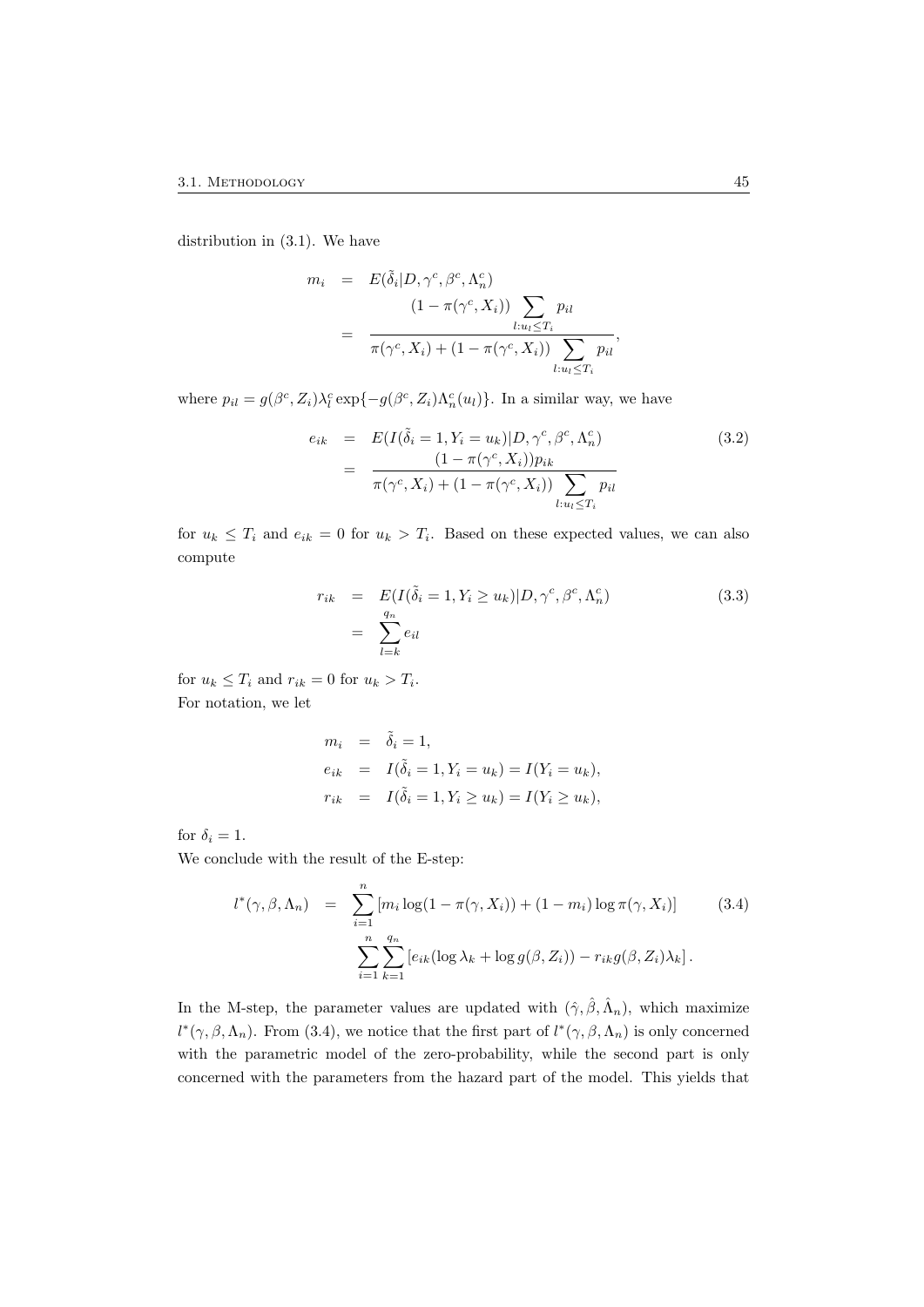distribution in (3.1). We have

$$
\begin{aligned}
m_i &= E(\tilde{\delta}_i | D, \gamma^c, \beta^c, \Lambda_n^c) \\
&= \frac{(1 - \pi(\gamma^c, X_i)) \sum_{l: u_l \leq T_i} p_{il}}{\pi(\gamma^c, X_i) + (1 - \pi(\gamma^c, X_i)) \sum_{l: u_l \leq T_i} p_{il}},
\end{aligned}
$$

where $p_{il} = g(\beta^c, Z_i) \lambda_l^c \exp\{-g(\beta^c, Z_i) \Lambda_n^c(u_l)\}$. In a similar way, we have

$$
\begin{aligned}
e_{ik} &= E(I(\tilde{\delta}_i = 1, Y_i = u_k) | D, \gamma^c, \beta^c, \Lambda_n^c) \\
&= \frac{(1 - \pi(\gamma^c, X_i)) p_{ik}}{\pi(\gamma^c, X_i) + (1 - \pi(\gamma^c, X_i)) \sum_{l: u_l \leq T_i} p_{il}}
\end{aligned}
\tag{3.2}
$$

for $u_k \leq T_i$ and $e_{ik} = 0$ for $u_k > T_i$. Based on these expected values, we can also compute

$$
\begin{aligned}
r_{ik} &= E(I(\tilde{\delta}_i = 1, Y_i \geq u_k) | D, \gamma^c, \beta^c, \Lambda_n^c) \\
&= \sum_{l=k}^{q_n} e_{il}
\end{aligned}
\tag{3.3}
$$

for $u_k \leq T_i$ and $r_{ik} = 0$ for $u_k > T_i$.

For notation, we let

$$
\begin{aligned}
m_i &= \tilde{\delta}_i = 1, \\
e_{ik} &= I(\tilde{\delta}_i = 1, Y_i = u_k) = I(Y_i = u_k), \\
r_{ik} &= I(\tilde{\delta}_i = 1, Y_i \geq u_k) = I(Y_i \geq u_k),
\end{aligned}
$$

for $\delta_i = 1$.

We conclude with the result of the E-step:

$$
\begin{aligned}
l^*(\gamma, \beta, \Lambda_n) &= \sum_{i=1}^{n} \left[ m_i \log(1 - \pi(\gamma, X_i)) + (1 - m_i) \log \pi(\gamma, X_i) \right] \\
&\quad \sum_{i=1}^{n} \sum_{k=1}^{q_n} \left[ e_{ik} (\log \lambda_k + \log g(\beta, Z_i)) - r_{ik} g(\beta, Z_i) \lambda_k \right].
\end{aligned}
\tag{3.4}
$$

In the M-step, the parameter values are updated with $(\hat{\gamma}, \hat{\beta}, \hat{\Lambda}_n)$, which maximize $l^*(\gamma, \beta, \Lambda_n)$. From (3.4), we notice that the first part of $l^*(\gamma, \beta, \Lambda_n)$ is only concerned with the parametric model of the zero-probability, while the second part is only concerned with the parameters from the hazard part of the model. This yields that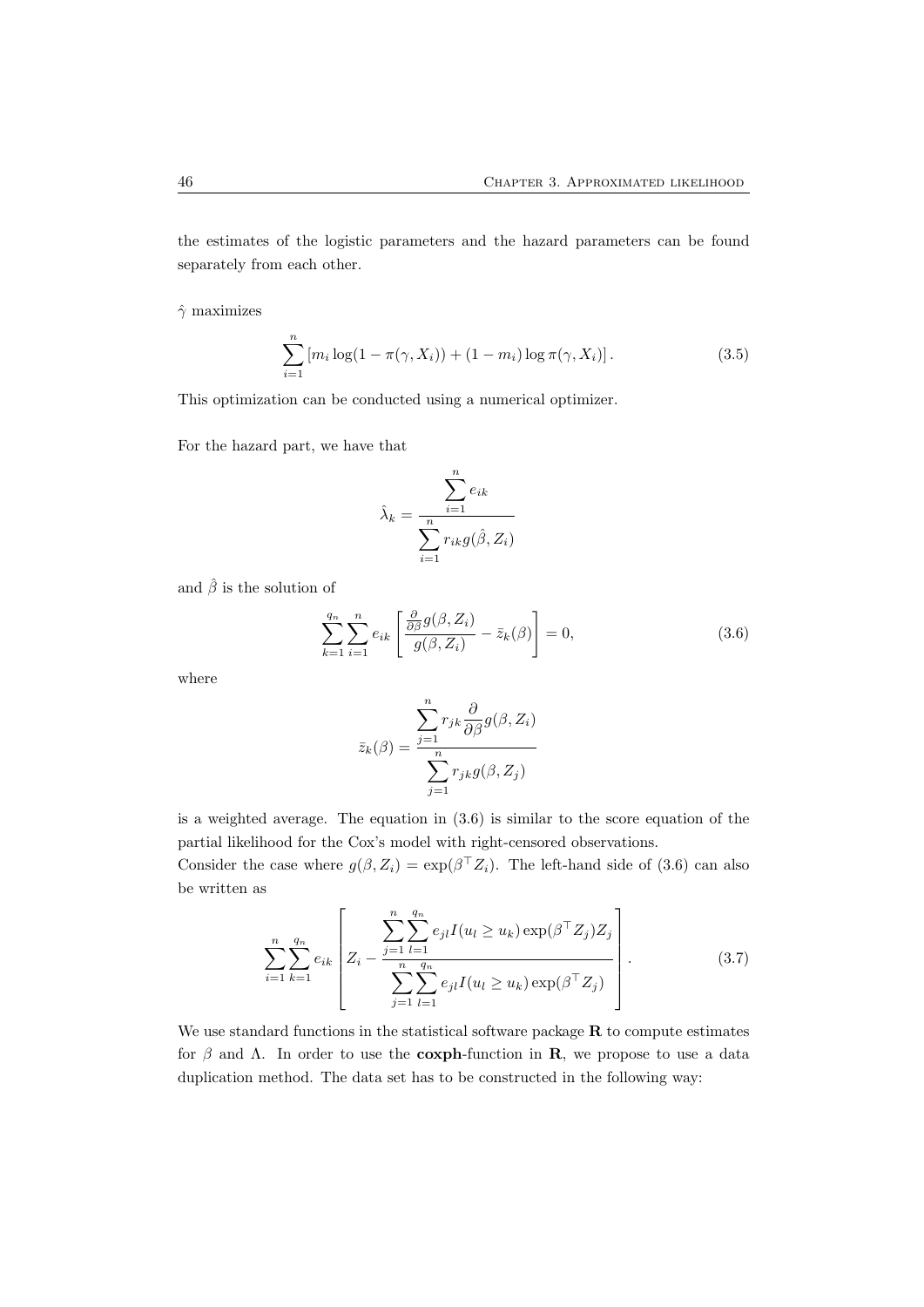the estimates of the logistic parameters and the hazard parameters can be found separately from each other.

$\hat{\gamma}$ maximizes

$$\sum_{i=1}^{n} \left[ m_i \log(1 - \pi(\gamma, X_i)) + (1 - m_i) \log \pi(\gamma, X_i) \right]. \tag{3.5}$$

This optimization can be conducted using a numerical optimizer.

For the hazard part, we have that

$$\hat{\lambda}_k = \frac{\displaystyle\sum_{i=1}^{n} e_{ik}}{\displaystyle\sum_{i=1}^{n} r_{ik} g(\hat{\beta}, Z_i)}$$

and $\hat{\beta}$ is the solution of

$$\sum_{k=1}^{q_n} \sum_{i=1}^{n} e_{ik} \left[ \frac{\frac{\partial}{\partial \beta} g(\beta, Z_i)}{g(\beta, Z_i)} - \bar{z}_k(\beta) \right] = 0, \tag{3.6}$$

where

$$\bar{z}_k(\beta) = \frac{\displaystyle\sum_{j=1}^{n} r_{jk} \frac{\partial}{\partial \beta} g(\beta, Z_i)}{\displaystyle\sum_{j=1}^{n} r_{jk} g(\beta, Z_j)}$$

is a weighted average. The equation in (3.6) is similar to the score equation of the partial likelihood for the Cox's model with right-censored observations.
Consider the case where $g(\beta, Z_i) = \exp(\beta^\top Z_i)$. The left-hand side of (3.6) can also be written as

$$\sum_{i=1}^{n} \sum_{k=1}^{q_n} e_{ik} \left[ Z_i - \frac{\displaystyle\sum_{j=1}^{n} \sum_{l=1}^{q_n} e_{jl} I(u_l \geq u_k) \exp(\beta^\top Z_j) Z_j}{\displaystyle\sum_{j=1}^{n} \sum_{l=1}^{q_n} e_{jl} I(u_l \geq u_k) \exp(\beta^\top Z_j)} \right]. \tag{3.7}$$

We use standard functions in the statistical software package **R** to compute estimates for $\beta$ and $\Lambda$. In order to use the **coxph**-function in **R**, we propose to use a data duplication method. The data set has to be constructed in the following way: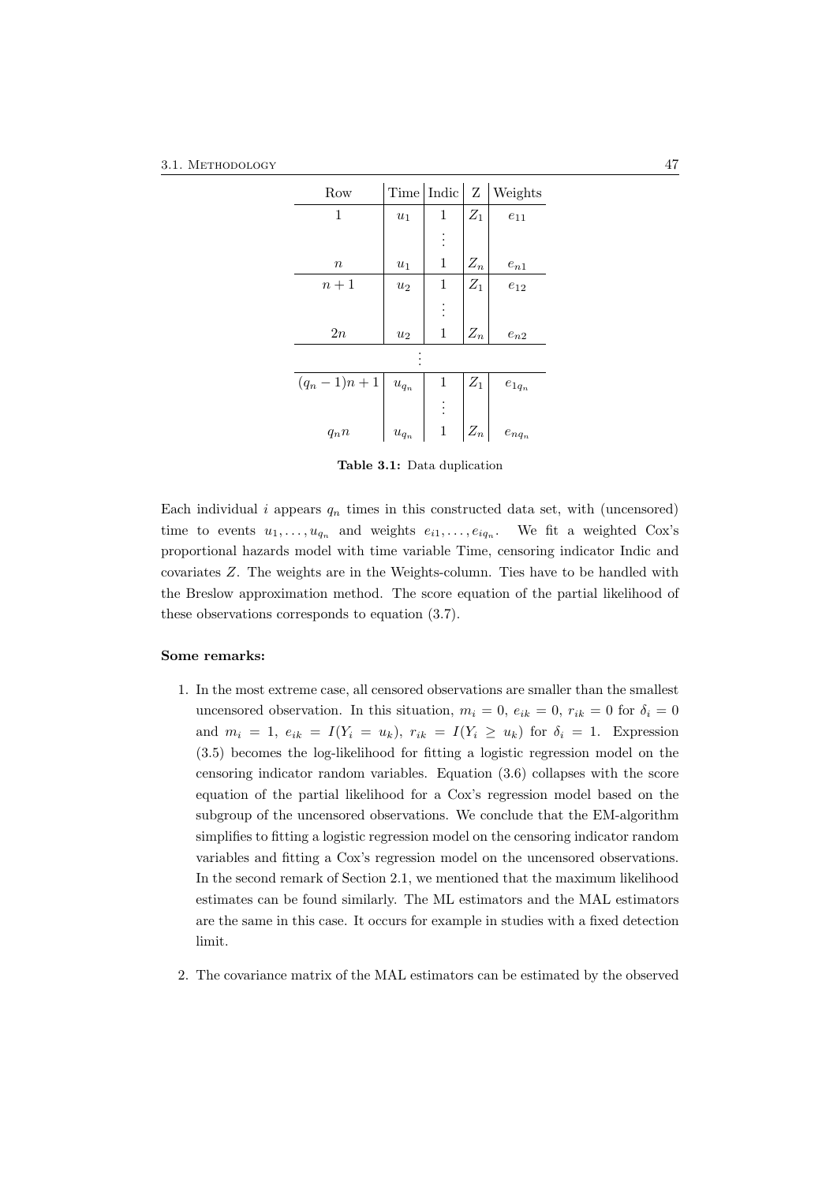| Row | Time | Indic | Z | Weights |
|---|---|---|---|---|
| 1 | $u_1$ | 1 | $Z_1$ | $e_{11}$ |
| | | $\vdots$ | | |
| $n$ | $u_1$ | 1 | $Z_n$ | $e_{n1}$ |
| $n+1$ | $u_2$ | 1 | $Z_1$ | $e_{12}$ |
| | | $\vdots$ | | |
| $2n$ | $u_2$ | 1 | $Z_n$ | $e_{n2}$ |
| | | $\vdots$ | | |
| $(q_n-1)n+1$ | $u_{q_n}$ | 1 | $Z_1$ | $e_{1q_n}$ |
| | | $\vdots$ | | |
| $q_n n$ | $u_{q_n}$ | 1 | $Z_n$ | $e_{nq_n}$ |

**Table 3.1:** Data duplication

Each individual $i$ appears $q_n$ times in this constructed data set, with (uncensored) time to events $u_1, \ldots, u_{q_n}$ and weights $e_{i1}, \ldots, e_{iq_n}$. We fit a weighted Cox's proportional hazards model with time variable Time, censoring indicator Indic and covariates $Z$. The weights are in the Weights-column. Ties have to be handled with the Breslow approximation method. The score equation of the partial likelihood of these observations corresponds to equation (3.7).

**Some remarks:**

1. In the most extreme case, all censored observations are smaller than the smallest uncensored observation. In this situation, $m_i = 0$, $e_{ik} = 0$, $r_{ik} = 0$ for $\delta_i = 0$ and $m_i = 1$, $e_{ik} = I(Y_i = u_k)$, $r_{ik} = I(Y_i \geq u_k)$ for $\delta_i = 1$. Expression (3.5) becomes the log-likelihood for fitting a logistic regression model on the censoring indicator random variables. Equation (3.6) collapses with the score equation of the partial likelihood for a Cox's regression model based on the subgroup of the uncensored observations. We conclude that the EM-algorithm simplifies to fitting a logistic regression model on the censoring indicator random variables and fitting a Cox's regression model on the uncensored observations. In the second remark of Section 2.1, we mentioned that the maximum likelihood estimates can be found similarly. The ML estimators and the MAL estimators are the same in this case. It occurs for example in studies with a fixed detection limit.

2. The covariance matrix of the MAL estimators can be estimated by the observed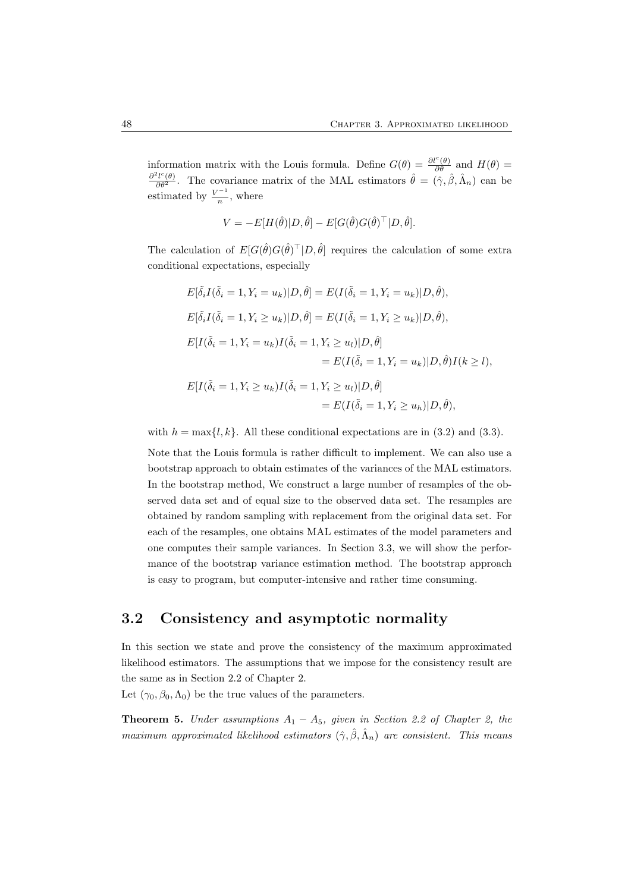information matrix with the Louis formula. Define $G(\theta) = \frac{\partial l^c(\theta)}{\partial \theta}$ and $H(\theta) = \frac{\partial^2 l^c(\theta)}{\partial \theta^2}$. The covariance matrix of the MAL estimators $\hat{\theta} = (\hat{\gamma}, \hat{\beta}, \hat{\Lambda}_n)$ can be estimated by $\frac{V^{-1}}{n}$, where

$$V = -E[H(\hat{\theta})|D, \hat{\theta}] - E[G(\hat{\theta})G(\hat{\theta})^\top|D, \hat{\theta}].$$

The calculation of $E[G(\hat{\theta})G(\hat{\theta})^\top|D, \hat{\theta}]$ requires the calculation of some extra conditional expectations, especially

$$E[\tilde{\delta}_i I(\tilde{\delta}_i = 1, Y_i = u_k)|D, \hat{\theta}] = E(I(\tilde{\delta}_i = 1, Y_i = u_k)|D, \hat{\theta}),$$

$$E[\tilde{\delta}_i I(\tilde{\delta}_i = 1, Y_i \geq u_k)|D, \hat{\theta}] = E(I(\tilde{\delta}_i = 1, Y_i \geq u_k)|D, \hat{\theta}),$$

$$E[I(\tilde{\delta}_i = 1, Y_i = u_k)I(\tilde{\delta}_i = 1, Y_i \geq u_l)|D, \hat{\theta}] = E(I(\tilde{\delta}_i = 1, Y_i = u_k)|D, \hat{\theta})I(k \geq l),$$

$$E[I(\tilde{\delta}_i = 1, Y_i \geq u_k)I(\tilde{\delta}_i = 1, Y_i \geq u_l)|D, \hat{\theta}] = E(I(\tilde{\delta}_i = 1, Y_i \geq u_h)|D, \hat{\theta}),$$

with $h = \max\{l, k\}$. All these conditional expectations are in (3.2) and (3.3).

Note that the Louis formula is rather difficult to implement. We can also use a bootstrap approach to obtain estimates of the variances of the MAL estimators. In the bootstrap method, We construct a large number of resamples of the observed data set and of equal size to the observed data set. The resamples are obtained by random sampling with replacement from the original data set. For each of the resamples, one obtains MAL estimates of the model parameters and one computes their sample variances. In Section 3.3, we will show the performance of the bootstrap variance estimation method. The bootstrap approach is easy to program, but computer-intensive and rather time consuming.

## 3.2 Consistency and asymptotic normality

In this section we state and prove the consistency of the maximum approximated likelihood estimators. The assumptions that we impose for the consistency result are the same as in Section 2.2 of Chapter 2.

Let $(\gamma_0, \beta_0, \Lambda_0)$ be the true values of the parameters.

**Theorem 5.** *Under assumptions $A_1 - A_5$, given in Section 2.2 of Chapter 2, the maximum approximated likelihood estimators $(\hat{\gamma}, \hat{\beta}, \hat{\Lambda}_n)$ are consistent. This means*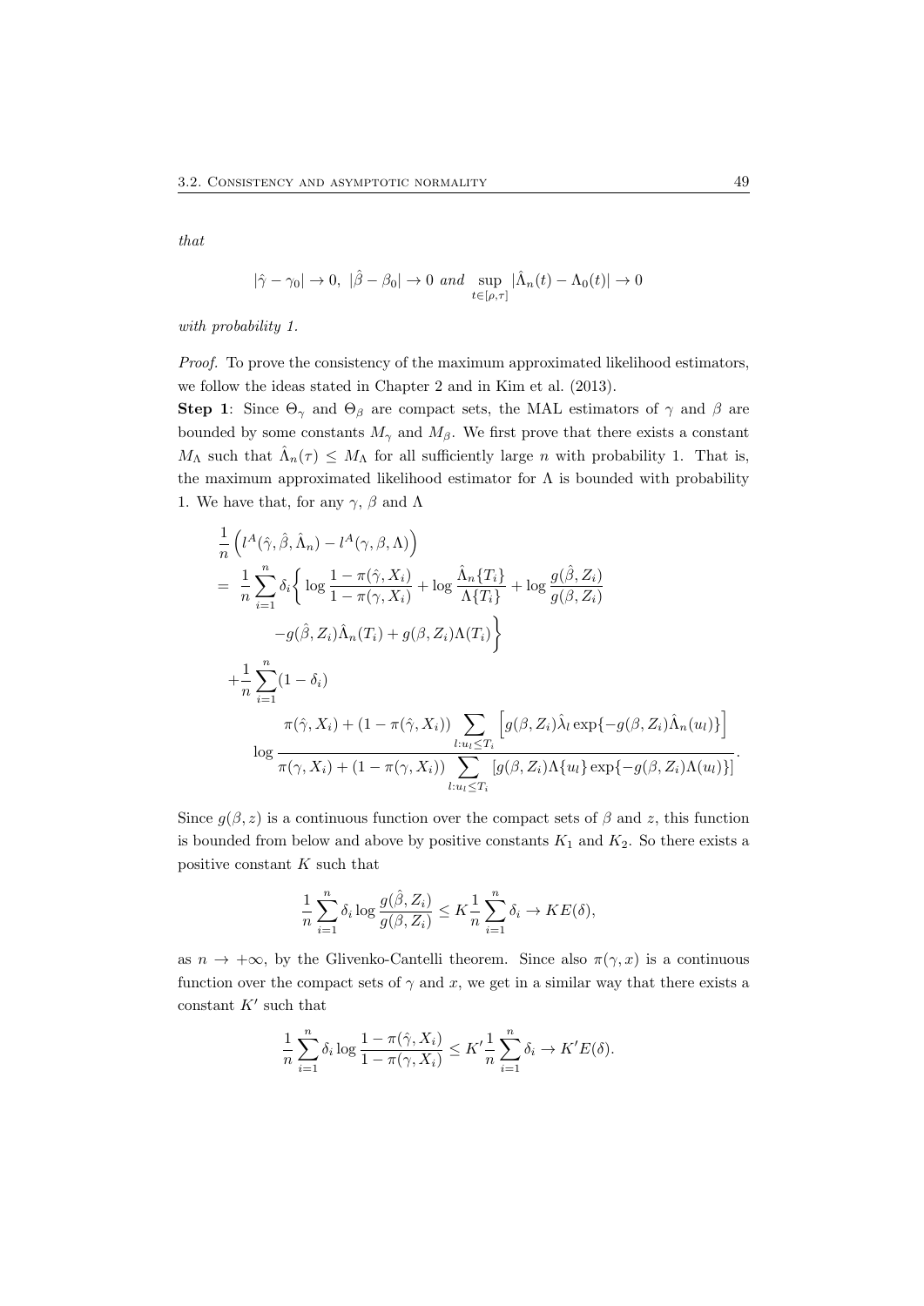*that*

$$|\hat{\gamma} - \gamma_0| \to 0, \ |\hat{\beta} - \beta_0| \to 0 \ \textit{and} \ \sup_{t \in [\rho, \tau]} |\hat{\Lambda}_n(t) - \Lambda_0(t)| \to 0$$

*with probability 1.*

*Proof*. To prove the consistency of the maximum approximated likelihood estimators, we follow the ideas stated in Chapter 2 and in Kim et al. (2013).

**Step 1**: Since $\Theta_\gamma$ and $\Theta_\beta$ are compact sets, the MAL estimators of $\gamma$ and $\beta$ are bounded by some constants $M_\gamma$ and $M_\beta$. We first prove that there exists a constant $M_\Lambda$ such that $\hat{\Lambda}_n(\tau) \leq M_\Lambda$ for all sufficiently large $n$ with probability 1. That is, the maximum approximated likelihood estimator for $\Lambda$ is bounded with probability 1. We have that, for any $\gamma$, $\beta$ and $\Lambda$

$$\begin{aligned}
&\frac{1}{n}\left(l^A(\hat{\gamma}, \hat{\beta}, \hat{\Lambda}_n) - l^A(\gamma, \beta, \Lambda)\right) \\
&= \frac{1}{n}\sum_{i=1}^n \delta_i \Bigg\{ \log \frac{1-\pi(\hat{\gamma}, X_i)}{1-\pi(\gamma, X_i)} + \log \frac{\hat{\Lambda}_n\{T_i\}}{\Lambda\{T_i\}} + \log \frac{g(\hat{\beta}, Z_i)}{g(\beta, Z_i)} \\
&\qquad - g(\hat{\beta}, Z_i)\hat{\Lambda}_n(T_i) + g(\beta, Z_i)\Lambda(T_i)\Bigg\} \\
&\quad + \frac{1}{n}\sum_{i=1}^n (1-\delta_i) \\
&\qquad \log \frac{\pi(\hat{\gamma}, X_i) + (1-\pi(\hat{\gamma}, X_i)) \sum_{l: u_l \leq T_i} \left[ g(\beta, Z_i)\hat{\lambda}_l \exp\{-g(\beta, Z_i)\hat{\Lambda}_n(u_l)\}\right]}{\pi(\gamma, X_i) + (1-\pi(\gamma, X_i)) \sum_{l: u_l \leq T_i} \left[ g(\beta, Z_i)\Lambda\{u_l\} \exp\{-g(\beta, Z_i)\Lambda(u_l)\}\right]}.
\end{aligned}$$

Since $g(\beta, z)$ is a continuous function over the compact sets of $\beta$ and $z$, this function is bounded from below and above by positive constants $K_1$ and $K_2$. So there exists a positive constant $K$ such that

$$\frac{1}{n}\sum_{i=1}^n \delta_i \log \frac{g(\hat{\beta}, Z_i)}{g(\beta, Z_i)} \leq K \frac{1}{n}\sum_{i=1}^n \delta_i \to K E(\delta),$$

as $n \to +\infty$, by the Glivenko-Cantelli theorem. Since also $\pi(\gamma, x)$ is a continuous function over the compact sets of $\gamma$ and $x$, we get in a similar way that there exists a constant $K'$ such that

$$\frac{1}{n}\sum_{i=1}^n \delta_i \log \frac{1-\pi(\hat{\gamma}, X_i)}{1-\pi(\gamma, X_i)} \leq K' \frac{1}{n}\sum_{i=1}^n \delta_i \to K' E(\delta).$$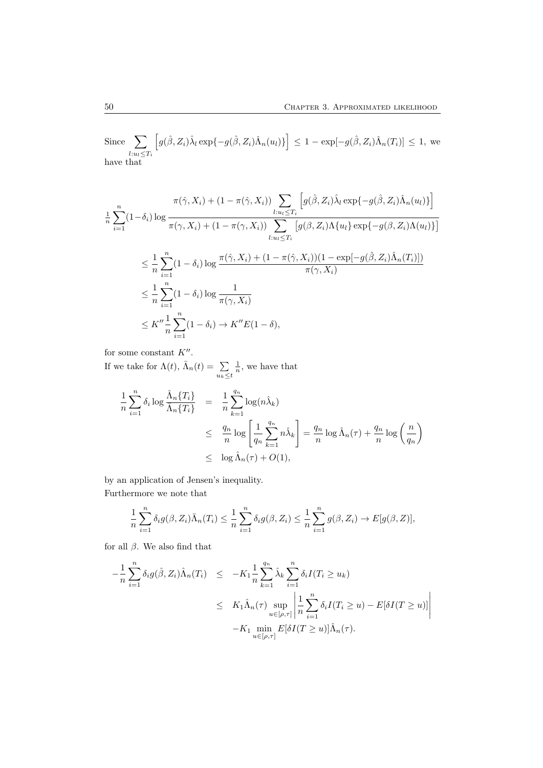Since $\sum_{l:u_l \le T_i} \left[ g(\hat{\beta}, Z_i)\hat{\lambda}_l \exp\{-g(\hat{\beta}, Z_i)\hat{\Lambda}_n(u_l)\} \right] \le 1 - \exp[-g(\hat{\beta}, Z_i)\hat{\Lambda}_n(T_i)] \le 1$, we have that

$$
\begin{aligned}
\tfrac{1}{n}\sum_{i=1}^{n}(1-\delta_i)\log \frac{\pi(\hat{\gamma}, X_i) + (1-\pi(\hat{\gamma}, X_i)) \sum_{l:u_l \le T_i} \left[ g(\hat{\beta}, Z_i)\hat{\lambda}_l \exp\{-g(\hat{\beta}, Z_i)\hat{\Lambda}_n(u_l)\} \right]}{\pi(\gamma, X_i) + (1-\pi(\gamma, X_i)) \sum_{l:u_l \le T_i} \left[ g(\beta, Z_i)\Lambda\{u_l\} \exp\{-g(\beta, Z_i)\Lambda(u_l)\} \right]} \\
\le \frac{1}{n}\sum_{i=1}^{n}(1-\delta_i)\log \frac{\pi(\hat{\gamma}, X_i) + (1-\pi(\hat{\gamma}, X_i))(1-\exp[-g(\hat{\beta}, Z_i)\hat{\Lambda}_n(T_i)])}{\pi(\gamma, X_i)} \\
\le \frac{1}{n}\sum_{i=1}^{n}(1-\delta_i)\log \frac{1}{\pi(\gamma, X_i)} \\
\le K'' \frac{1}{n}\sum_{i=1}^{n}(1-\delta_i) \to K'' E(1-\delta),
\end{aligned}
$$

for some constant $K''$.

If we take for $\Lambda(t)$, $\bar{\Lambda}_n(t) = \sum_{u_k \le t} \frac{1}{n}$, we have that

$$
\begin{aligned}
\frac{1}{n}\sum_{i=1}^{n}\delta_i \log \frac{\hat{\Lambda}_n\{T_i\}}{\bar{\Lambda}_n\{T_i\}} &= \frac{1}{n}\sum_{k=1}^{q_n} \log(n\hat{\lambda}_k) \\
&\le \frac{q_n}{n}\log\left[\frac{1}{q_n}\sum_{k=1}^{q_n} n\hat{\lambda}_k\right] = \frac{q_n}{n}\log \hat{\Lambda}_n(\tau) + \frac{q_n}{n}\log\left(\frac{n}{q_n}\right) \\
&\le \log \hat{\Lambda}_n(\tau) + O(1),
\end{aligned}
$$

by an application of Jensen's inequality.

Furthermore we note that

$$
\frac{1}{n}\sum_{i=1}^{n}\delta_i g(\beta, Z_i)\bar{\Lambda}_n(T_i) \le \frac{1}{n}\sum_{i=1}^{n}\delta_i g(\beta, Z_i) \le \frac{1}{n}\sum_{i=1}^{n} g(\beta, Z_i) \to E[g(\beta, Z)],
$$

for all $\beta$. We also find that

$$
\begin{aligned}
-\frac{1}{n}\sum_{i=1}^{n}\delta_i g(\hat{\beta}, Z_i)\hat{\Lambda}_n(T_i) &\le -K_1 \frac{1}{n}\sum_{k=1}^{q_n}\hat{\lambda}_k \sum_{i=1}^{n}\delta_i I(T_i \ge u_k) \\
&\le K_1 \hat{\Lambda}_n(\tau) \sup_{u \in [\rho, \tau]} \left| \frac{1}{n}\sum_{i=1}^{n}\delta_i I(T_i \ge u) - E[\delta I(T \ge u)] \right| \\
&\quad - K_1 \min_{u \in [\rho, \tau]} E[\delta I(T \ge u)]\hat{\Lambda}_n(\tau).
\end{aligned}
$$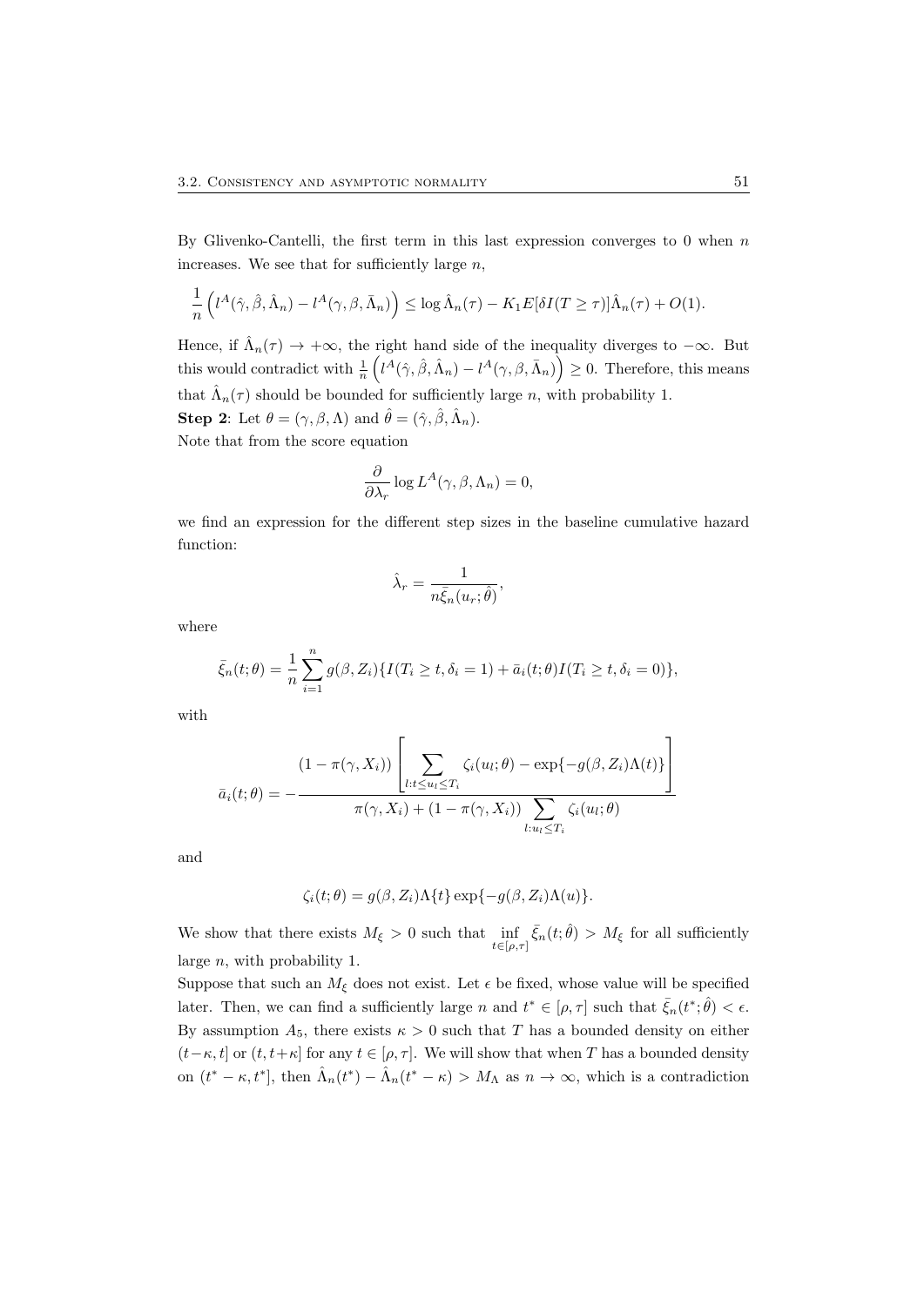By Glivenko-Cantelli, the first term in this last expression converges to 0 when $n$ increases. We see that for sufficiently large $n$,

$$\frac{1}{n}\left(l^A(\hat{\gamma},\hat{\beta},\hat{\Lambda}_n) - l^A(\gamma,\beta,\bar{\Lambda}_n)\right) \leq \log \hat{\Lambda}_n(\tau) - K_1 E[\delta I(T \geq \tau)]\hat{\Lambda}_n(\tau) + O(1).$$

Hence, if $\hat{\Lambda}_n(\tau) \to +\infty$, the right hand side of the inequality diverges to $-\infty$. But this would contradict with $\frac{1}{n}\left(l^A(\hat{\gamma},\hat{\beta},\hat{\Lambda}_n) - l^A(\gamma,\beta,\bar{\Lambda}_n)\right) \geq 0$. Therefore, this means that $\hat{\Lambda}_n(\tau)$ should be bounded for sufficiently large $n$, with probability 1.

**Step 2**: Let $\theta = (\gamma, \beta, \Lambda)$ and $\hat{\theta} = (\hat{\gamma}, \hat{\beta}, \hat{\Lambda}_n)$.

Note that from the score equation

$$\frac{\partial}{\partial \lambda_r} \log L^A(\gamma, \beta, \Lambda_n) = 0,$$

we find an expression for the different step sizes in the baseline cumulative hazard function:

$$\hat{\lambda}_r = \frac{1}{n\bar{\xi}_n(u_r;\hat{\theta})},$$

where

$$\bar{\xi}_n(t;\theta) = \frac{1}{n}\sum_{i=1}^{n} g(\beta, Z_i)\{I(T_i \geq t, \delta_i = 1) + \bar{a}_i(t;\theta) I(T_i \geq t, \delta_i = 0)\},$$

with

$$\bar{a}_i(t;\theta) = -\frac{(1-\pi(\gamma, X_i))\left[\sum_{l:t\leq u_l \leq T_i} \zeta_i(u_l;\theta) - \exp\{-g(\beta, Z_i)\Lambda(t)\}\right]}{\pi(\gamma, X_i) + (1-\pi(\gamma, X_i))\sum_{l:u_l\leq T_i}\zeta_i(u_l;\theta)}$$

and

$$\zeta_i(t;\theta) = g(\beta, Z_i)\Lambda\{t\}\exp\{-g(\beta, Z_i)\Lambda(u)\}.$$

We show that there exists $M_\xi > 0$ such that $\inf_{t\in[\rho,\tau]} \bar{\xi}_n(t;\hat{\theta}) > M_\xi$ for all sufficiently large $n$, with probability 1.

Suppose that such an $M_\xi$ does not exist. Let $\epsilon$ be fixed, whose value will be specified later. Then, we can find a sufficiently large $n$ and $t^* \in [\rho, \tau]$ such that $\bar{\xi}_n(t^*;\hat{\theta}) < \epsilon$. By assumption $A_5$, there exists $\kappa > 0$ such that $T$ has a bounded density on either $(t-\kappa, t]$ or $(t, t+\kappa]$ for any $t \in [\rho, \tau]$. We will show that when $T$ has a bounded density on $(t^*-\kappa, t^*]$, then $\hat{\Lambda}_n(t^*) - \hat{\Lambda}_n(t^*-\kappa) > M_\Lambda$ as $n \to \infty$, which is a contradiction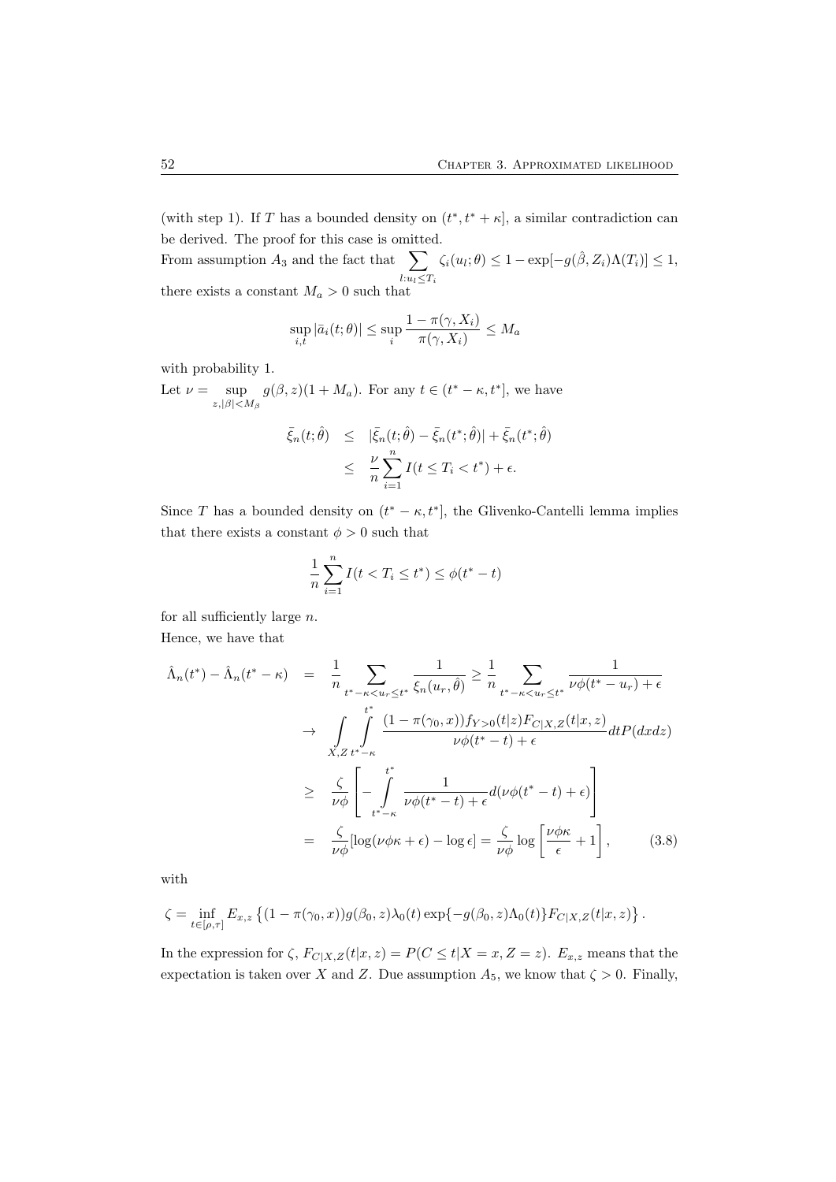(with step 1). If $T$ has a bounded density on $(t^*, t^* + \kappa]$, a similar contradiction can be derived. The proof for this case is omitted.

From assumption $A_3$ and the fact that $\sum_{l:u_l \leq T_i} \zeta_i(u_l; \theta) \leq 1 - \exp[-g(\hat{\beta}, Z_i)\Lambda(T_i)] \leq 1$, there exists a constant $M_a > 0$ such that

$$\sup_{i,t} |\bar{a}_i(t;\theta)| \leq \sup_i \frac{1 - \pi(\gamma, X_i)}{\pi(\gamma, X_i)} \leq M_a$$

with probability 1.

Let $\nu = \sup_{z, |\beta| < M_\beta} g(\beta, z)(1 + M_a)$. For any $t \in (t^* - \kappa, t^*]$, we have

$$\begin{aligned}
\bar{\xi}_n(t;\hat{\theta}) &\leq |\bar{\xi}_n(t;\hat{\theta}) - \bar{\xi}_n(t^*;\hat{\theta})| + \bar{\xi}_n(t^*;\hat{\theta}) \\
&\leq \frac{\nu}{n} \sum_{i=1}^n I(t \leq T_i < t^*) + \epsilon.
\end{aligned}$$

Since $T$ has a bounded density on $(t^* - \kappa, t^*]$, the Glivenko-Cantelli lemma implies that there exists a constant $\phi > 0$ such that

$$\frac{1}{n} \sum_{i=1}^n I(t < T_i \leq t^*) \leq \phi(t^* - t)$$

for all sufficiently large $n$.

Hence, we have that

$$\begin{aligned}
\hat{\Lambda}_n(t^*) - \hat{\Lambda}_n(t^* - \kappa) &= \frac{1}{n} \sum_{t^* - \kappa < u_r \leq t^*} \frac{1}{\bar{\xi}_n(u_r, \hat{\theta})} \geq \frac{1}{n} \sum_{t^* - \kappa < u_r \leq t^*} \frac{1}{\nu\phi(t^* - u_r) + \epsilon} \\
&\to \int_{X,Z} \int_{t^* - \kappa}^{t^*} \frac{(1 - \pi(\gamma_0, x)) f_{Y>0}(t|z) F_{C|X,Z}(t|x,z)}{\nu\phi(t^* - t) + \epsilon} dt P(dxdz) \\
&\geq \frac{\zeta}{\nu\phi} \left[ - \int_{t^* - \kappa}^{t^*} \frac{1}{\nu\phi(t^* - t) + \epsilon} d(\nu\phi(t^* - t) + \epsilon) \right] \\
&= \frac{\zeta}{\nu\phi} [\log(\nu\phi\kappa + \epsilon) - \log \epsilon] = \frac{\zeta}{\nu\phi} \log \left[ \frac{\nu\phi\kappa}{\epsilon} + 1 \right], \qquad (3.8)
\end{aligned}$$

with

$$\zeta = \inf_{t \in [\rho, \tau]} E_{x,z} \left\{ (1 - \pi(\gamma_0, x)) g(\beta_0, z) \lambda_0(t) \exp\{-g(\beta_0, z)\Lambda_0(t)\} F_{C|X,Z}(t|x,z) \right\}.$$

In the expression for $\zeta$, $F_{C|X,Z}(t|x,z) = P(C \leq t|X = x, Z = z)$. $E_{x,z}$ means that the expectation is taken over $X$ and $Z$. Due assumption $A_5$, we know that $\zeta > 0$. Finally,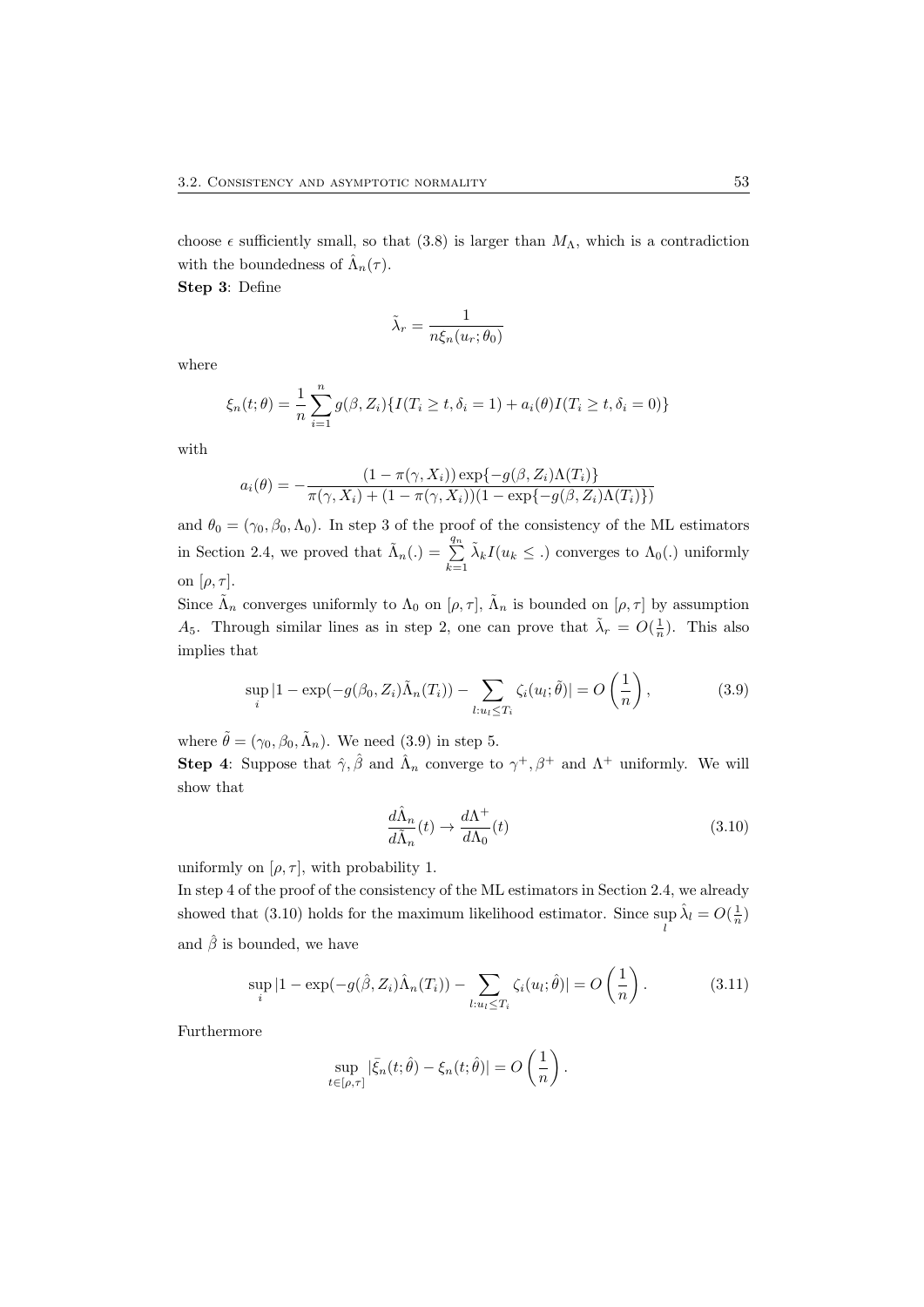choose $\epsilon$ sufficiently small, so that (3.8) is larger than $M_\Lambda$, which is a contradiction with the boundedness of $\hat{\Lambda}_n(\tau)$.

**Step 3**: Define

$$\tilde{\lambda}_r = \frac{1}{n\xi_n(u_r;\theta_0)}$$

where

$$\xi_n(t;\theta) = \frac{1}{n}\sum_{i=1}^{n} g(\beta, Z_i)\{I(T_i \geq t, \delta_i = 1) + a_i(\theta) I(T_i \geq t, \delta_i = 0)\}$$

with

$$a_i(\theta) = -\frac{(1-\pi(\gamma, X_i))\exp\{-g(\beta, Z_i)\Lambda(T_i)\}}{\pi(\gamma, X_i) + (1-\pi(\gamma, X_i))(1-\exp\{-g(\beta, Z_i)\Lambda(T_i)\})}$$

and $\theta_0 = (\gamma_0, \beta_0, \Lambda_0)$. In step 3 of the proof of the consistency of the ML estimators in Section 2.4, we proved that $\tilde{\Lambda}_n(.) = \sum_{k=1}^{q_n} \tilde{\lambda}_k I(u_k \leq .)$ converges to $\Lambda_0(.)$ uniformly on $[\rho, \tau]$.

Since $\tilde{\Lambda}_n$ converges uniformly to $\Lambda_0$ on $[\rho, \tau]$, $\tilde{\Lambda}_n$ is bounded on $[\rho, \tau]$ by assumption $A_5$. Through similar lines as in step 2, one can prove that $\tilde{\lambda}_r = O(\frac{1}{n})$. This also implies that

$$\sup_i |1 - \exp(-g(\beta_0, Z_i)\tilde{\Lambda}_n(T_i)) - \sum_{l:u_l \leq T_i} \zeta_i(u_l; \tilde{\theta})| = O\left(\frac{1}{n}\right), \tag{3.9}$$

where $\tilde{\theta} = (\gamma_0, \beta_0, \tilde{\Lambda}_n)$. We need (3.9) in step 5.

**Step 4**: Suppose that $\hat{\gamma}, \hat{\beta}$ and $\hat{\Lambda}_n$ converge to $\gamma^+, \beta^+$ and $\Lambda^+$ uniformly. We will show that

$$\frac{d\hat{\Lambda}_n}{d\tilde{\Lambda}_n}(t) \to \frac{d\Lambda^+}{d\Lambda_0}(t) \tag{3.10}$$

uniformly on $[\rho, \tau]$, with probability 1.

In step 4 of the proof of the consistency of the ML estimators in Section 2.4, we already showed that (3.10) holds for the maximum likelihood estimator. Since $\sup_l \hat{\lambda}_l = O(\frac{1}{n})$ and $\hat{\beta}$ is bounded, we have

$$\sup_i |1 - \exp(-g(\hat{\beta}, Z_i)\hat{\Lambda}_n(T_i)) - \sum_{l:u_l \leq T_i} \zeta_i(u_l; \hat{\theta})| = O\left(\frac{1}{n}\right). \tag{3.11}$$

Furthermore

$$\sup_{t \in [\rho, \tau]} |\bar{\xi}_n(t; \hat{\theta}) - \xi_n(t; \hat{\theta})| = O\left(\frac{1}{n}\right).$$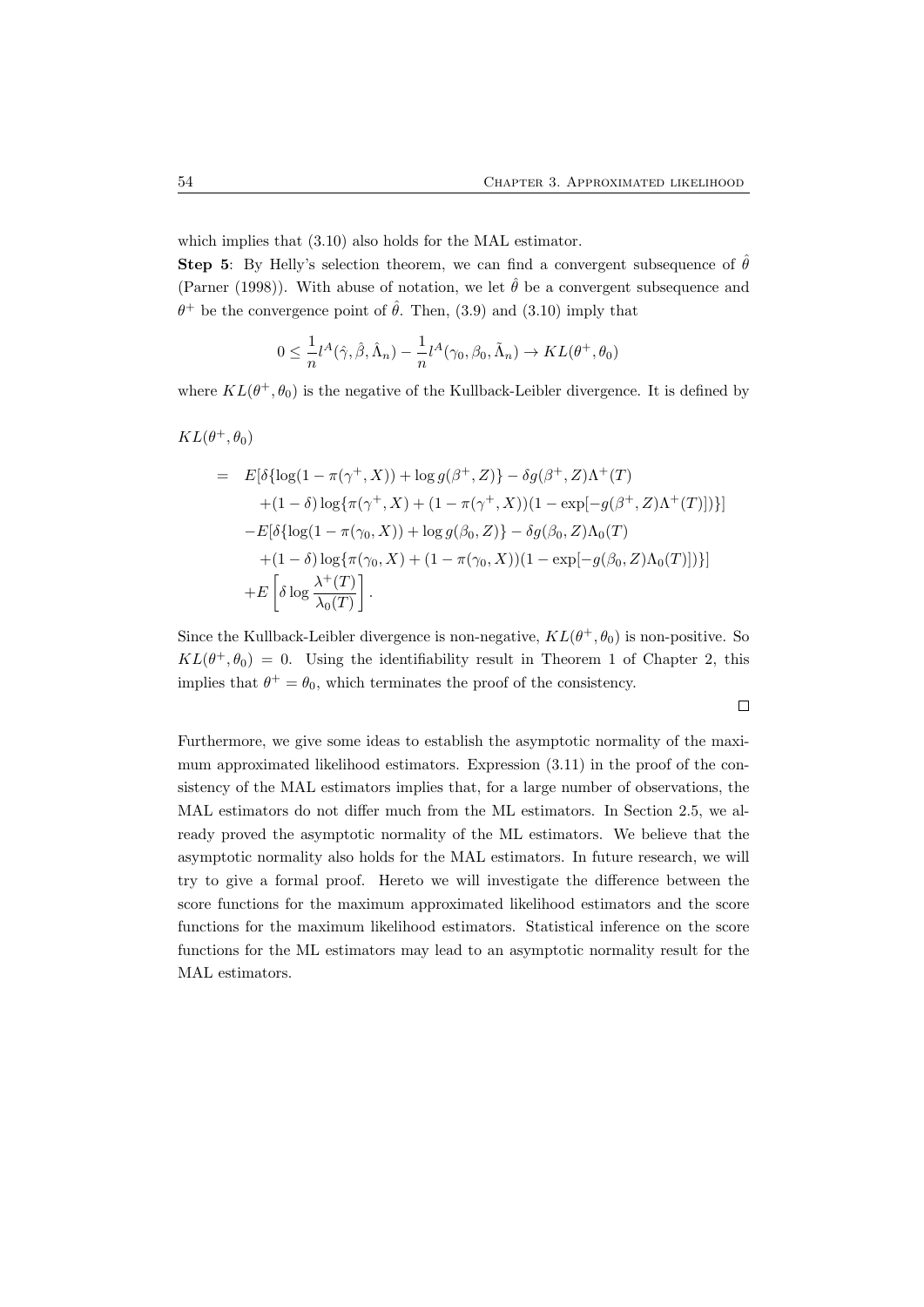which implies that (3.10) also holds for the MAL estimator.

**Step 5**: By Helly's selection theorem, we can find a convergent subsequence of $\hat{\theta}$ (Parner (1998)). With abuse of notation, we let $\hat{\theta}$ be a convergent subsequence and $\theta^+$ be the convergence point of $\hat{\theta}$. Then, (3.9) and (3.10) imply that

$$0 \leq \frac{1}{n} l^A(\hat{\gamma}, \hat{\beta}, \hat{\Lambda}_n) - \frac{1}{n} l^A(\gamma_0, \beta_0, \tilde{\Lambda}_n) \to KL(\theta^+, \theta_0)$$

where $KL(\theta^+, \theta_0)$ is the negative of the Kullback-Leibler divergence. It is defined by

$$
\begin{aligned}
& KL(\theta^+, \theta_0) \\
&= E[\delta\{\log(1 - \pi(\gamma^+, X)) + \log g(\beta^+, Z)\} - \delta g(\beta^+, Z)\Lambda^+(T) \\
&\quad + (1-\delta)\log\{\pi(\gamma^+, X) + (1 - \pi(\gamma^+, X))(1 - \exp[-g(\beta^+, Z)\Lambda^+(T)])\}] \\
&\quad - E[\delta\{\log(1 - \pi(\gamma_0, X)) + \log g(\beta_0, Z)\} - \delta g(\beta_0, Z)\Lambda_0(T) \\
&\quad + (1-\delta)\log\{\pi(\gamma_0, X) + (1 - \pi(\gamma_0, X))(1 - \exp[-g(\beta_0, Z)\Lambda_0(T)])\}] \\
&\quad + E\left[\delta \log \frac{\lambda^+(T)}{\lambda_0(T)}\right].
\end{aligned}
$$

Since the Kullback-Leibler divergence is non-negative, $KL(\theta^+, \theta_0)$ is non-positive. So $KL(\theta^+, \theta_0) = 0$. Using the identifiability result in Theorem 1 of Chapter 2, this implies that $\theta^+ = \theta_0$, which terminates the proof of the consistency.

□

Furthermore, we give some ideas to establish the asymptotic normality of the maximum approximated likelihood estimators. Expression (3.11) in the proof of the consistency of the MAL estimators implies that, for a large number of observations, the MAL estimators do not differ much from the ML estimators. In Section 2.5, we already proved the asymptotic normality of the ML estimators. We believe that the asymptotic normality also holds for the MAL estimators. In future research, we will try to give a formal proof. Hereto we will investigate the difference between the score functions for the maximum approximated likelihood estimators and the score functions for the maximum likelihood estimators. Statistical inference on the score functions for the ML estimators may lead to an asymptotic normality result for the MAL estimators.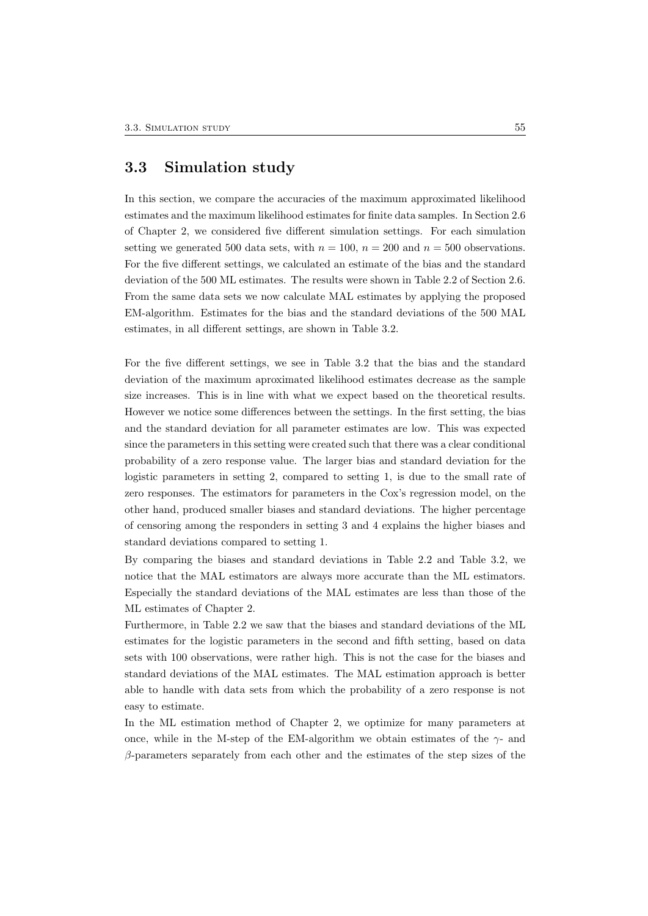## 3.3 Simulation study

In this section, we compare the accuracies of the maximum approximated likelihood estimates and the maximum likelihood estimates for finite data samples. In Section 2.6 of Chapter 2, we considered five different simulation settings. For each simulation setting we generated 500 data sets, with $n = 100$, $n = 200$ and $n = 500$ observations. For the five different settings, we calculated an estimate of the bias and the standard deviation of the 500 ML estimates. The results were shown in Table 2.2 of Section 2.6. From the same data sets we now calculate MAL estimates by applying the proposed EM-algorithm. Estimates for the bias and the standard deviations of the 500 MAL estimates, in all different settings, are shown in Table 3.2.

For the five different settings, we see in Table 3.2 that the bias and the standard deviation of the maximum aproximated likelihood estimates decrease as the sample size increases. This is in line with what we expect based on the theoretical results. However we notice some differences between the settings. In the first setting, the bias and the standard deviation for all parameter estimates are low. This was expected since the parameters in this setting were created such that there was a clear conditional probability of a zero response value. The larger bias and standard deviation for the logistic parameters in setting 2, compared to setting 1, is due to the small rate of zero responses. The estimators for parameters in the Cox's regression model, on the other hand, produced smaller biases and standard deviations. The higher percentage of censoring among the responders in setting 3 and 4 explains the higher biases and standard deviations compared to setting 1.

By comparing the biases and standard deviations in Table 2.2 and Table 3.2, we notice that the MAL estimators are always more accurate than the ML estimators. Especially the standard deviations of the MAL estimates are less than those of the ML estimates of Chapter 2.

Furthermore, in Table 2.2 we saw that the biases and standard deviations of the ML estimates for the logistic parameters in the second and fifth setting, based on data sets with 100 observations, were rather high. This is not the case for the biases and standard deviations of the MAL estimates. The MAL estimation approach is better able to handle with data sets from which the probability of a zero response is not easy to estimate.

In the ML estimation method of Chapter 2, we optimize for many parameters at once, while in the M-step of the EM-algorithm we obtain estimates of the $\gamma$- and $\beta$-parameters separately from each other and the estimates of the step sizes of the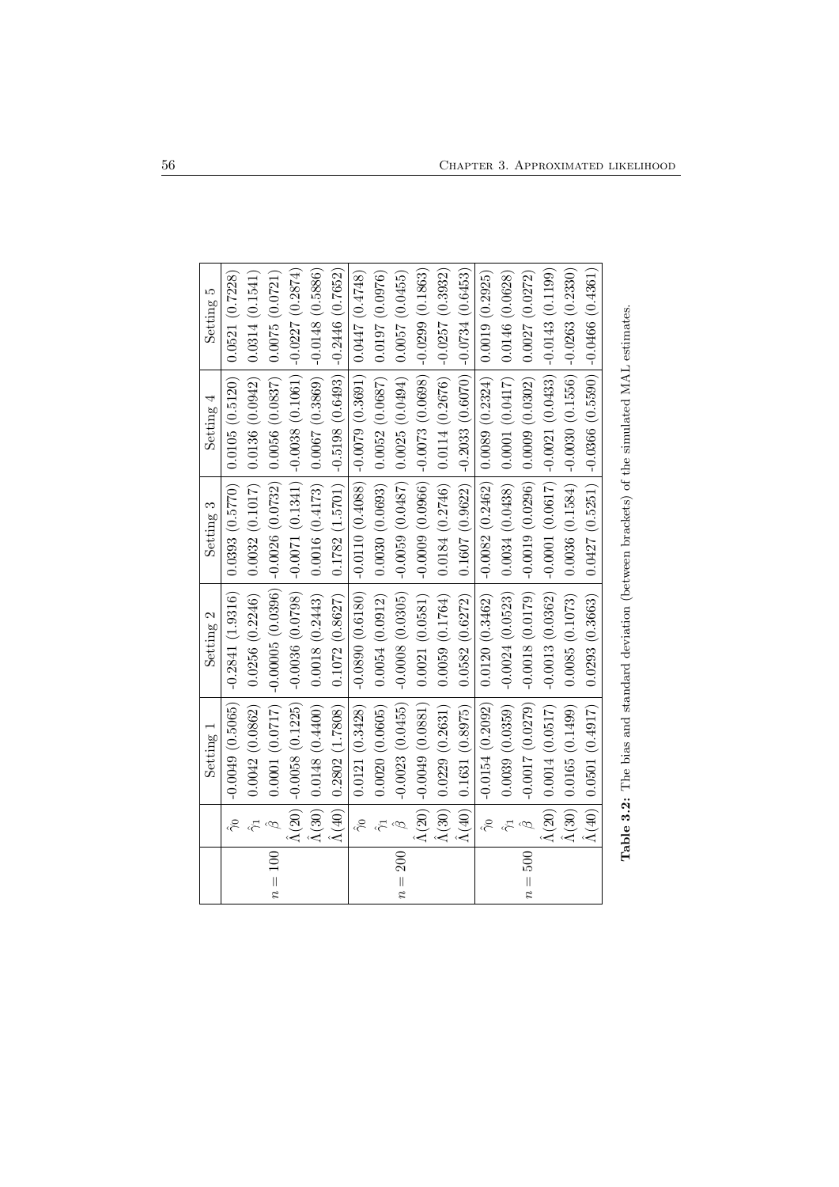|  |  | Setting 1 | Setting 2 | Setting 3 | Setting 4 | Setting 5 |
|---|---|---|---|---|---|---|
| $n = 100$ | $\hat{\gamma}_0$ | -0.0049 (0.5065) | -0.2841 (1.9316) | 0.0393 (0.5770) | 0.0105 (0.5120) | 0.0521 (0.7228) |
|  | $\hat{\gamma}_1$ | 0.0042 (0.0862) | 0.0256 (0.2246) | 0.0032 (0.1017) | 0.0136 (0.0942) | 0.0314 (0.1541) |
|  | $\hat{\beta}$ | 0.0001 (0.0717) | -0.00005 (0.0396) | -0.0026 (0.0732) | 0.0056 (0.0837) | 0.0075 (0.0721) |
|  | $\hat{\Lambda}(20)$ | -0.0058 (0.1225) | -0.0036 (0.0798) | -0.0071 (0.1341) | -0.0038 (0.1061) | -0.0227 (0.2874) |
|  | $\hat{\Lambda}(30)$ | 0.0148 (0.4400) | 0.0018 (0.2443) | 0.0016 (0.4173) | 0.0067 (0.3869) | -0.0148 (0.5886) |
|  | $\hat{\Lambda}(40)$ | 0.2802 (1.7808) | 0.1072 (0.8627) | 0.1782 (1.5701) | -0.5198 (0.6493) | -0.2446 (0.7652) |
| $n = 200$ | $\hat{\gamma}_0$ | 0.0121 (0.3428) | -0.0890 (0.6180) | -0.0110 (0.4088) | -0.0079 (0.3691) | 0.0447 (0.4748) |
|  | $\hat{\gamma}_1$ | 0.0020 (0.0605) | 0.0054 (0.0912) | 0.0030 (0.0693) | 0.0052 (0.0687) | 0.0197 (0.0976) |
|  | $\hat{\beta}$ | -0.0023 (0.0455) | -0.0008 (0.0305) | -0.0059 (0.0487) | 0.0025 (0.0494) | 0.0057 (0.0455) |
|  | $\hat{\Lambda}(20)$ | -0.0049 (0.0881) | 0.0021 (0.0581) | -0.0009 (0.0966) | -0.0073 (0.0698) | -0.0299 (0.1863) |
|  | $\hat{\Lambda}(30)$ | 0.0229 (0.2631) | 0.0059 (0.1764) | 0.0184 (0.2746) | 0.0114 (0.2676) | -0.0257 (0.3932) |
|  | $\hat{\Lambda}(40)$ | 0.1631 (0.8975) | 0.0582 (0.6272) | 0.1607 (0.9622) | -0.2033 (0.6070) | -0.0734 (0.6453) |
| $n = 500$ | $\hat{\gamma}_0$ | -0.0154 (0.2092) | 0.0120 (0.3462) | -0.0082 (0.2462) | 0.0089 (0.2324) | 0.0019 (0.2925) |
|  | $\hat{\gamma}_1$ | 0.0039 (0.0359) | -0.0024 (0.0523) | 0.0034 (0.0438) | 0.0001 (0.0417) | 0.0146 (0.0628) |
|  | $\hat{\beta}$ | -0.0017 (0.0279) | -0.0018 (0.0179) | -0.0019 (0.0296) | 0.0009 (0.0302) | 0.0027 (0.0272) |
|  | $\hat{\Lambda}(20)$ | 0.0014 (0.0517) | -0.0013 (0.0362) | -0.0001 (0.0617) | -0.0021 (0.0433) | -0.0143 (0.1199) |
|  | $\hat{\Lambda}(30)$ | 0.0165 (0.1499) | 0.0085 (0.1073) | 0.0036 (0.1584) | -0.0030 (0.1556) | -0.0263 (0.2330) |
|  | $\hat{\Lambda}(40)$ | 0.0501 (0.4917) | 0.0293 (0.3663) | 0.0427 (0.5251) | -0.0366 (0.5590) | -0.0466 (0.4361) |

**Table 3.2:** The bias and standard deviation (between brackets) of the simulated MAL estimates.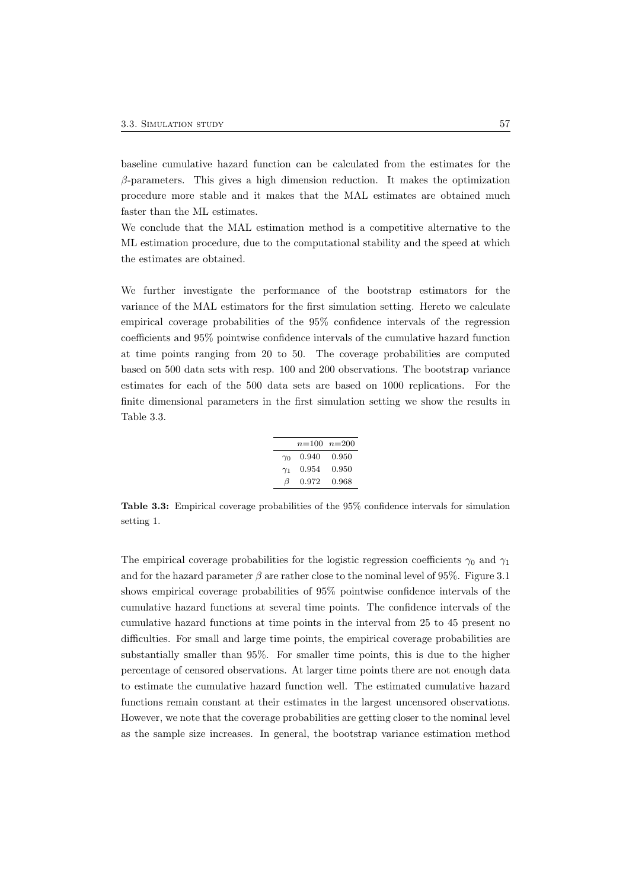baseline cumulative hazard function can be calculated from the estimates for the $\beta$-parameters. This gives a high dimension reduction. It makes the optimization procedure more stable and it makes that the MAL estimates are obtained much faster than the ML estimates.

We conclude that the MAL estimation method is a competitive alternative to the ML estimation procedure, due to the computational stability and the speed at which the estimates are obtained.

We further investigate the performance of the bootstrap estimators for the variance of the MAL estimators for the first simulation setting. Hereto we calculate empirical coverage probabilities of the 95% confidence intervals of the regression coefficients and 95% pointwise confidence intervals of the cumulative hazard function at time points ranging from 20 to 50. The coverage probabilities are computed based on 500 data sets with resp. 100 and 200 observations. The bootstrap variance estimates for each of the 500 data sets are based on 1000 replications. For the finite dimensional parameters in the first simulation setting we show the results in Table 3.3.

| | $n$=100 | $n$=200 |
|---|---|---|
| $\gamma_0$ | 0.940 | 0.950 |
| $\gamma_1$ | 0.954 | 0.950 |
| $\beta$ | 0.972 | 0.968 |

**Table 3.3:** Empirical coverage probabilities of the 95% confidence intervals for simulation setting 1.

The empirical coverage probabilities for the logistic regression coefficients $\gamma_0$ and $\gamma_1$ and for the hazard parameter $\beta$ are rather close to the nominal level of 95%. Figure 3.1 shows empirical coverage probabilities of 95% pointwise confidence intervals of the cumulative hazard functions at several time points. The confidence intervals of the cumulative hazard functions at time points in the interval from 25 to 45 present no difficulties. For small and large time points, the empirical coverage probabilities are substantially smaller than 95%. For smaller time points, this is due to the higher percentage of censored observations. At larger time points there are not enough data to estimate the cumulative hazard function well. The estimated cumulative hazard functions remain constant at their estimates in the largest uncensored observations. However, we note that the coverage probabilities are getting closer to the nominal level as the sample size increases. In general, the bootstrap variance estimation method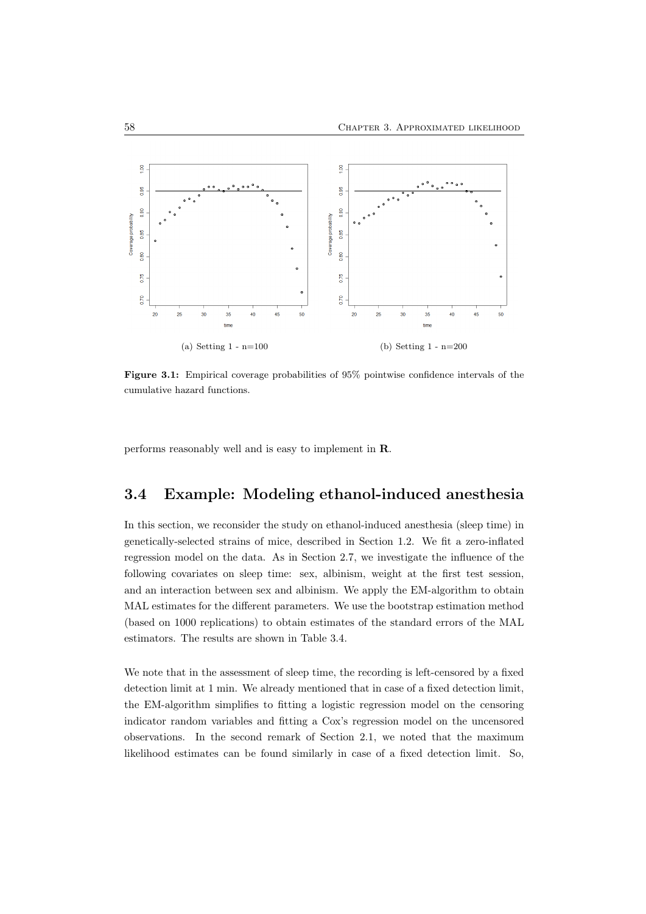(a) Setting 1 - n=100

(b) Setting 1 - n=200

**Figure 3.1:** Empirical coverage probabilities of 95% pointwise confidence intervals of the cumulative hazard functions.

performs reasonably well and is easy to implement in **R**.

## 3.4 Example: Modeling ethanol-induced anesthesia

In this section, we reconsider the study on ethanol-induced anesthesia (sleep time) in genetically-selected strains of mice, described in Section 1.2. We fit a zero-inflated regression model on the data. As in Section 2.7, we investigate the influence of the following covariates on sleep time: sex, albinism, weight at the first test session, and an interaction between sex and albinism. We apply the EM-algorithm to obtain MAL estimates for the different parameters. We use the bootstrap estimation method (based on 1000 replications) to obtain estimates of the standard errors of the MAL estimators. The results are shown in Table 3.4.

We note that in the assessment of sleep time, the recording is left-censored by a fixed detection limit at 1 min. We already mentioned that in case of a fixed detection limit, the EM-algorithm simplifies to fitting a logistic regression model on the censoring indicator random variables and fitting a Cox's regression model on the uncensored observations. In the second remark of Section 2.1, we noted that the maximum likelihood estimates can be found similarly in case of a fixed detection limit. So,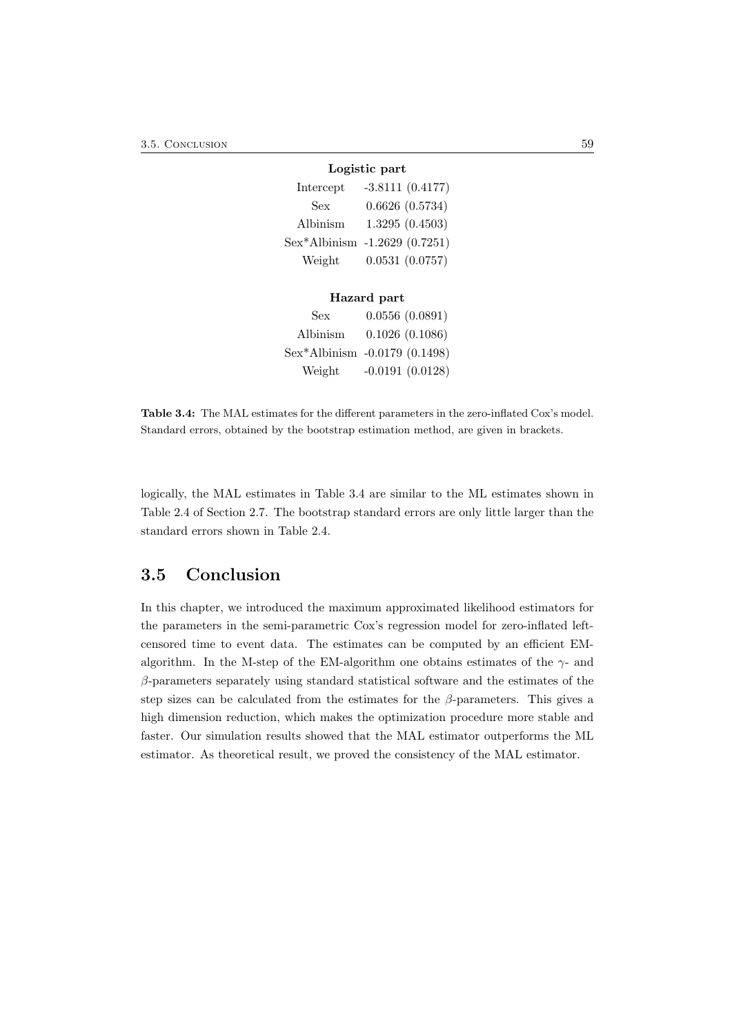| **Logistic part** | |
|---|---|
| Intercept | -3.8111 (0.4177) |
| Sex | 0.6626 (0.5734) |
| Albinism | 1.3295 (0.4503) |
| Sex*Albinism | -1.2629 (0.7251) |
| Weight | 0.0531 (0.0757) |
| **Hazard part** | |
| Sex | 0.0556 (0.0891) |
| Albinism | 0.1026 (0.1086) |
| Sex*Albinism | -0.0179 (0.1498) |
| Weight | -0.0191 (0.0128) |

**Table 3.4:** The MAL estimates for the different parameters in the zero-inflated Cox's model. Standard errors, obtained by the bootstrap estimation method, are given in brackets.

logically, the MAL estimates in Table 3.4 are similar to the ML estimates shown in Table 2.4 of Section 2.7. The bootstrap standard errors are only little larger than the standard errors shown in Table 2.4.

## 3.5 Conclusion

In this chapter, we introduced the maximum approximated likelihood estimators for the parameters in the semi-parametric Cox's regression model for zero-inflated left-censored time to event data. The estimates can be computed by an efficient EM-algorithm. In the M-step of the EM-algorithm one obtains estimates of the $\gamma$- and $\beta$-parameters separately using standard statistical software and the estimates of the step sizes can be calculated from the estimates for the $\beta$-parameters. This gives a high dimension reduction, which makes the optimization procedure more stable and faster. Our simulation results showed that the MAL estimator outperforms the ML estimator. As theoretical result, we proved the consistency of the MAL estimator.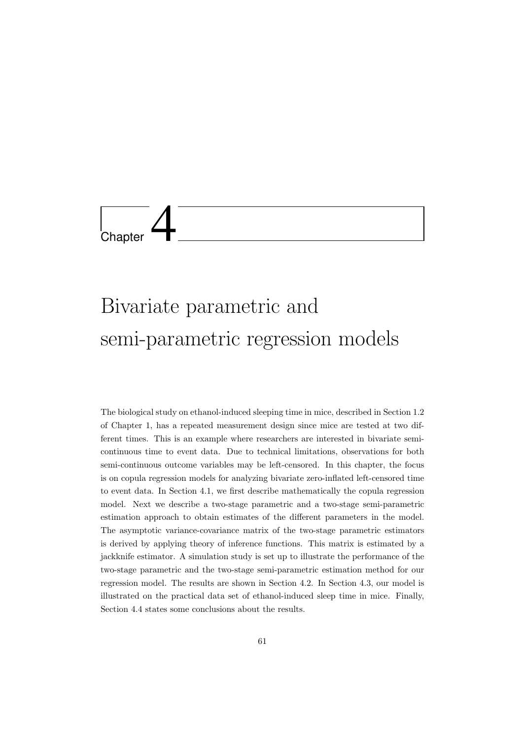# Chapter 4

# Bivariate parametric and semi-parametric regression models

The biological study on ethanol-induced sleeping time in mice, described in Section 1.2 of Chapter 1, has a repeated measurement design since mice are tested at two different times. This is an example where researchers are interested in bivariate semi-continuous time to event data. Due to technical limitations, observations for both semi-continuous outcome variables may be left-censored. In this chapter, the focus is on copula regression models for analyzing bivariate zero-inflated left-censored time to event data. In Section 4.1, we first describe mathematically the copula regression model. Next we describe a two-stage parametric and a two-stage semi-parametric estimation approach to obtain estimates of the different parameters in the model. The asymptotic variance-covariance matrix of the two-stage parametric estimators is derived by applying theory of inference functions. This matrix is estimated by a jackknife estimator. A simulation study is set up to illustrate the performance of the two-stage parametric and the two-stage semi-parametric estimation method for our regression model. The results are shown in Section 4.2. In Section 4.3, our model is illustrated on the practical data set of ethanol-induced sleep time in mice. Finally, Section 4.4 states some conclusions about the results.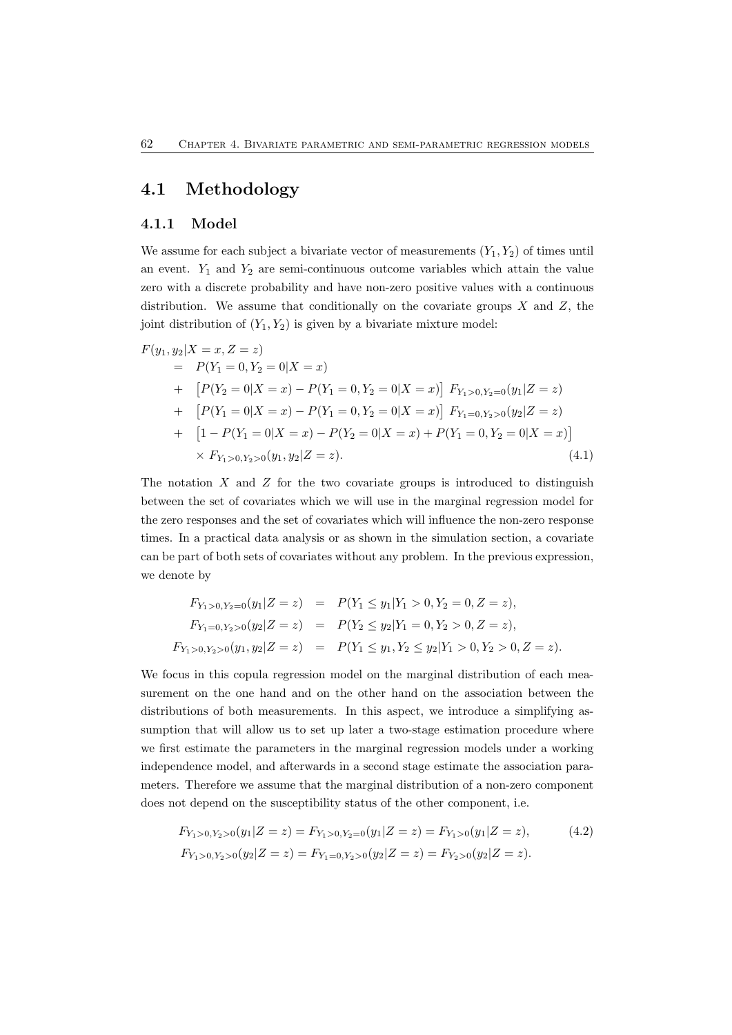## 4.1 Methodology

### 4.1.1 Model

We assume for each subject a bivariate vector of measurements $(Y_1, Y_2)$ of times until an event. $Y_1$ and $Y_2$ are semi-continuous outcome variables which attain the value zero with a discrete probability and have non-zero positive values with a continuous distribution. We assume that conditionally on the covariate groups $X$ and $Z$, the joint distribution of $(Y_1, Y_2)$ is given by a bivariate mixture model:

$$
\begin{aligned}
F(y_1, y_2|X = x, Z = z) & \\
= \; & P(Y_1 = 0, Y_2 = 0|X = x) \\
+ \; & \left[P(Y_2 = 0|X = x) - P(Y_1 = 0, Y_2 = 0|X = x)\right] F_{Y_1>0,Y_2=0}(y_1|Z = z) \\
+ \; & \left[P(Y_1 = 0|X = x) - P(Y_1 = 0, Y_2 = 0|X = x)\right] F_{Y_1=0,Y_2>0}(y_2|Z = z) \\
+ \; & \left[1 - P(Y_1 = 0|X = x) - P(Y_2 = 0|X = x) + P(Y_1 = 0, Y_2 = 0|X = x)\right] \\
& \times F_{Y_1>0,Y_2>0}(y_1, y_2|Z = z). \qquad (4.1)
\end{aligned}
$$

The notation $X$ and $Z$ for the two covariate groups is introduced to distinguish between the set of covariates which we will use in the marginal regression model for the zero responses and the set of covariates which will influence the non-zero response times. In a practical data analysis or as shown in the simulation section, a covariate can be part of both sets of covariates without any problem. In the previous expression, we denote by

$$
\begin{aligned}
F_{Y_1>0,Y_2=0}(y_1|Z = z) &= P(Y_1 \leq y_1|Y_1 > 0, Y_2 = 0, Z = z), \\
F_{Y_1=0,Y_2>0}(y_2|Z = z) &= P(Y_2 \leq y_2|Y_1 = 0, Y_2 > 0, Z = z), \\
F_{Y_1>0,Y_2>0}(y_1, y_2|Z = z) &= P(Y_1 \leq y_1, Y_2 \leq y_2|Y_1 > 0, Y_2 > 0, Z = z).
\end{aligned}
$$

We focus in this copula regression model on the marginal distribution of each measurement on the one hand and on the other hand on the association between the distributions of both measurements. In this aspect, we introduce a simplifying assumption that will allow us to set up later a two-stage estimation procedure where we first estimate the parameters in the marginal regression models under a working independence model, and afterwards in a second stage estimate the association parameters. Therefore we assume that the marginal distribution of a non-zero component does not depend on the susceptibility status of the other component, i.e.

$$
\begin{aligned}
F_{Y_1>0,Y_2>0}(y_1|Z = z) = F_{Y_1>0,Y_2=0}(y_1|Z = z) = F_{Y_1>0}(y_1|Z = z), \qquad (4.2) \\
F_{Y_1>0,Y_2>0}(y_2|Z = z) = F_{Y_1=0,Y_2>0}(y_2|Z = z) = F_{Y_2>0}(y_2|Z = z).
\end{aligned}
$$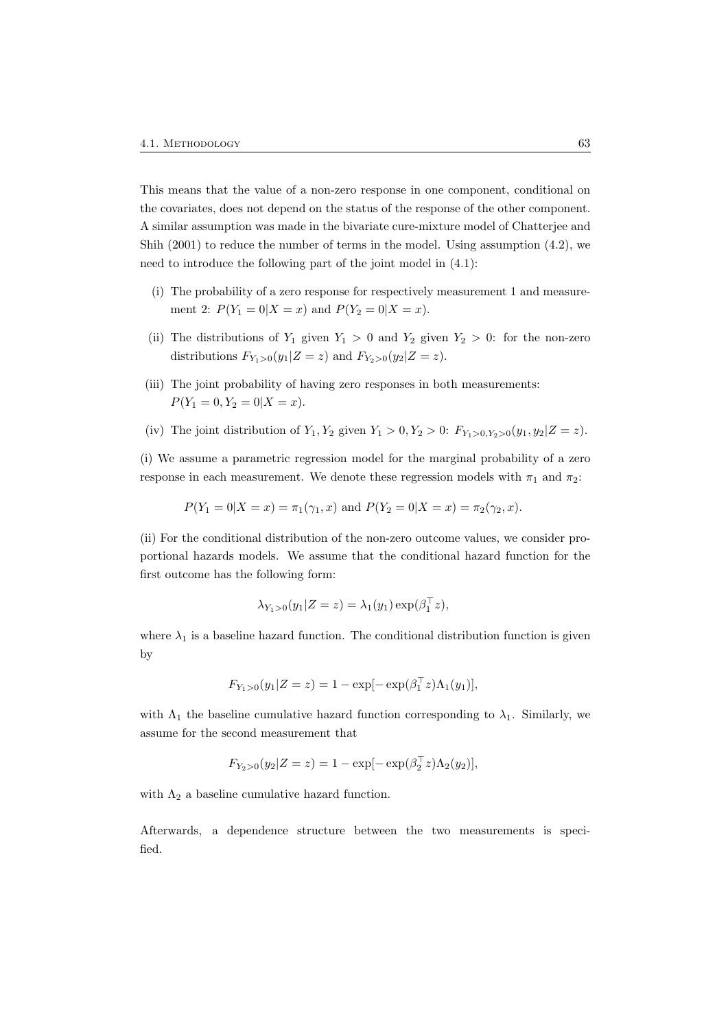This means that the value of a non-zero response in one component, conditional on the covariates, does not depend on the status of the response of the other component. A similar assumption was made in the bivariate cure-mixture model of Chatterjee and Shih (2001) to reduce the number of terms in the model. Using assumption (4.2), we need to introduce the following part of the joint model in (4.1):

(i) The probability of a zero response for respectively measurement 1 and measurement 2: $P(Y_1 = 0|X = x)$ and $P(Y_2 = 0|X = x)$.

(ii) The distributions of $Y_1$ given $Y_1 > 0$ and $Y_2$ given $Y_2 > 0$: for the non-zero distributions $F_{Y_1>0}(y_1|Z = z)$ and $F_{Y_2>0}(y_2|Z = z)$.

(iii) The joint probability of having zero responses in both measurements: $P(Y_1 = 0, Y_2 = 0|X = x)$.

(iv) The joint distribution of $Y_1, Y_2$ given $Y_1 > 0, Y_2 > 0$: $F_{Y_1>0,Y_2>0}(y_1, y_2|Z = z)$.

(i) We assume a parametric regression model for the marginal probability of a zero response in each measurement. We denote these regression models with $\pi_1$ and $\pi_2$:

$$P(Y_1 = 0|X = x) = \pi_1(\gamma_1, x) \text{ and } P(Y_2 = 0|X = x) = \pi_2(\gamma_2, x).$$

(ii) For the conditional distribution of the non-zero outcome values, we consider proportional hazards models. We assume that the conditional hazard function for the first outcome has the following form:

$$\lambda_{Y_1>0}(y_1|Z = z) = \lambda_1(y_1) \exp(\beta_1^\top z),$$

where $\lambda_1$ is a baseline hazard function. The conditional distribution function is given by

$$F_{Y_1>0}(y_1|Z = z) = 1 - \exp[-\exp(\beta_1^\top z)\Lambda_1(y_1)],$$

with $\Lambda_1$ the baseline cumulative hazard function corresponding to $\lambda_1$. Similarly, we assume for the second measurement that

$$F_{Y_2>0}(y_2|Z = z) = 1 - \exp[-\exp(\beta_2^\top z)\Lambda_2(y_2)],$$

with $\Lambda_2$ a baseline cumulative hazard function.

Afterwards, a dependence structure between the two measurements is specified.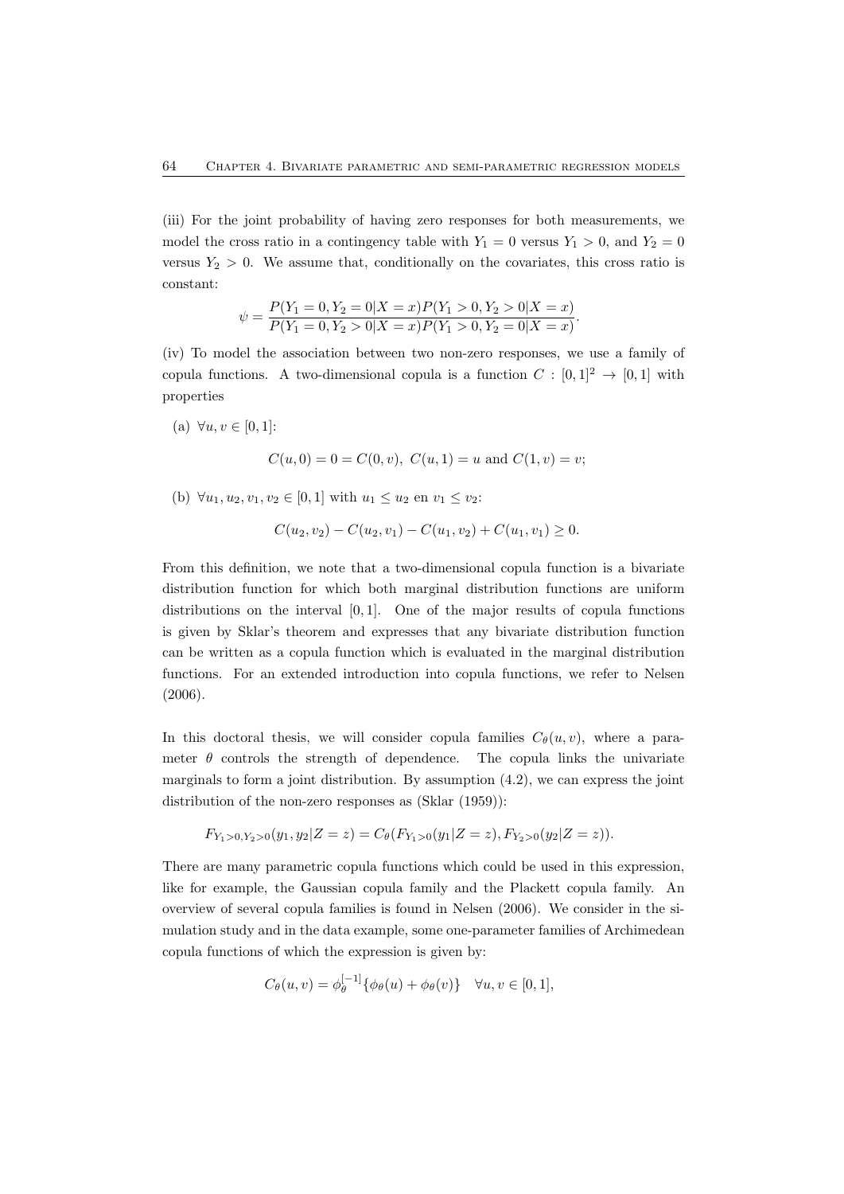(iii) For the joint probability of having zero responses for both measurements, we model the cross ratio in a contingency table with $Y_1 = 0$ versus $Y_1 > 0$, and $Y_2 = 0$ versus $Y_2 > 0$. We assume that, conditionally on the covariates, this cross ratio is constant:

$$\psi = \frac{P(Y_1 = 0, Y_2 = 0|X = x)P(Y_1 > 0, Y_2 > 0|X = x)}{P(Y_1 = 0, Y_2 > 0|X = x)P(Y_1 > 0, Y_2 = 0|X = x)}.$$

(iv) To model the association between two non-zero responses, we use a family of copula functions. A two-dimensional copula is a function $C : [0, 1]^2 \to [0, 1]$ with properties

(a) $\forall u, v \in [0, 1]$:

$$C(u, 0) = 0 = C(0, v),\ C(u, 1) = u \text{ and } C(1, v) = v;$$

(b) $\forall u_1, u_2, v_1, v_2 \in [0, 1]$ with $u_1 \leq u_2$ en $v_1 \leq v_2$:

$$C(u_2, v_2) - C(u_2, v_1) - C(u_1, v_2) + C(u_1, v_1) \geq 0.$$

From this definition, we note that a two-dimensional copula function is a bivariate distribution function for which both marginal distribution functions are uniform distributions on the interval $[0, 1]$. One of the major results of copula functions is given by Sklar's theorem and expresses that any bivariate distribution function can be written as a copula function which is evaluated in the marginal distribution functions. For an extended introduction into copula functions, we refer to Nelsen (2006).

In this doctoral thesis, we will consider copula families $C_\theta(u, v)$, where a parameter $\theta$ controls the strength of dependence. The copula links the univariate marginals to form a joint distribution. By assumption (4.2), we can express the joint distribution of the non-zero responses as (Sklar (1959)):

$$F_{Y_1>0,Y_2>0}(y_1, y_2|Z = z) = C_\theta(F_{Y_1>0}(y_1|Z = z), F_{Y_2>0}(y_2|Z = z)).$$

There are many parametric copula functions which could be used in this expression, like for example, the Gaussian copula family and the Plackett copula family. An overview of several copula families is found in Nelsen (2006). We consider in the simulation study and in the data example, some one-parameter families of Archimedean copula functions of which the expression is given by:

$$C_\theta(u, v) = \phi_\theta^{[-1]}\{\phi_\theta(u) + \phi_\theta(v)\} \quad \forall u, v \in [0, 1],$$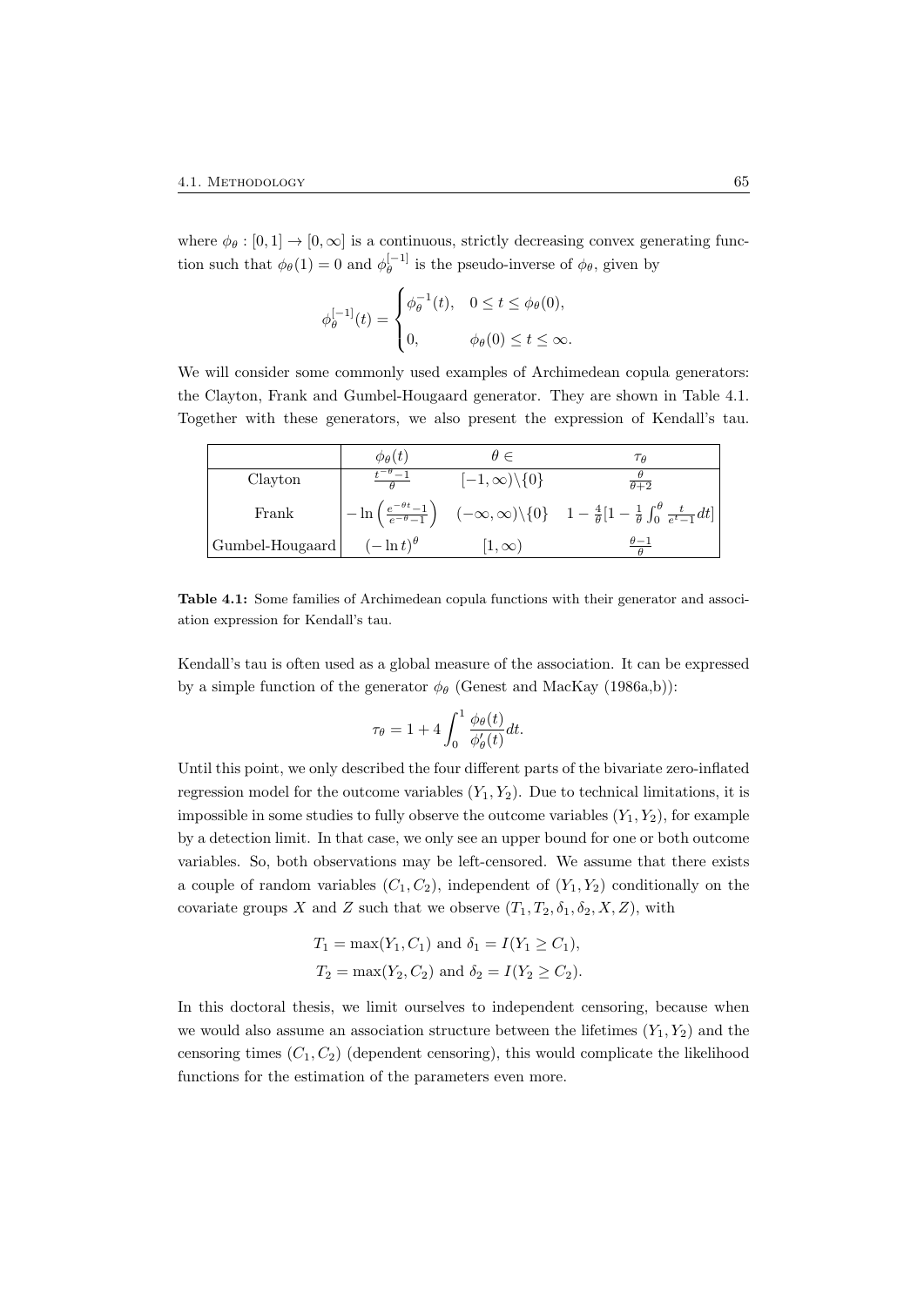where $\phi_\theta : [0,1] \to [0,\infty]$ is a continuous, strictly decreasing convex generating function such that $\phi_\theta(1) = 0$ and $\phi_\theta^{[-1]}$ is the pseudo-inverse of $\phi_\theta$, given by

$$\phi_\theta^{[-1]}(t) = \begin{cases} \phi_\theta^{-1}(t), & 0 \le t \le \phi_\theta(0), \\ 0, & \phi_\theta(0) \le t \le \infty. \end{cases}$$

We will consider some commonly used examples of Archimedean copula generators: the Clayton, Frank and Gumbel-Hougaard generator. They are shown in Table 4.1. Together with these generators, we also present the expression of Kendall's tau.

| | $\phi_\theta(t)$ | $\theta \in$ | $\tau_\theta$ |
|---|---|---|---|
| Clayton | $\frac{t^{-\theta}-1}{\theta}$ | $[-1,\infty)\backslash\{0\}$ | $\frac{\theta}{\theta+2}$ |
| Frank | $-\ln\left(\frac{e^{-\theta t}-1}{e^{-\theta}-1}\right)$ | $(-\infty,\infty)\backslash\{0\}$ | $1-\frac{4}{\theta}[1-\frac{1}{\theta}\int_0^\theta \frac{t}{e^t-1}dt]$ |
| Gumbel-Hougaard | $(-\ln t)^\theta$ | $[1,\infty)$ | $\frac{\theta-1}{\theta}$ |

**Table 4.1:** Some families of Archimedean copula functions with their generator and association expression for Kendall's tau.

Kendall's tau is often used as a global measure of the association. It can be expressed by a simple function of the generator $\phi_\theta$ (Genest and MacKay (1986a,b)):

$$\tau_\theta = 1 + 4\int_0^1 \frac{\phi_\theta(t)}{\phi_\theta'(t)}dt.$$

Until this point, we only described the four different parts of the bivariate zero-inflated regression model for the outcome variables $(Y_1, Y_2)$. Due to technical limitations, it is impossible in some studies to fully observe the outcome variables $(Y_1, Y_2)$, for example by a detection limit. In that case, we only see an upper bound for one or both outcome variables. So, both observations may be left-censored. We assume that there exists a couple of random variables $(C_1, C_2)$, independent of $(Y_1, Y_2)$ conditionally on the covariate groups $X$ and $Z$ such that we observe $(T_1, T_2, \delta_1, \delta_2, X, Z)$, with

$$T_1 = \max(Y_1, C_1) \text{ and } \delta_1 = I(Y_1 \ge C_1),$$
$$T_2 = \max(Y_2, C_2) \text{ and } \delta_2 = I(Y_2 \ge C_2).$$

In this doctoral thesis, we limit ourselves to independent censoring, because when we would also assume an association structure between the lifetimes $(Y_1, Y_2)$ and the censoring times $(C_1, C_2)$ (dependent censoring), this would complicate the likelihood functions for the estimation of the parameters even more.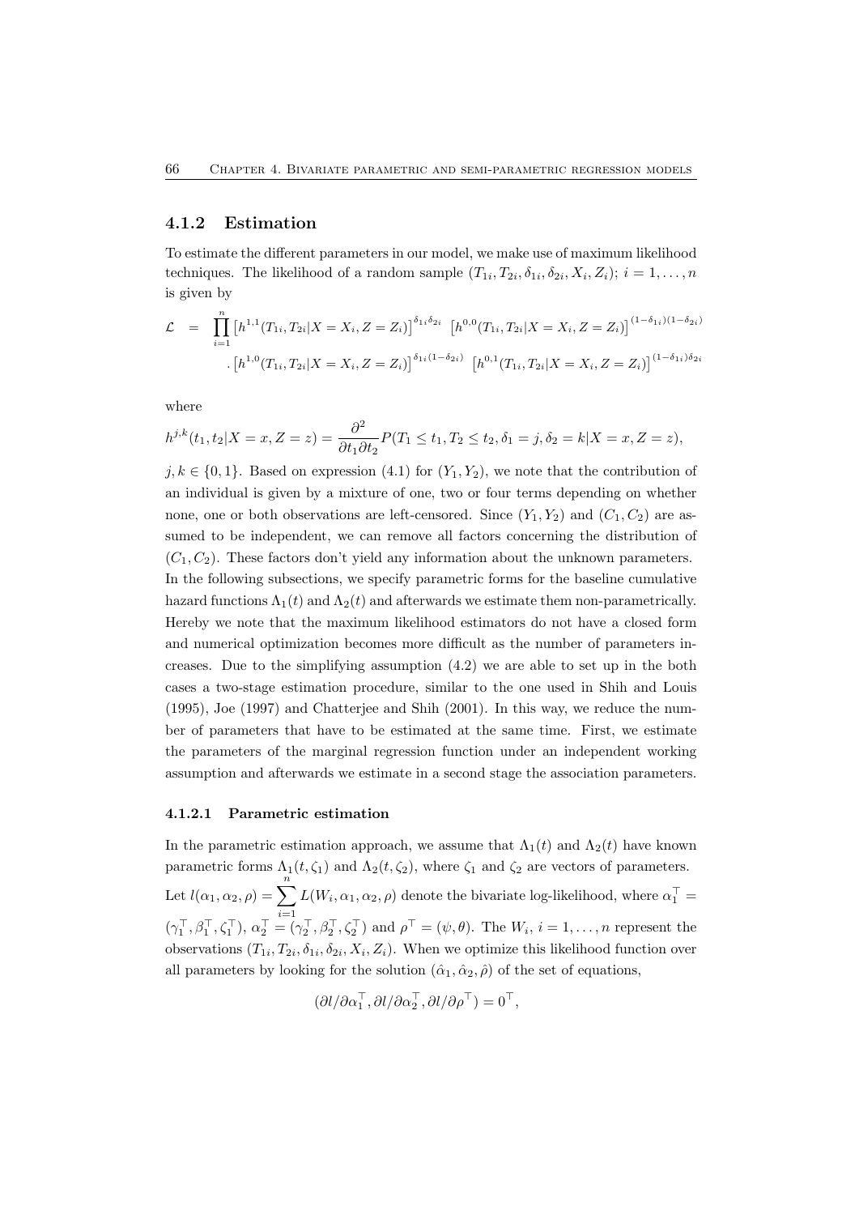### 4.1.2 Estimation

To estimate the different parameters in our model, we make use of maximum likelihood techniques. The likelihood of a random sample $(T_{1i}, T_{2i}, \delta_{1i}, \delta_{2i}, X_i, Z_i)$; $i = 1, \ldots, n$ is given by

$$
\begin{aligned}
\mathcal{L} \quad = \quad & \prod_{i=1}^{n} \left[h^{1,1}(T_{1i}, T_{2i}|X = X_i, Z = Z_i)\right]^{\delta_{1i}\delta_{2i}} \left[h^{0,0}(T_{1i}, T_{2i}|X = X_i, Z = Z_i)\right]^{(1-\delta_{1i})(1-\delta_{2i})} \\
& . \left[h^{1,0}(T_{1i}, T_{2i}|X = X_i, Z = Z_i)\right]^{\delta_{1i}(1-\delta_{2i})} \left[h^{0,1}(T_{1i}, T_{2i}|X = X_i, Z = Z_i)\right]^{(1-\delta_{1i})\delta_{2i}}
\end{aligned}
$$

where

$$
h^{j,k}(t_1, t_2|X = x, Z = z) = \frac{\partial^2}{\partial t_1 \partial t_2} P(T_1 \leq t_1, T_2 \leq t_2, \delta_1 = j, \delta_2 = k|X = x, Z = z),
$$

$j, k \in \{0, 1\}$. Based on expression (4.1) for $(Y_1, Y_2)$, we note that the contribution of an individual is given by a mixture of one, two or four terms depending on whether none, one or both observations are left-censored. Since $(Y_1, Y_2)$ and $(C_1, C_2)$ are assumed to be independent, we can remove all factors concerning the distribution of $(C_1, C_2)$. These factors don't yield any information about the unknown parameters. In the following subsections, we specify parametric forms for the baseline cumulative hazard functions $\Lambda_1(t)$ and $\Lambda_2(t)$ and afterwards we estimate them non-parametrically. Hereby we note that the maximum likelihood estimators do not have a closed form and numerical optimization becomes more difficult as the number of parameters increases. Due to the simplifying assumption (4.2) we are able to set up in the both cases a two-stage estimation procedure, similar to the one used in Shih and Louis (1995), Joe (1997) and Chatterjee and Shih (2001). In this way, we reduce the number of parameters that have to be estimated at the same time. First, we estimate the parameters of the marginal regression function under an independent working assumption and afterwards we estimate in a second stage the association parameters.

#### 4.1.2.1 Parametric estimation

In the parametric estimation approach, we assume that $\Lambda_1(t)$ and $\Lambda_2(t)$ have known parametric forms $\Lambda_1(t, \zeta_1)$ and $\Lambda_2(t, \zeta_2)$, where $\zeta_1$ and $\zeta_2$ are vectors of parameters. Let $l(\alpha_1, \alpha_2, \rho) = \sum_{i=1}^{n} L(W_i, \alpha_1, \alpha_2, \rho)$ denote the bivariate log-likelihood, where $\alpha_1^\top = (\gamma_1^\top, \beta_1^\top, \zeta_1^\top)$, $\alpha_2^\top = (\gamma_2^\top, \beta_2^\top, \zeta_2^\top)$ and $\rho^\top = (\psi, \theta)$. The $W_i$, $i = 1, \ldots, n$ represent the observations $(T_{1i}, T_{2i}, \delta_{1i}, \delta_{2i}, X_i, Z_i)$. When we optimize this likelihood function over all parameters by looking for the solution $(\hat{\alpha}_1, \hat{\alpha}_2, \hat{\rho})$ of the set of equations,

$$
(\partial l/\partial \alpha_1^\top, \partial l/\partial \alpha_2^\top, \partial l/\partial \rho^\top) = 0^\top,
$$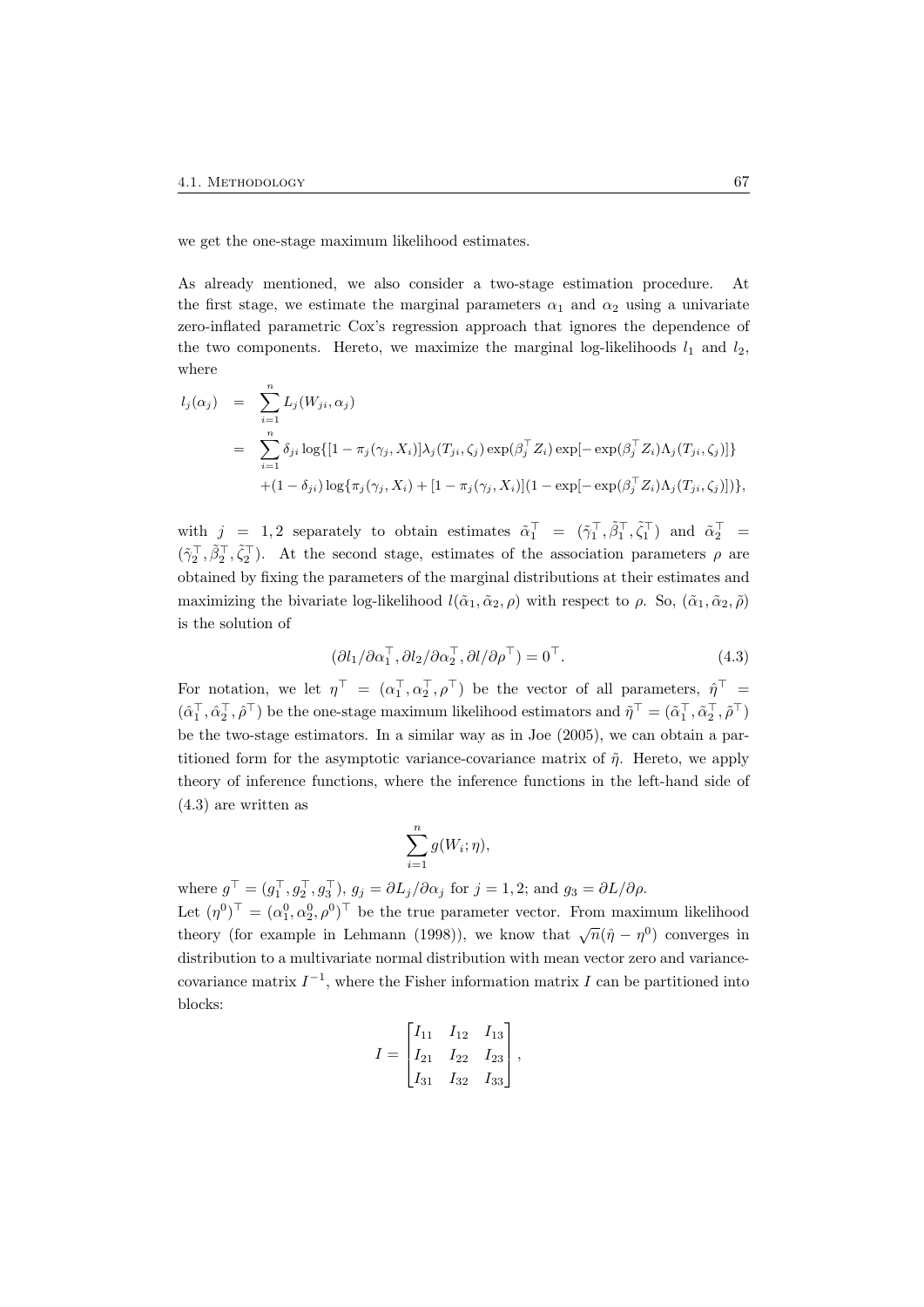we get the one-stage maximum likelihood estimates.

As already mentioned, we also consider a two-stage estimation procedure. At the first stage, we estimate the marginal parameters $\alpha_1$ and $\alpha_2$ using a univariate zero-inflated parametric Cox's regression approach that ignores the dependence of the two components. Hereto, we maximize the marginal log-likelihoods $l_1$ and $l_2$, where

$$
\begin{aligned}
l_j(\alpha_j) &= \sum_{i=1}^{n} L_j(W_{ji}, \alpha_j) \\
&= \sum_{i=1}^{n} \delta_{ji} \log\{[1 - \pi_j(\gamma_j, X_i)]\lambda_j(T_{ji}, \zeta_j) \exp(\beta_j^\top Z_i) \exp[-\exp(\beta_j^\top Z_i)\Lambda_j(T_{ji}, \zeta_j)]\} \\
&\quad + (1 - \delta_{ji}) \log\{\pi_j(\gamma_j, X_i) + [1 - \pi_j(\gamma_j, X_i)](1 - \exp[-\exp(\beta_j^\top Z_i)\Lambda_j(T_{ji}, \zeta_j)])\},
\end{aligned}
$$

with $j = 1, 2$ separately to obtain estimates $\tilde{\alpha}_1^\top = (\tilde{\gamma}_1^\top, \tilde{\beta}_1^\top, \tilde{\zeta}_1^\top)$ and $\tilde{\alpha}_2^\top = (\tilde{\gamma}_2^\top, \tilde{\beta}_2^\top, \tilde{\zeta}_2^\top)$. At the second stage, estimates of the association parameters $\rho$ are obtained by fixing the parameters of the marginal distributions at their estimates and maximizing the bivariate log-likelihood $l(\tilde{\alpha}_1, \tilde{\alpha}_2, \rho)$ with respect to $\rho$. So, $(\tilde{\alpha}_1, \tilde{\alpha}_2, \tilde{\rho})$ is the solution of

$$
(\partial l_1/\partial \alpha_1^\top, \partial l_2/\partial \alpha_2^\top, \partial l/\partial \rho^\top) = 0^\top. \tag{4.3}
$$

For notation, we let $\eta^\top = (\alpha_1^\top, \alpha_2^\top, \rho^\top)$ be the vector of all parameters, $\hat{\eta}^\top = (\hat{\alpha}_1^\top, \hat{\alpha}_2^\top, \hat{\rho}^\top)$ be the one-stage maximum likelihood estimators and $\tilde{\eta}^\top = (\tilde{\alpha}_1^\top, \tilde{\alpha}_2^\top, \tilde{\rho}^\top)$ be the two-stage estimators. In a similar way as in Joe (2005), we can obtain a partitioned form for the asymptotic variance-covariance matrix of $\tilde{\eta}$. Hereto, we apply theory of inference functions, where the inference functions in the left-hand side of (4.3) are written as

$$
\sum_{i=1}^{n} g(W_i; \eta),
$$

where $g^\top = (g_1^\top, g_2^\top, g_3^\top)$, $g_j = \partial L_j/\partial \alpha_j$ for $j = 1, 2$; and $g_3 = \partial L/\partial \rho$.
Let $(\eta^0)^\top = (\alpha_1^0, \alpha_2^0, \rho^0)^\top$ be the true parameter vector. From maximum likelihood theory (for example in Lehmann (1998)), we know that $\sqrt{n}(\hat{\eta} - \eta^0)$ converges in distribution to a multivariate normal distribution with mean vector zero and variance-covariance matrix $I^{-1}$, where the Fisher information matrix $I$ can be partitioned into blocks:

$$
I = \begin{bmatrix} I_{11} & I_{12} & I_{13} \\ I_{21} & I_{22} & I_{23} \\ I_{31} & I_{32} & I_{33} \end{bmatrix},
$$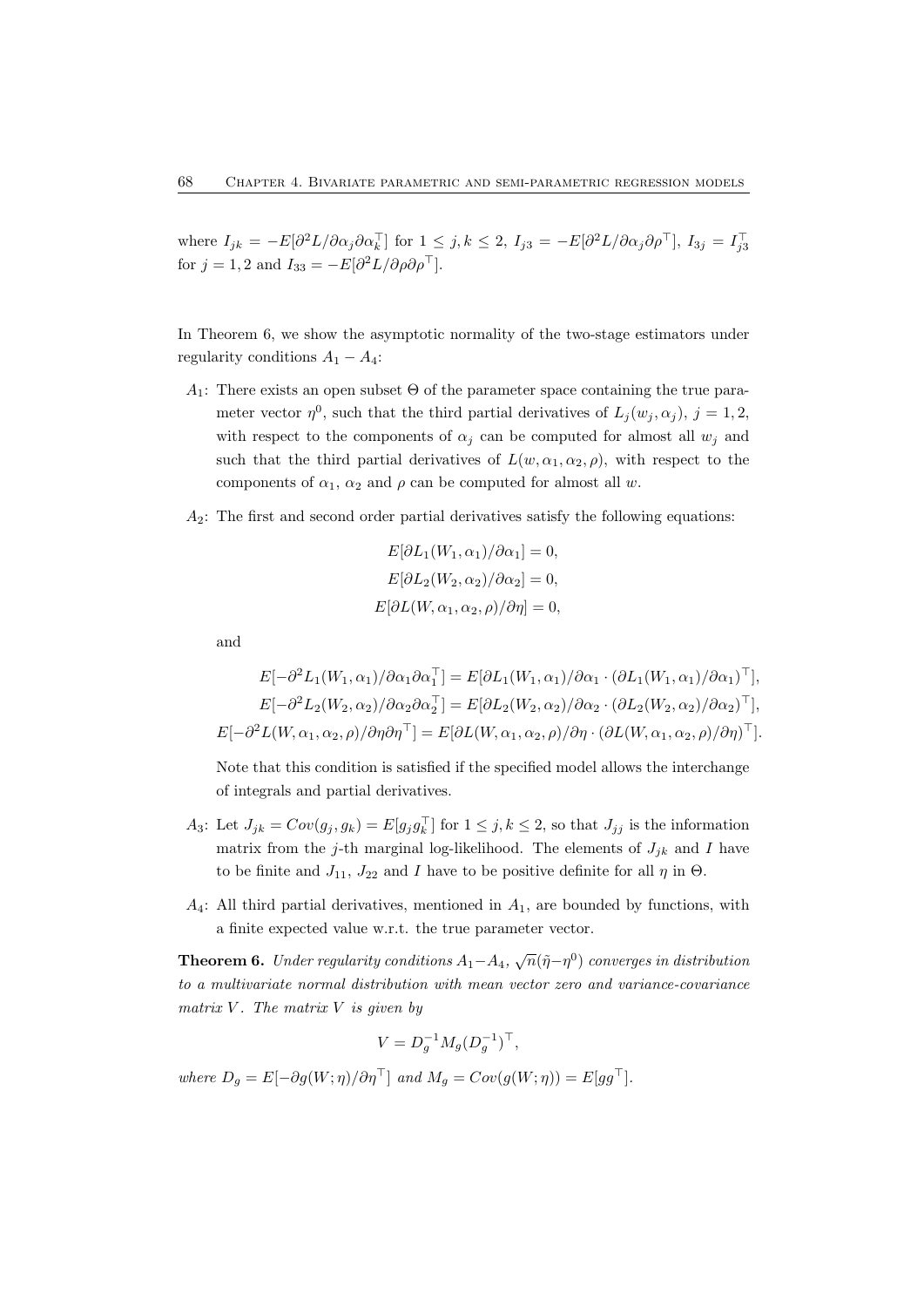where $I_{jk} = -E[\partial^2 L/\partial\alpha_j\partial\alpha_k^\top]$ for $1 \leq j,k \leq 2$, $I_{j3} = -E[\partial^2 L/\partial\alpha_j\partial\rho^\top]$, $I_{3j} = I_{j3}^\top$ for $j = 1,2$ and $I_{33} = -E[\partial^2 L/\partial\rho\partial\rho^\top]$.

In Theorem 6, we show the asymptotic normality of the two-stage estimators under regularity conditions $A_1 - A_4$:

- $A_1$: There exists an open subset $\Theta$ of the parameter space containing the true parameter vector $\eta^0$, such that the third partial derivatives of $L_j(w_j, \alpha_j)$, $j = 1,2$, with respect to the components of $\alpha_j$ can be computed for almost all $w_j$ and such that the third partial derivatives of $L(w, \alpha_1, \alpha_2, \rho)$, with respect to the components of $\alpha_1$, $\alpha_2$ and $\rho$ can be computed for almost all $w$.

- $A_2$: The first and second order partial derivatives satisfy the following equations:

$$E[\partial L_1(W_1, \alpha_1)/\partial\alpha_1] = 0,$$
$$E[\partial L_2(W_2, \alpha_2)/\partial\alpha_2] = 0,$$
$$E[\partial L(W, \alpha_1, \alpha_2, \rho)/\partial\eta] = 0,$$

  and

$$E[-\partial^2 L_1(W_1, \alpha_1)/\partial\alpha_1\partial\alpha_1^\top] = E[\partial L_1(W_1, \alpha_1)/\partial\alpha_1 \cdot (\partial L_1(W_1, \alpha_1)/\partial\alpha_1)^\top],$$
$$E[-\partial^2 L_2(W_2, \alpha_2)/\partial\alpha_2\partial\alpha_2^\top] = E[\partial L_2(W_2, \alpha_2)/\partial\alpha_2 \cdot (\partial L_2(W_2, \alpha_2)/\partial\alpha_2)^\top],$$
$$E[-\partial^2 L(W, \alpha_1, \alpha_2, \rho)/\partial\eta\partial\eta^\top] = E[\partial L(W, \alpha_1, \alpha_2, \rho)/\partial\eta \cdot (\partial L(W, \alpha_1, \alpha_2, \rho)/\partial\eta)^\top].$$

  Note that this condition is satisfied if the specified model allows the interchange of integrals and partial derivatives.

- $A_3$: Let $J_{jk} = Cov(g_j, g_k) = E[g_j g_k^\top]$ for $1 \leq j,k \leq 2$, so that $J_{jj}$ is the information matrix from the $j$-th marginal log-likelihood. The elements of $J_{jk}$ and $I$ have to be finite and $J_{11}$, $J_{22}$ and $I$ have to be positive definite for all $\eta$ in $\Theta$.

- $A_4$: All third partial derivatives, mentioned in $A_1$, are bounded by functions, with a finite expected value w.r.t. the true parameter vector.

**Theorem 6.** *Under regularity conditions $A_1 - A_4$, $\sqrt{n}(\tilde{\eta} - \eta^0)$ converges in distribution to a multivariate normal distribution with mean vector zero and variance-covariance matrix $V$. The matrix $V$ is given by*

$$V = D_g^{-1} M_g (D_g^{-1})^\top,$$

*where $D_g = E[-\partial g(W;\eta)/\partial\eta^\top]$ and $M_g = Cov(g(W;\eta)) = E[gg^\top]$.*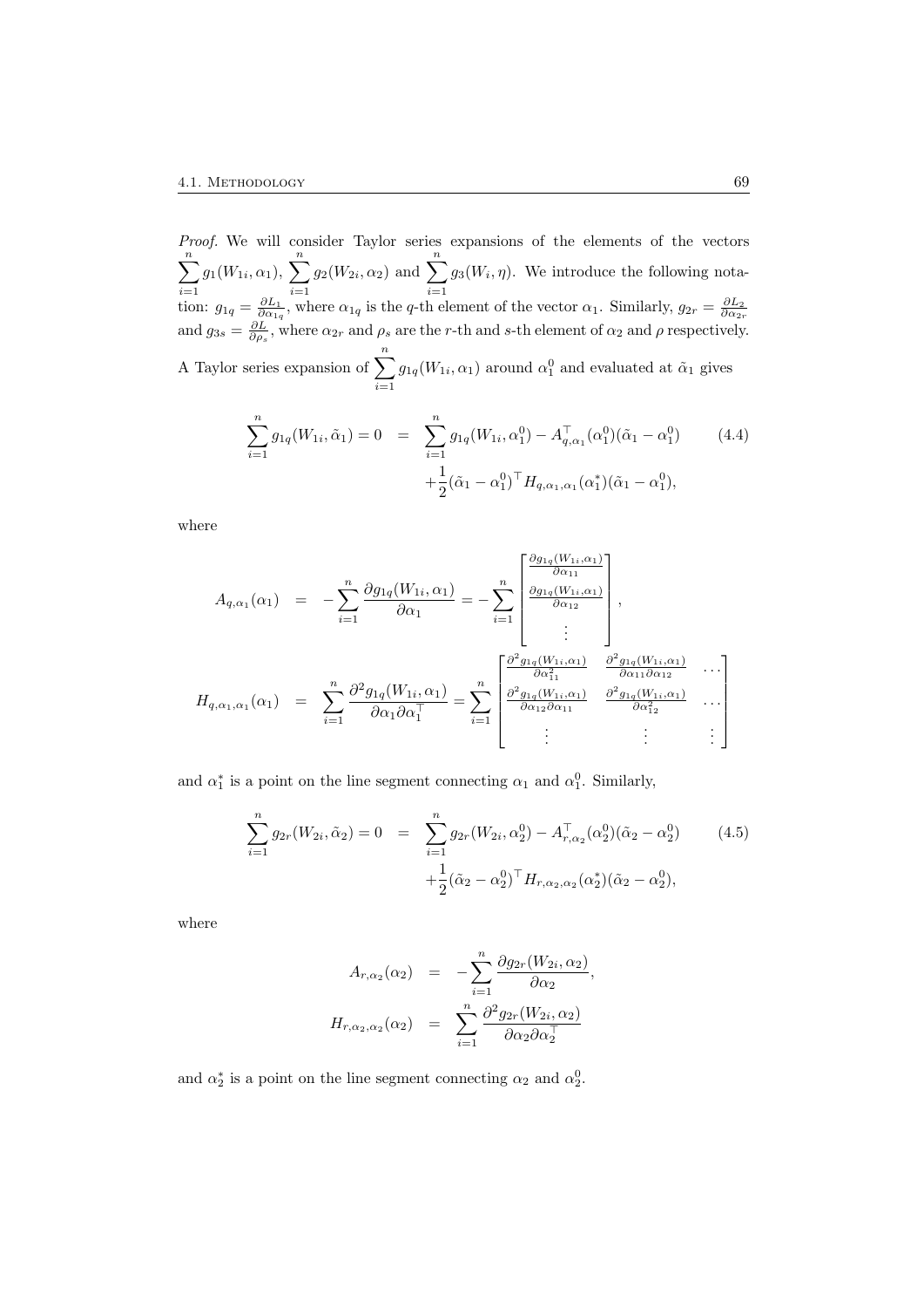*Proof.* We will consider Taylor series expansions of the elements of the vectors $\sum_{i=1}^{n} g_1(W_{1i}, \alpha_1)$, $\sum_{i=1}^{n} g_2(W_{2i}, \alpha_2)$ and $\sum_{i=1}^{n} g_3(W_i, \eta)$. We introduce the following notation: $g_{1q} = \frac{\partial L_1}{\partial \alpha_{1q}}$, where $\alpha_{1q}$ is the $q$-th element of the vector $\alpha_1$. Similarly, $g_{2r} = \frac{\partial L_2}{\partial \alpha_{2r}}$ and $g_{3s} = \frac{\partial L}{\partial \rho_s}$, where $\alpha_{2r}$ and $\rho_s$ are the $r$-th and $s$-th element of $\alpha_2$ and $\rho$ respectively. A Taylor series expansion of $\sum_{i=1}^{n} g_{1q}(W_{1i}, \alpha_1)$ around $\alpha_1^0$ and evaluated at $\tilde{\alpha}_1$ gives

$$
\begin{aligned}
\sum_{i=1}^{n} g_{1q}(W_{1i}, \tilde{\alpha}_1) = 0 \quad &= \quad \sum_{i=1}^{n} g_{1q}(W_{1i}, \alpha_1^0) - A_{q,\alpha_1}^{\top}(\alpha_1^0)(\tilde{\alpha}_1 - \alpha_1^0) \\
&\quad + \frac{1}{2}(\tilde{\alpha}_1 - \alpha_1^0)^{\top} H_{q,\alpha_1,\alpha_1}(\alpha_1^*)(\tilde{\alpha}_1 - \alpha_1^0),
\end{aligned}
\tag{4.4}
$$

where

$$
\begin{aligned}
A_{q,\alpha_1}(\alpha_1) \quad &= \quad -\sum_{i=1}^{n} \frac{\partial g_{1q}(W_{1i}, \alpha_1)}{\partial \alpha_1} = -\sum_{i=1}^{n} \begin{bmatrix} \frac{\partial g_{1q}(W_{1i}, \alpha_1)}{\partial \alpha_{11}} \\ \frac{\partial g_{1q}(W_{1i}, \alpha_1)}{\partial \alpha_{12}} \\ \vdots \end{bmatrix}, \\
H_{q,\alpha_1,\alpha_1}(\alpha_1) \quad &= \quad \sum_{i=1}^{n} \frac{\partial^2 g_{1q}(W_{1i}, \alpha_1)}{\partial \alpha_1 \partial \alpha_1^{\top}} = \sum_{i=1}^{n} \begin{bmatrix} \frac{\partial^2 g_{1q}(W_{1i}, \alpha_1)}{\partial \alpha_{11}^2} & \frac{\partial^2 g_{1q}(W_{1i}, \alpha_1)}{\partial \alpha_{11} \partial \alpha_{12}} & \cdots \\ \frac{\partial^2 g_{1q}(W_{1i}, \alpha_1)}{\partial \alpha_{12} \partial \alpha_{11}} & \frac{\partial^2 g_{1q}(W_{1i}, \alpha_1)}{\partial \alpha_{12}^2} & \cdots \\ \vdots & \vdots & \vdots \end{bmatrix}
\end{aligned}
$$

and $\alpha_1^*$ is a point on the line segment connecting $\alpha_1$ and $\alpha_1^0$. Similarly,

$$
\begin{aligned}
\sum_{i=1}^{n} g_{2r}(W_{2i}, \tilde{\alpha}_2) = 0 \quad &= \quad \sum_{i=1}^{n} g_{2r}(W_{2i}, \alpha_2^0) - A_{r,\alpha_2}^{\top}(\alpha_2^0)(\tilde{\alpha}_2 - \alpha_2^0) \\
&\quad + \frac{1}{2}(\tilde{\alpha}_2 - \alpha_2^0)^{\top} H_{r,\alpha_2,\alpha_2}(\alpha_2^*)(\tilde{\alpha}_2 - \alpha_2^0),
\end{aligned}
\tag{4.5}
$$

where

$$
\begin{aligned}
A_{r,\alpha_2}(\alpha_2) \quad &= \quad -\sum_{i=1}^{n} \frac{\partial g_{2r}(W_{2i}, \alpha_2)}{\partial \alpha_2}, \\
H_{r,\alpha_2,\alpha_2}(\alpha_2) \quad &= \quad \sum_{i=1}^{n} \frac{\partial^2 g_{2r}(W_{2i}, \alpha_2)}{\partial \alpha_2 \partial \alpha_2^{\top}}
\end{aligned}
$$

and $\alpha_2^*$ is a point on the line segment connecting $\alpha_2$ and $\alpha_2^0$.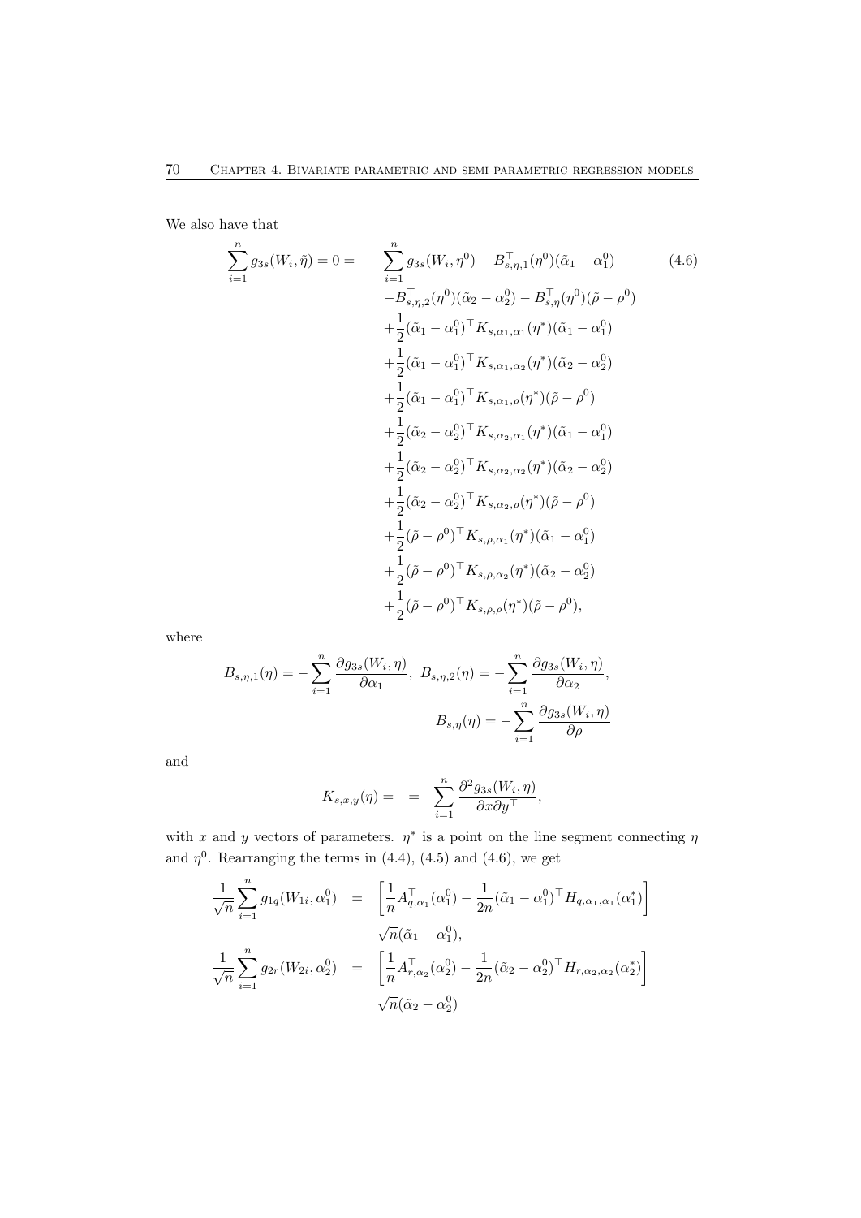We also have that

$$
\begin{aligned}
\sum_{i=1}^{n} g_{3s}(W_i, \tilde{\eta}) = 0 = \quad & \sum_{i=1}^{n} g_{3s}(W_i, \eta^0) - B_{s,\eta,1}^{\top}(\eta^0)(\tilde{\alpha}_1 - \alpha_1^0) \\
& - B_{s,\eta,2}^{\top}(\eta^0)(\tilde{\alpha}_2 - \alpha_2^0) - B_{s,\eta}^{\top}(\eta^0)(\tilde{\rho} - \rho^0) \\
& + \frac{1}{2}(\tilde{\alpha}_1 - \alpha_1^0)^{\top} K_{s,\alpha_1,\alpha_1}(\eta^*)(\tilde{\alpha}_1 - \alpha_1^0) \\
& + \frac{1}{2}(\tilde{\alpha}_1 - \alpha_1^0)^{\top} K_{s,\alpha_1,\alpha_2}(\eta^*)(\tilde{\alpha}_2 - \alpha_2^0) \\
& + \frac{1}{2}(\tilde{\alpha}_1 - \alpha_1^0)^{\top} K_{s,\alpha_1,\rho}(\eta^*)(\tilde{\rho} - \rho^0) \\
& + \frac{1}{2}(\tilde{\alpha}_2 - \alpha_2^0)^{\top} K_{s,\alpha_2,\alpha_1}(\eta^*)(\tilde{\alpha}_1 - \alpha_1^0) \\
& + \frac{1}{2}(\tilde{\alpha}_2 - \alpha_2^0)^{\top} K_{s,\alpha_2,\alpha_2}(\eta^*)(\tilde{\alpha}_2 - \alpha_2^0) \\
& + \frac{1}{2}(\tilde{\alpha}_2 - \alpha_2^0)^{\top} K_{s,\alpha_2,\rho}(\eta^*)(\tilde{\rho} - \rho^0) \\
& + \frac{1}{2}(\tilde{\rho} - \rho^0)^{\top} K_{s,\rho,\alpha_1}(\eta^*)(\tilde{\alpha}_1 - \alpha_1^0) \\
& + \frac{1}{2}(\tilde{\rho} - \rho^0)^{\top} K_{s,\rho,\alpha_2}(\eta^*)(\tilde{\alpha}_2 - \alpha_2^0) \\
& + \frac{1}{2}(\tilde{\rho} - \rho^0)^{\top} K_{s,\rho,\rho}(\eta^*)(\tilde{\rho} - \rho^0),
\end{aligned}
\tag{4.6}
$$

where

$$
B_{s,\eta,1}(\eta) = -\sum_{i=1}^{n} \frac{\partial g_{3s}(W_i, \eta)}{\partial \alpha_1}, \; B_{s,\eta,2}(\eta) = -\sum_{i=1}^{n} \frac{\partial g_{3s}(W_i, \eta)}{\partial \alpha_2}, \quad B_{s,\eta}(\eta) = -\sum_{i=1}^{n} \frac{\partial g_{3s}(W_i, \eta)}{\partial \rho}
$$

and

$$
K_{s,x,y}(\eta) = \; = \; \sum_{i=1}^{n} \frac{\partial^2 g_{3s}(W_i, \eta)}{\partial x \partial y^{\top}},
$$

with $x$ and $y$ vectors of parameters. $\eta^*$ is a point on the line segment connecting $\eta$ and $\eta^0$. Rearranging the terms in (4.4), (4.5) and (4.6), we get

$$
\begin{aligned}
\frac{1}{\sqrt{n}} \sum_{i=1}^{n} g_{1q}(W_{1i}, \alpha_1^0) &= \left[ \frac{1}{n} A_{q,\alpha_1}^{\top}(\alpha_1^0) - \frac{1}{2n}(\tilde{\alpha}_1 - \alpha_1^0)^{\top} H_{q,\alpha_1,\alpha_1}(\alpha_1^*) \right] \\
& \quad \sqrt{n}(\tilde{\alpha}_1 - \alpha_1^0), \\
\frac{1}{\sqrt{n}} \sum_{i=1}^{n} g_{2r}(W_{2i}, \alpha_2^0) &= \left[ \frac{1}{n} A_{r,\alpha_2}^{\top}(\alpha_2^0) - \frac{1}{2n}(\tilde{\alpha}_2 - \alpha_2^0)^{\top} H_{r,\alpha_2,\alpha_2}(\alpha_2^*) \right] \\
& \quad \sqrt{n}(\tilde{\alpha}_2 - \alpha_2^0)
\end{aligned}
$$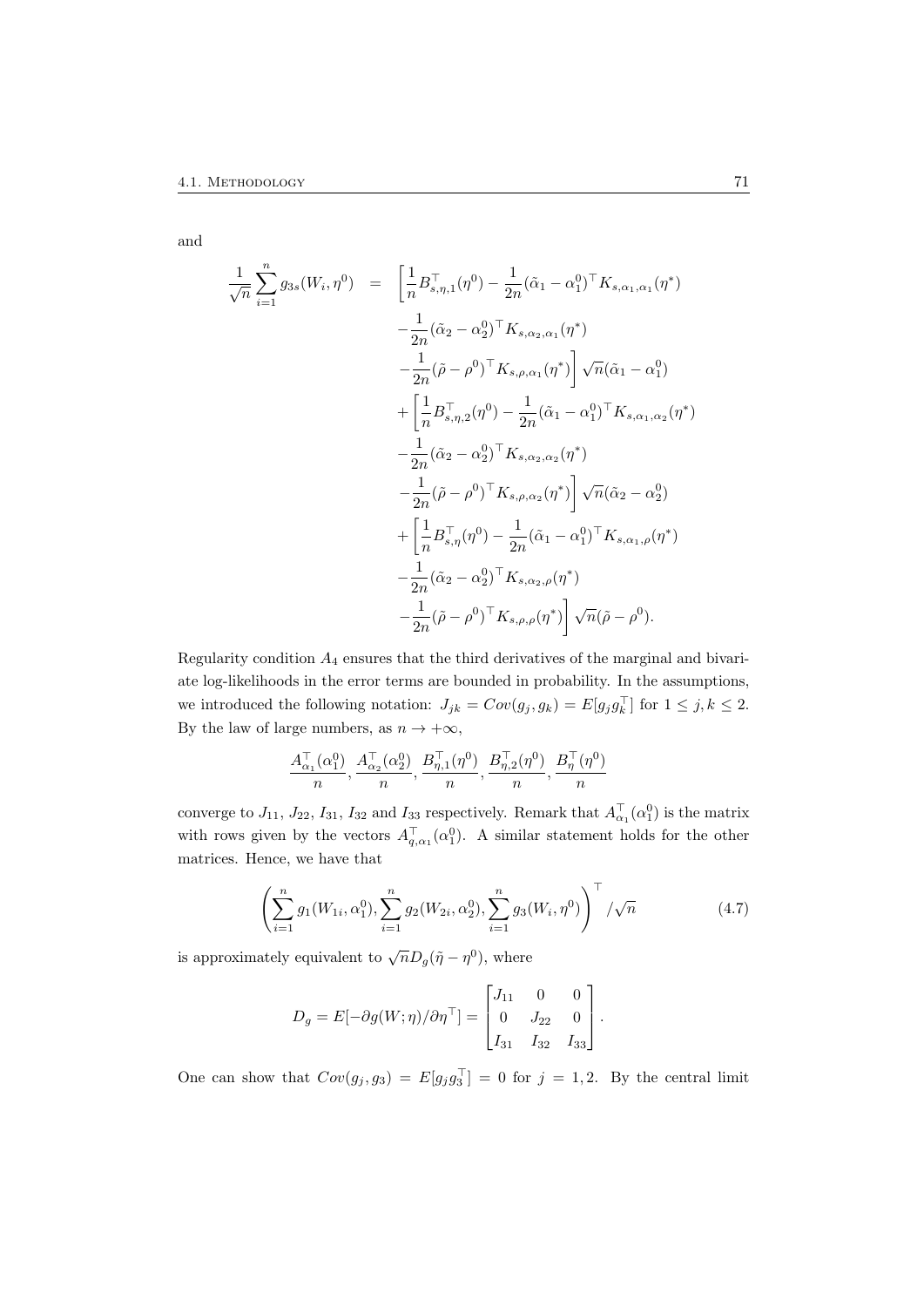and

$$
\begin{aligned}
\frac{1}{\sqrt{n}}\sum_{i=1}^{n} g_{3s}(W_i,\eta^0) &= \left[\frac{1}{n}B^{\top}_{s,\eta,1}(\eta^0) - \frac{1}{2n}(\tilde{\alpha}_1-\alpha_1^0)^{\top}K_{s,\alpha_1,\alpha_1}(\eta^*)\right.\\
&\quad -\frac{1}{2n}(\tilde{\alpha}_2-\alpha_2^0)^{\top}K_{s,\alpha_2,\alpha_1}(\eta^*)\\
&\quad \left.-\frac{1}{2n}(\tilde{\rho}-\rho^0)^{\top}K_{s,\rho,\alpha_1}(\eta^*)\right]\sqrt{n}(\tilde{\alpha}_1-\alpha_1^0)\\
&\quad +\left[\frac{1}{n}B^{\top}_{s,\eta,2}(\eta^0) - \frac{1}{2n}(\tilde{\alpha}_1-\alpha_1^0)^{\top}K_{s,\alpha_1,\alpha_2}(\eta^*)\right.\\
&\quad -\frac{1}{2n}(\tilde{\alpha}_2-\alpha_2^0)^{\top}K_{s,\alpha_2,\alpha_2}(\eta^*)\\
&\quad \left.-\frac{1}{2n}(\tilde{\rho}-\rho^0)^{\top}K_{s,\rho,\alpha_2}(\eta^*)\right]\sqrt{n}(\tilde{\alpha}_2-\alpha_2^0)\\
&\quad +\left[\frac{1}{n}B^{\top}_{s,\eta}(\eta^0) - \frac{1}{2n}(\tilde{\alpha}_1-\alpha_1^0)^{\top}K_{s,\alpha_1,\rho}(\eta^*)\right.\\
&\quad -\frac{1}{2n}(\tilde{\alpha}_2-\alpha_2^0)^{\top}K_{s,\alpha_2,\rho}(\eta^*)\\
&\quad \left.-\frac{1}{2n}(\tilde{\rho}-\rho^0)^{\top}K_{s,\rho,\rho}(\eta^*)\right]\sqrt{n}(\tilde{\rho}-\rho^0).
\end{aligned}
$$

Regularity condition $A_4$ ensures that the third derivatives of the marginal and bivariate log-likelihoods in the error terms are bounded in probability. In the assumptions, we introduced the following notation: $J_{jk} = Cov(g_j, g_k) = E[g_j g_k^{\top}]$ for $1 \le j,k \le 2$. By the law of large numbers, as $n \to +\infty$,

$$
\frac{A^{\top}_{\alpha_1}(\alpha_1^0)}{n}, \frac{A^{\top}_{\alpha_2}(\alpha_2^0)}{n}, \frac{B^{\top}_{\eta,1}(\eta^0)}{n}, \frac{B^{\top}_{\eta,2}(\eta^0)}{n}, \frac{B^{\top}_{\eta}(\eta^0)}{n}
$$

converge to $J_{11}$, $J_{22}$, $I_{31}$, $I_{32}$ and $I_{33}$ respectively. Remark that $A^{\top}_{\alpha_1}(\alpha_1^0)$ is the matrix with rows given by the vectors $A^{\top}_{q,\alpha_1}(\alpha_1^0)$. A similar statement holds for the other matrices. Hence, we have that

$$
\left(\sum_{i=1}^{n} g_1(W_{1i},\alpha_1^0), \sum_{i=1}^{n} g_2(W_{2i},\alpha_2^0), \sum_{i=1}^{n} g_3(W_i,\eta^0)\right)^{\top} / \sqrt{n} \tag{4.7}
$$

is approximately equivalent to $\sqrt{n}D_g(\tilde{\eta}-\eta^0)$, where

$$
D_g = E[-\partial g(W;\eta)/\partial\eta^{\top}] = \begin{bmatrix} J_{11} & 0 & 0 \\ 0 & J_{22} & 0 \\ I_{31} & I_{32} & I_{33} \end{bmatrix}.
$$

One can show that $Cov(g_j, g_3) = E[g_j g_3^{\top}] = 0$ for $j = 1, 2$. By the central limit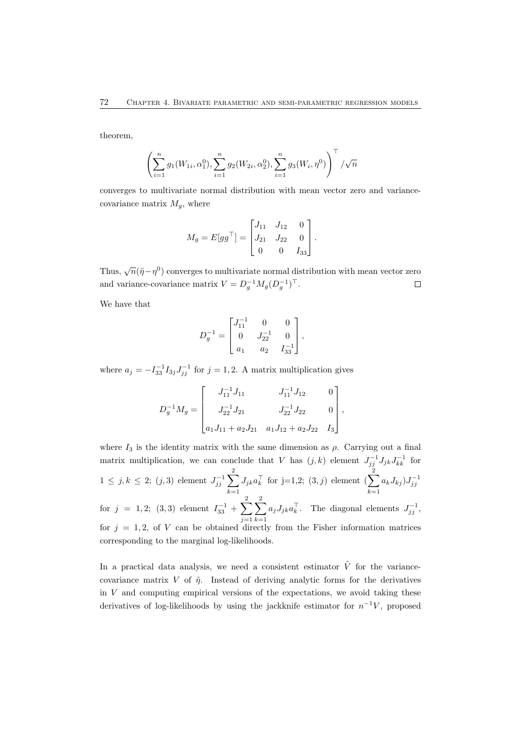theorem,

$$\left( \sum_{i=1}^{n} g_1(W_{1i}, \alpha_1^0), \sum_{i=1}^{n} g_2(W_{2i}, \alpha_2^0), \sum_{i=1}^{n} g_3(W_i, \eta^0) \right)^{\top} / \sqrt{n}$$

converges to multivariate normal distribution with mean vector zero and variance-covariance matrix $M_g$, where

$$M_g = E[gg^{\top}] = \begin{bmatrix} J_{11} & J_{12} & 0 \\ J_{21} & J_{22} & 0 \\ 0 & 0 & I_{33} \end{bmatrix}.$$

Thus, $\sqrt{n}(\tilde{\eta} - \eta^0)$ converges to multivariate normal distribution with mean vector zero and variance-covariance matrix $V = D_g^{-1} M_g (D_g^{-1})^{\top}$. □

We have that

$$D_g^{-1} = \begin{bmatrix} J_{11}^{-1} & 0 & 0 \\ 0 & J_{22}^{-1} & 0 \\ a_1 & a_2 & I_{33}^{-1} \end{bmatrix},$$

where $a_j = -I_{33}^{-1} I_{3j} J_{jj}^{-1}$ for $j = 1, 2$. A matrix multiplication gives

$$D_g^{-1} M_g = \begin{bmatrix} J_{11}^{-1} J_{11} & J_{11}^{-1} J_{12} & 0 \\ J_{22}^{-1} J_{21} & J_{22}^{-1} J_{22} & 0 \\ a_1 J_{11} + a_2 J_{21} & a_1 J_{12} + a_2 J_{22} & I_3 \end{bmatrix},$$

where $I_3$ is the identity matrix with the same dimension as $\rho$. Carrying out a final matrix multiplication, we can conclude that $V$ has $(j, k)$ element $J_{jj}^{-1} J_{jk} J_{kk}^{-1}$ for $1 \leq j, k \leq 2$; $(j, 3)$ element $J_{jj}^{-1} \sum_{k=1}^{2} J_{jk} a_k^{\top}$ for j=1,2; $(3, j)$ element $(\sum_{k=1}^{2} a_k J_{kj}) J_{jj}^{-1}$ for $j = 1, 2$; $(3, 3)$ element $I_{33}^{-1} + \sum_{j=1}^{2} \sum_{k=1}^{2} a_j J_{jk} a_k^{\top}$. The diagonal elements $J_{jj}^{-1}$, for $j = 1, 2$, of $V$ can be obtained directly from the Fisher information matrices corresponding to the marginal log-likelihoods.

In a practical data analysis, we need a consistent estimator $\tilde{V}$ for the variance-covariance matrix $V$ of $\tilde{\eta}$. Instead of deriving analytic forms for the derivatives in $V$ and computing empirical versions of the expectations, we avoid taking these derivatives of log-likelihoods by using the jackknife estimator for $n^{-1}V$, proposed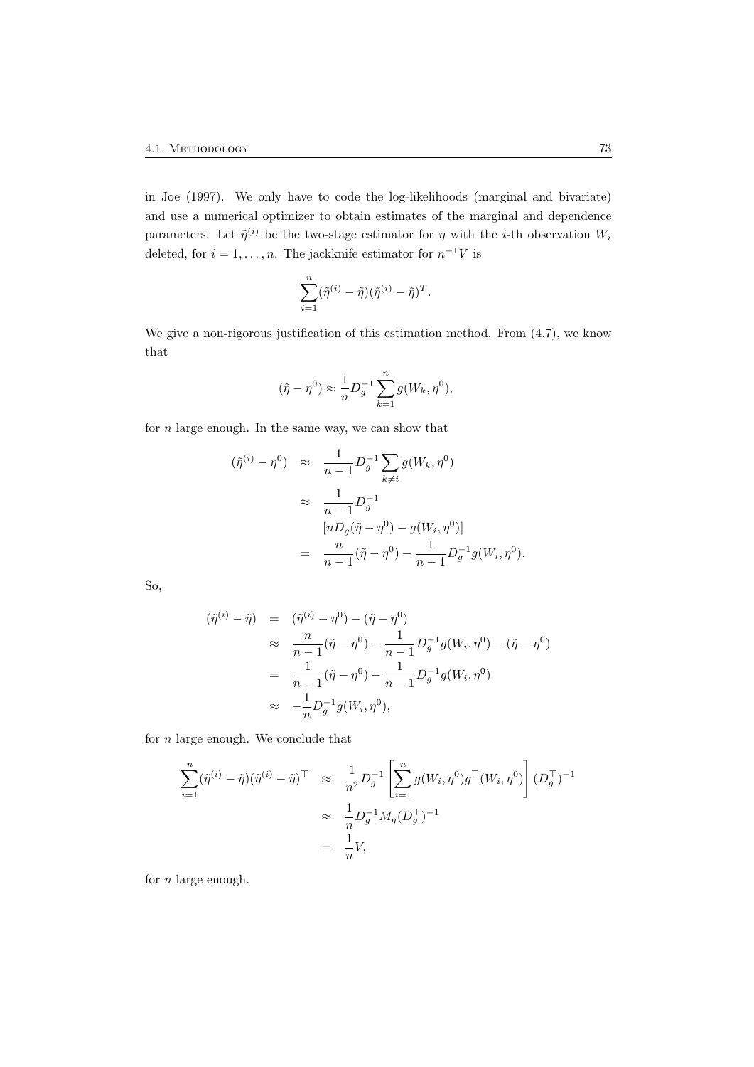in Joe (1997). We only have to code the log-likelihoods (marginal and bivariate) and use a numerical optimizer to obtain estimates of the marginal and dependence parameters. Let $\tilde{\eta}^{(i)}$ be the two-stage estimator for $\eta$ with the $i$-th observation $W_i$ deleted, for $i = 1, \ldots, n$. The jackknife estimator for $n^{-1}V$ is

$$\sum_{i=1}^{n} (\tilde{\eta}^{(i)} - \tilde{\eta})(\tilde{\eta}^{(i)} - \tilde{\eta})^T.$$

We give a non-rigorous justification of this estimation method. From (4.7), we know that

$$(\tilde{\eta} - \eta^0) \approx \frac{1}{n} D_g^{-1} \sum_{k=1}^{n} g(W_k, \eta^0),$$

for $n$ large enough. In the same way, we can show that

$$\begin{aligned}
(\tilde{\eta}^{(i)} - \eta^0) &\approx \frac{1}{n-1} D_g^{-1} \sum_{k \neq i} g(W_k, \eta^0) \\
&\approx \frac{1}{n-1} D_g^{-1} \\
&\quad\; [n D_g (\tilde{\eta} - \eta^0) - g(W_i, \eta^0)] \\
&= \frac{n}{n-1} (\tilde{\eta} - \eta^0) - \frac{1}{n-1} D_g^{-1} g(W_i, \eta^0).
\end{aligned}$$

So,

$$\begin{aligned}
(\tilde{\eta}^{(i)} - \tilde{\eta}) &= (\tilde{\eta}^{(i)} - \eta^0) - (\tilde{\eta} - \eta^0) \\
&\approx \frac{n}{n-1} (\tilde{\eta} - \eta^0) - \frac{1}{n-1} D_g^{-1} g(W_i, \eta^0) - (\tilde{\eta} - \eta^0) \\
&= \frac{1}{n-1} (\tilde{\eta} - \eta^0) - \frac{1}{n-1} D_g^{-1} g(W_i, \eta^0) \\
&\approx -\frac{1}{n} D_g^{-1} g(W_i, \eta^0),
\end{aligned}$$

for $n$ large enough. We conclude that

$$\begin{aligned}
\sum_{i=1}^{n} (\tilde{\eta}^{(i)} - \tilde{\eta})(\tilde{\eta}^{(i)} - \tilde{\eta})^\top &\approx \frac{1}{n^2} D_g^{-1} \left[ \sum_{i=1}^{n} g(W_i, \eta^0) g^\top(W_i, \eta^0) \right] (D_g^\top)^{-1} \\
&\approx \frac{1}{n} D_g^{-1} M_g (D_g^\top)^{-1} \\
&= \frac{1}{n} V,
\end{aligned}$$

for $n$ large enough.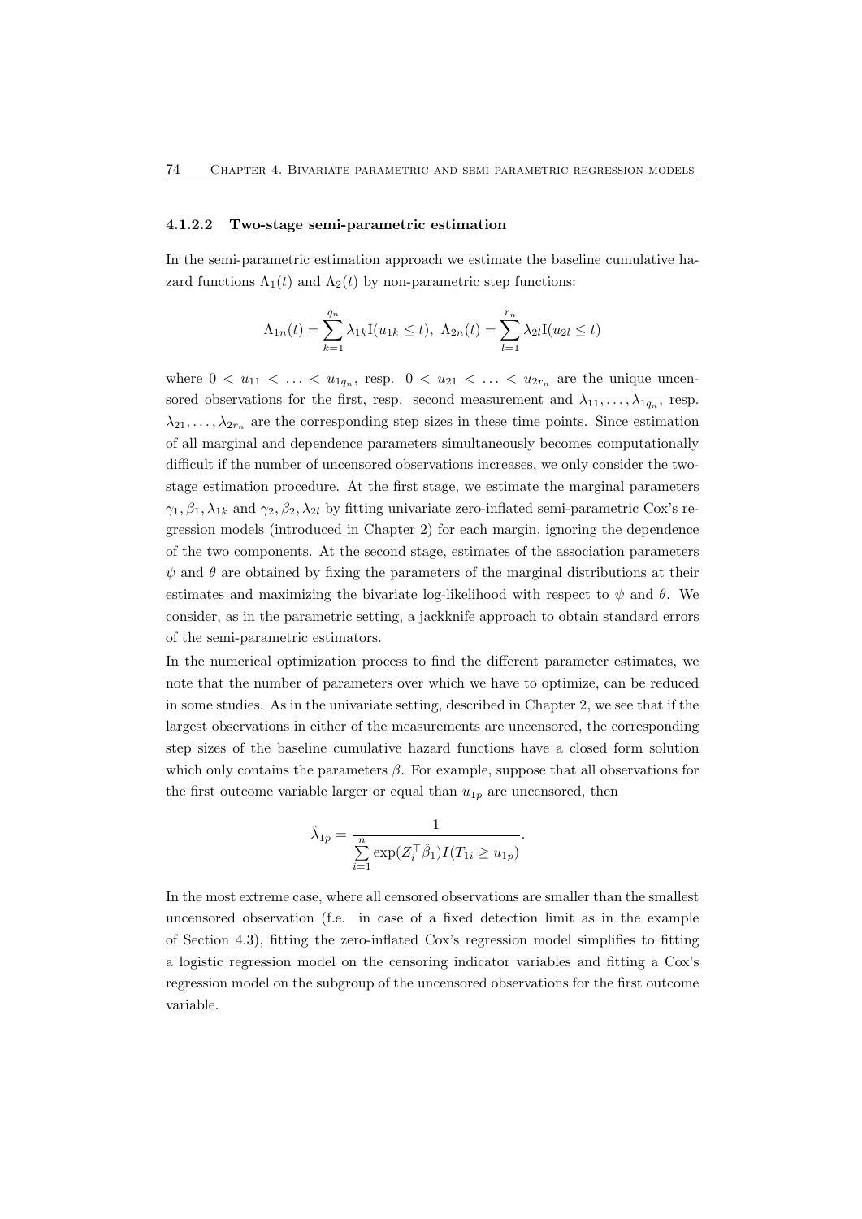#### 4.1.2.2 Two-stage semi-parametric estimation

In the semi-parametric estimation approach we estimate the baseline cumulative hazard functions $\Lambda_1(t)$ and $\Lambda_2(t)$ by non-parametric step functions:

$$\Lambda_{1n}(t) = \sum_{k=1}^{q_n} \lambda_{1k} \mathrm{I}(u_{1k} \leq t), \ \Lambda_{2n}(t) = \sum_{l=1}^{r_n} \lambda_{2l} \mathrm{I}(u_{2l} \leq t)$$

where $0 < u_{11} < \ldots < u_{1q_n}$, resp. $0 < u_{21} < \ldots < u_{2r_n}$ are the unique uncensored observations for the first, resp. second measurement and $\lambda_{11}, \ldots, \lambda_{1q_n}$, resp. $\lambda_{21}, \ldots, \lambda_{2r_n}$ are the corresponding step sizes in these time points. Since estimation of all marginal and dependence parameters simultaneously becomes computationally difficult if the number of uncensored observations increases, we only consider the two-stage estimation procedure. At the first stage, we estimate the marginal parameters $\gamma_1, \beta_1, \lambda_{1k}$ and $\gamma_2, \beta_2, \lambda_{2l}$ by fitting univariate zero-inflated semi-parametric Cox's regression models (introduced in Chapter 2) for each margin, ignoring the dependence of the two components. At the second stage, estimates of the association parameters $\psi$ and $\theta$ are obtained by fixing the parameters of the marginal distributions at their estimates and maximizing the bivariate log-likelihood with respect to $\psi$ and $\theta$. We consider, as in the parametric setting, a jackknife approach to obtain standard errors of the semi-parametric estimators.

In the numerical optimization process to find the different parameter estimates, we note that the number of parameters over which we have to optimize, can be reduced in some studies. As in the univariate setting, described in Chapter 2, we see that if the largest observations in either of the measurements are uncensored, the corresponding step sizes of the baseline cumulative hazard functions have a closed form solution which only contains the parameters $\beta$. For example, suppose that all observations for the first outcome variable larger or equal than $u_{1p}$ are uncensored, then

$$\hat{\lambda}_{1p} = \frac{1}{\sum_{i=1}^{n} \exp(Z_i^\top \hat{\beta}_1) I(T_{1i} \geq u_{1p})}.$$

In the most extreme case, where all censored observations are smaller than the smallest uncensored observation (f.e. in case of a fixed detection limit as in the example of Section 4.3), fitting the zero-inflated Cox's regression model simplifies to fitting a logistic regression model on the censoring indicator variables and fitting a Cox's regression model on the subgroup of the uncensored observations for the first outcome variable.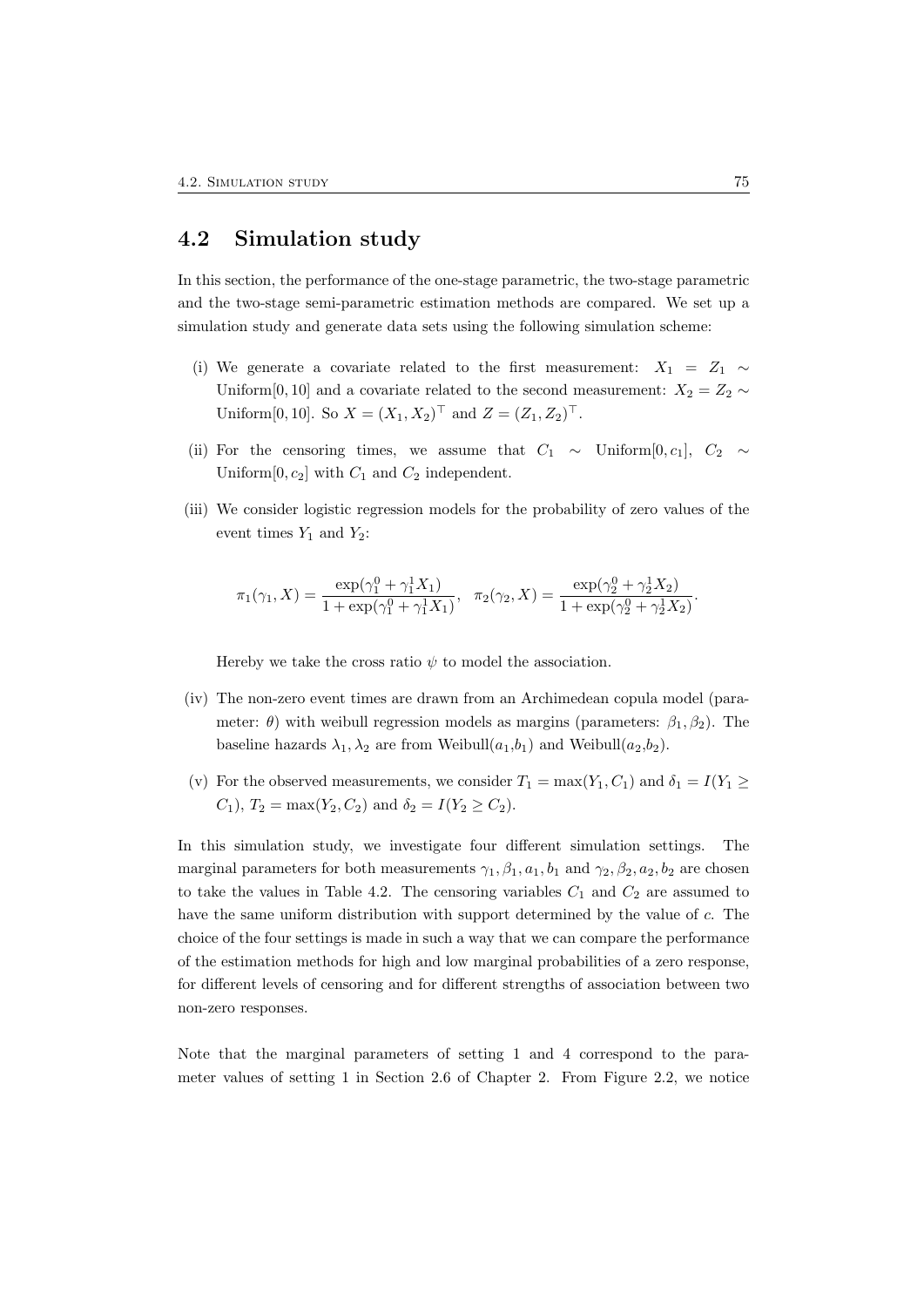## 4.2 Simulation study

In this section, the performance of the one-stage parametric, the two-stage parametric and the two-stage semi-parametric estimation methods are compared. We set up a simulation study and generate data sets using the following simulation scheme:

(i) We generate a covariate related to the first measurement: $X_1 = Z_1 \sim$ Uniform$[0, 10]$ and a covariate related to the second measurement: $X_2 = Z_2 \sim$ Uniform$[0, 10]$. So $X = (X_1, X_2)^\top$ and $Z = (Z_1, Z_2)^\top$.

(ii) For the censoring times, we assume that $C_1 \sim$ Uniform$[0, c_1]$, $C_2 \sim$ Uniform$[0, c_2]$ with $C_1$ and $C_2$ independent.

(iii) We consider logistic regression models for the probability of zero values of the event times $Y_1$ and $Y_2$:

$$\pi_1(\gamma_1, X) = \frac{\exp(\gamma_1^0 + \gamma_1^1 X_1)}{1 + \exp(\gamma_1^0 + \gamma_1^1 X_1)}, \quad \pi_2(\gamma_2, X) = \frac{\exp(\gamma_2^0 + \gamma_2^1 X_2)}{1 + \exp(\gamma_2^0 + \gamma_2^1 X_2)}.$$

Hereby we take the cross ratio $\psi$ to model the association.

(iv) The non-zero event times are drawn from an Archimedean copula model (parameter: $\theta$) with weibull regression models as margins (parameters: $\beta_1, \beta_2$). The baseline hazards $\lambda_1, \lambda_2$ are from Weibull($a_1$,$b_1$) and Weibull($a_2$,$b_2$).

(v) For the observed measurements, we consider $T_1 = \max(Y_1, C_1)$ and $\delta_1 = I(Y_1 \geq C_1)$, $T_2 = \max(Y_2, C_2)$ and $\delta_2 = I(Y_2 \geq C_2)$.

In this simulation study, we investigate four different simulation settings. The marginal parameters for both measurements $\gamma_1, \beta_1, a_1, b_1$ and $\gamma_2, \beta_2, a_2, b_2$ are chosen to take the values in Table 4.2. The censoring variables $C_1$ and $C_2$ are assumed to have the same uniform distribution with support determined by the value of $c$. The choice of the four settings is made in such a way that we can compare the performance of the estimation methods for high and low marginal probabilities of a zero response, for different levels of censoring and for different strengths of association between two non-zero responses.

Note that the marginal parameters of setting 1 and 4 correspond to the parameter values of setting 1 in Section 2.6 of Chapter 2. From Figure 2.2, we notice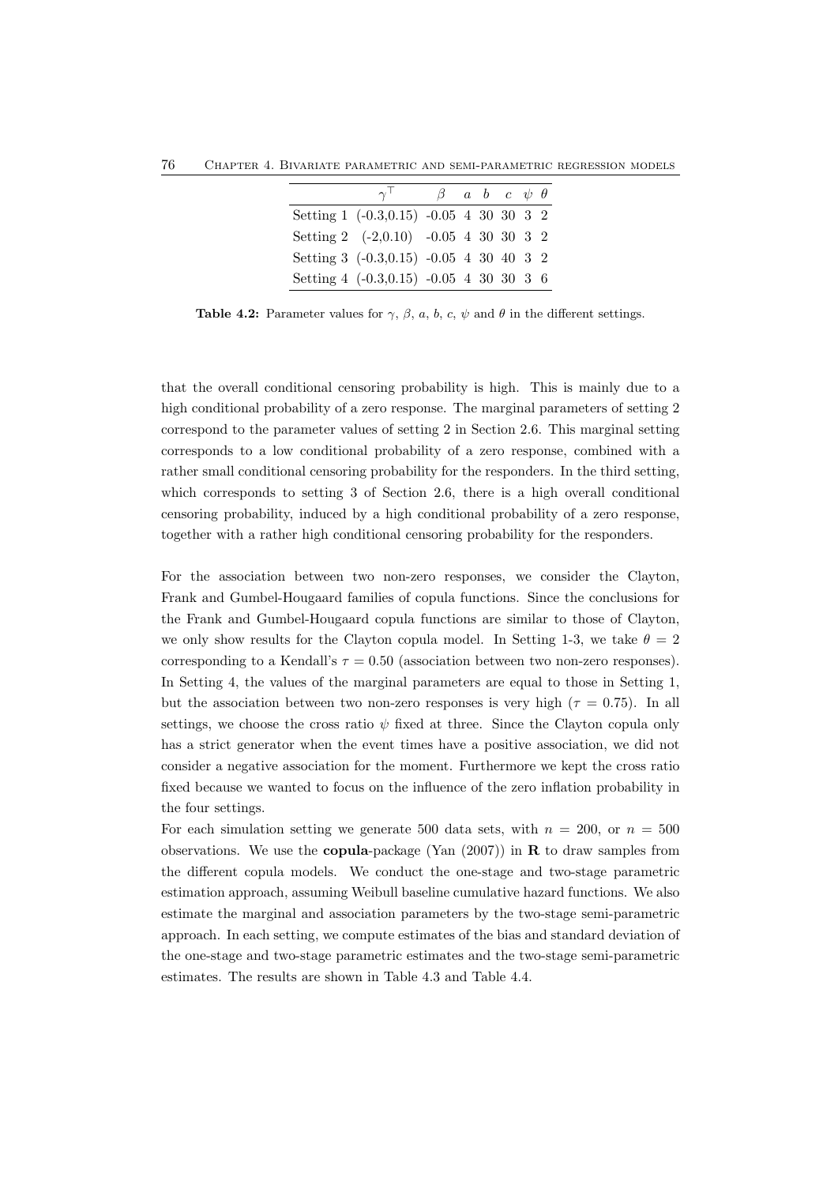| | $\gamma^\top$ | $\beta$ | $a$ | $b$ | $c$ | $\psi$ | $\theta$ |
|---|---|---|---|---|---|---|---|
| Setting 1 | (-0.3,0.15) | -0.05 | 4 | 30 | 30 | 3 | 2 |
| Setting 2 | (-2,0.10) | -0.05 | 4 | 30 | 30 | 3 | 2 |
| Setting 3 | (-0.3,0.15) | -0.05 | 4 | 30 | 40 | 3 | 2 |
| Setting 4 | (-0.3,0.15) | -0.05 | 4 | 30 | 30 | 3 | 6 |

**Table 4.2:** Parameter values for $\gamma$, $\beta$, $a$, $b$, $c$, $\psi$ and $\theta$ in the different settings.

that the overall conditional censoring probability is high. This is mainly due to a high conditional probability of a zero response. The marginal parameters of setting 2 correspond to the parameter values of setting 2 in Section 2.6. This marginal setting corresponds to a low conditional probability of a zero response, combined with a rather small conditional censoring probability for the responders. In the third setting, which corresponds to setting 3 of Section 2.6, there is a high overall conditional censoring probability, induced by a high conditional probability of a zero response, together with a rather high conditional censoring probability for the responders.

For the association between two non-zero responses, we consider the Clayton, Frank and Gumbel-Hougaard families of copula functions. Since the conclusions for the Frank and Gumbel-Hougaard copula functions are similar to those of Clayton, we only show results for the Clayton copula model. In Setting 1-3, we take $\theta = 2$ corresponding to a Kendall's $\tau = 0.50$ (association between two non-zero responses). In Setting 4, the values of the marginal parameters are equal to those in Setting 1, but the association between two non-zero responses is very high ($\tau = 0.75$). In all settings, we choose the cross ratio $\psi$ fixed at three. Since the Clayton copula only has a strict generator when the event times have a positive association, we did not consider a negative association for the moment. Furthermore we kept the cross ratio fixed because we wanted to focus on the influence of the zero inflation probability in the four settings.

For each simulation setting we generate 500 data sets, with $n = 200$, or $n = 500$ observations. We use the **copula**-package (Yan (2007)) in **R** to draw samples from the different copula models. We conduct the one-stage and two-stage parametric estimation approach, assuming Weibull baseline cumulative hazard functions. We also estimate the marginal and association parameters by the two-stage semi-parametric approach. In each setting, we compute estimates of the bias and standard deviation of the one-stage and two-stage parametric estimates and the two-stage semi-parametric estimates. The results are shown in Table 4.3 and Table 4.4.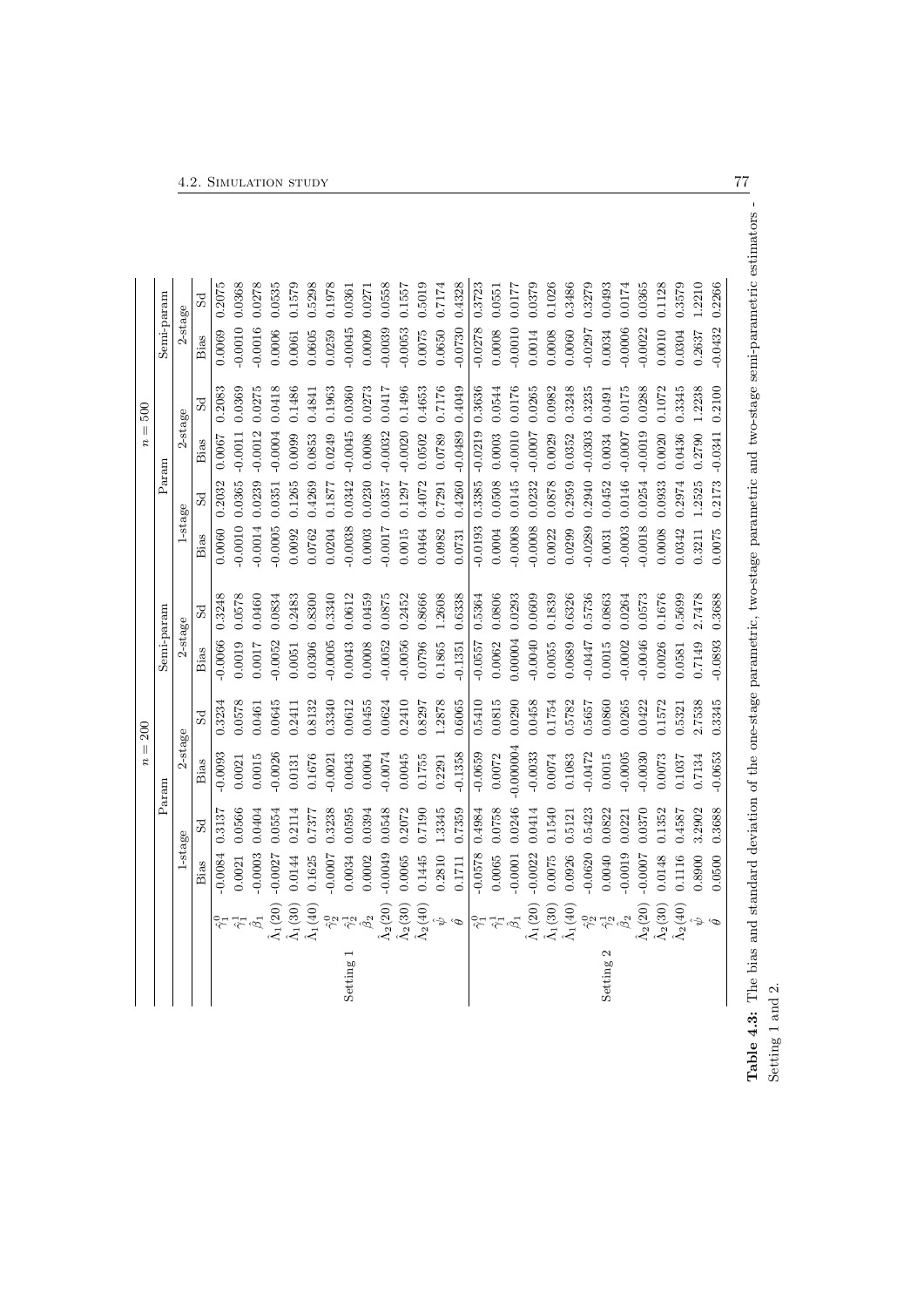|  |  | $n = 200$ |  |  |  |  |  | $n = 500$ |  |  |  |  |  |
|---|---|---|---|---|---|---|---|---|---|---|---|---|---|
|  |  | Param |  |  |  | Semi-param |  | Param |  |  |  | Semi-param |  |
|  |  | 1-stage |  | 2-stage |  | 2-stage |  | 1-stage |  | 2-stage |  | 2-stage |  |
|  |  | Bias | Sd | Bias | Sd | Bias | Sd | Bias | Sd | Bias | Sd | Bias | Sd |
| Setting 1 | $\hat{\gamma}_1^0$ | -0.0084 | 0.3137 | -0.0093 | 0.3234 | -0.0066 | 0.3248 | 0.0060 | 0.2032 | 0.0067 | 0.2083 | 0.0069 | 0.2075 |
|  | $\hat{\gamma}_1^1$ | 0.0021 | 0.0566 | 0.0021 | 0.0578 | 0.0019 | 0.0578 | -0.0010 | 0.0365 | -0.0011 | 0.0369 | -0.0010 | 0.0368 |
|  | $\hat{\beta}_1$ | -0.0003 | 0.0404 | 0.0015 | 0.0461 | 0.0017 | 0.0460 | -0.0014 | 0.0239 | -0.0012 | 0.0275 | -0.0016 | 0.0278 |
|  | $\hat{\Lambda}_1(20)$ | -0.0027 | 0.0554 | -0.0026 | 0.0645 | -0.0052 | 0.0834 | -0.0005 | 0.0351 | -0.0004 | 0.0418 | 0.0006 | 0.0535 |
|  | $\hat{\Lambda}_1(30)$ | 0.0144 | 0.2114 | 0.0131 | 0.2411 | 0.0051 | 0.2483 | 0.0092 | 0.1265 | 0.0099 | 0.1486 | 0.0061 | 0.1579 |
|  | $\hat{\Lambda}_1(40)$ | 0.1625 | 0.7377 | 0.1676 | 0.8132 | 0.0306 | 0.8300 | 0.0762 | 0.4269 | 0.0853 | 0.4841 | 0.0605 | 0.5298 |
|  | $\hat{\gamma}_2^0$ | -0.0007 | 0.3238 | -0.0021 | 0.3340 | -0.0005 | 0.3340 | 0.0204 | 0.1877 | 0.0249 | 0.1963 | 0.0259 | 0.1978 |
|  | $\hat{\gamma}_2^1$ | 0.0034 | 0.0595 | 0.0043 | 0.0612 | 0.0043 | 0.0612 | -0.0038 | 0.0342 | -0.0045 | 0.0360 | -0.0045 | 0.0361 |
|  | $\hat{\beta}_2$ | 0.0002 | 0.0394 | 0.0004 | 0.0455 | 0.0008 | 0.0459 | 0.0003 | 0.0230 | 0.0008 | 0.0273 | 0.0009 | 0.0271 |
|  | $\hat{\Lambda}_2(20)$ | -0.0049 | 0.0548 | -0.0074 | 0.0624 | -0.0052 | 0.0875 | -0.0017 | 0.0357 | -0.0032 | 0.0417 | -0.0039 | 0.0558 |
|  | $\hat{\Lambda}_2(30)$ | 0.0065 | 0.2072 | 0.0045 | 0.2410 | -0.0056 | 0.2452 | 0.0015 | 0.1297 | -0.0020 | 0.1496 | -0.0053 | 0.1557 |
|  | $\hat{\Lambda}_2(40)$ | 0.1445 | 0.7190 | 0.1755 | 0.8297 | 0.0796 | 0.8666 | 0.0464 | 0.4072 | 0.0502 | 0.4653 | 0.0075 | 0.5019 |
|  | $\hat{\psi}$ | 0.2810 | 1.3345 | 0.2291 | 1.2878 | 0.1865 | 1.2608 | 0.0982 | 0.7291 | 0.0789 | 0.7176 | 0.0650 | 0.7174 |
|  | $\hat{\theta}$ | 0.1711 | 0.7359 | -0.1358 | 0.6065 | -0.1351 | 0.6338 | 0.0731 | 0.4260 | -0.0489 | 0.4049 | -0.0730 | 0.4328 |
| Setting 2 | $\hat{\gamma}_1^0$ | -0.0578 | 0.4984 | -0.0659 | 0.5410 | -0.0557 | 0.5364 | -0.0193 | 0.3385 | -0.0219 | 0.3636 | -0.0278 | 0.3723 |
|  | $\hat{\gamma}_1^1$ | 0.0065 | 0.0758 | 0.0072 | 0.0815 | 0.0062 | 0.0806 | 0.0004 | 0.0508 | 0.0003 | 0.0544 | 0.0008 | 0.0551 |
|  | $\hat{\beta}_1$ | -0.0001 | 0.0246 | -0.000004 | 0.0290 | 0.00004 | 0.0293 | -0.0008 | 0.0145 | -0.0010 | 0.0176 | -0.0010 | 0.0177 |
|  | $\hat{\Lambda}_1(20)$ | -0.0022 | 0.0414 | -0.0033 | 0.0458 | -0.0040 | 0.0609 | -0.0008 | 0.0232 | -0.0007 | 0.0265 | 0.0014 | 0.0379 |
|  | $\hat{\Lambda}_1(30)$ | 0.0075 | 0.1540 | 0.0074 | 0.1754 | 0.0055 | 0.1839 | 0.0022 | 0.0878 | 0.0029 | 0.0982 | 0.0008 | 0.1026 |
|  | $\hat{\Lambda}_1(40)$ | 0.0926 | 0.5121 | 0.1083 | 0.5782 | 0.0689 | 0.6326 | 0.0299 | 0.2959 | 0.0352 | 0.3248 | 0.0060 | 0.3486 |
|  | $\hat{\gamma}_2^0$ | -0.0620 | 0.5423 | -0.0472 | 0.5657 | -0.0447 | 0.5736 | -0.0289 | 0.2940 | -0.0303 | 0.3235 | -0.0297 | 0.3279 |
|  | $\hat{\gamma}_2^1$ | 0.0040 | 0.0822 | 0.0015 | 0.0860 | 0.0015 | 0.0863 | 0.0031 | 0.0452 | 0.0034 | 0.0491 | 0.0034 | 0.0493 |
|  | $\hat{\beta}_2$ | -0.0019 | 0.0221 | -0.0005 | 0.0265 | -0.0002 | 0.0264 | -0.0003 | 0.0146 | -0.0007 | 0.0175 | -0.0006 | 0.0174 |
|  | $\hat{\Lambda}_2(20)$ | -0.0007 | 0.0370 | -0.0030 | 0.0422 | -0.0046 | 0.0573 | -0.0018 | 0.0254 | -0.0019 | 0.0288 | -0.0022 | 0.0365 |
|  | $\hat{\Lambda}_2(30)$ | 0.0148 | 0.1352 | 0.0073 | 0.1572 | 0.0026 | 0.1676 | 0.0008 | 0.0933 | 0.0020 | 0.1072 | 0.0010 | 0.1128 |
|  | $\hat{\Lambda}_2(40)$ | 0.1116 | 0.4587 | 0.1037 | 0.5321 | 0.0581 | 0.5699 | 0.0342 | 0.2974 | 0.0436 | 0.3345 | 0.0304 | 0.3579 |
|  | $\hat{\psi}$ | 0.8900 | 3.2902 | 0.7134 | 2.7538 | 0.7149 | 2.7478 | 0.3211 | 1.2525 | 0.2790 | 1.2238 | 0.2637 | 1.2210 |
|  | $\hat{\theta}$ | 0.0500 | 0.3688 | -0.0653 | 0.3345 | -0.0893 | 0.3688 | 0.0075 | 0.2173 | -0.0341 | 0.2100 | -0.0432 | 0.2266 |

**Table 4.3:** The bias and standard deviation of the one-stage parametric, two-stage parametric and two-stage semi-parametric estimators - Setting 1 and 2.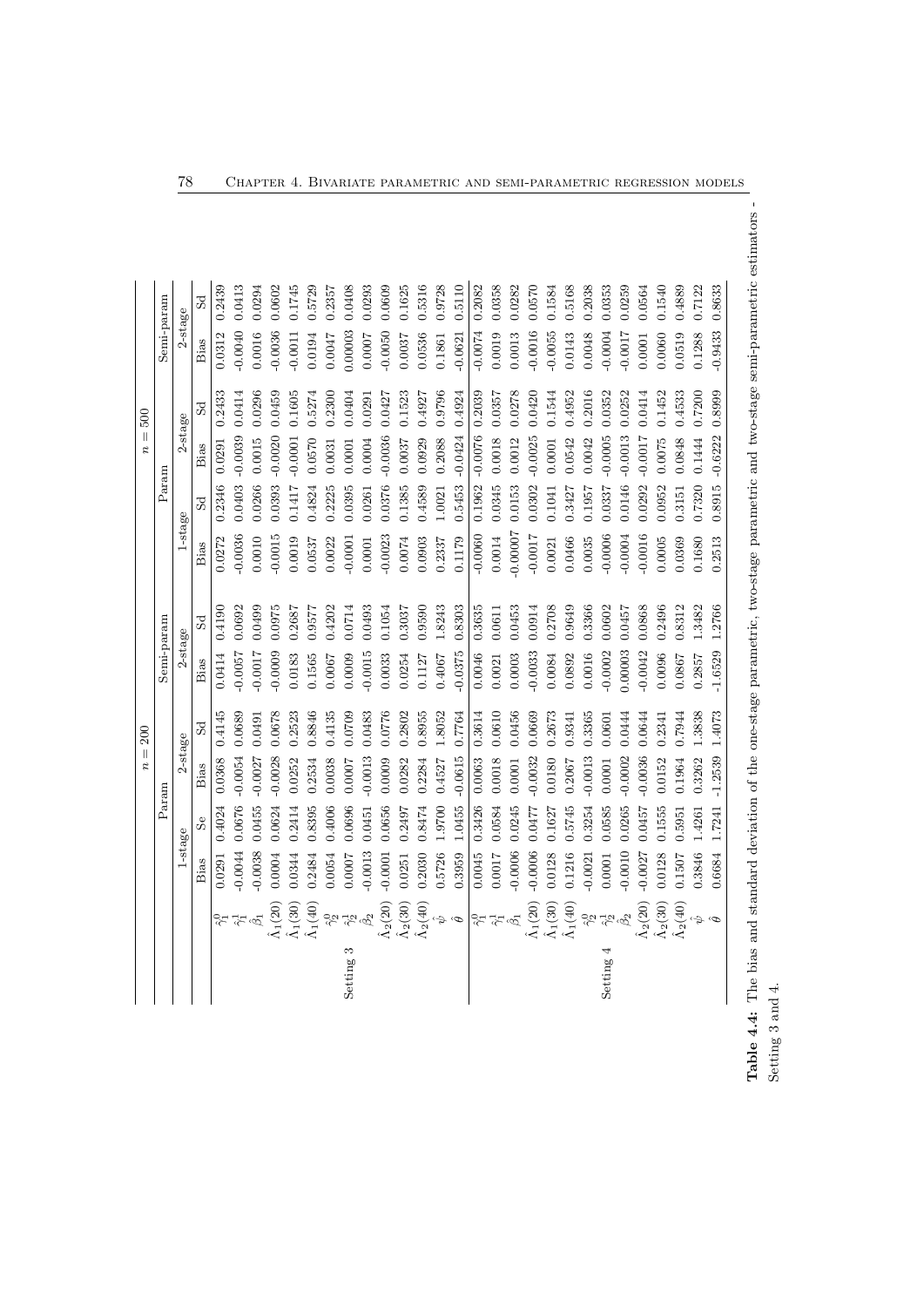|  |  | $n = 200$ |  |  |  |  |  | $n = 500$ |  |  |  |  |  |
|---|---|---|---|---|---|---|---|---|---|---|---|---|---|
|  |  | Param |  |  |  | Semi-param |  | Param |  |  |  | Semi-param |  |
|  |  | 1-stage |  | 2-stage |  | 2-stage |  | 1-stage |  | 2-stage |  | 2-stage |  |
|  |  | Bias | Se | Bias | Sd | Bias | Sd | Bias | Sd | Bias | Sd | Bias | Sd |
| Setting 3 | $\hat{\gamma}_1^0$ | 0.0291 | 0.4024 | 0.0368 | 0.4145 | 0.0414 | 0.4190 | 0.0272 | 0.2346 | 0.0291 | 0.2433 | 0.0312 | 0.2439 |
|  | $\hat{\gamma}_1^1$ | -0.0044 | 0.0676 | -0.0054 | 0.0689 | -0.0057 | 0.0692 | -0.0036 | 0.0403 | -0.0039 | 0.0414 | -0.0040 | 0.0413 |
|  | $\hat{\beta}_1$ | -0.0038 | 0.0455 | -0.0027 | 0.0491 | -0.0017 | 0.0499 | 0.0010 | 0.0266 | 0.0015 | 0.0296 | 0.0016 | 0.0294 |
|  | $\hat{\Lambda}_1(20)$ | 0.0004 | 0.0624 | -0.0028 | 0.0678 | -0.0009 | 0.0975 | -0.0015 | 0.0393 | -0.0020 | 0.0459 | -0.0036 | 0.0602 |
|  | $\hat{\Lambda}_1(30)$ | 0.0344 | 0.2414 | 0.0252 | 0.2523 | 0.0183 | 0.2687 | 0.0019 | 0.1417 | -0.0001 | 0.1605 | -0.0011 | 0.1745 |
|  | $\hat{\Lambda}_1(40)$ | 0.2484 | 0.8395 | 0.2534 | 0.8846 | 0.1565 | 0.9577 | 0.0537 | 0.4824 | 0.0570 | 0.5274 | 0.0194 | 0.5729 |
|  | $\hat{\gamma}_2^0$ | 0.0054 | 0.4006 | 0.0038 | 0.4135 | 0.0067 | 0.4202 | 0.0022 | 0.2225 | 0.0031 | 0.2300 | 0.0047 | 0.2357 |
|  | $\hat{\gamma}_2^1$ | 0.0007 | 0.0696 | 0.0007 | 0.0709 | 0.0009 | 0.0714 | -0.0001 | 0.0395 | 0.0001 | 0.0404 | 0.00003 | 0.0408 |
|  | $\hat{\beta}_2$ | -0.0013 | 0.0451 | -0.0013 | 0.0483 | -0.0015 | 0.0493 | 0.0001 | 0.0261 | 0.0004 | 0.0291 | 0.0007 | 0.0293 |
|  | $\hat{\Lambda}_2(20)$ | -0.0001 | 0.0656 | 0.0009 | 0.0776 | 0.0033 | 0.1054 | -0.0023 | 0.0376 | -0.0036 | 0.0427 | -0.0050 | 0.0609 |
|  | $\hat{\Lambda}_2(30)$ | 0.0251 | 0.2497 | 0.0282 | 0.2802 | 0.0254 | 0.3037 | 0.0074 | 0.1385 | 0.0037 | 0.1523 | 0.0037 | 0.1625 |
|  | $\hat{\Lambda}_2(40)$ | 0.2030 | 0.8474 | 0.2284 | 0.8955 | 0.1127 | 0.9590 | 0.0903 | 0.4589 | 0.0929 | 0.4927 | 0.0536 | 0.5316 |
|  | $\hat{\psi}$ | 0.5726 | 1.9700 | 0.4527 | 1.8052 | 0.4067 | 1.8243 | 0.2337 | 1.0021 | 0.2088 | 0.9796 | 0.1861 | 0.9728 |
|  | $\hat{\theta}$ | 0.3959 | 1.0455 | -0.0615 | 0.7764 | -0.0375 | 0.8303 | 0.1179 | 0.5453 | -0.0424 | 0.4924 | -0.0621 | 0.5110 |
| Setting 4 | $\hat{\gamma}_1^0$ | 0.0045 | 0.3426 | 0.0063 | 0.3614 | 0.0046 | 0.3635 | -0.0060 | 0.1962 | -0.0076 | 0.2039 | -0.0074 | 0.2082 |
|  | $\hat{\gamma}_1^1$ | 0.0017 | 0.0584 | 0.0018 | 0.0610 | 0.0021 | 0.0611 | 0.0014 | 0.0345 | 0.0018 | 0.0357 | 0.0019 | 0.0358 |
|  | $\hat{\beta}_1$ | -0.0006 | 0.0245 | 0.0001 | 0.0456 | 0.0003 | 0.0453 | -0.00007 | 0.0153 | 0.0012 | 0.0278 | 0.0013 | 0.0282 |
|  | $\hat{\Lambda}_1(20)$ | -0.0006 | 0.0477 | -0.0032 | 0.0669 | -0.0033 | 0.0914 | -0.0017 | 0.0302 | -0.0025 | 0.0420 | -0.0016 | 0.0570 |
|  | $\hat{\Lambda}_1(30)$ | 0.0128 | 0.1627 | 0.0180 | 0.2673 | 0.0084 | 0.2708 | 0.0021 | 0.1041 | 0.0001 | 0.1544 | -0.0055 | 0.1584 |
|  | $\hat{\Lambda}_1(40)$ | 0.1216 | 0.5745 | 0.2067 | 0.9341 | 0.0892 | 0.9649 | 0.0466 | 0.3427 | 0.0542 | 0.4952 | 0.0143 | 0.5168 |
|  | $\hat{\gamma}_2^0$ | -0.0021 | 0.3254 | -0.0013 | 0.3365 | 0.0016 | 0.3366 | 0.0035 | 0.1957 | 0.0042 | 0.2016 | 0.0048 | 0.2038 |
|  | $\hat{\gamma}_2^1$ | 0.0001 | 0.0585 | 0.0001 | 0.0601 | -0.0002 | 0.0602 | -0.0006 | 0.0337 | -0.0005 | 0.0352 | -0.0004 | 0.0353 |
|  | $\hat{\beta}_2$ | -0.0010 | 0.0265 | -0.0002 | 0.0444 | 0.00003 | 0.0457 | -0.0004 | 0.0146 | -0.0013 | 0.0252 | -0.0017 | 0.0259 |
|  | $\hat{\Lambda}_2(20)$ | -0.0027 | 0.0457 | -0.0036 | 0.0644 | -0.0042 | 0.0868 | -0.0016 | 0.0292 | -0.0017 | 0.0414 | 0.0001 | 0.0564 |
|  | $\hat{\Lambda}_2(30)$ | 0.0128 | 0.1555 | 0.0152 | 0.2341 | 0.0096 | 0.2496 | 0.0005 | 0.0952 | 0.0075 | 0.1452 | 0.0060 | 0.1540 |
|  | $\hat{\Lambda}_2(40)$ | 0.1507 | 0.5951 | 0.1964 | 0.7944 | 0.0867 | 0.8312 | 0.0369 | 0.3151 | 0.0848 | 0.4533 | 0.0519 | 0.4889 |
|  | $\hat{\psi}$ | 0.3846 | 1.4261 | 0.3262 | 1.3838 | 0.2857 | 1.3482 | 0.1680 | 0.7320 | 0.1444 | 0.7200 | 0.1288 | 0.7122 |
|  | $\hat{\theta}$ | 0.6684 | 1.7241 | -1.2539 | 1.4073 | -1.6529 | 1.2766 | 0.2513 | 0.8915 | -0.6222 | 0.8999 | -0.9433 | 0.8633 |

**Table 4.4:** The bias and standard deviation of the one-stage parametric, two-stage parametric and two-stage semi-parametric estimators - Setting 3 and 4.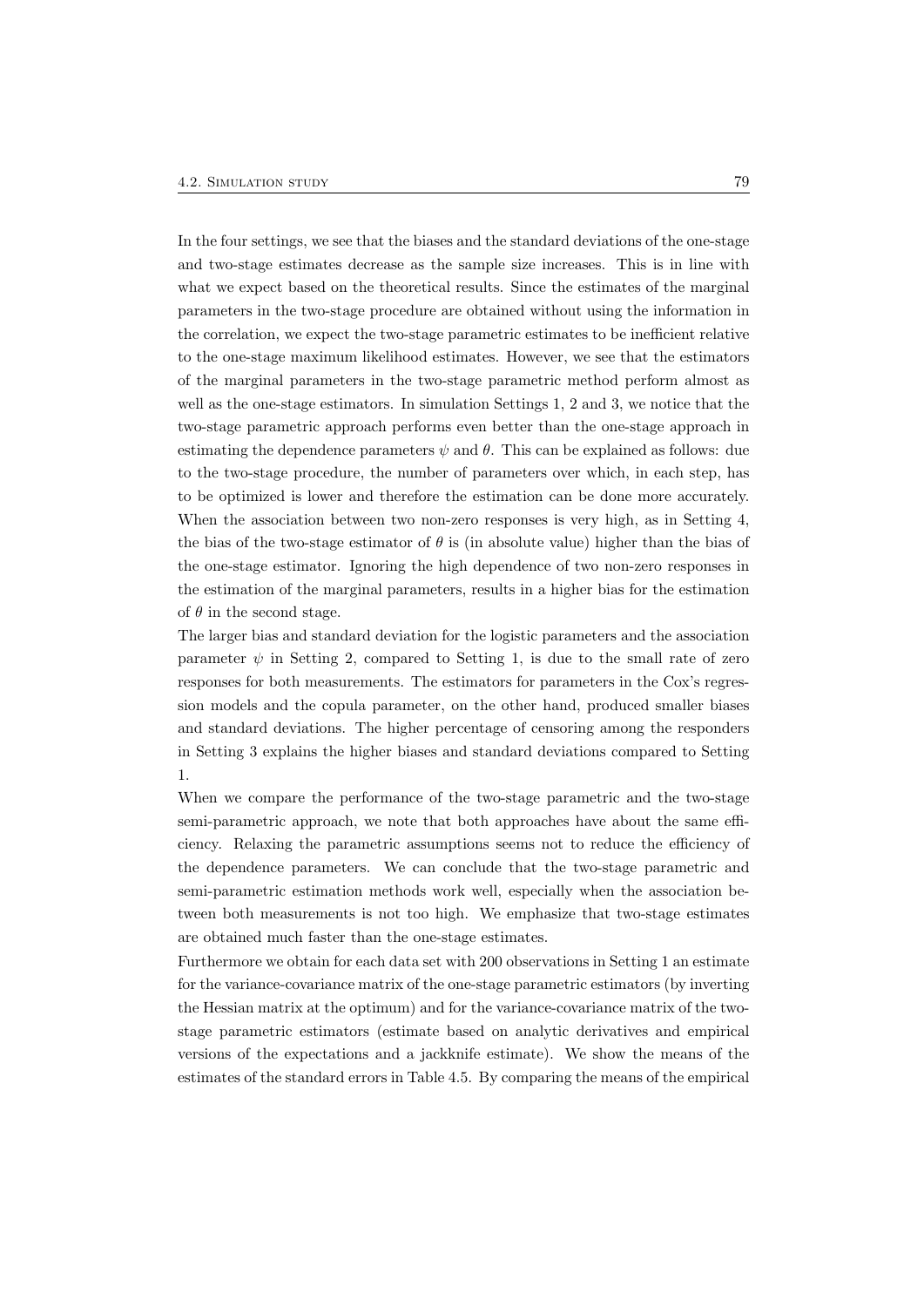In the four settings, we see that the biases and the standard deviations of the one-stage and two-stage estimates decrease as the sample size increases. This is in line with what we expect based on the theoretical results. Since the estimates of the marginal parameters in the two-stage procedure are obtained without using the information in the correlation, we expect the two-stage parametric estimates to be inefficient relative to the one-stage maximum likelihood estimates. However, we see that the estimators of the marginal parameters in the two-stage parametric method perform almost as well as the one-stage estimators. In simulation Settings 1, 2 and 3, we notice that the two-stage parametric approach performs even better than the one-stage approach in estimating the dependence parameters $\psi$ and $\theta$. This can be explained as follows: due to the two-stage procedure, the number of parameters over which, in each step, has to be optimized is lower and therefore the estimation can be done more accurately. When the association between two non-zero responses is very high, as in Setting 4, the bias of the two-stage estimator of $\theta$ is (in absolute value) higher than the bias of the one-stage estimator. Ignoring the high dependence of two non-zero responses in the estimation of the marginal parameters, results in a higher bias for the estimation of $\theta$ in the second stage.

The larger bias and standard deviation for the logistic parameters and the association parameter $\psi$ in Setting 2, compared to Setting 1, is due to the small rate of zero responses for both measurements. The estimators for parameters in the Cox's regression models and the copula parameter, on the other hand, produced smaller biases and standard deviations. The higher percentage of censoring among the responders in Setting 3 explains the higher biases and standard deviations compared to Setting 1.

When we compare the performance of the two-stage parametric and the two-stage semi-parametric approach, we note that both approaches have about the same efficiency. Relaxing the parametric assumptions seems not to reduce the efficiency of the dependence parameters. We can conclude that the two-stage parametric and semi-parametric estimation methods work well, especially when the association between both measurements is not too high. We emphasize that two-stage estimates are obtained much faster than the one-stage estimates.

Furthermore we obtain for each data set with 200 observations in Setting 1 an estimate for the variance-covariance matrix of the one-stage parametric estimators (by inverting the Hessian matrix at the optimum) and for the variance-covariance matrix of the two-stage parametric estimators (estimate based on analytic derivatives and empirical versions of the expectations and a jackknife estimate). We show the means of the estimates of the standard errors in Table 4.5. By comparing the means of the empirical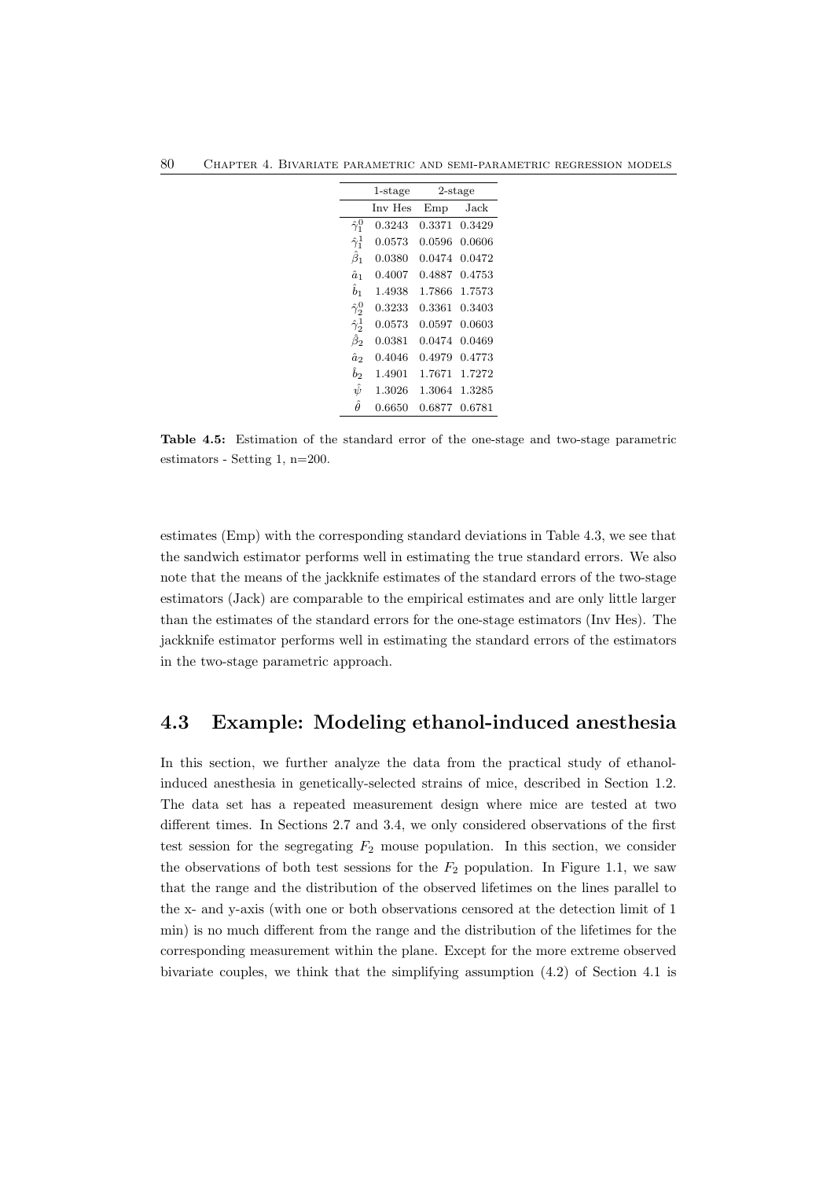| | 1-stage | 2-stage | |
|---|---|---|---|
| | Inv Hes | Emp | Jack |
| $\hat{\gamma}_1^0$ | 0.3243 | 0.3371 | 0.3429 |
| $\hat{\gamma}_1^1$ | 0.0573 | 0.0596 | 0.0606 |
| $\hat{\beta}_1$ | 0.0380 | 0.0474 | 0.0472 |
| $\hat{a}_1$ | 0.4007 | 0.4887 | 0.4753 |
| $\hat{b}_1$ | 1.4938 | 1.7866 | 1.7573 |
| $\hat{\gamma}_2^0$ | 0.3233 | 0.3361 | 0.3403 |
| $\hat{\gamma}_2^1$ | 0.0573 | 0.0597 | 0.0603 |
| $\hat{\beta}_2$ | 0.0381 | 0.0474 | 0.0469 |
| $\hat{a}_2$ | 0.4046 | 0.4979 | 0.4773 |
| $\hat{b}_2$ | 1.4901 | 1.7671 | 1.7272 |
| $\hat{\psi}$ | 1.3026 | 1.3064 | 1.3285 |
| $\hat{\theta}$ | 0.6650 | 0.6877 | 0.6781 |

**Table 4.5:** Estimation of the standard error of the one-stage and two-stage parametric estimators - Setting 1, n=200.

estimates (Emp) with the corresponding standard deviations in Table 4.3, we see that the sandwich estimator performs well in estimating the true standard errors. We also note that the means of the jackknife estimates of the standard errors of the two-stage estimators (Jack) are comparable to the empirical estimates and are only little larger than the estimates of the standard errors for the one-stage estimators (Inv Hes). The jackknife estimator performs well in estimating the standard errors of the estimators in the two-stage parametric approach.

## 4.3 Example: Modeling ethanol-induced anesthesia

In this section, we further analyze the data from the practical study of ethanol-induced anesthesia in genetically-selected strains of mice, described in Section 1.2. The data set has a repeated measurement design where mice are tested at two different times. In Sections 2.7 and 3.4, we only considered observations of the first test session for the segregating $F_2$ mouse population. In this section, we consider the observations of both test sessions for the $F_2$ population. In Figure 1.1, we saw that the range and the distribution of the observed lifetimes on the lines parallel to the x- and y-axis (with one or both observations censored at the detection limit of 1 min) is no much different from the range and the distribution of the lifetimes for the corresponding measurement within the plane. Except for the more extreme observed bivariate couples, we think that the simplifying assumption (4.2) of Section 4.1 is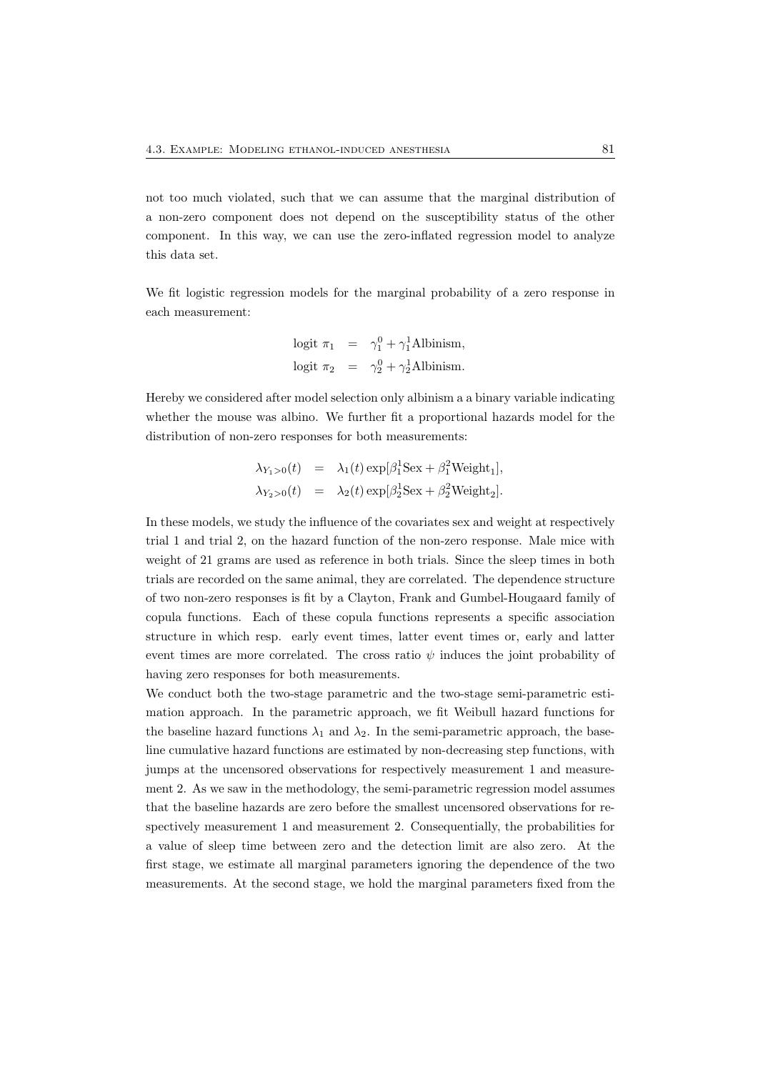not too much violated, such that we can assume that the marginal distribution of a non-zero component does not depend on the susceptibility status of the other component. In this way, we can use the zero-inflated regression model to analyze this data set.

We fit logistic regression models for the marginal probability of a zero response in each measurement:

$$
\begin{aligned}
\text{logit } \pi_1 &= \gamma_1^0 + \gamma_1^1 \text{Albinism}, \\
\text{logit } \pi_2 &= \gamma_2^0 + \gamma_2^1 \text{Albinism}.
\end{aligned}
$$

Hereby we considered after model selection only albinism a a binary variable indicating whether the mouse was albino. We further fit a proportional hazards model for the distribution of non-zero responses for both measurements:

$$
\begin{aligned}
\lambda_{Y_1>0}(t) &= \lambda_1(t) \exp[\beta_1^1 \text{Sex} + \beta_1^2 \text{Weight}_1], \\
\lambda_{Y_2>0}(t) &= \lambda_2(t) \exp[\beta_2^1 \text{Sex} + \beta_2^2 \text{Weight}_2].
\end{aligned}
$$

In these models, we study the influence of the covariates sex and weight at respectively trial 1 and trial 2, on the hazard function of the non-zero response. Male mice with weight of 21 grams are used as reference in both trials. Since the sleep times in both trials are recorded on the same animal, they are correlated. The dependence structure of two non-zero responses is fit by a Clayton, Frank and Gumbel-Hougaard family of copula functions. Each of these copula functions represents a specific association structure in which resp. early event times, latter event times or, early and latter event times are more correlated. The cross ratio $\psi$ induces the joint probability of having zero responses for both measurements.

We conduct both the two-stage parametric and the two-stage semi-parametric estimation approach. In the parametric approach, we fit Weibull hazard functions for the baseline hazard functions $\lambda_1$ and $\lambda_2$. In the semi-parametric approach, the baseline cumulative hazard functions are estimated by non-decreasing step functions, with jumps at the uncensored observations for respectively measurement 1 and measurement 2. As we saw in the methodology, the semi-parametric regression model assumes that the baseline hazards are zero before the smallest uncensored observations for respectively measurement 1 and measurement 2. Consequentially, the probabilities for a value of sleep time between zero and the detection limit are also zero. At the first stage, we estimate all marginal parameters ignoring the dependence of the two measurements. At the second stage, we hold the marginal parameters fixed from the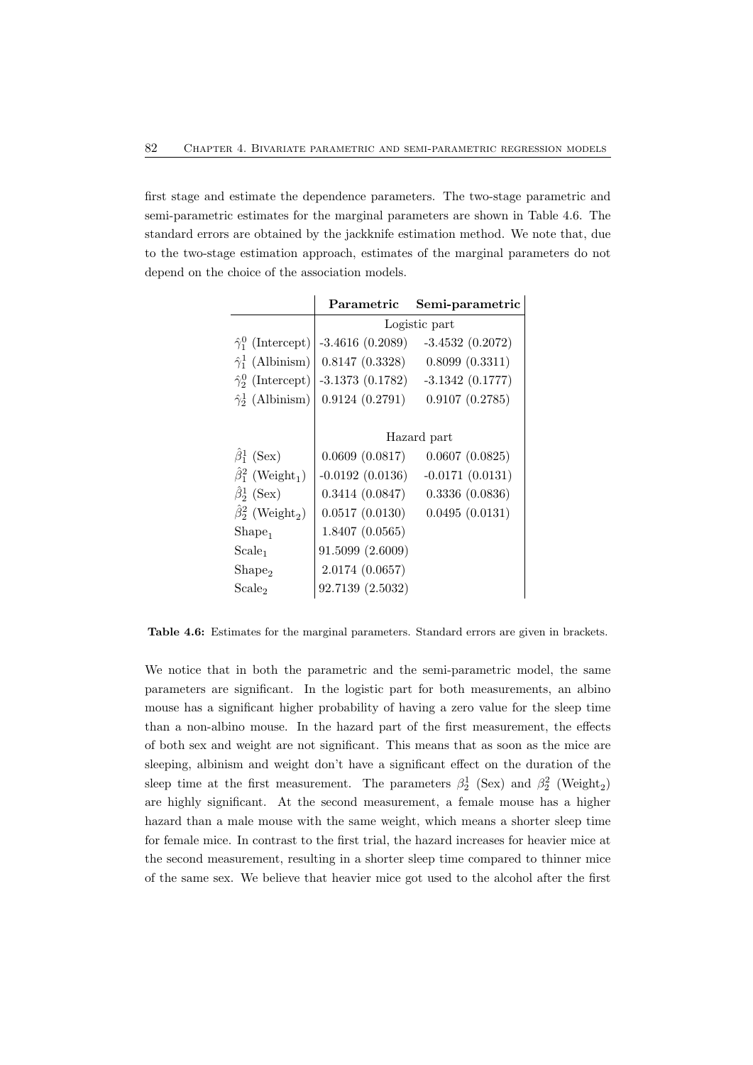first stage and estimate the dependence parameters. The two-stage parametric and semi-parametric estimates for the marginal parameters are shown in Table 4.6. The standard errors are obtained by the jackknife estimation method. We note that, due to the two-stage estimation approach, estimates of the marginal parameters do not depend on the choice of the association models.

| | **Parametric** | **Semi-parametric** |
|---|---|---|
| | Logistic part | |
| $\hat{\gamma}_1^0$ (Intercept) | -3.4616 (0.2089) | -3.4532 (0.2072) |
| $\hat{\gamma}_1^1$ (Albinism) | 0.8147 (0.3328) | 0.8099 (0.3311) |
| $\hat{\gamma}_2^0$ (Intercept) | -3.1373 (0.1782) | -3.1342 (0.1777) |
| $\hat{\gamma}_2^1$ (Albinism) | 0.9124 (0.2791) | 0.9107 (0.2785) |
| | Hazard part | |
| $\hat{\beta}_1^1$ (Sex) | 0.0609 (0.0817) | 0.0607 (0.0825) |
| $\hat{\beta}_1^2$ (Weight$_1$) | -0.0192 (0.0136) | -0.0171 (0.0131) |
| $\hat{\beta}_2^1$ (Sex) | 0.3414 (0.0847) | 0.3336 (0.0836) |
| $\hat{\beta}_2^2$ (Weight$_2$) | 0.0517 (0.0130) | 0.0495 (0.0131) |
| Shape$_1$ | 1.8407 (0.0565) | |
| Scale$_1$ | 91.5099 (2.6009) | |
| Shape$_2$ | 2.0174 (0.0657) | |
| Scale$_2$ | 92.7139 (2.5032) | |

**Table 4.6:** Estimates for the marginal parameters. Standard errors are given in brackets.

We notice that in both the parametric and the semi-parametric model, the same parameters are significant. In the logistic part for both measurements, an albino mouse has a significant higher probability of having a zero value for the sleep time than a non-albino mouse. In the hazard part of the first measurement, the effects of both sex and weight are not significant. This means that as soon as the mice are sleeping, albinism and weight don't have a significant effect on the duration of the sleep time at the first measurement. The parameters $\beta_2^1$ (Sex) and $\beta_2^2$ (Weight$_2$) are highly significant. At the second measurement, a female mouse has a higher hazard than a male mouse with the same weight, which means a shorter sleep time for female mice. In contrast to the first trial, the hazard increases for heavier mice at the second measurement, resulting in a shorter sleep time compared to thinner mice of the same sex. We believe that heavier mice got used to the alcohol after the first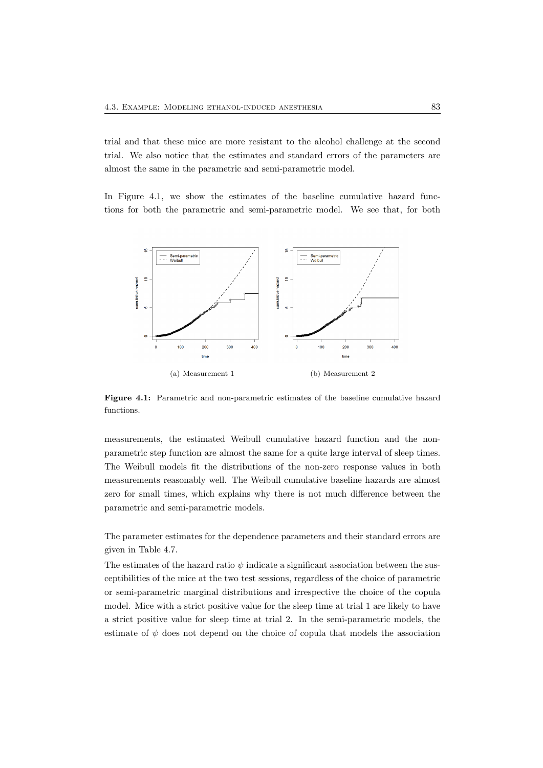trial and that these mice are more resistant to the alcohol challenge at the second trial. We also notice that the estimates and standard errors of the parameters are almost the same in the parametric and semi-parametric model.

In Figure 4.1, we show the estimates of the baseline cumulative hazard functions for both the parametric and semi-parametric model. We see that, for both

(a) Measurement 1

(b) Measurement 2

**Figure 4.1:** Parametric and non-parametric estimates of the baseline cumulative hazard functions.

measurements, the estimated Weibull cumulative hazard function and the non-parametric step function are almost the same for a quite large interval of sleep times. The Weibull models fit the distributions of the non-zero response values in both measurements reasonably well. The Weibull cumulative baseline hazards are almost zero for small times, which explains why there is not much difference between the parametric and semi-parametric models.

The parameter estimates for the dependence parameters and their standard errors are given in Table 4.7.

The estimates of the hazard ratio $\psi$ indicate a significant association between the susceptibilities of the mice at the two test sessions, regardless of the choice of parametric or semi-parametric marginal distributions and irrespective the choice of the copula model. Mice with a strict positive value for the sleep time at trial 1 are likely to have a strict positive value for sleep time at trial 2. In the semi-parametric models, the estimate of $\psi$ does not depend on the choice of copula that models the association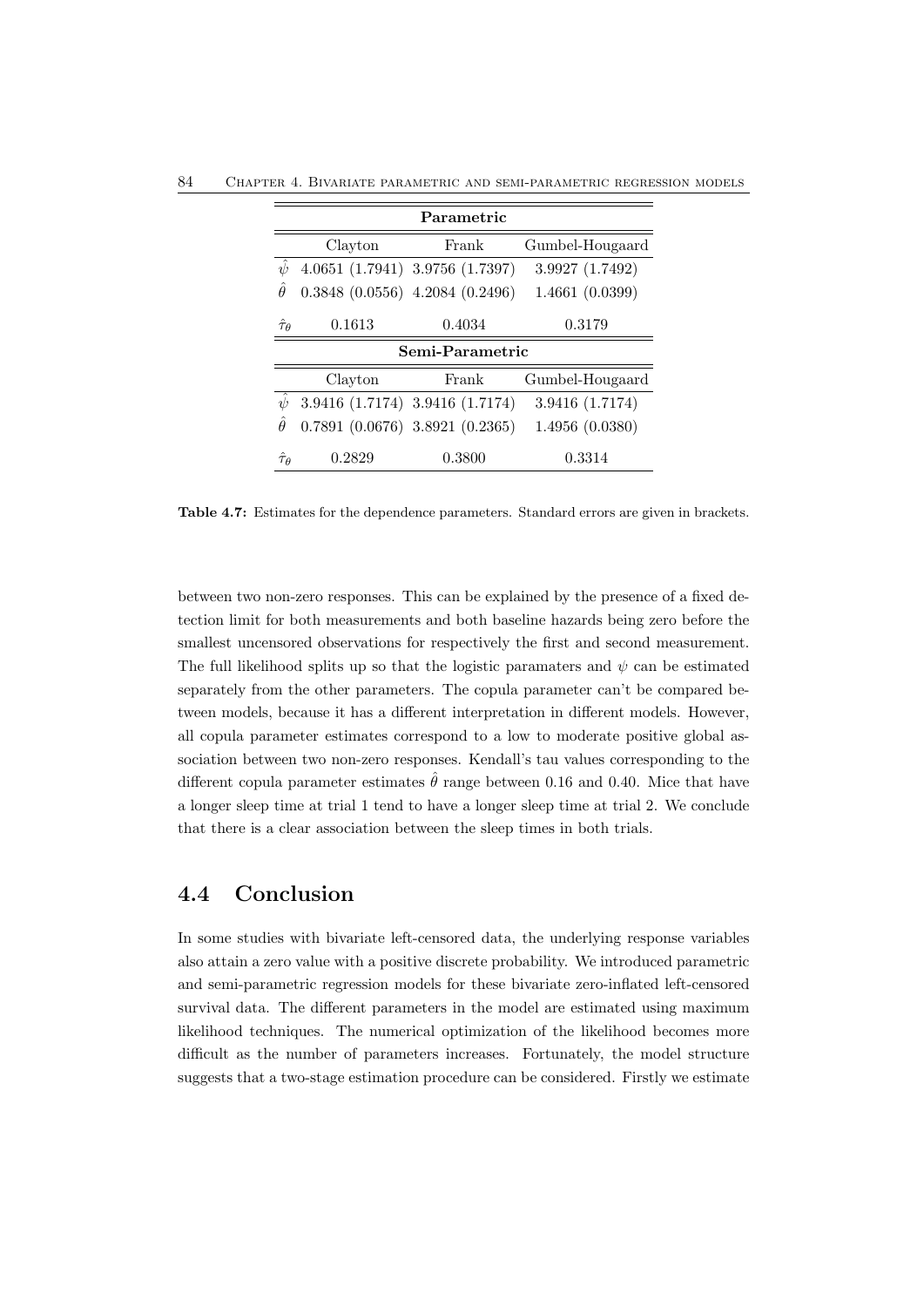| Parametric | | | |
|---|---|---|---|
| | Clayton | Frank | Gumbel-Hougaard |
| $\hat{\psi}$ | 4.0651 (1.7941) | 3.9756 (1.7397) | 3.9927 (1.7492) |
| $\hat{\theta}$ | 0.3848 (0.0556) | 4.2084 (0.2496) | 1.4661 (0.0399) |
| $\hat{\tau}_\theta$ | 0.1613 | 0.4034 | 0.3179 |
| **Semi-Parametric** | | | |
| | Clayton | Frank | Gumbel-Hougaard |
| $\hat{\psi}$ | 3.9416 (1.7174) | 3.9416 (1.7174) | 3.9416 (1.7174) |
| $\hat{\theta}$ | 0.7891 (0.0676) | 3.8921 (0.2365) | 1.4956 (0.0380) |
| $\hat{\tau}_\theta$ | 0.2829 | 0.3800 | 0.3314 |

**Table 4.7:** Estimates for the dependence parameters. Standard errors are given in brackets.

between two non-zero responses. This can be explained by the presence of a fixed detection limit for both measurements and both baseline hazards being zero before the smallest uncensored observations for respectively the first and second measurement. The full likelihood splits up so that the logistic paramaters and $\psi$ can be estimated separately from the other parameters. The copula parameter can't be compared between models, because it has a different interpretation in different models. However, all copula parameter estimates correspond to a low to moderate positive global association between two non-zero responses. Kendall's tau values corresponding to the different copula parameter estimates $\hat{\theta}$ range between 0.16 and 0.40. Mice that have a longer sleep time at trial 1 tend to have a longer sleep time at trial 2. We conclude that there is a clear association between the sleep times in both trials.

## 4.4 Conclusion

In some studies with bivariate left-censored data, the underlying response variables also attain a zero value with a positive discrete probability. We introduced parametric and semi-parametric regression models for these bivariate zero-inflated left-censored survival data. The different parameters in the model are estimated using maximum likelihood techniques. The numerical optimization of the likelihood becomes more difficult as the number of parameters increases. Fortunately, the model structure suggests that a two-stage estimation procedure can be considered. Firstly we estimate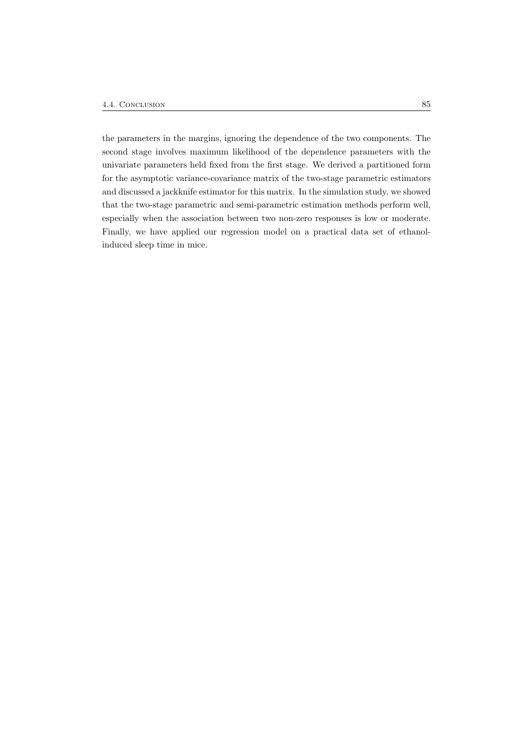the parameters in the margins, ignoring the dependence of the two components. The second stage involves maximum likelihood of the dependence parameters with the univariate parameters held fixed from the first stage. We derived a partitioned form for the asymptotic variance-covariance matrix of the two-stage parametric estimators and discussed a jackknife estimator for this matrix. In the simulation study, we showed that the two-stage parametric and semi-parametric estimation methods perform well, especially when the association between two non-zero responses is low or moderate. Finally, we have applied our regression model on a practical data set of ethanol-induced sleep time in mice.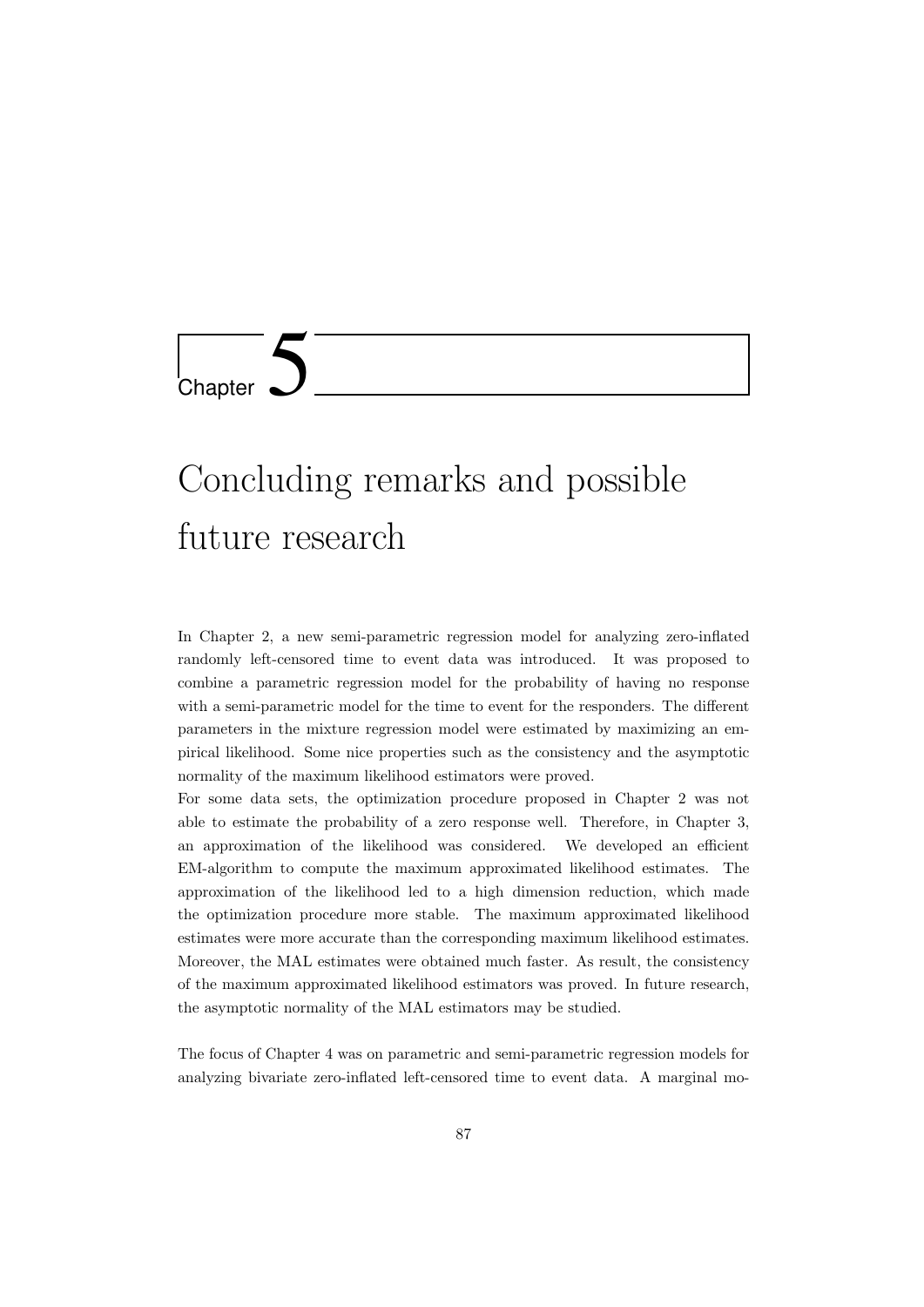# Chapter 5

# Concluding remarks and possible future research

In Chapter 2, a new semi-parametric regression model for analyzing zero-inflated randomly left-censored time to event data was introduced. It was proposed to combine a parametric regression model for the probability of having no response with a semi-parametric model for the time to event for the responders. The different parameters in the mixture regression model were estimated by maximizing an empirical likelihood. Some nice properties such as the consistency and the asymptotic normality of the maximum likelihood estimators were proved.

For some data sets, the optimization procedure proposed in Chapter 2 was not able to estimate the probability of a zero response well. Therefore, in Chapter 3, an approximation of the likelihood was considered. We developed an efficient EM-algorithm to compute the maximum approximated likelihood estimates. The approximation of the likelihood led to a high dimension reduction, which made the optimization procedure more stable. The maximum approximated likelihood estimates were more accurate than the corresponding maximum likelihood estimates. Moreover, the MAL estimates were obtained much faster. As result, the consistency of the maximum approximated likelihood estimators was proved. In future research, the asymptotic normality of the MAL estimators may be studied.

The focus of Chapter 4 was on parametric and semi-parametric regression models for analyzing bivariate zero-inflated left-censored time to event data. A marginal mo-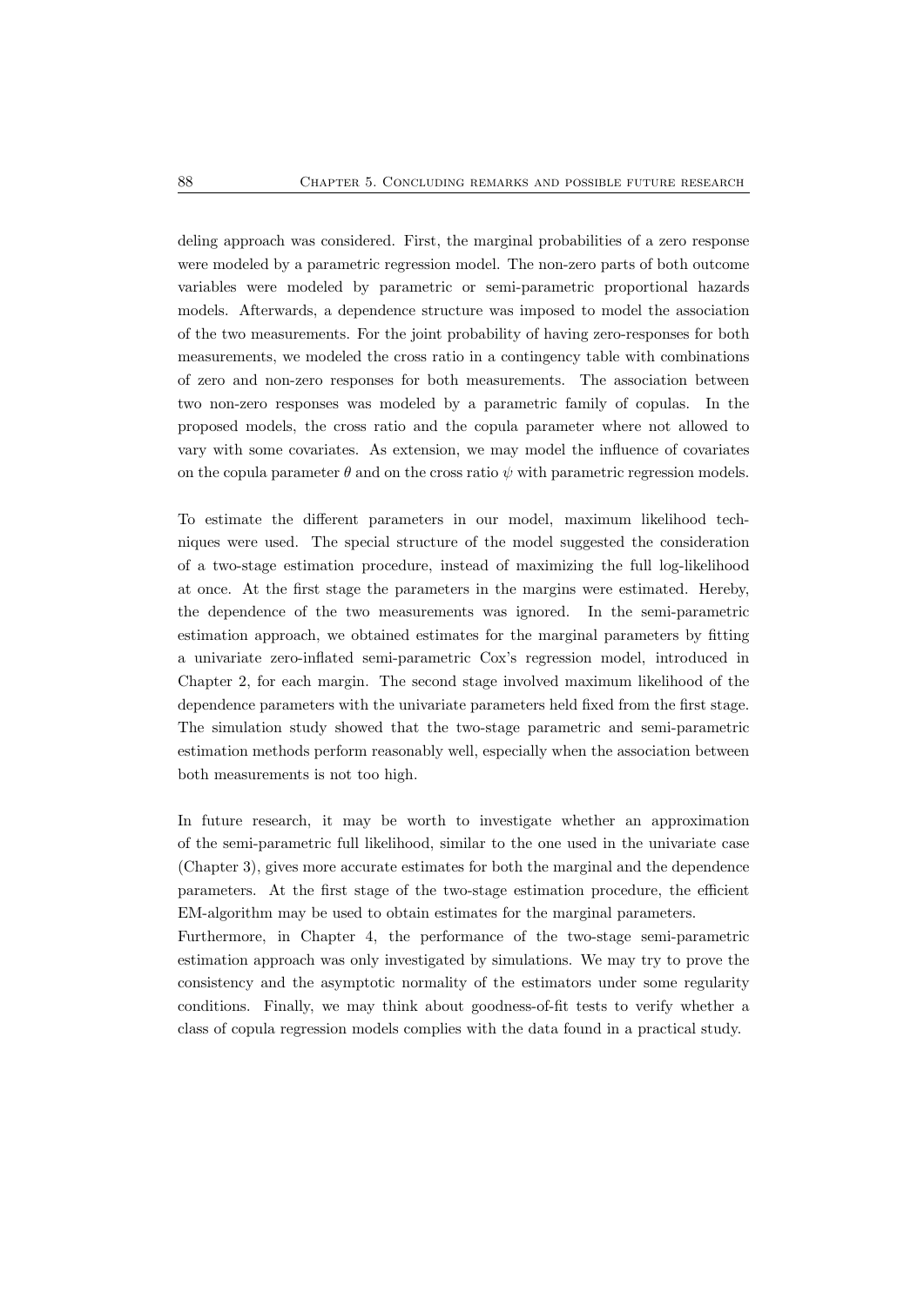deling approach was considered. First, the marginal probabilities of a zero response were modeled by a parametric regression model. The non-zero parts of both outcome variables were modeled by parametric or semi-parametric proportional hazards models. Afterwards, a dependence structure was imposed to model the association of the two measurements. For the joint probability of having zero-responses for both measurements, we modeled the cross ratio in a contingency table with combinations of zero and non-zero responses for both measurements. The association between two non-zero responses was modeled by a parametric family of copulas. In the proposed models, the cross ratio and the copula parameter where not allowed to vary with some covariates. As extension, we may model the influence of covariates on the copula parameter $\theta$ and on the cross ratio $\psi$ with parametric regression models.

To estimate the different parameters in our model, maximum likelihood techniques were used. The special structure of the model suggested the consideration of a two-stage estimation procedure, instead of maximizing the full log-likelihood at once. At the first stage the parameters in the margins were estimated. Hereby, the dependence of the two measurements was ignored. In the semi-parametric estimation approach, we obtained estimates for the marginal parameters by fitting a univariate zero-inflated semi-parametric Cox's regression model, introduced in Chapter 2, for each margin. The second stage involved maximum likelihood of the dependence parameters with the univariate parameters held fixed from the first stage. The simulation study showed that the two-stage parametric and semi-parametric estimation methods perform reasonably well, especially when the association between both measurements is not too high.

In future research, it may be worth to investigate whether an approximation of the semi-parametric full likelihood, similar to the one used in the univariate case (Chapter 3), gives more accurate estimates for both the marginal and the dependence parameters. At the first stage of the two-stage estimation procedure, the efficient EM-algorithm may be used to obtain estimates for the marginal parameters.
Furthermore, in Chapter 4, the performance of the two-stage semi-parametric estimation approach was only investigated by simulations. We may try to prove the consistency and the asymptotic normality of the estimators under some regularity conditions. Finally, we may think about goodness-of-fit tests to verify whether a class of copula regression models complies with the data found in a practical study.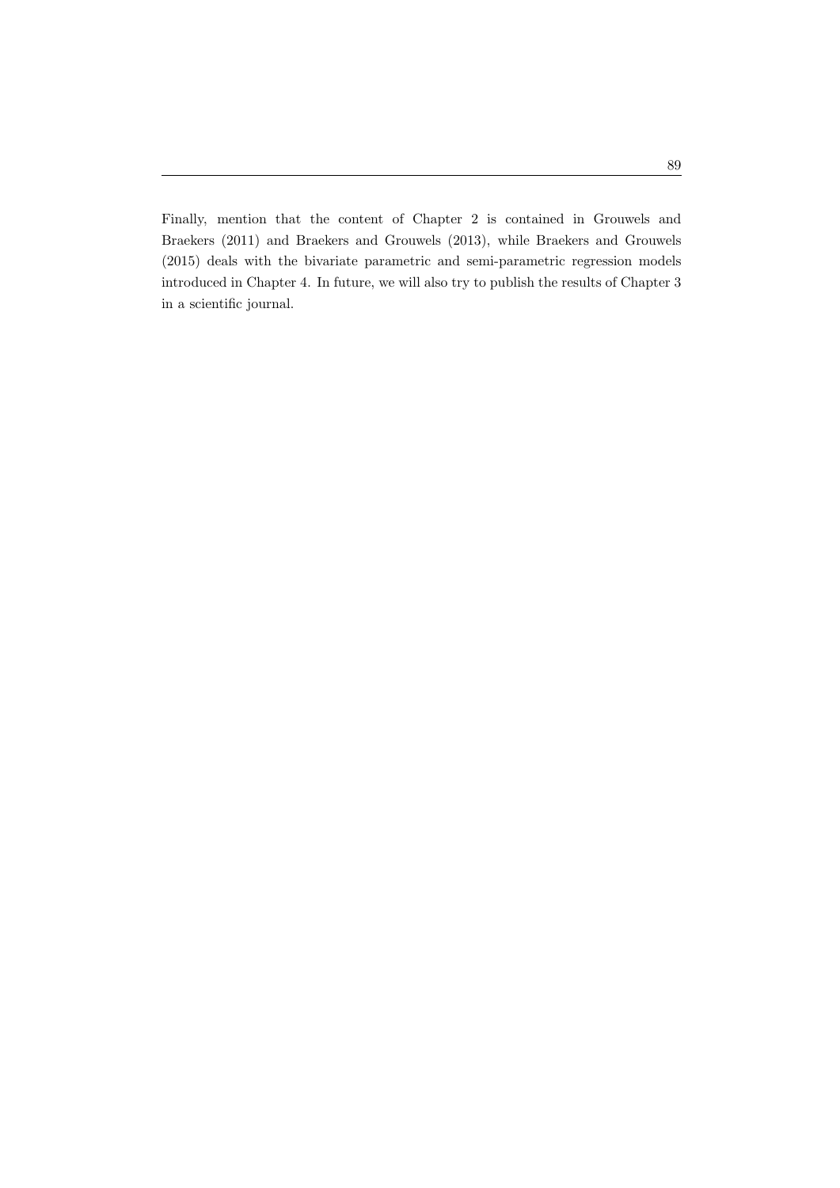Finally, mention that the content of Chapter 2 is contained in Grouwels and Braekers (2011) and Braekers and Grouwels (2013), while Braekers and Grouwels (2015) deals with the bivariate parametric and semi-parametric regression models introduced in Chapter 4. In future, we will also try to publish the results of Chapter 3 in a scientific journal.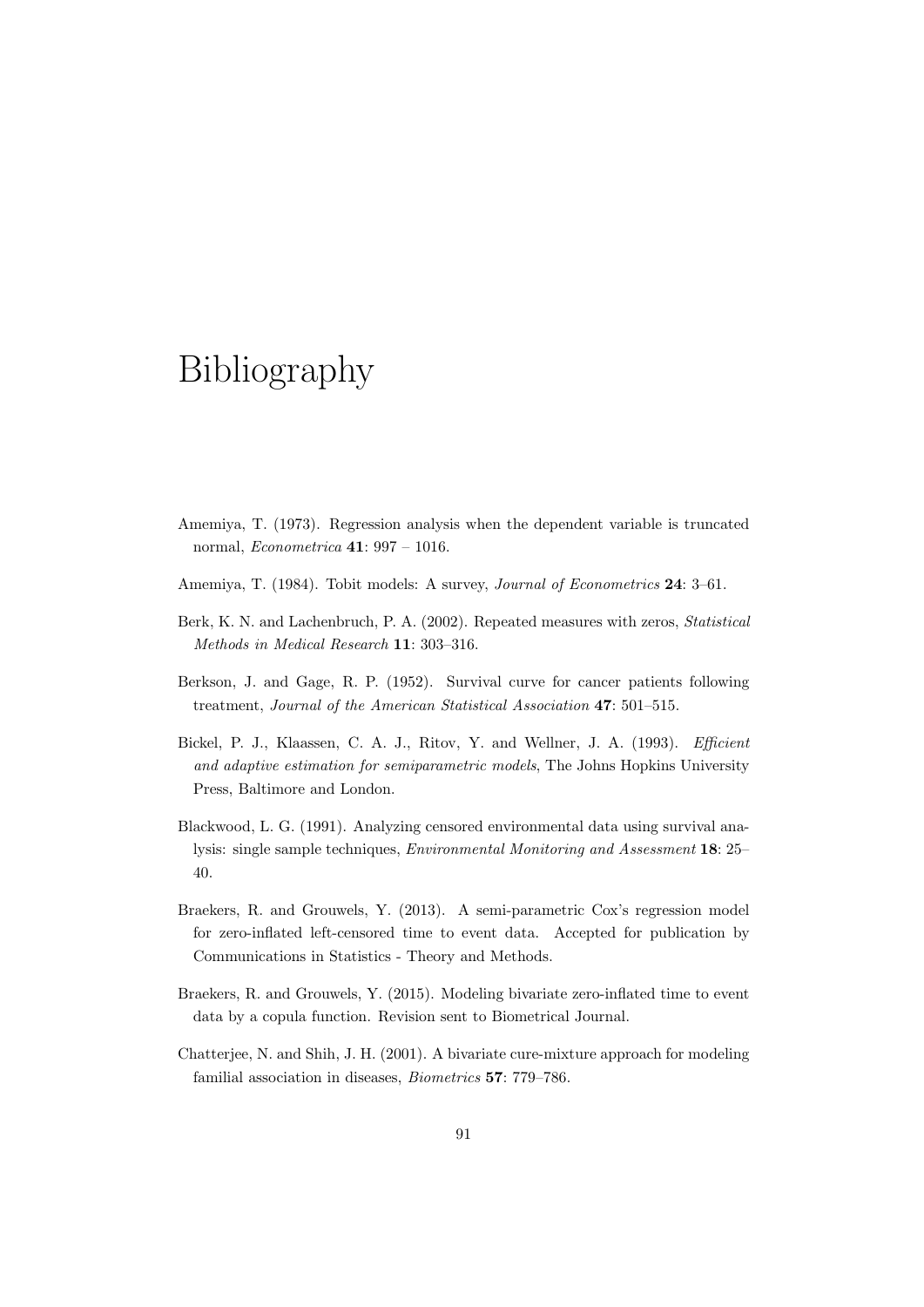# Bibliography

Amemiya, T. (1973). Regression analysis when the dependent variable is truncated normal, *Econometrica* **41**: 997 – 1016.

Amemiya, T. (1984). Tobit models: A survey, *Journal of Econometrics* **24**: 3–61.

Berk, K. N. and Lachenbruch, P. A. (2002). Repeated measures with zeros, *Statistical Methods in Medical Research* **11**: 303–316.

Berkson, J. and Gage, R. P. (1952). Survival curve for cancer patients following treatment, *Journal of the American Statistical Association* **47**: 501–515.

Bickel, P. J., Klaassen, C. A. J., Ritov, Y. and Wellner, J. A. (1993). *Efficient and adaptive estimation for semiparametric models*, The Johns Hopkins University Press, Baltimore and London.

Blackwood, L. G. (1991). Analyzing censored environmental data using survival analysis: single sample techniques, *Environmental Monitoring and Assessment* **18**: 25–40.

Braekers, R. and Grouwels, Y. (2013). A semi-parametric Cox's regression model for zero-inflated left-censored time to event data. Accepted for publication by Communications in Statistics - Theory and Methods.

Braekers, R. and Grouwels, Y. (2015). Modeling bivariate zero-inflated time to event data by a copula function. Revision sent to Biometrical Journal.

Chatterjee, N. and Shih, J. H. (2001). A bivariate cure-mixture approach for modeling familial association in diseases, *Biometrics* **57**: 779–786.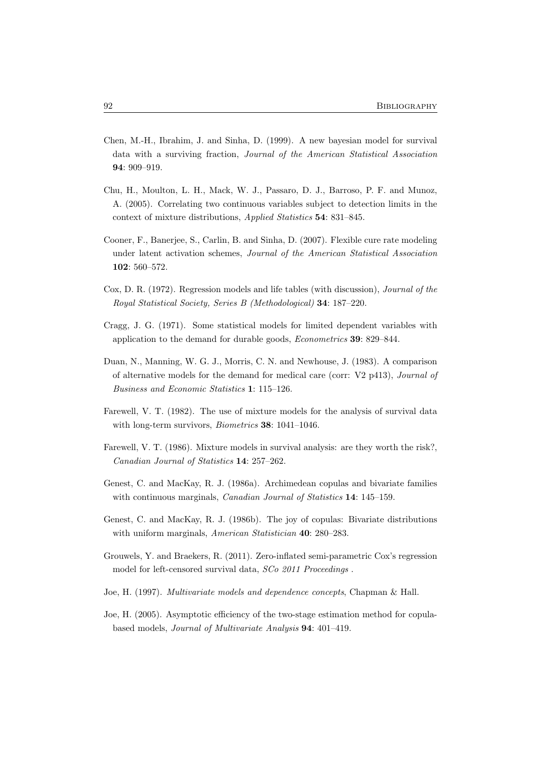Chen, M.-H., Ibrahim, J. and Sinha, D. (1999). A new bayesian model for survival data with a surviving fraction, *Journal of the American Statistical Association* **94**: 909–919.

Chu, H., Moulton, L. H., Mack, W. J., Passaro, D. J., Barroso, P. F. and Munoz, A. (2005). Correlating two continuous variables subject to detection limits in the context of mixture distributions, *Applied Statistics* **54**: 831–845.

Cooner, F., Banerjee, S., Carlin, B. and Sinha, D. (2007). Flexible cure rate modeling under latent activation schemes, *Journal of the American Statistical Association* **102**: 560–572.

Cox, D. R. (1972). Regression models and life tables (with discussion), *Journal of the Royal Statistical Society, Series B (Methodological)* **34**: 187–220.

Cragg, J. G. (1971). Some statistical models for limited dependent variables with application to the demand for durable goods, *Econometrics* **39**: 829–844.

Duan, N., Manning, W. G. J., Morris, C. N. and Newhouse, J. (1983). A comparison of alternative models for the demand for medical care (corr: V2 p413), *Journal of Business and Economic Statistics* **1**: 115–126.

Farewell, V. T. (1982). The use of mixture models for the analysis of survival data with long-term survivors, *Biometrics* **38**: 1041–1046.

Farewell, V. T. (1986). Mixture models in survival analysis: are they worth the risk?, *Canadian Journal of Statistics* **14**: 257–262.

Genest, C. and MacKay, R. J. (1986a). Archimedean copulas and bivariate families with continuous marginals, *Canadian Journal of Statistics* **14**: 145–159.

Genest, C. and MacKay, R. J. (1986b). The joy of copulas: Bivariate distributions with uniform marginals, *American Statistician* **40**: 280–283.

Grouwels, Y. and Braekers, R. (2011). Zero-inflated semi-parametric Cox's regression model for left-censored survival data, *SCo 2011 Proceedings* .

Joe, H. (1997). *Multivariate models and dependence concepts*, Chapman & Hall.

Joe, H. (2005). Asymptotic efficiency of the two-stage estimation method for copula-based models, *Journal of Multivariate Analysis* **94**: 401–419.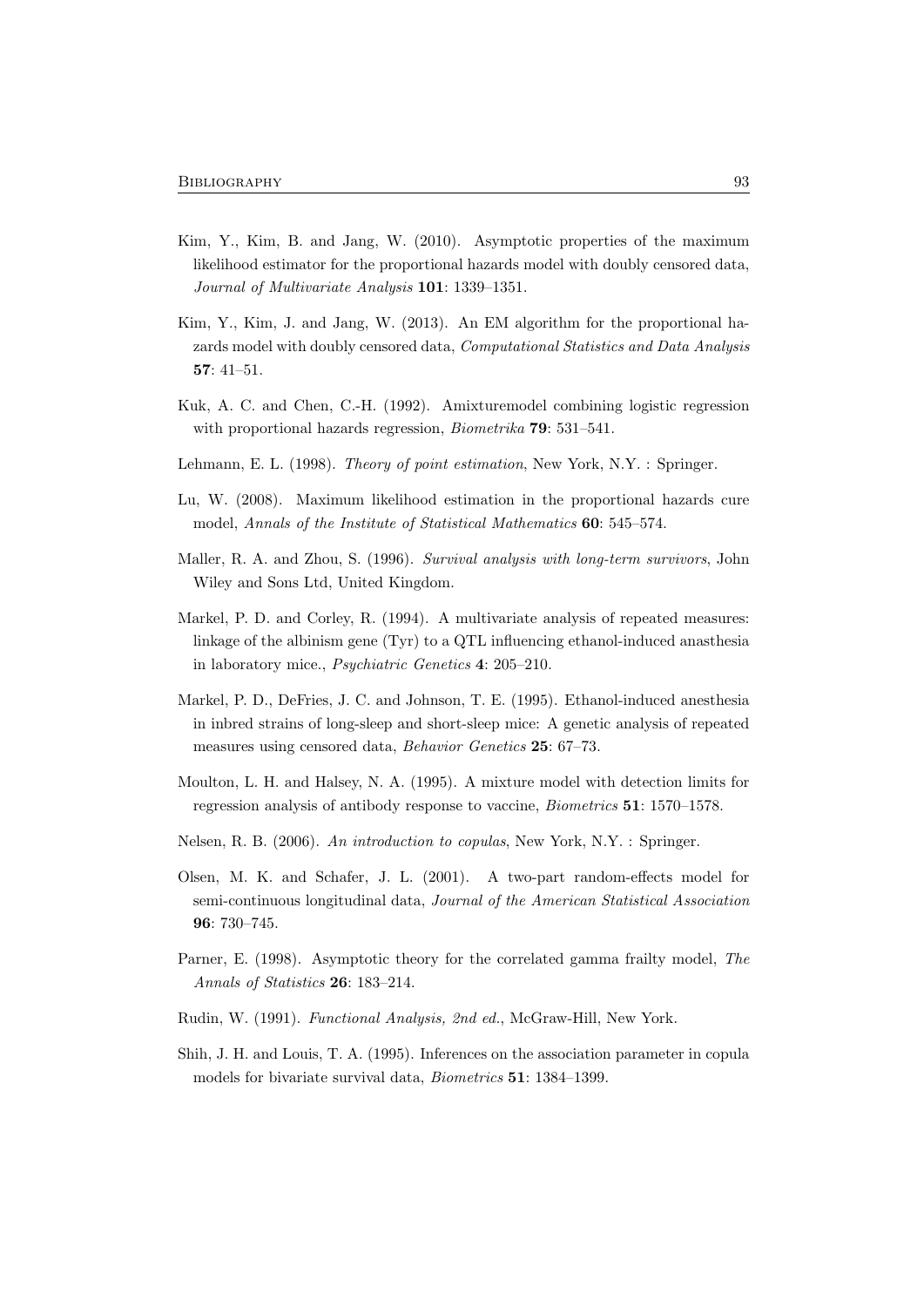Kim, Y., Kim, B. and Jang, W. (2010). Asymptotic properties of the maximum likelihood estimator for the proportional hazards model with doubly censored data, *Journal of Multivariate Analysis* **101**: 1339–1351.

Kim, Y., Kim, J. and Jang, W. (2013). An EM algorithm for the proportional hazards model with doubly censored data, *Computational Statistics and Data Analysis* **57**: 41–51.

Kuk, A. C. and Chen, C.-H. (1992). Amixturemodel combining logistic regression with proportional hazards regression, *Biometrika* **79**: 531–541.

Lehmann, E. L. (1998). *Theory of point estimation*, New York, N.Y. : Springer.

Lu, W. (2008). Maximum likelihood estimation in the proportional hazards cure model, *Annals of the Institute of Statistical Mathematics* **60**: 545–574.

Maller, R. A. and Zhou, S. (1996). *Survival analysis with long-term survivors*, John Wiley and Sons Ltd, United Kingdom.

Markel, P. D. and Corley, R. (1994). A multivariate analysis of repeated measures: linkage of the albinism gene (Tyr) to a QTL influencing ethanol-induced anasthesia in laboratory mice., *Psychiatric Genetics* **4**: 205–210.

Markel, P. D., DeFries, J. C. and Johnson, T. E. (1995). Ethanol-induced anesthesia in inbred strains of long-sleep and short-sleep mice: A genetic analysis of repeated measures using censored data, *Behavior Genetics* **25**: 67–73.

Moulton, L. H. and Halsey, N. A. (1995). A mixture model with detection limits for regression analysis of antibody response to vaccine, *Biometrics* **51**: 1570–1578.

Nelsen, R. B. (2006). *An introduction to copulas*, New York, N.Y. : Springer.

Olsen, M. K. and Schafer, J. L. (2001). A two-part random-effects model for semi-continuous longitudinal data, *Journal of the American Statistical Association* **96**: 730–745.

Parner, E. (1998). Asymptotic theory for the correlated gamma frailty model, *The Annals of Statistics* **26**: 183–214.

Rudin, W. (1991). *Functional Analysis, 2nd ed.*, McGraw-Hill, New York.

Shih, J. H. and Louis, T. A. (1995). Inferences on the association parameter in copula models for bivariate survival data, *Biometrics* **51**: 1384–1399.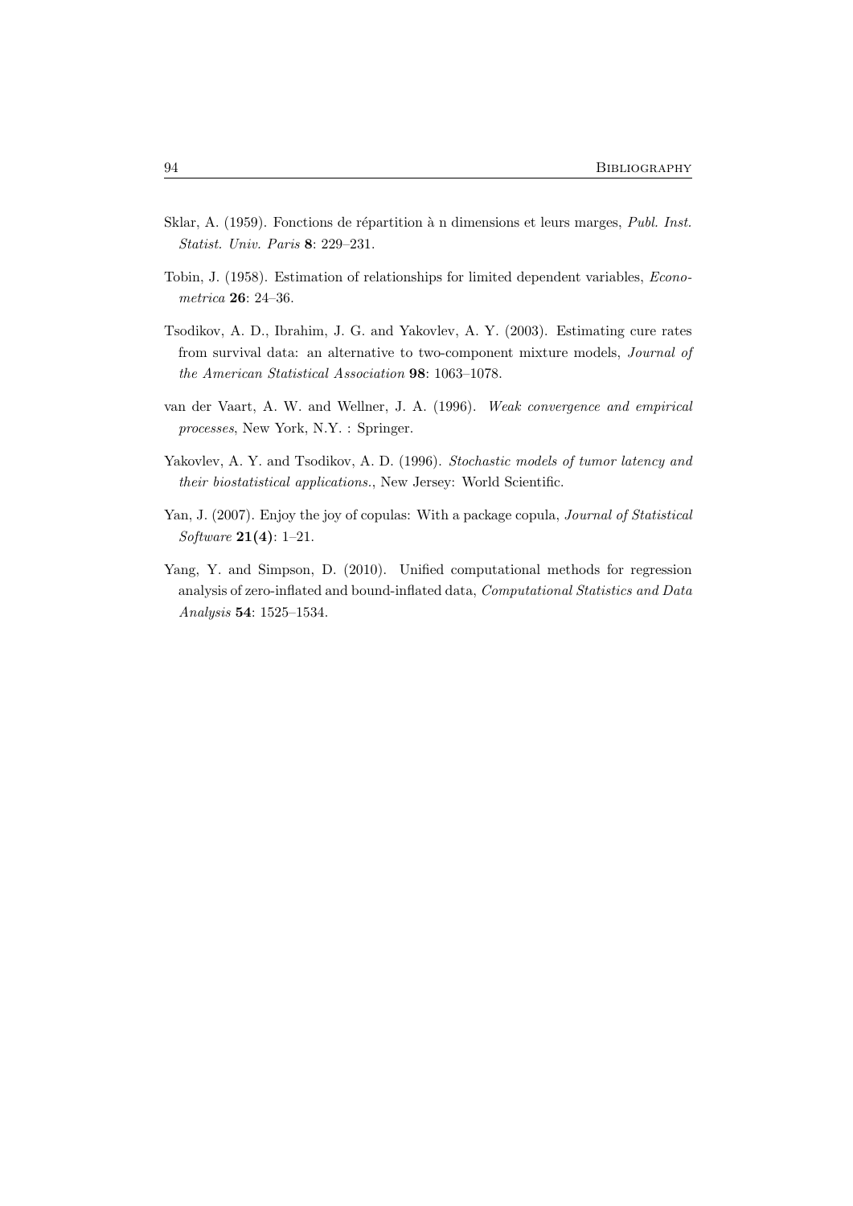Sklar, A. (1959). Fonctions de répartition à n dimensions et leurs marges, *Publ. Inst. Statist. Univ. Paris* **8**: 229–231.

Tobin, J. (1958). Estimation of relationships for limited dependent variables, *Econometrica* **26**: 24–36.

Tsodikov, A. D., Ibrahim, J. G. and Yakovlev, A. Y. (2003). Estimating cure rates from survival data: an alternative to two-component mixture models, *Journal of the American Statistical Association* **98**: 1063–1078.

van der Vaart, A. W. and Wellner, J. A. (1996). *Weak convergence and empirical processes*, New York, N.Y. : Springer.

Yakovlev, A. Y. and Tsodikov, A. D. (1996). *Stochastic models of tumor latency and their biostatistical applications.*, New Jersey: World Scientific.

Yan, J. (2007). Enjoy the joy of copulas: With a package copula, *Journal of Statistical Software* **21(4)**: 1–21.

Yang, Y. and Simpson, D. (2010). Unified computational methods for regression analysis of zero-inflated and bound-inflated data, *Computational Statistics and Data Analysis* **54**: 1525–1534.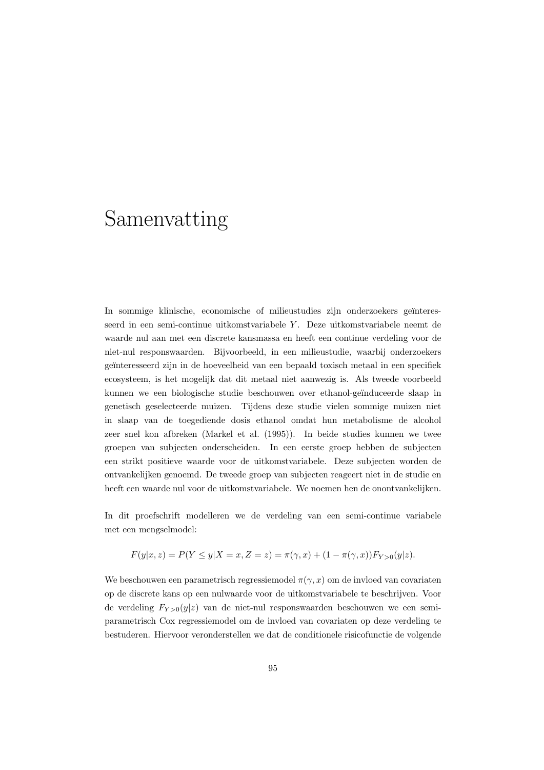# Samenvatting

In sommige klinische, economische of milieustudies zijn onderzoekers geïnteresseerd in een semi-continue uitkomstvariabele $Y$. Deze uitkomstvariabele neemt de waarde nul aan met een discrete kansmassa en heeft een continue verdeling voor de niet-nul responswaarden. Bijvoorbeeld, in een milieustudie, waarbij onderzoekers geïnteresseerd zijn in de hoeveelheid van een bepaald toxisch metaal in een specifiek ecosysteem, is het mogelijk dat dit metaal niet aanwezig is. Als tweede voorbeeld kunnen we een biologische studie beschouwen over ethanol-geïnduceerde slaap in genetisch geselecteerde muizen. Tijdens deze studie vielen sommige muizen niet in slaap van de toegediende dosis ethanol omdat hun metabolisme de alcohol zeer snel kon afbreken (Markel et al. (1995)). In beide studies kunnen we twee groepen van subjecten onderscheiden. In een eerste groep hebben de subjecten een strikt positieve waarde voor de uitkomstvariabele. Deze subjecten worden de ontvankelijken genoemd. De tweede groep van subjecten reageert niet in de studie en heeft een waarde nul voor de uitkomstvariabele. We noemen hen de onontvankelijken.

In dit proefschrift modelleren we de verdeling van een semi-continue variabele met een mengselmodel:

$$F(y|x, z) = P(Y \leq y|X = x, Z = z) = \pi(\gamma, x) + (1 - \pi(\gamma, x))F_{Y>0}(y|z).$$

We beschouwen een parametrisch regressiemodel $\pi(\gamma, x)$ om de invloed van covariaten op de discrete kans op een nulwaarde voor de uitkomstvariabele te beschrijven. Voor de verdeling $F_{Y>0}(y|z)$ van de niet-nul responswaarden beschouwen we een semi-parametrisch Cox regressiemodel om de invloed van covariaten op deze verdeling te bestuderen. Hiervoor veronderstellen we dat de conditionele risicofunctie de volgende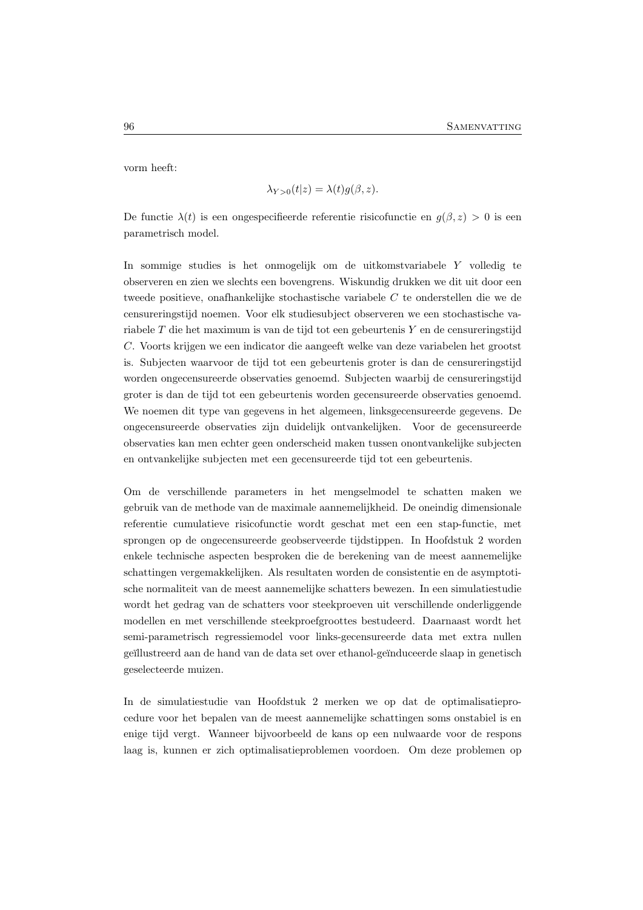vorm heeft:

$$\lambda_{Y>0}(t|z) = \lambda(t)g(\beta, z).$$

De functie $\lambda(t)$ is een ongespecifieerde referentie risicofunctie en $g(\beta, z) > 0$ is een parametrisch model.

In sommige studies is het onmogelijk om de uitkomstvariabele $Y$ volledig te observeren en zien we slechts een bovengrens. Wiskundig drukken we dit uit door een tweede positieve, onafhankelijke stochastische variabele $C$ te onderstellen die we de censureringstijd noemen. Voor elk studiesubject observeren we een stochastische variabele $T$ die het maximum is van de tijd tot een gebeurtenis $Y$ en de censureringstijd $C$. Voorts krijgen we een indicator die aangeeft welke van deze variabelen het grootst is. Subjecten waarvoor de tijd tot een gebeurtenis groter is dan de censureringstijd worden ongecensureerde observaties genoemd. Subjecten waarbij de censureringstijd groter is dan de tijd tot een gebeurtenis worden gecensureerde observaties genoemd. We noemen dit type van gegevens in het algemeen, linksgecensureerde gegevens. De ongecensureerde observaties zijn duidelijk ontvankelijken. Voor de gecensureerde observaties kan men echter geen onderscheid maken tussen onontvankelijke subjecten en ontvankelijke subjecten met een gecensureerde tijd tot een gebeurtenis.

Om de verschillende parameters in het mengselmodel te schatten maken we gebruik van de methode van de maximale aannemelijkheid. De oneindig dimensionale referentie cumulatieve risicofunctie wordt geschat met een een stap-functie, met sprongen op de ongecensureerde geobserveerde tijdstippen. In Hoofdstuk 2 worden enkele technische aspecten besproken die de berekening van de meest aannemelijke schattingen vergemakkelijken. Als resultaten worden de consistentie en de asymptotische normaliteit van de meest aannemelijke schatters bewezen. In een simulatiestudie wordt het gedrag van de schatters voor steekproeven uit verschillende onderliggende modellen en met verschillende steekproefgroottes bestudeerd. Daarnaast wordt het semi-parametrisch regressiemodel voor links-gecensureerde data met extra nullen geïllustreerd aan de hand van de data set over ethanol-geïnduceerde slaap in genetisch geselecteerde muizen.

In de simulatiestudie van Hoofdstuk 2 merken we op dat de optimalisatieprocedure voor het bepalen van de meest aannemelijke schattingen soms onstabiel is en enige tijd vergt. Wanneer bijvoorbeeld de kans op een nulwaarde voor de respons laag is, kunnen er zich optimalisatieproblemen voordoen. Om deze problemen op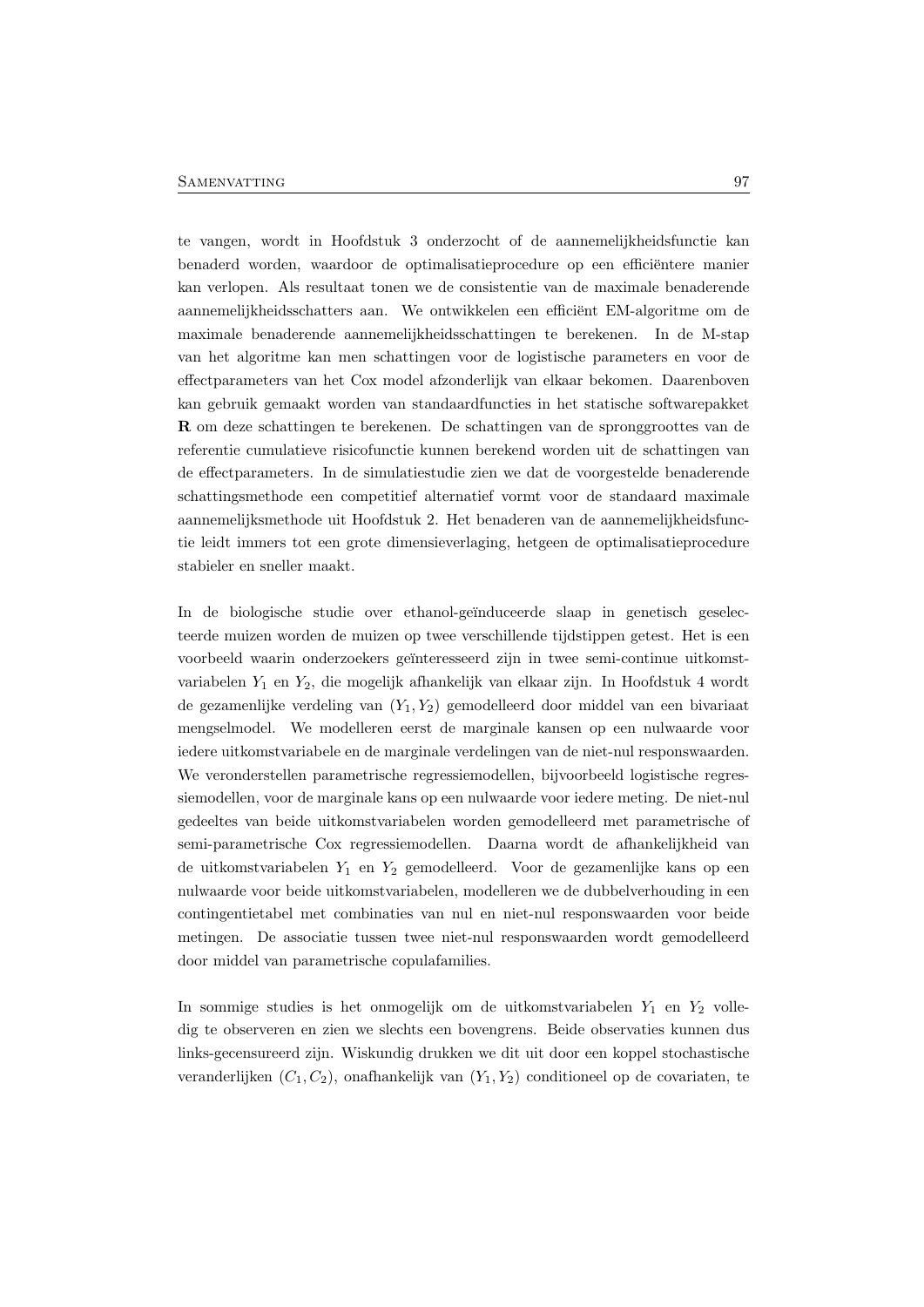te vangen, wordt in Hoofdstuk 3 onderzocht of de aannemelijkheidsfunctie kan benaderd worden, waardoor de optimalisatieprocedure op een efficiëntere manier kan verlopen. Als resultaat tonen we de consistentie van de maximale benaderende aannemelijkheidsschatters aan. We ontwikkelen een efficiënt EM-algoritme om de maximale benaderende aannemelijkheidsschattingen te berekenen. In de M-stap van het algoritme kan men schattingen voor de logistische parameters en voor de effectparameters van het Cox model afzonderlijk van elkaar bekomen. Daarenboven kan gebruik gemaakt worden van standaardfuncties in het statische softwarepakket **R** om deze schattingen te berekenen. De schattingen van de spronggroottes van de referentie cumulatieve risicofunctie kunnen berekend worden uit de schattingen van de effectparameters. In de simulatiestudie zien we dat de voorgestelde benaderende schattingsmethode een competitief alternatief vormt voor de standaard maximale aannemelijksmethode uit Hoofdstuk 2. Het benaderen van de aannemelijkheidsfunctie leidt immers tot een grote dimensieverlaging, hetgeen de optimalisatieprocedure stabieler en sneller maakt.

In de biologische studie over ethanol-geïnduceerde slaap in genetisch geselecteerde muizen worden de muizen op twee verschillende tijdstippen getest. Het is een voorbeeld waarin onderzoekers geïnteresseerd zijn in twee semi-continue uitkomstvariabelen $Y_1$ en $Y_2$, die mogelijk afhankelijk van elkaar zijn. In Hoofdstuk 4 wordt de gezamenlijke verdeling van $(Y_1, Y_2)$ gemodelleerd door middel van een bivariaat mengselmodel. We modelleren eerst de marginale kansen op een nulwaarde voor iedere uitkomstvariabele en de marginale verdelingen van de niet-nul responswaarden. We veronderstellen parametrische regressiemodellen, bijvoorbeeld logistische regressiemodellen, voor de marginale kans op een nulwaarde voor iedere meting. De niet-nul gedeeltes van beide uitkomstvariabelen worden gemodelleerd met parametrische of semi-parametrische Cox regressiemodellen. Daarna wordt de afhankelijkheid van de uitkomstvariabelen $Y_1$ en $Y_2$ gemodelleerd. Voor de gezamenlijke kans op een nulwaarde voor beide uitkomstvariabelen, modelleren we de dubbelverhouding in een contingentietabel met combinaties van nul en niet-nul responswaarden voor beide metingen. De associatie tussen twee niet-nul responswaarden wordt gemodelleerd door middel van parametrische copulafamilies.

In sommige studies is het onmogelijk om de uitkomstvariabelen $Y_1$ en $Y_2$ volledig te observeren en zien we slechts een bovengrens. Beide observaties kunnen dus links-gecensureerd zijn. Wiskundig drukken we dit uit door een koppel stochastische veranderlijken $(C_1, C_2)$, onafhankelijk van $(Y_1, Y_2)$ conditioneel op de covariaten, te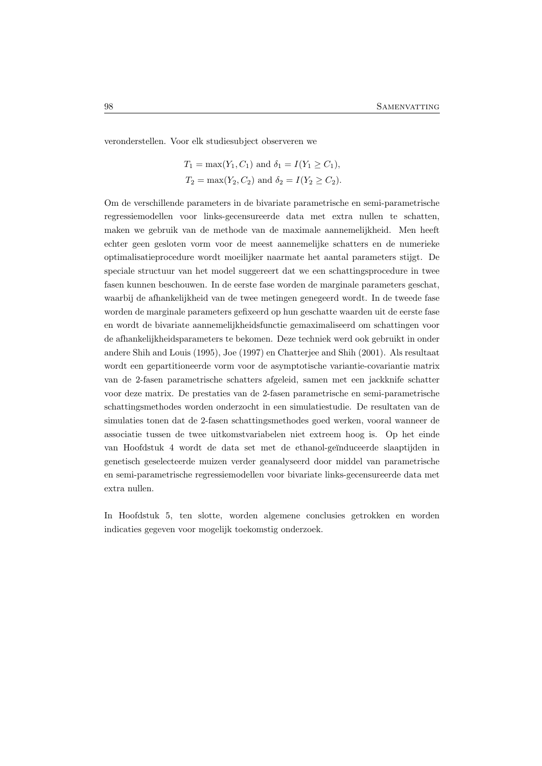veronderstellen. Voor elk studiesubject observeren we

$$
\begin{aligned}
T_1 &= \max(Y_1, C_1) \text{ and } \delta_1 = I(Y_1 \geq C_1),\\
T_2 &= \max(Y_2, C_2) \text{ and } \delta_2 = I(Y_2 \geq C_2).
\end{aligned}
$$

Om de verschillende parameters in de bivariate parametrische en semi-parametrische regressiemodellen voor links-gecensureerde data met extra nullen te schatten, maken we gebruik van de methode van de maximale aannemelijkheid. Men heeft echter geen gesloten vorm voor de meest aannemelijke schatters en de numerieke optimalisatieprocedure wordt moeilijker naarmate het aantal parameters stijgt. De speciale structuur van het model suggereert dat we een schattingsprocedure in twee fasen kunnen beschouwen. In de eerste fase worden de marginale parameters geschat, waarbij de afhankelijkheid van de twee metingen genegeerd wordt. In de tweede fase worden de marginale parameters gefixeerd op hun geschatte waarden uit de eerste fase en wordt de bivariate aannemelijkheidsfunctie gemaximaliseerd om schattingen voor de afhankelijkheidsparameters te bekomen. Deze techniek werd ook gebruikt in onder andere Shih and Louis (1995), Joe (1997) en Chatterjee and Shih (2001). Als resultaat wordt een gepartitioneerde vorm voor de asymptotische variantie-covariantie matrix van de 2-fasen parametrische schatters afgeleid, samen met een jackknife schatter voor deze matrix. De prestaties van de 2-fasen parametrische en semi-parametrische schattingsmethodes worden onderzocht in een simulatiestudie. De resultaten van de simulaties tonen dat de 2-fasen schattingsmethodes goed werken, vooral wanneer de associatie tussen de twee uitkomstvariabelen niet extreem hoog is. Op het einde van Hoofdstuk 4 wordt de data set met de ethanol-geïnduceerde slaaptijden in genetisch geselecteerde muizen verder geanalyseerd door middel van parametrische en semi-parametrische regressiemodellen voor bivariate links-gecensureerde data met extra nullen.

In Hoofdstuk 5, ten slotte, worden algemene conclusies getrokken en worden indicaties gegeven voor mogelijk toekomstig onderzoek.